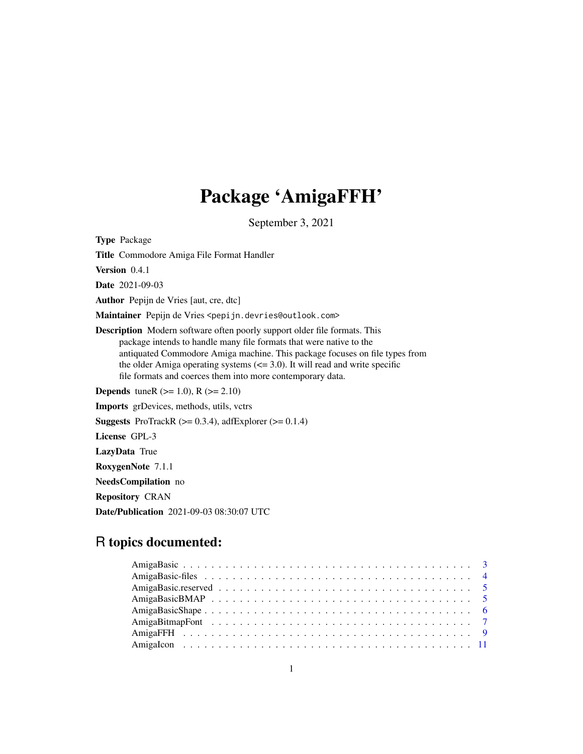# Package 'AmigaFFH'

September 3, 2021

**Type** Package

**Title** Commodore Amiga File Format Handler

**Version** 0.4.1

**Date** 2021-09-03

**Author** Pepijn de Vries [aut, cre, dtc]

**Maintainer** Pepijn de Vries <pepijn.devries@outlook.com>

**Description** Modern software often poorly support older file formats. This package intends to handle many file formats that were native to the antiquated Commodore Amiga machine. This package focuses on file types from the older Amiga operating systems (<= 3.0). It will read and write specific file formats and coerces them into more contemporary data.

**Depends** tuneR (>= 1.0), R (>= 2.10)

**Imports** grDevices, methods, utils, vctrs

**Suggests** ProTrackR (>= 0.3.4), adfExplorer (>= 0.1.4)

**License** GPL-3

**LazyData** True

**RoxygenNote** 7.1.1

**NeedsCompilation** no

**Repository** CRAN

**Date/Publication** 2021-09-03 08:30:07 UTC

## R topics documented:

- AmigaBasic . . . . . . . . . . . . . . . . . . . . . . . . . . . . . . . . . . . . . . . . . . 3
- AmigaBasic-files . . . . . . . . . . . . . . . . . . . . . . . . . . . . . . . . . . . . . . . 4
- AmigaBasic.reserved . . . . . . . . . . . . . . . . . . . . . . . . . . . . . . . . . . . . . 5
- AmigaBasicBMAP . . . . . . . . . . . . . . . . . . . . . . . . . . . . . . . . . . . . . . 5
- AmigaBasicShape . . . . . . . . . . . . . . . . . . . . . . . . . . . . . . . . . . . . . . 6
- AmigaBitmapFont . . . . . . . . . . . . . . . . . . . . . . . . . . . . . . . . . . . . . . 7
- AmigaFFH . . . . . . . . . . . . . . . . . . . . . . . . . . . . . . . . . . . . . . . . . . 9
- AmigaIcon . . . . . . . . . . . . . . . . . . . . . . . . . . . . . . . . . . . . . . . . . . 11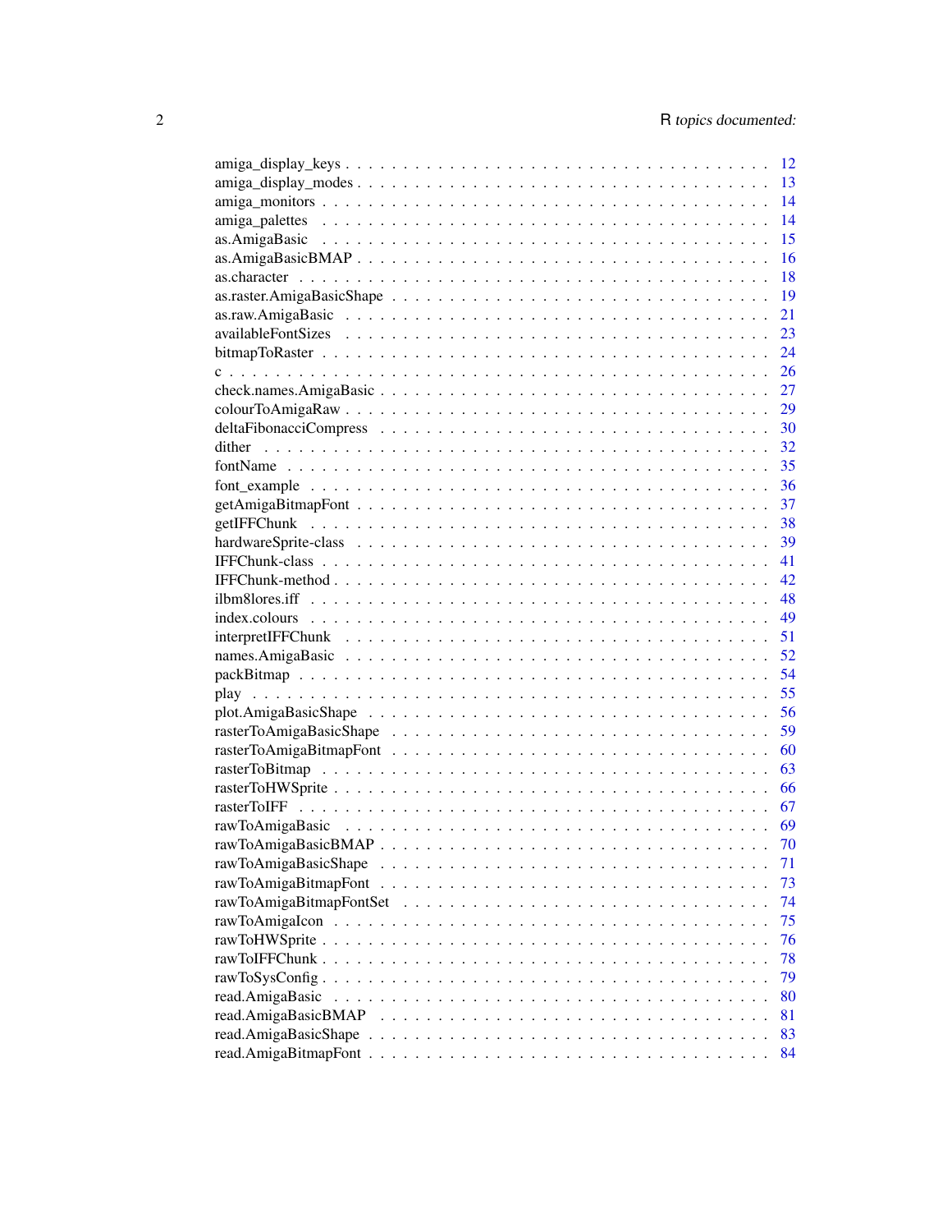| | |
|---|---|
| amiga_display_keys | 12 |
| amiga_display_modes | 13 |
| amiga_monitors | 14 |
| amiga_palettes | 14 |
| as.AmigaBasic | 15 |
| as.AmigaBasicBMAP | 16 |
| as.character | 18 |
| as.raster.AmigaBasicShape | 19 |
| as.raw.AmigaBasic | 21 |
| availableFontSizes | 23 |
| bitmapToRaster | 24 |
| c | 26 |
| check.names.AmigaBasic | 27 |
| colourToAmigaRaw | 29 |
| deltaFibonacciCompress | 30 |
| dither | 32 |
| fontName | 35 |
| font_example | 36 |
| getAmigaBitmapFont | 37 |
| getIFFChunk | 38 |
| hardwareSprite-class | 39 |
| IFFChunk-class | 41 |
| IFFChunk-method | 42 |
| ilbm8lores.iff | 48 |
| index.colours | 49 |
| interpretIFFChunk | 51 |
| names.AmigaBasic | 52 |
| packBitmap | 54 |
| play | 55 |
| plot.AmigaBasicShape | 56 |
| rasterToAmigaBasicShape | 59 |
| rasterToAmigaBitmapFont | 60 |
| rasterToBitmap | 63 |
| rasterToHWSprite | 66 |
| rasterToIFF | 67 |
| rawToAmigaBasic | 69 |
| rawToAmigaBasicBMAP | 70 |
| rawToAmigaBasicShape | 71 |
| rawToAmigaBitmapFont | 73 |
| rawToAmigaBitmapFontSet | 74 |
| rawToAmigaIcon | 75 |
| rawToHWSprite | 76 |
| rawToIFFChunk | 78 |
| rawToSysConfig | 79 |
| read.AmigaBasic | 80 |
| read.AmigaBasicBMAP | 81 |
| read.AmigaBasicShape | 83 |
| read.AmigaBitmapFont | 84 |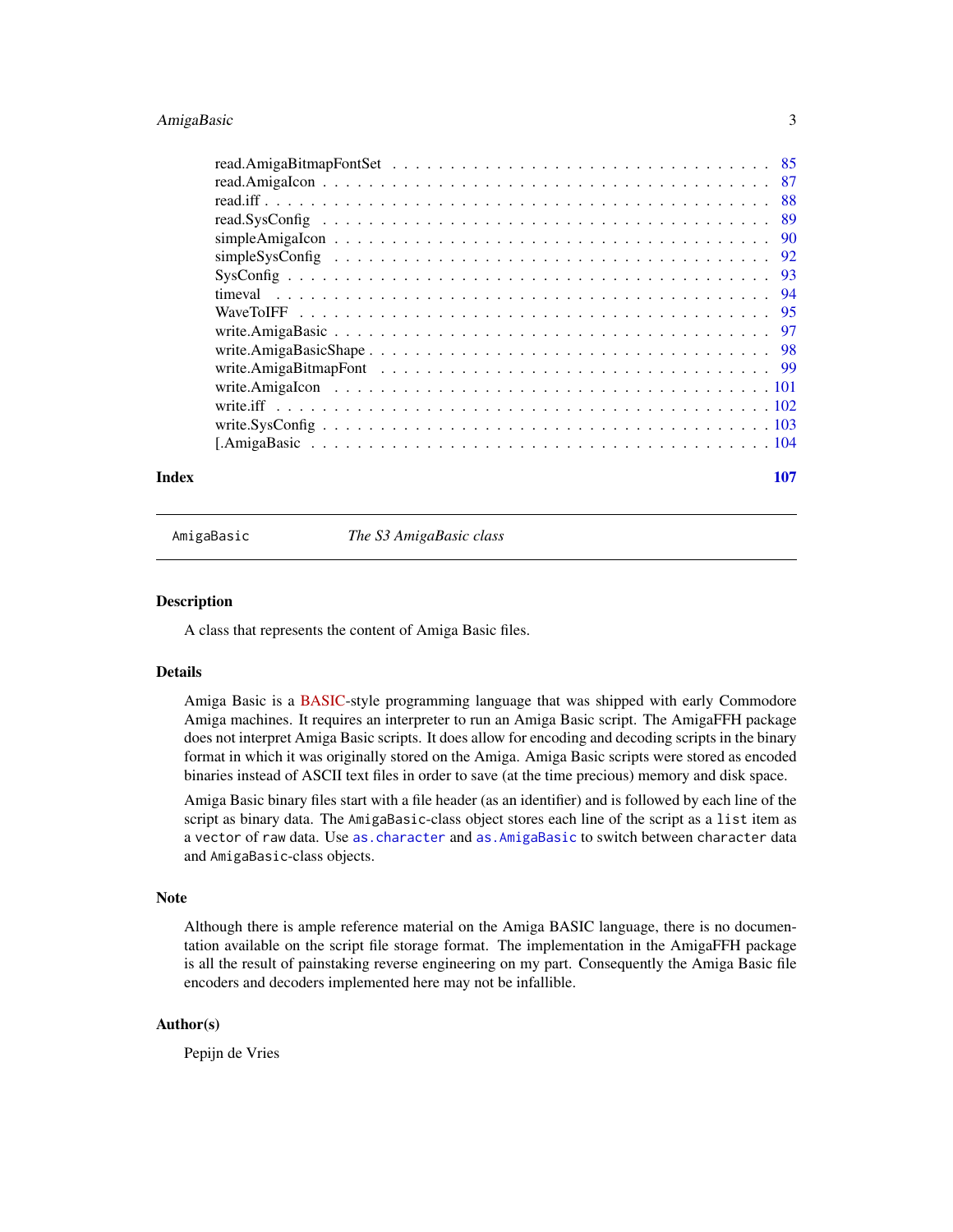read.AmigaBitmapFontSet . . . . . . . . . . . . . . . . . . . . . . . . . . . . . . . 85
read.AmigaIcon . . . . . . . . . . . . . . . . . . . . . . . . . . . . . . . . . . . 87
read.iff . . . . . . . . . . . . . . . . . . . . . . . . . . . . . . . . . . . . . . . 88
read.SysConfig . . . . . . . . . . . . . . . . . . . . . . . . . . . . . . . . . . . 89
simpleAmigaIcon . . . . . . . . . . . . . . . . . . . . . . . . . . . . . . . . . . 90
simpleSysConfig . . . . . . . . . . . . . . . . . . . . . . . . . . . . . . . . . . 92
SysConfig . . . . . . . . . . . . . . . . . . . . . . . . . . . . . . . . . . . . . 93
timeval . . . . . . . . . . . . . . . . . . . . . . . . . . . . . . . . . . . . . . 94
WaveToIFF . . . . . . . . . . . . . . . . . . . . . . . . . . . . . . . . . . . . . 95
write.AmigaBasic . . . . . . . . . . . . . . . . . . . . . . . . . . . . . . . . . . 97
write.AmigaBasicShape . . . . . . . . . . . . . . . . . . . . . . . . . . . . . . . 98
write.AmigaBitmapFont . . . . . . . . . . . . . . . . . . . . . . . . . . . . . . . 99
write.AmigaIcon . . . . . . . . . . . . . . . . . . . . . . . . . . . . . . . . . . 101
write.iff . . . . . . . . . . . . . . . . . . . . . . . . . . . . . . . . . . . . . . 102
write.SysConfig . . . . . . . . . . . . . . . . . . . . . . . . . . . . . . . . . . . 103
[.AmigaBasic . . . . . . . . . . . . . . . . . . . . . . . . . . . . . . . . . . . . 104

**Index** **107**

---

`AmigaBasic` *The S3 AmigaBasic class*

---

## Description

A class that represents the content of Amiga Basic files.

## Details

Amiga Basic is a BASIC-style programming language that was shipped with early Commodore Amiga machines. It requires an interpreter to run an Amiga Basic script. The AmigaFFH package does not interpret Amiga Basic scripts. It does allow for encoding and decoding scripts in the binary format in which it was originally stored on the Amiga. Amiga Basic scripts were stored as encoded binaries instead of ASCII text files in order to save (at the time precious) memory and disk space.

Amiga Basic binary files start with a file header (as an identifier) and is followed by each line of the script as binary data. The `AmigaBasic`-class object stores each line of the script as a `list` item as a `vector` of `raw` data. Use `as.character` and `as.AmigaBasic` to switch between `character` data and `AmigaBasic`-class objects.

## Note

Although there is ample reference material on the Amiga BASIC language, there is no documentation available on the script file storage format. The implementation in the AmigaFFH package is all the result of painstaking reverse engineering on my part. Consequently the Amiga Basic file encoders and decoders implemented here may not be infallible.

## Author(s)

Pepijn de Vries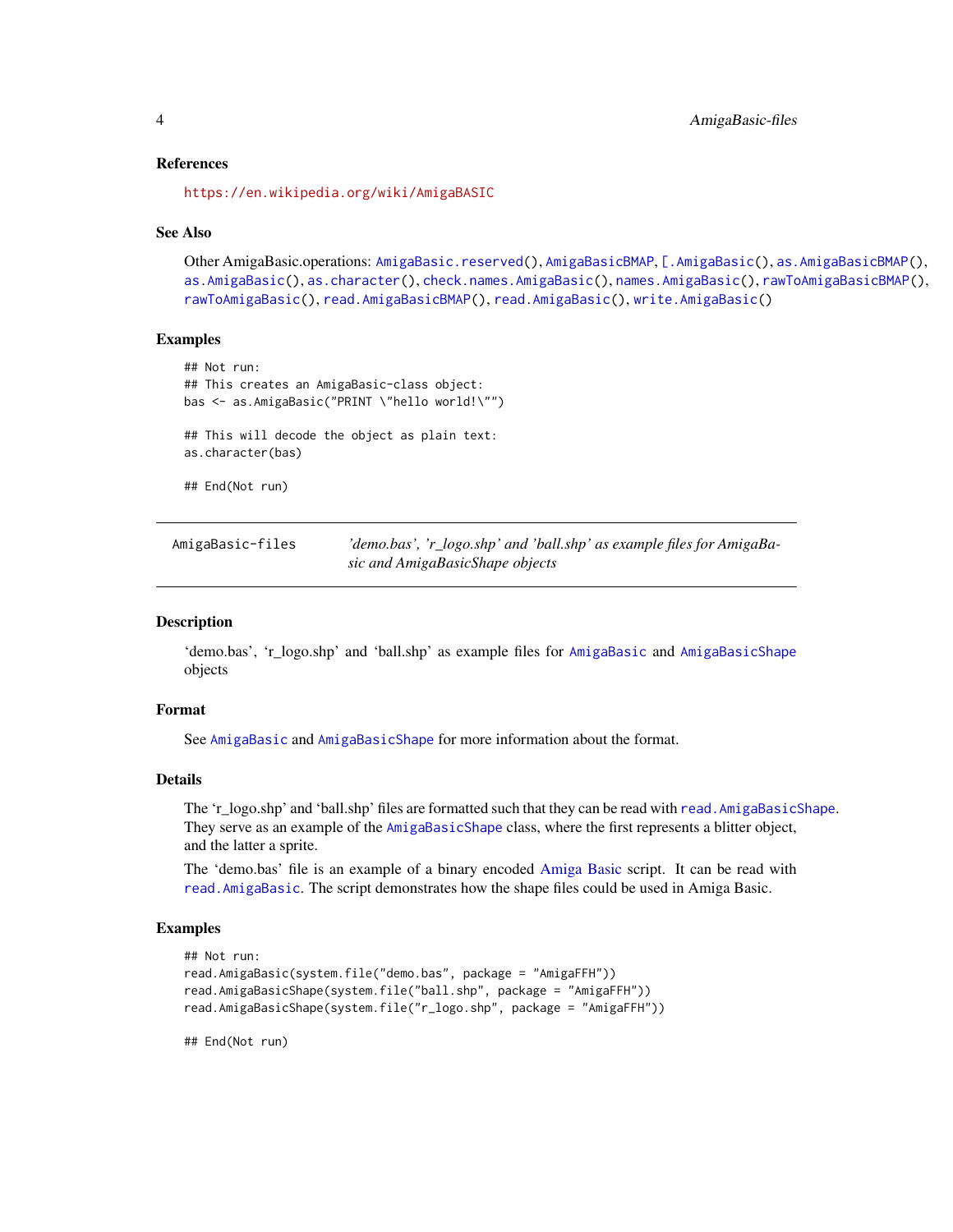### References

https://en.wikipedia.org/wiki/AmigaBASIC

### See Also

Other AmigaBasic.operations: `AmigaBasic.reserved()`, `AmigaBasicBMAP`, `[.AmigaBasic()`, `as.AmigaBasicBMAP()`, `as.AmigaBasic()`, `as.character()`, `check.names.AmigaBasic()`, `names.AmigaBasic()`, `rawToAmigaBasicBMAP()`, `rawToAmigaBasic()`, `read.AmigaBasicBMAP()`, `read.AmigaBasic()`, `write.AmigaBasic()`

### Examples

```
## Not run:
## This creates an AmigaBasic-class object:
bas <- as.AmigaBasic("PRINT \"hello world!\"")

## This will decode the object as plain text:
as.character(bas)

## End(Not run)
```

---

## AmigaBasic-files — *'demo.bas', 'r_logo.shp' and 'ball.shp' as example files for AmigaBasic and AmigaBasicShape objects*

---

### Description

'demo.bas', 'r_logo.shp' and 'ball.shp' as example files for `AmigaBasic` and `AmigaBasicShape` objects

### Format

See `AmigaBasic` and `AmigaBasicShape` for more information about the format.

### Details

The 'r_logo.shp' and 'ball.shp' files are formatted such that they can be read with `read.AmigaBasicShape`. They serve as an example of the `AmigaBasicShape` class, where the first represents a blitter object, and the latter a sprite.

The 'demo.bas' file is an example of a binary encoded Amiga Basic script. It can be read with `read.AmigaBasic`. The script demonstrates how the shape files could be used in Amiga Basic.

### Examples

```
## Not run:
read.AmigaBasic(system.file("demo.bas", package = "AmigaFFH"))
read.AmigaBasicShape(system.file("ball.shp", package = "AmigaFFH"))
read.AmigaBasicShape(system.file("r_logo.shp", package = "AmigaFFH"))

## End(Not run)
```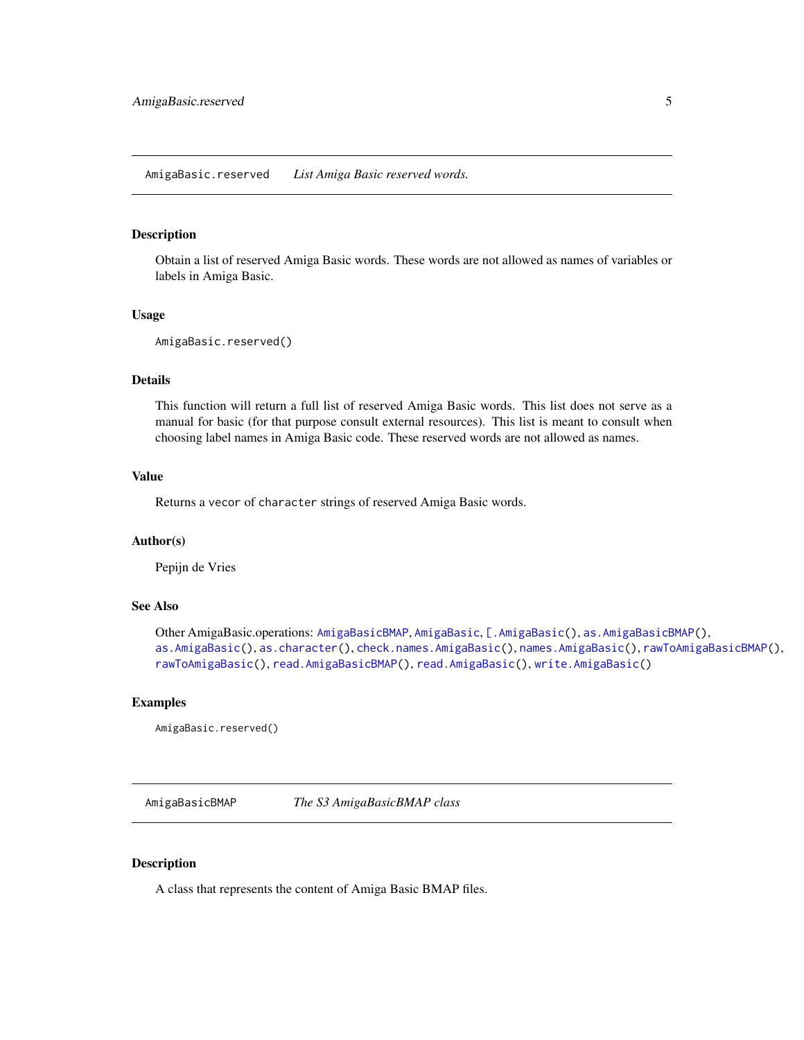## AmigaBasic.reserved — *List Amiga Basic reserved words.*

### Description

Obtain a list of reserved Amiga Basic words. These words are not allowed as names of variables or labels in Amiga Basic.

### Usage

```
AmigaBasic.reserved()
```

### Details

This function will return a full list of reserved Amiga Basic words. This list does not serve as a manual for basic (for that purpose consult external resources). This list is meant to consult when choosing label names in Amiga Basic code. These reserved words are not allowed as names.

### Value

Returns a `vecor` of `character` strings of reserved Amiga Basic words.

### Author(s)

Pepijn de Vries

### See Also

Other AmigaBasic.operations: `AmigaBasicBMAP`, `AmigaBasic`, `[.AmigaBasic()`, `as.AmigaBasicBMAP()`, `as.AmigaBasic()`, `as.character()`, `check.names.AmigaBasic()`, `names.AmigaBasic()`, `rawToAmigaBasicBMAP()`, `rawToAmigaBasic()`, `read.AmigaBasicBMAP()`, `read.AmigaBasic()`, `write.AmigaBasic()`

### Examples

```
AmigaBasic.reserved()
```

## AmigaBasicBMAP — *The S3 AmigaBasicBMAP class*

### Description

A class that represents the content of Amiga Basic BMAP files.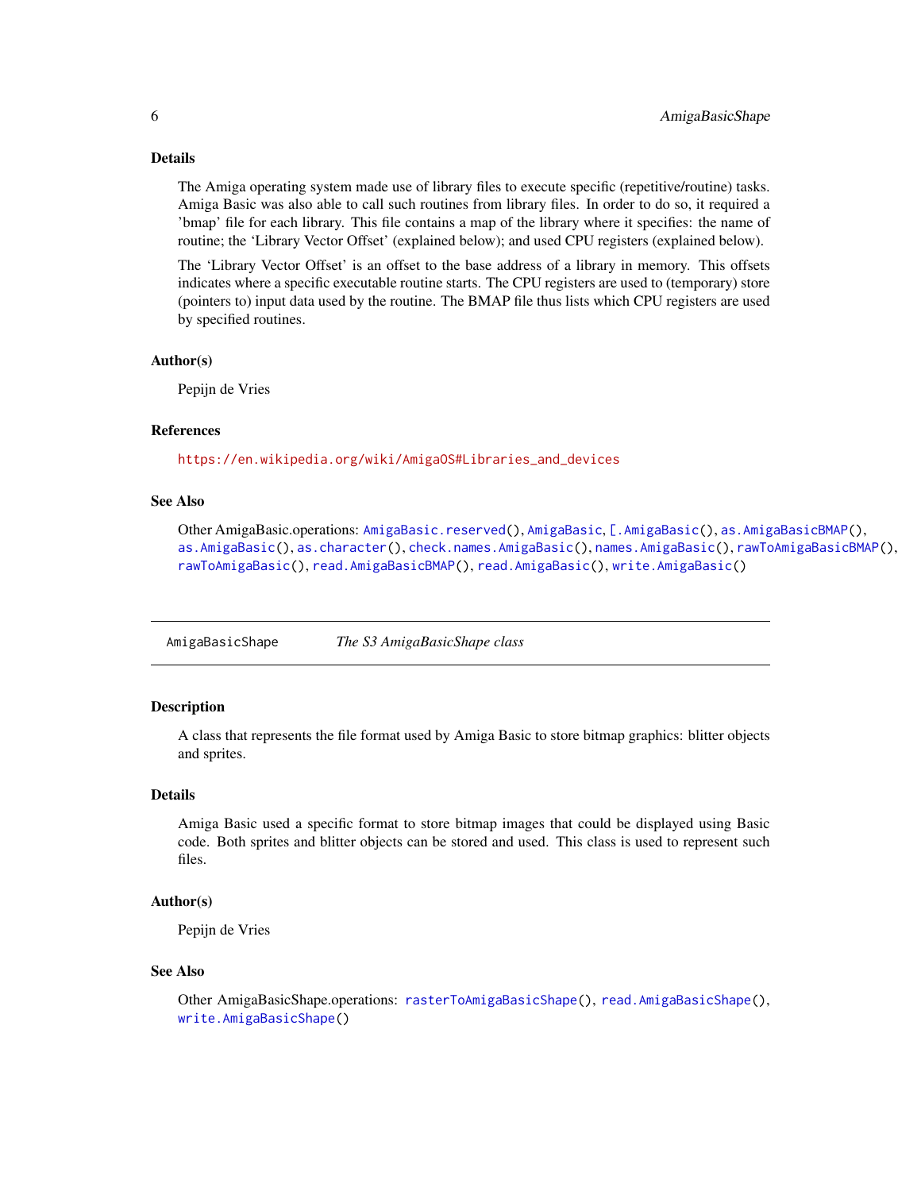### Details

The Amiga operating system made use of library files to execute specific (repetitive/routine) tasks. Amiga Basic was also able to call such routines from library files. In order to do so, it required a 'bmap' file for each library. This file contains a map of the library where it specifies: the name of routine; the 'Library Vector Offset' (explained below); and used CPU registers (explained below).

The 'Library Vector Offset' is an offset to the base address of a library in memory. This offsets indicates where a specific executable routine starts. The CPU registers are used to (temporary) store (pointers to) input data used by the routine. The BMAP file thus lists which CPU registers are used by specified routines.

### Author(s)

Pepijn de Vries

### References

https://en.wikipedia.org/wiki/AmigaOS#Libraries_and_devices

### See Also

Other AmigaBasic.operations: `AmigaBasic.reserved()`, `AmigaBasic`, `[.AmigaBasic()`, `as.AmigaBasicBMAP()`, `as.AmigaBasic()`, `as.character()`, `check.names.AmigaBasic()`, `names.AmigaBasic()`, `rawToAmigaBasicBMAP()`, `rawToAmigaBasic()`, `read.AmigaBasicBMAP()`, `read.AmigaBasic()`, `write.AmigaBasic()`

---

## AmigaBasicShape — *The S3 AmigaBasicShape class*

### Description

A class that represents the file format used by Amiga Basic to store bitmap graphics: blitter objects and sprites.

### Details

Amiga Basic used a specific format to store bitmap images that could be displayed using Basic code. Both sprites and blitter objects can be stored and used. This class is used to represent such files.

### Author(s)

Pepijn de Vries

### See Also

Other AmigaBasicShape.operations: `rasterToAmigaBasicShape()`, `read.AmigaBasicShape()`, `write.AmigaBasicShape()`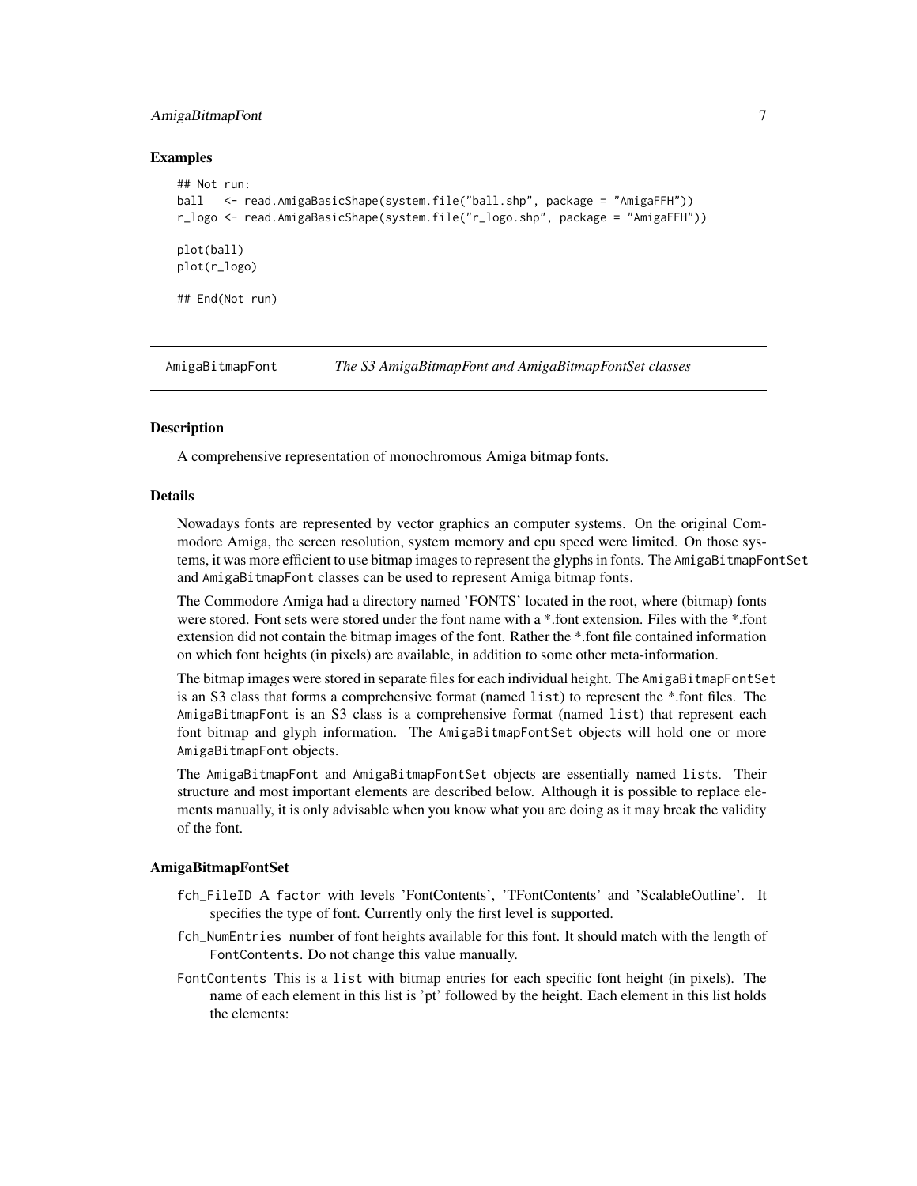### Examples

```
## Not run:
ball   <- read.AmigaBasicShape(system.file("ball.shp", package = "AmigaFFH"))
r_logo <- read.AmigaBasicShape(system.file("r_logo.shp", package = "AmigaFFH"))

plot(ball)
plot(r_logo)

## End(Not run)
```

---

AmigaBitmapFont &nbsp;&nbsp;&nbsp; *The S3 AmigaBitmapFont and AmigaBitmapFontSet classes*

---

### Description

A comprehensive representation of monochromous Amiga bitmap fonts.

### Details

Nowadays fonts are represented by vector graphics an computer systems. On the original Commodore Amiga, the screen resolution, system memory and cpu speed were limited. On those systems, it was more efficient to use bitmap images to represent the glyphs in fonts. The `AmigaBitmapFontSet` and `AmigaBitmapFont` classes can be used to represent Amiga bitmap fonts.

The Commodore Amiga had a directory named 'FONTS' located in the root, where (bitmap) fonts were stored. Font sets were stored under the font name with a *.font extension. Files with the *.font extension did not contain the bitmap images of the font. Rather the *.font file contained information on which font heights (in pixels) are available, in addition to some other meta-information.

The bitmap images were stored in separate files for each individual height. The `AmigaBitmapFontSet` is an S3 class that forms a comprehensive format (named `list`) to represent the *.font files. The `AmigaBitmapFont` is an S3 class is a comprehensive format (named `list`) that represent each font bitmap and glyph information. The `AmigaBitmapFontSet` objects will hold one or more `AmigaBitmapFont` objects.

The `AmigaBitmapFont` and `AmigaBitmapFontSet` objects are essentially named `list`s. Their structure and most important elements are described below. Although it is possible to replace elements manually, it is only advisable when you know what you are doing as it may break the validity of the font.

### AmigaBitmapFontSet

- `fch_FileID` A `factor` with levels 'FontContents', 'TFontContents' and 'ScalableOutline'. It specifies the type of font. Currently only the first level is supported.
- `fch_NumEntries` number of font heights available for this font. It should match with the length of `FontContents`. Do not change this value manually.
- `FontContents` This is a `list` with bitmap entries for each specific font height (in pixels). The name of each element in this list is 'pt' followed by the height. Each element in this list holds the elements: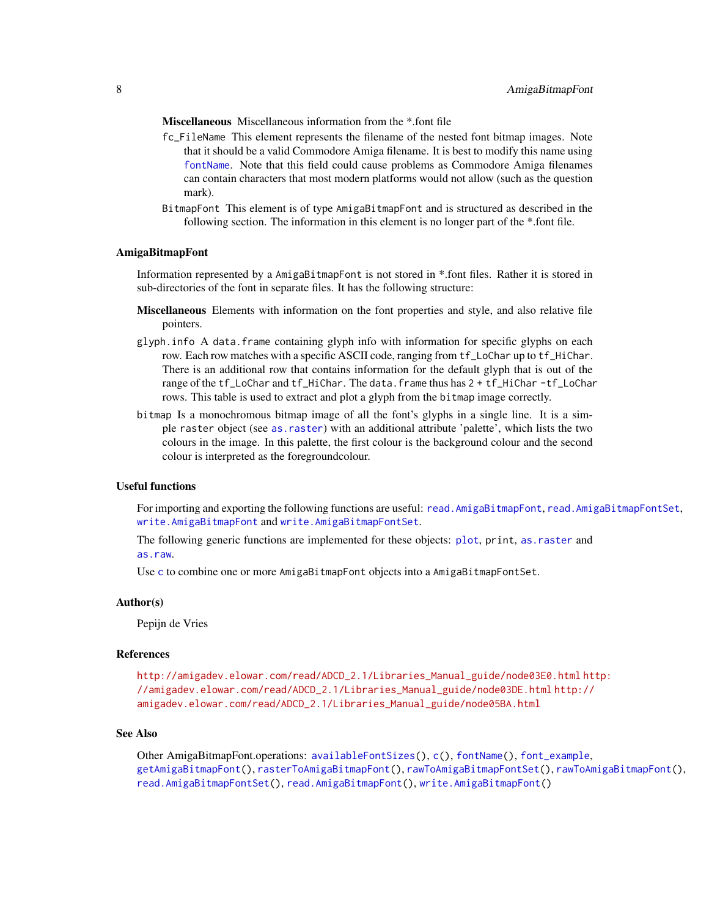**Miscellaneous** Miscellaneous information from the *.font file

`fc_FileName` This element represents the filename of the nested font bitmap images. Note that it should be a valid Commodore Amiga filename. It is best to modify this name using `fontName`. Note that this field could cause problems as Commodore Amiga filenames can contain characters that most modern platforms would not allow (such as the question mark).

`BitmapFont` This element is of type `AmigaBitmapFont` and is structured as described in the following section. The information in this element is no longer part of the *.font file.

### AmigaBitmapFont

Information represented by a `AmigaBitmapFont` is not stored in *.font files. Rather it is stored in sub-directories of the font in separate files. It has the following structure:

**Miscellaneous** Elements with information on the font properties and style, and also relative file pointers.

`glyph.info` A `data.frame` containing glyph info with information for specific glyphs on each row. Each row matches with a specific ASCII code, ranging from `tf_LoChar` up to `tf_HiChar`. There is an additional row that contains information for the default glyph that is out of the range of the `tf_LoChar` and `tf_HiChar`. The `data.frame` thus has `2 + tf_HiChar -tf_LoChar` rows. This table is used to extract and plot a glyph from the `bitmap` image correctly.

`bitmap` Is a monochromous bitmap image of all the font's glyphs in a single line. It is a simple `raster` object (see `as.raster`) with an additional attribute 'palette', which lists the two colours in the image. In this palette, the first colour is the background colour and the second colour is interpreted as the foregroundcolour.

### Useful functions

For importing and exporting the following functions are useful: `read.AmigaBitmapFont`, `read.AmigaBitmapFontSet`, `write.AmigaBitmapFont` and `write.AmigaBitmapFontSet`.

The following generic functions are implemented for these objects: `plot`, `print`, `as.raster` and `as.raw`.

Use `c` to combine one or more `AmigaBitmapFont` objects into a `AmigaBitmapFontSet`.

### Author(s)

Pepijn de Vries

### References

http://amigadev.elowar.com/read/ADCD_2.1/Libraries_Manual_guide/node03E0.html http://amigadev.elowar.com/read/ADCD_2.1/Libraries_Manual_guide/node03DE.html http://amigadev.elowar.com/read/ADCD_2.1/Libraries_Manual_guide/node05BA.html

### See Also

Other AmigaBitmapFont.operations: `availableFontSizes()`, `c()`, `fontName()`, `font_example`, `getAmigaBitmapFont()`, `rasterToAmigaBitmapFont()`, `rawToAmigaBitmapFontSet()`, `rawToAmigaBitmapFont()`, `read.AmigaBitmapFontSet()`, `read.AmigaBitmapFont()`, `write.AmigaBitmapFont()`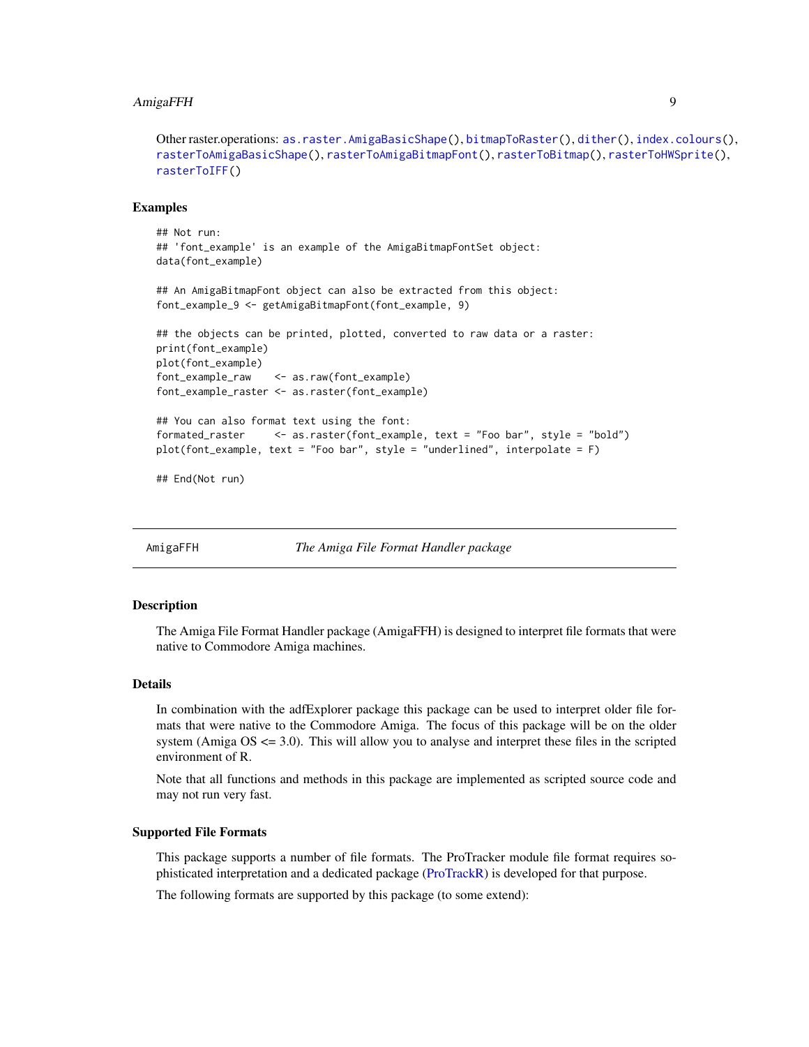Other raster.operations: `as.raster.AmigaBasicShape()`, `bitmapToRaster()`, `dither()`, `index.colours()`, `rasterToAmigaBasicShape()`, `rasterToAmigaBitmapFont()`, `rasterToBitmap()`, `rasterToHWSprite()`, `rasterToIFF()`

### Examples

```
## Not run:
## 'font_example' is an example of the AmigaBitmapFontSet object:
data(font_example)

## An AmigaBitmapFont object can also be extracted from this object:
font_example_9 <- getAmigaBitmapFont(font_example, 9)

## the objects can be printed, plotted, converted to raw data or a raster:
print(font_example)
plot(font_example)
font_example_raw    <- as.raw(font_example)
font_example_raster <- as.raster(font_example)

## You can also format text using the font:
formated_raster     <- as.raster(font_example, text = "Foo bar", style = "bold")
plot(font_example, text = "Foo bar", style = "underlined", interpolate = F)

## End(Not run)
```

---

## AmigaFFH — *The Amiga File Format Handler package*

### Description

The Amiga File Format Handler package (AmigaFFH) is designed to interpret file formats that were native to Commodore Amiga machines.

### Details

In combination with the adfExplorer package this package can be used to interpret older file formats that were native to the Commodore Amiga. The focus of this package will be on the older system (Amiga OS <= 3.0). This will allow you to analyse and interpret these files in the scripted environment of R.

Note that all functions and methods in this package are implemented as scripted source code and may not run very fast.

### Supported File Formats

This package supports a number of file formats. The ProTracker module file format requires sophisticated interpretation and a dedicated package (ProTrackR) is developed for that purpose.

The following formats are supported by this package (to some extend):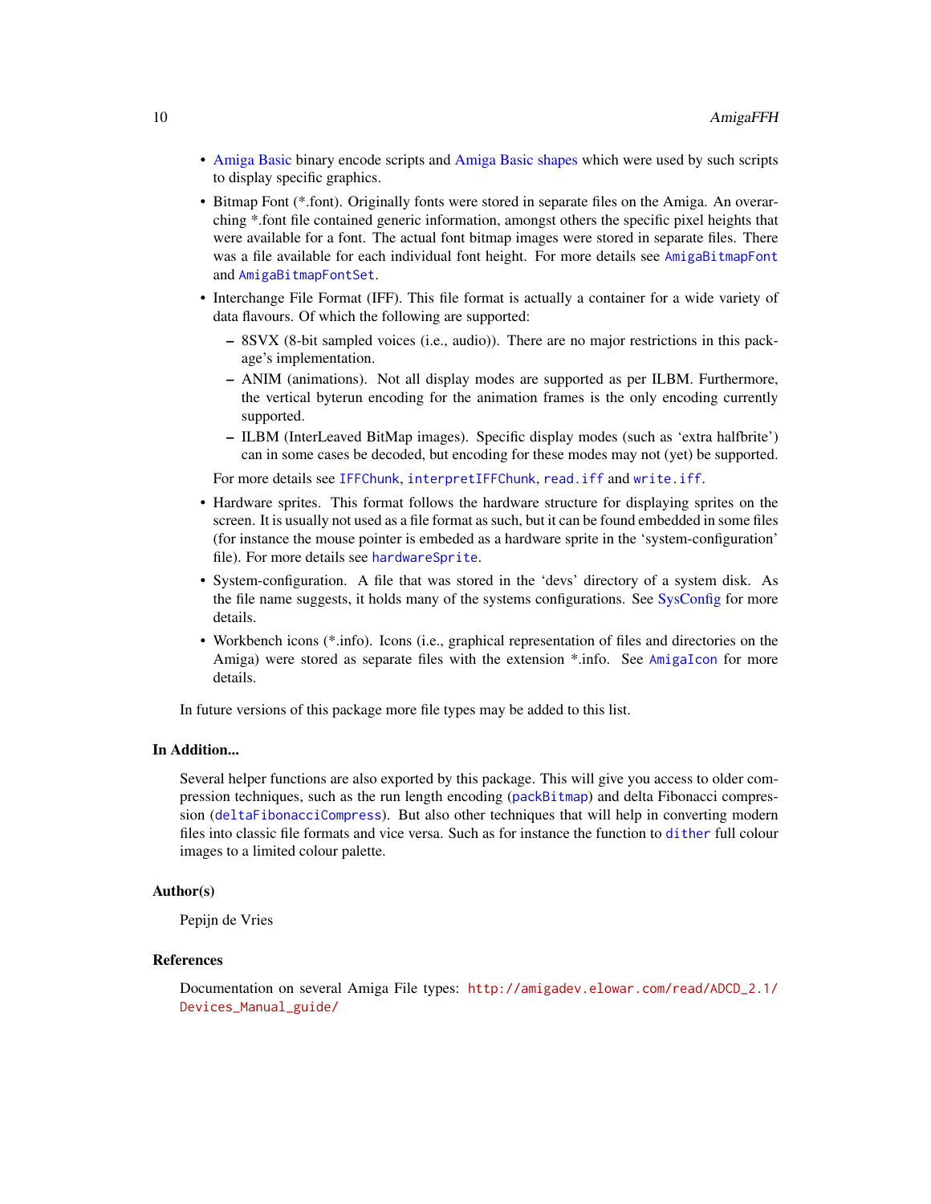- Amiga Basic binary encode scripts and Amiga Basic shapes which were used by such scripts to display specific graphics.
- Bitmap Font (*.font). Originally fonts were stored in separate files on the Amiga. An overarching *.font file contained generic information, amongst others the specific pixel heights that were available for a font. The actual font bitmap images were stored in separate files. There was a file available for each individual font height. For more details see `AmigaBitmapFont` and `AmigaBitmapFontSet`.
- Interchange File Format (IFF). This file format is actually a container for a wide variety of data flavours. Of which the following are supported:
  - 8SVX (8-bit sampled voices (i.e., audio)). There are no major restrictions in this package's implementation.
  - ANIM (animations). Not all display modes are supported as per ILBM. Furthermore, the vertical byterun encoding for the animation frames is the only encoding currently supported.
  - ILBM (InterLeaved BitMap images). Specific display modes (such as 'extra halfbrite') can in some cases be decoded, but encoding for these modes may not (yet) be supported.

  For more details see `IFFChunk`, `interpretIFFChunk`, `read.iff` and `write.iff`.
- Hardware sprites. This format follows the hardware structure for displaying sprites on the screen. It is usually not used as a file format as such, but it can be found embedded in some files (for instance the mouse pointer is embeded as a hardware sprite in the 'system-configuration' file). For more details see `hardwareSprite`.
- System-configuration. A file that was stored in the 'devs' directory of a system disk. As the file name suggests, it holds many of the systems configurations. See SysConfig for more details.
- Workbench icons (*.info). Icons (i.e., graphical representation of files and directories on the Amiga) were stored as separate files with the extension *.info. See `AmigaIcon` for more details.

In future versions of this package more file types may be added to this list.

### In Addition...

Several helper functions are also exported by this package. This will give you access to older compression techniques, such as the run length encoding (`packBitmap`) and delta Fibonacci compression (`deltaFibonacciCompress`). But also other techniques that will help in converting modern files into classic file formats and vice versa. Such as for instance the function to `dither` full colour images to a limited colour palette.

### Author(s)

Pepijn de Vries

### References

Documentation on several Amiga File types: http://amigadev.elowar.com/read/ADCD_2.1/Devices_Manual_guide/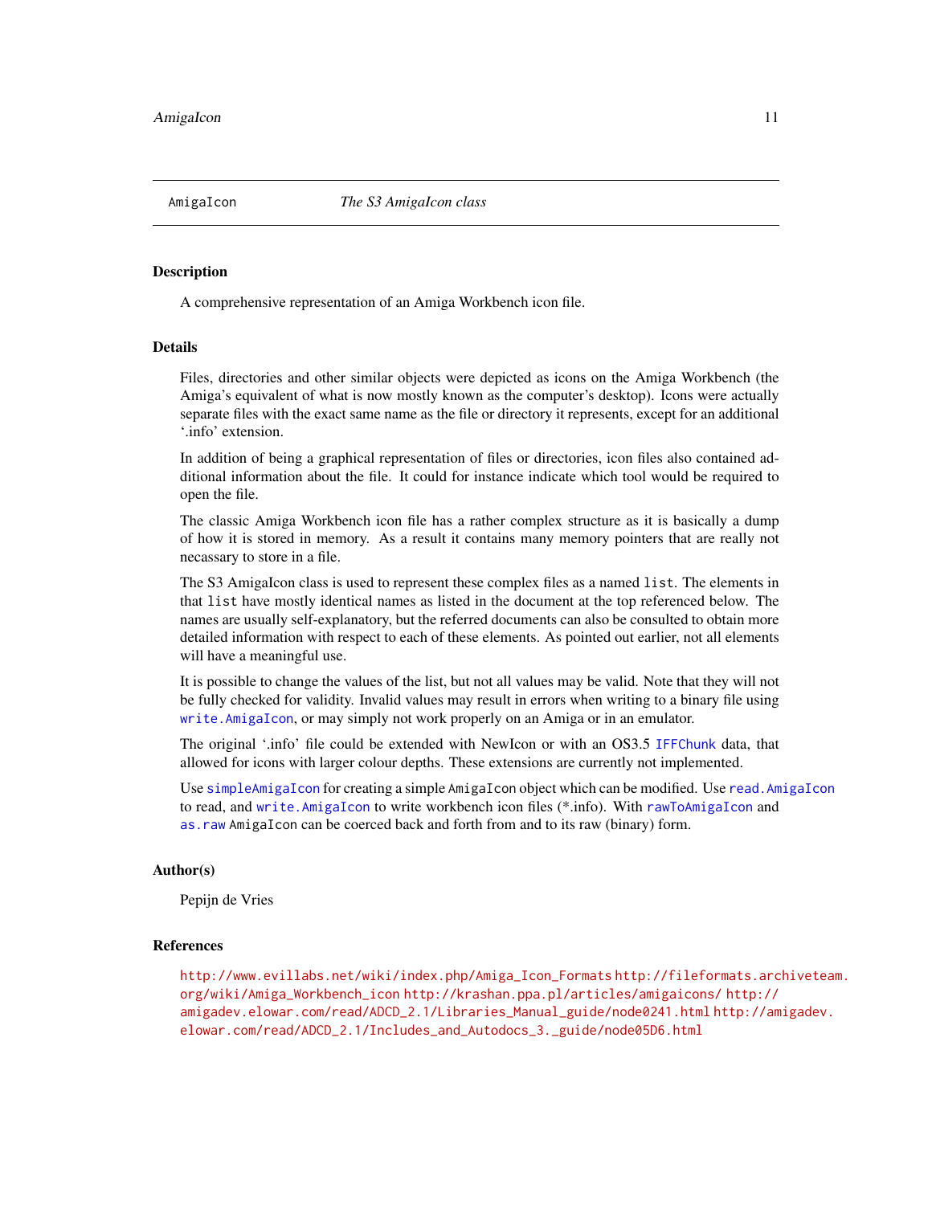# AmigaIcon *The S3 AmigaIcon class*

## Description

A comprehensive representation of an Amiga Workbench icon file.

## Details

Files, directories and other similar objects were depicted as icons on the Amiga Workbench (the Amiga's equivalent of what is now mostly known as the computer's desktop). Icons were actually separate files with the exact same name as the file or directory it represents, except for an additional '.info' extension.

In addition of being a graphical representation of files or directories, icon files also contained additional information about the file. It could for instance indicate which tool would be required to open the file.

The classic Amiga Workbench icon file has a rather complex structure as it is basically a dump of how it is stored in memory. As a result it contains many memory pointers that are really not necassary to store in a file.

The S3 AmigaIcon class is used to represent these complex files as a named `list`. The elements in that `list` have mostly identical names as listed in the document at the top referenced below. The names are usually self-explanatory, but the referred documents can also be consulted to obtain more detailed information with respect to each of these elements. As pointed out earlier, not all elements will have a meaningful use.

It is possible to change the values of the list, but not all values may be valid. Note that they will not be fully checked for validity. Invalid values may result in errors when writing to a binary file using `write.AmigaIcon`, or may simply not work properly on an Amiga or in an emulator.

The original '.info' file could be extended with NewIcon or with an OS3.5 `IFFChunk` data, that allowed for icons with larger colour depths. These extensions are currently not implemented.

Use `simpleAmigaIcon` for creating a simple `AmigaIcon` object which can be modified. Use `read.AmigaIcon` to read, and `write.AmigaIcon` to write workbench icon files (*.info). With `rawToAmigaIcon` and `as.raw` `AmigaIcon` can be coerced back and forth from and to its raw (binary) form.

## Author(s)

Pepijn de Vries

## References

http://www.evillabs.net/wiki/index.php/Amiga_Icon_Formats http://fileformats.archiveteam.org/wiki/Amiga_Workbench_icon http://krashan.ppa.pl/articles/amigaicons/ http://amigadev.elowar.com/read/ADCD_2.1/Libraries_Manual_guide/node0241.html http://amigadev.elowar.com/read/ADCD_2.1/Includes_and_Autodocs_3._guide/node05D6.html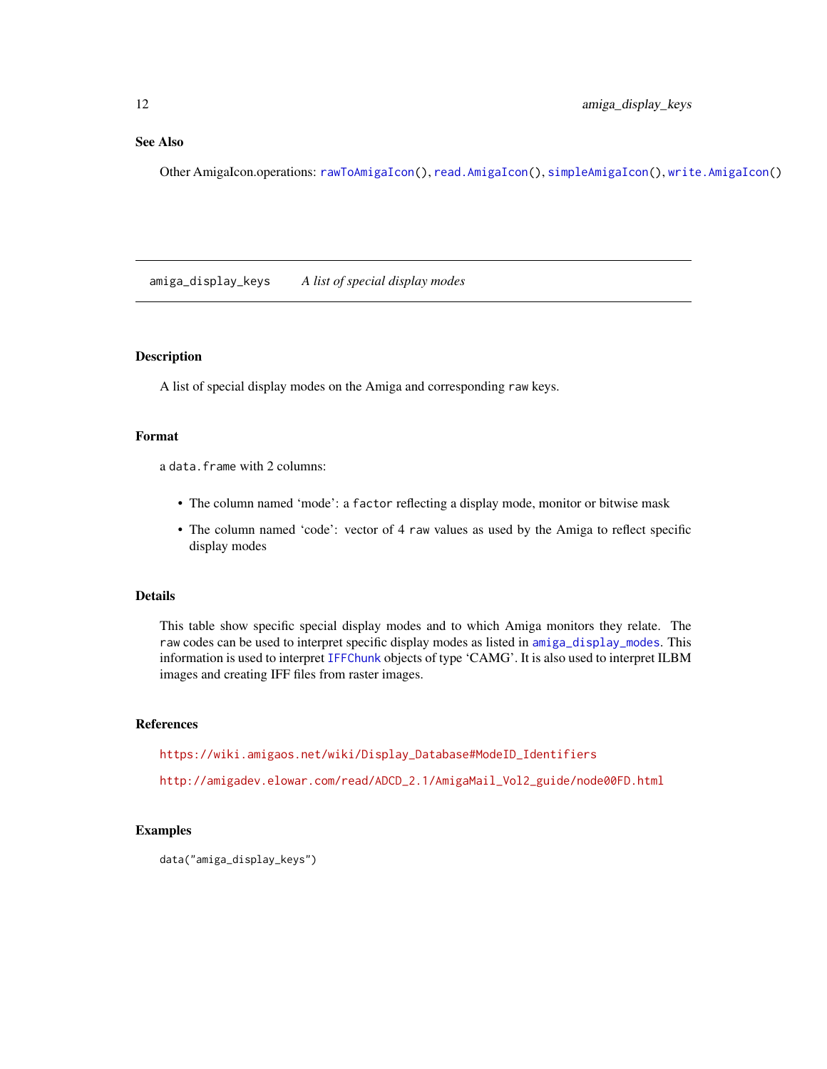## See Also

Other AmigaIcon.operations: `rawToAmigaIcon()`, `read.AmigaIcon()`, `simpleAmigaIcon()`, `write.AmigaIcon()`

---

# amiga_display_keys — *A list of special display modes*

## Description

A list of special display modes on the Amiga and corresponding `raw` keys.

## Format

a `data.frame` with 2 columns:

- The column named 'mode': a `factor` reflecting a display mode, monitor or bitwise mask
- The column named 'code': vector of 4 `raw` values as used by the Amiga to reflect specific display modes

## Details

This table show specific special display modes and to which Amiga monitors they relate. The `raw` codes can be used to interpret specific display modes as listed in `amiga_display_modes`. This information is used to interpret `IFFChunk` objects of type 'CAMG'. It is also used to interpret ILBM images and creating IFF files from raster images.

## References

https://wiki.amigaos.net/wiki/Display_Database#ModeID_Identifiers

http://amigadev.elowar.com/read/ADCD_2.1/AmigaMail_Vol2_guide/node00FD.html

## Examples

```
data("amiga_display_keys")
```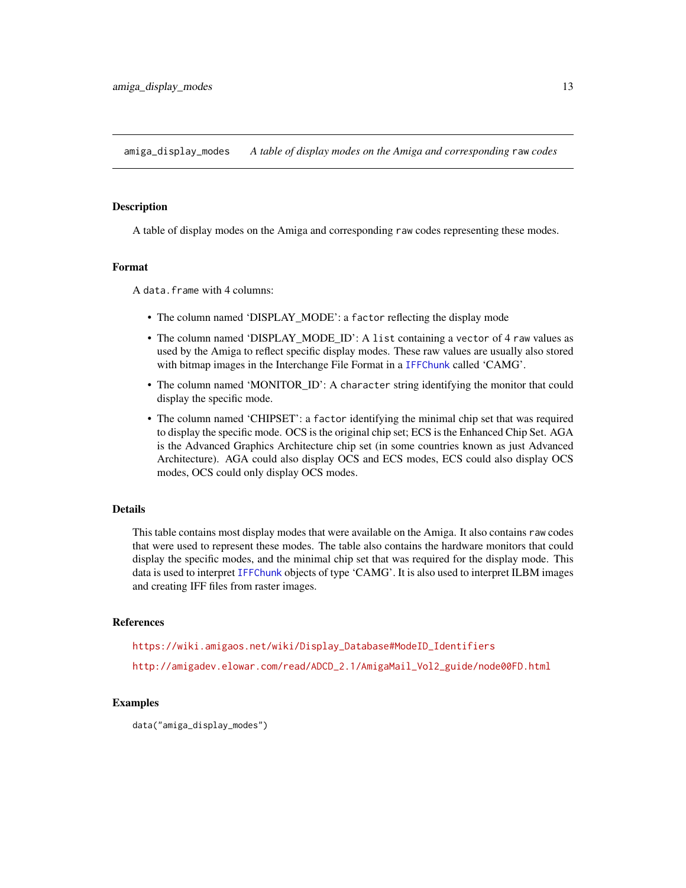`amiga_display_modes` *A table of display modes on the Amiga and corresponding* `raw` *codes*

## Description

A table of display modes on the Amiga and corresponding `raw` codes representing these modes.

## Format

A `data.frame` with 4 columns:

- The column named 'DISPLAY_MODE': a `factor` reflecting the display mode
- The column named 'DISPLAY_MODE_ID': A `list` containing a `vector` of 4 `raw` values as used by the Amiga to reflect specific display modes. These raw values are usually also stored with bitmap images in the Interchange File Format in a `IFFChunk` called 'CAMG'.
- The column named 'MONITOR_ID': A `character` string identifying the monitor that could display the specific mode.
- The column named 'CHIPSET': a `factor` identifying the minimal chip set that was required to display the specific mode. OCS is the original chip set; ECS is the Enhanced Chip Set. AGA is the Advanced Graphics Architecture chip set (in some countries known as just Advanced Architecture). AGA could also display OCS and ECS modes, ECS could also display OCS modes, OCS could only display OCS modes.

## Details

This table contains most display modes that were available on the Amiga. It also contains `raw` codes that were used to represent these modes. The table also contains the hardware monitors that could display the specific modes, and the minimal chip set that was required for the display mode. This data is used to interpret `IFFChunk` objects of type 'CAMG'. It is also used to interpret ILBM images and creating IFF files from raster images.

## References

https://wiki.amigaos.net/wiki/Display_Database#ModeID_Identifiers

http://amigadev.elowar.com/read/ADCD_2.1/AmigaMail_Vol2_guide/node00FD.html

## Examples

```
data("amiga_display_modes")
```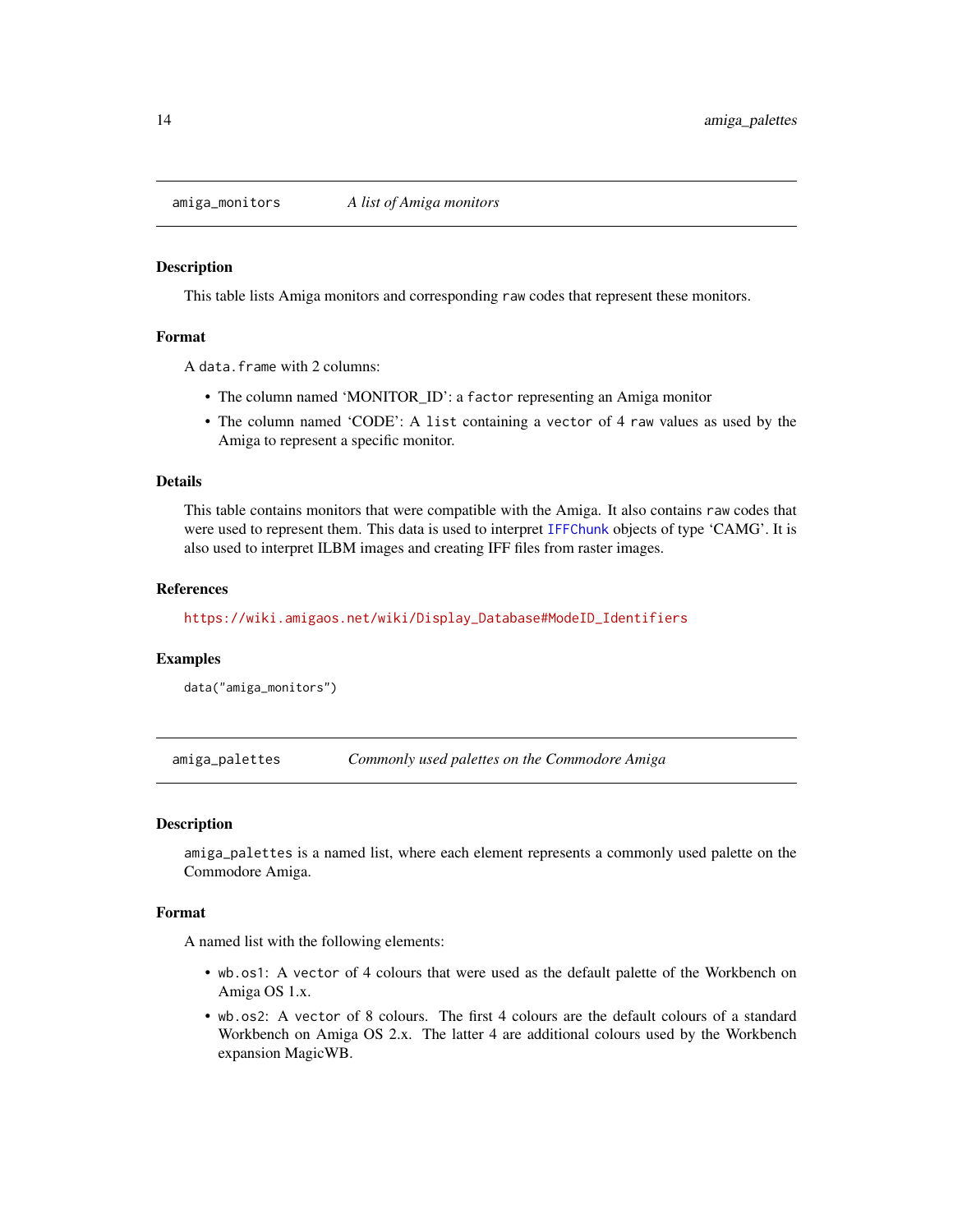## amiga_monitors — *A list of Amiga monitors*

### Description

This table lists Amiga monitors and corresponding `raw` codes that represent these monitors.

### Format

A `data.frame` with 2 columns:

- The column named 'MONITOR_ID': a `factor` representing an Amiga monitor
- The column named 'CODE': A `list` containing a `vector` of 4 `raw` values as used by the Amiga to represent a specific monitor.

### Details

This table contains monitors that were compatible with the Amiga. It also contains `raw` codes that were used to represent them. This data is used to interpret `IFFChunk` objects of type 'CAMG'. It is also used to interpret ILBM images and creating IFF files from raster images.

### References

https://wiki.amigaos.net/wiki/Display_Database#ModeID_Identifiers

### Examples

```
data("amiga_monitors")
```

## amiga_palettes — *Commonly used palettes on the Commodore Amiga*

### Description

`amiga_palettes` is a named list, where each element represents a commonly used palette on the Commodore Amiga.

### Format

A named list with the following elements:

- `wb.os1`: A `vector` of 4 colours that were used as the default palette of the Workbench on Amiga OS 1.x.
- `wb.os2`: A `vector` of 8 colours. The first 4 colours are the default colours of a standard Workbench on Amiga OS 2.x. The latter 4 are additional colours used by the Workbench expansion MagicWB.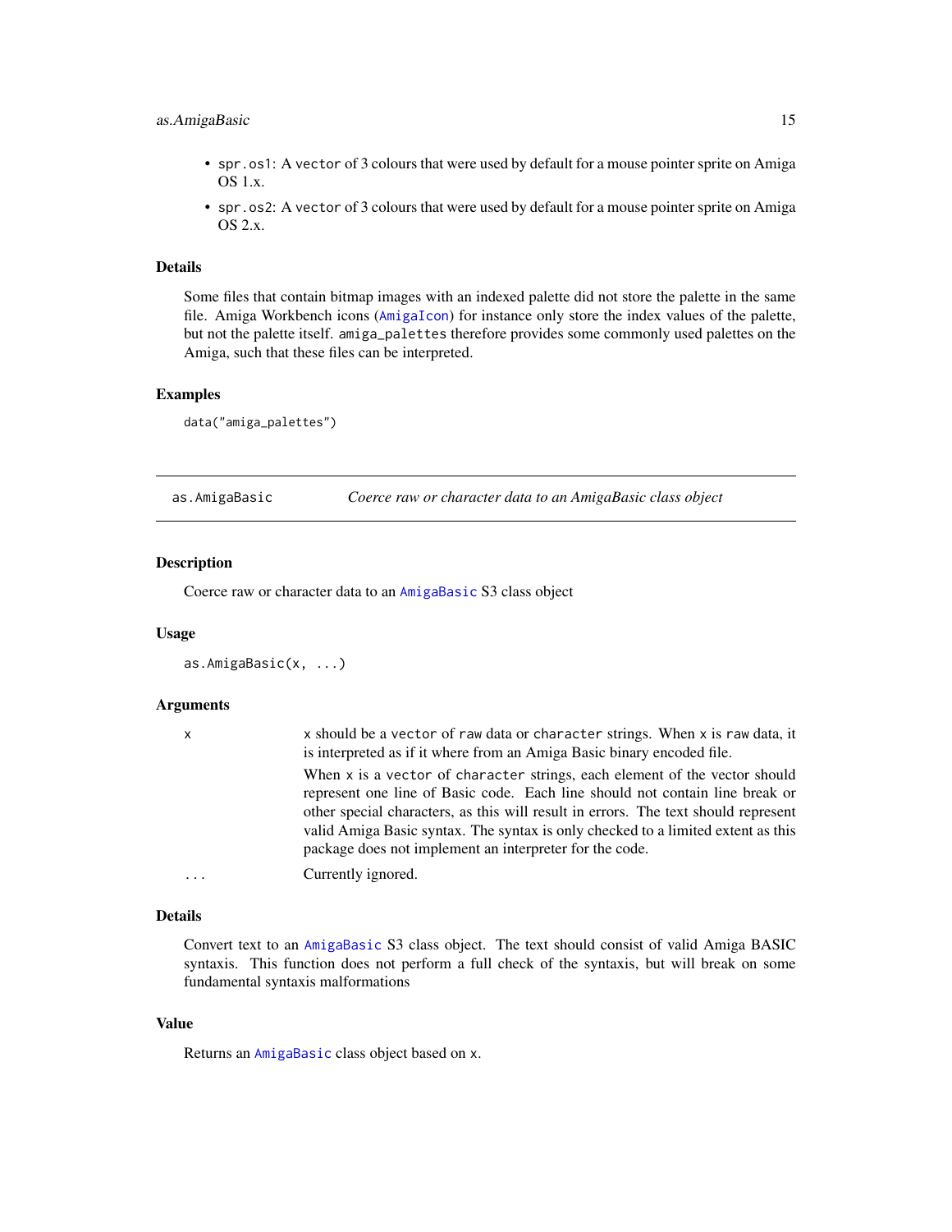- `spr.os1`: A `vector` of 3 colours that were used by default for a mouse pointer sprite on Amiga OS 1.x.
- `spr.os2`: A `vector` of 3 colours that were used by default for a mouse pointer sprite on Amiga OS 2.x.

### Details

Some files that contain bitmap images with an indexed palette did not store the palette in the same file. Amiga Workbench icons (`AmigaIcon`) for instance only store the index values of the palette, but not the palette itself. `amiga_palettes` therefore provides some commonly used palettes on the Amiga, such that these files can be interpreted.

### Examples

```
data("amiga_palettes")
```

---

## as.AmigaBasic — *Coerce raw or character data to an AmigaBasic class object*

---

### Description

Coerce raw or character data to an `AmigaBasic` S3 class object

### Usage

```
as.AmigaBasic(x, ...)
```

### Arguments

| | |
|---|---|
| `x` | `x` should be a `vector` of `raw` data or `character` strings. When `x` is `raw` data, it is interpreted as if it where from an Amiga Basic binary encoded file.<br><br>When `x` is a `vector` of `character` strings, each element of the vector should represent one line of Basic code. Each line should not contain line break or other special characters, as this will result in errors. The text should represent valid Amiga Basic syntax. The syntax is only checked to a limited extent as this package does not implement an interpreter for the code. |
| `...` | Currently ignored. |

### Details

Convert text to an `AmigaBasic` S3 class object. The text should consist of valid Amiga BASIC syntaxis. This function does not perform a full check of the syntaxis, but will break on some fundamental syntaxis malformations

### Value

Returns an `AmigaBasic` class object based on `x`.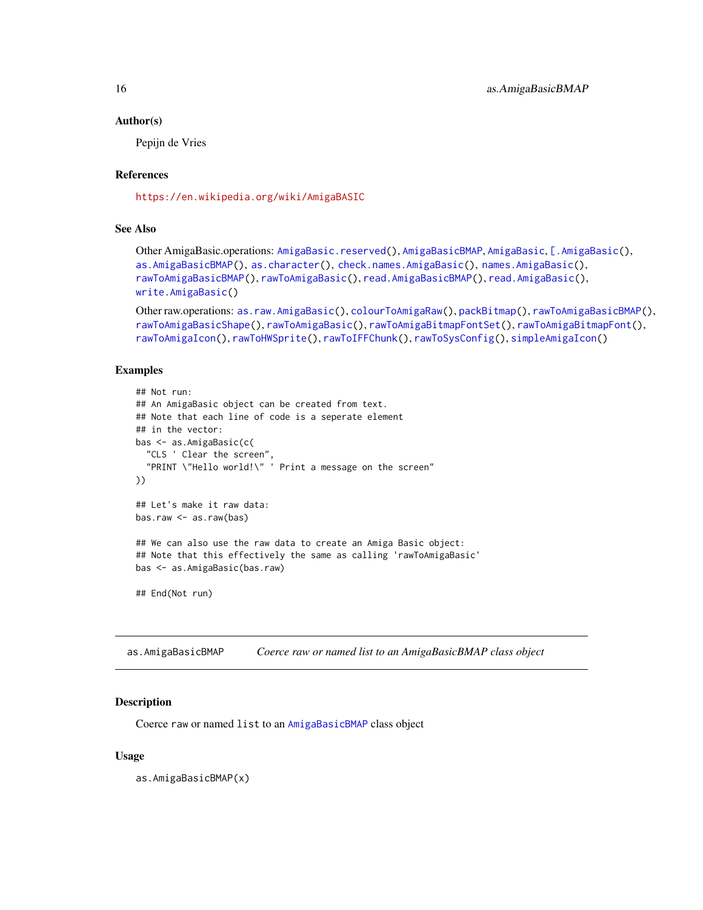### Author(s)

Pepijn de Vries

### References

https://en.wikipedia.org/wiki/AmigaBASIC

### See Also

Other AmigaBasic.operations: AmigaBasic.reserved(), AmigaBasicBMAP, AmigaBasic, [.AmigaBasic(), as.AmigaBasicBMAP(), as.character(), check.names.AmigaBasic(), names.AmigaBasic(), rawToAmigaBasicBMAP(), rawToAmigaBasic(), read.AmigaBasicBMAP(), read.AmigaBasic(), write.AmigaBasic()

Other raw.operations: as.raw.AmigaBasic(), colourToAmigaRaw(), packBitmap(), rawToAmigaBasicBMAP(), rawToAmigaBasicShape(), rawToAmigaBasic(), rawToAmigaBitmapFontSet(), rawToAmigaBitmapFont(), rawToAmigaIcon(), rawToHWSprite(), rawToIFFChunk(), rawToSysConfig(), simpleAmigaIcon()

### Examples

```
## Not run:
## An AmigaBasic object can be created from text.
## Note that each line of code is a seperate element
## in the vector:
bas <- as.AmigaBasic(c(
  "CLS ' Clear the screen",
  "PRINT \"Hello world!\" ' Print a message on the screen"
))

## Let's make it raw data:
bas.raw <- as.raw(bas)

## We can also use the raw data to create an Amiga Basic object:
## Note that this effectively the same as calling 'rawToAmigaBasic'
bas <- as.AmigaBasic(bas.raw)

## End(Not run)
```

---

## as.AmigaBasicBMAP — *Coerce raw or named list to an AmigaBasicBMAP class object*

### Description

Coerce raw or named list to an AmigaBasicBMAP class object

### Usage

```
as.AmigaBasicBMAP(x)
```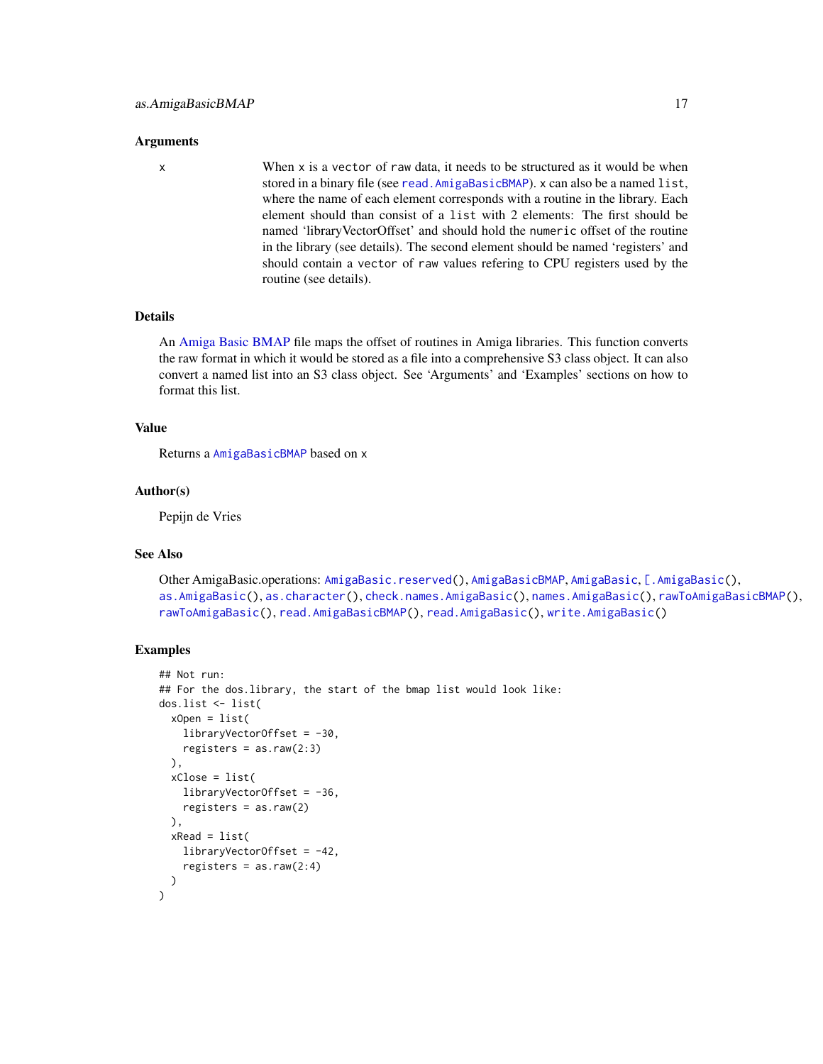### Arguments

x When `x` is a `vector` of `raw` data, it needs to be structured as it would be when stored in a binary file (see `read.AmigaBasicBMAP`). `x` can also be a named `list`, where the name of each element corresponds with a routine in the library. Each element should than consist of a `list` with 2 elements: The first should be named 'libraryVectorOffset' and should hold the `numeric` offset of the routine in the library (see details). The second element should be named 'registers' and should contain a `vector` of `raw` values refering to CPU registers used by the routine (see details).

### Details

An Amiga Basic BMAP file maps the offset of routines in Amiga libraries. This function converts the raw format in which it would be stored as a file into a comprehensive S3 class object. It can also convert a named list into an S3 class object. See 'Arguments' and 'Examples' sections on how to format this list.

### Value

Returns a `AmigaBasicBMAP` based on `x`

### Author(s)

Pepijn de Vries

### See Also

Other AmigaBasic.operations: `AmigaBasic.reserved()`, `AmigaBasicBMAP`, `AmigaBasic`, `[.AmigaBasic()`, `as.AmigaBasic()`, `as.character()`, `check.names.AmigaBasic()`, `names.AmigaBasic()`, `rawToAmigaBasicBMAP()`, `rawToAmigaBasic()`, `read.AmigaBasicBMAP()`, `read.AmigaBasic()`, `write.AmigaBasic()`

### Examples

```
## Not run:
## For the dos.library, the start of the bmap list would look like:
dos.list <- list(
  xOpen = list(
    libraryVectorOffset = -30,
    registers = as.raw(2:3)
  ),
  xClose = list(
    libraryVectorOffset = -36,
    registers = as.raw(2)
  ),
  xRead = list(
    libraryVectorOffset = -42,
    registers = as.raw(2:4)
  )
)
```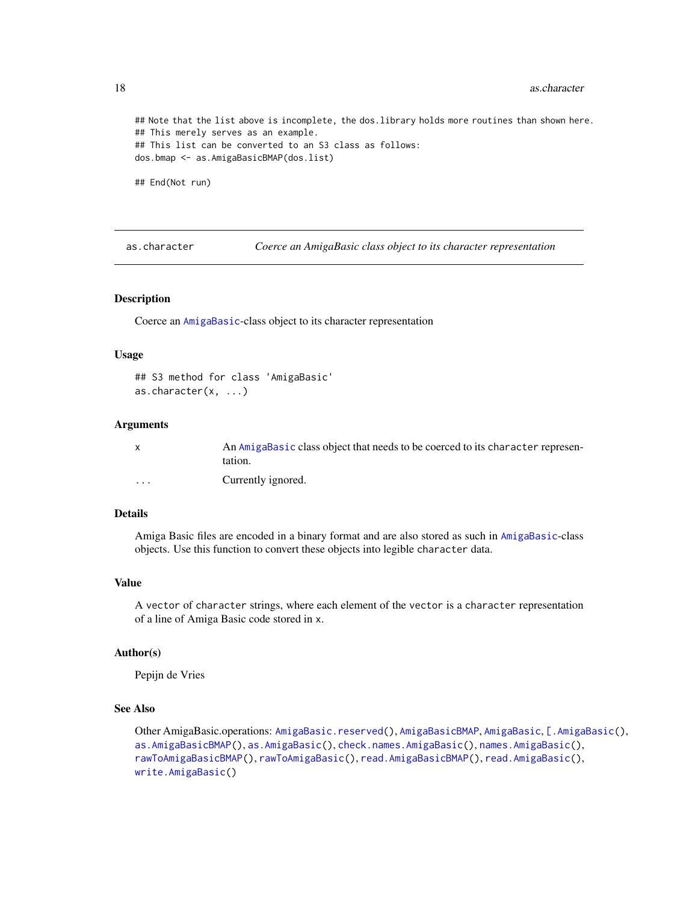```
## Note that the list above is incomplete, the dos.library holds more routines than shown here.
## This merely serves as an example.
## This list can be converted to an S3 class as follows:
dos.bmap <- as.AmigaBasicBMAP(dos.list)

## End(Not run)
```

---

`as.character` *Coerce an AmigaBasic class object to its character representation*

---

### Description

Coerce an `AmigaBasic`-class object to its character representation

### Usage

```
## S3 method for class 'AmigaBasic'
as.character(x, ...)
```

### Arguments

| | |
|---|---|
| `x` | An `AmigaBasic` class object that needs to be coerced to its `character` representation. |
| `...` | Currently ignored. |

### Details

Amiga Basic files are encoded in a binary format and are also stored as such in `AmigaBasic`-class objects. Use this function to convert these objects into legible `character` data.

### Value

A `vector` of `character` strings, where each element of the `vector` is a `character` representation of a line of Amiga Basic code stored in `x`.

### Author(s)

Pepijn de Vries

### See Also

Other AmigaBasic.operations: `AmigaBasic.reserved()`, `AmigaBasicBMAP`, `AmigaBasic`, `[.AmigaBasic()`, `as.AmigaBasicBMAP()`, `as.AmigaBasic()`, `check.names.AmigaBasic()`, `names.AmigaBasic()`, `rawToAmigaBasicBMAP()`, `rawToAmigaBasic()`, `read.AmigaBasicBMAP()`, `read.AmigaBasic()`, `write.AmigaBasic()`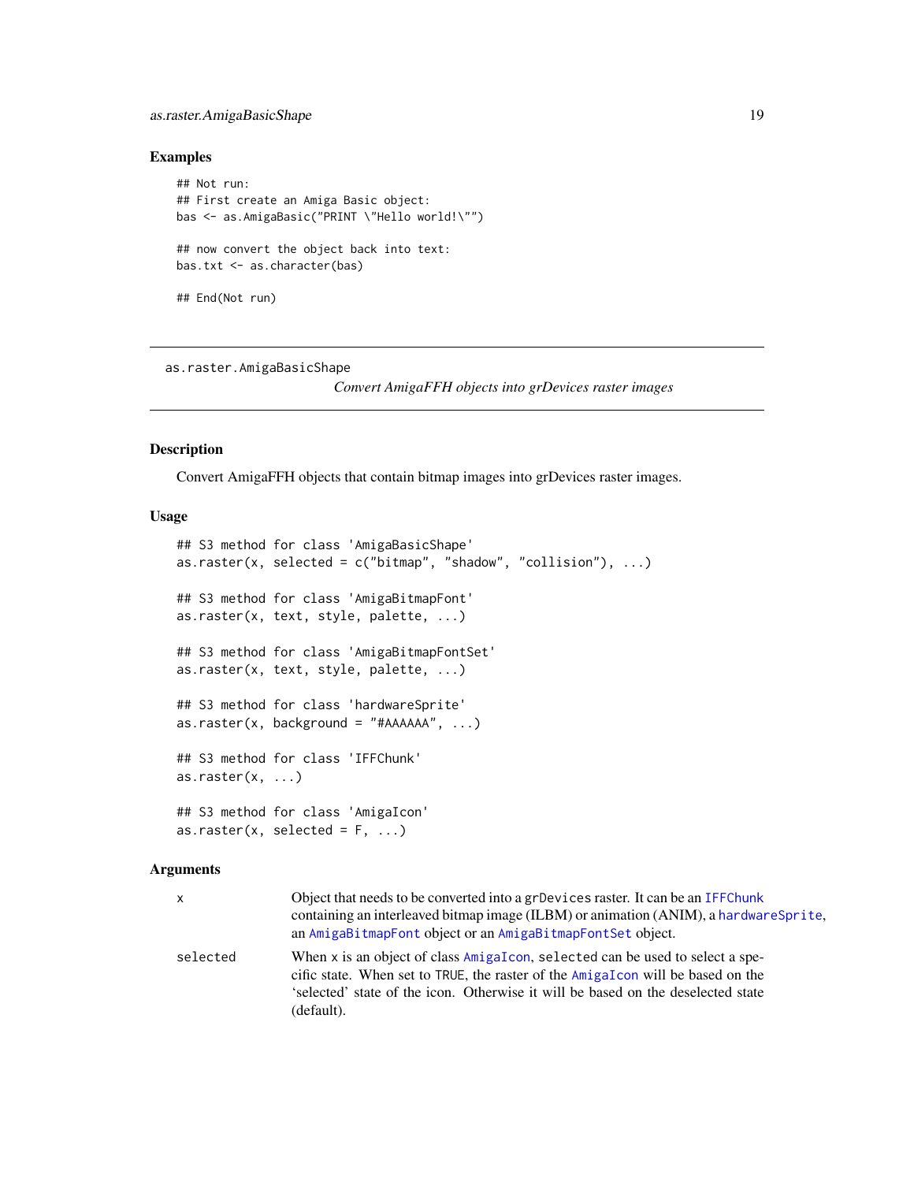### Examples

```
## Not run:
## First create an Amiga Basic object:
bas <- as.AmigaBasic("PRINT \"Hello world!\"")

## now convert the object back into text:
bas.txt <- as.character(bas)

## End(Not run)
```

---

## as.raster.AmigaBasicShape

*Convert AmigaFFH objects into grDevices raster images*

---

### Description

Convert AmigaFFH objects that contain bitmap images into grDevices raster images.

### Usage

```
## S3 method for class 'AmigaBasicShape'
as.raster(x, selected = c("bitmap", "shadow", "collision"), ...)

## S3 method for class 'AmigaBitmapFont'
as.raster(x, text, style, palette, ...)

## S3 method for class 'AmigaBitmapFontSet'
as.raster(x, text, style, palette, ...)

## S3 method for class 'hardwareSprite'
as.raster(x, background = "#AAAAAA", ...)

## S3 method for class 'IFFChunk'
as.raster(x, ...)

## S3 method for class 'AmigaIcon'
as.raster(x, selected = F, ...)
```

### Arguments

| | |
|---|---|
| `x` | Object that needs to be converted into a `grDevices` raster. It can be an `IFFChunk` containing an interleaved bitmap image (ILBM) or animation (ANIM), a `hardwareSprite`, an `AmigaBitmapFont` object or an `AmigaBitmapFontSet` object. |
| `selected` | When `x` is an object of class `AmigaIcon`, `selected` can be used to select a specific state. When set to `TRUE`, the raster of the `AmigaIcon` will be based on the 'selected' state of the icon. Otherwise it will be based on the deselected state (default). |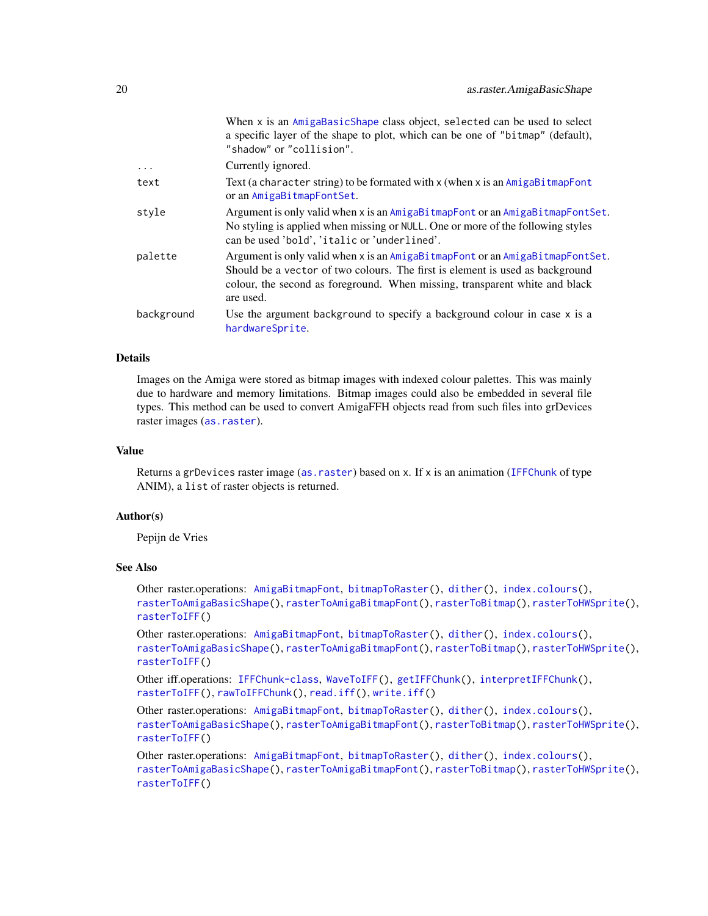| | |
|---|---|
| | When `x` is an `AmigaBasicShape` class object, `selected` can be used to select a specific layer of the shape to plot, which can be one of `"bitmap"` (default), `"shadow"` or `"collision"`. |
| `...` | Currently ignored. |
| `text` | Text (a `character` string) to be formated with `x` (when `x` is an `AmigaBitmapFont` or an `AmigaBitmapFontSet`. |
| `style` | Argument is only valid when `x` is an `AmigaBitmapFont` or an `AmigaBitmapFontSet`. No styling is applied when missing or `NULL`. One or more of the following styles can be used '`bold`', '`italic` or '`underlined`'. |
| `palette` | Argument is only valid when `x` is an `AmigaBitmapFont` or an `AmigaBitmapFontSet`. Should be a `vector` of two colours. The first is element is used as background colour, the second as foreground. When missing, transparent white and black are used. |
| `background` | Use the argument `background` to specify a background colour in case `x` is a `hardwareSprite`. |

## Details

Images on the Amiga were stored as bitmap images with indexed colour palettes. This was mainly due to hardware and memory limitations. Bitmap images could also be embedded in several file types. This method can be used to convert AmigaFFH objects read from such files into grDevices raster images (`as.raster`).

## Value

Returns a `grDevices` raster image (`as.raster`) based on `x`. If `x` is an animation (`IFFChunk` of type ANIM), a `list` of raster objects is returned.

## Author(s)

Pepijn de Vries

## See Also

Other raster.operations: `AmigaBitmapFont`, `bitmapToRaster()`, `dither()`, `index.colours()`, `rasterToAmigaBasicShape()`, `rasterToAmigaBitmapFont()`, `rasterToBitmap()`, `rasterToHWSprite()`, `rasterToIFF()`

Other raster.operations: `AmigaBitmapFont`, `bitmapToRaster()`, `dither()`, `index.colours()`, `rasterToAmigaBasicShape()`, `rasterToAmigaBitmapFont()`, `rasterToBitmap()`, `rasterToHWSprite()`, `rasterToIFF()`

Other iff.operations: `IFFChunk-class`, `WaveToIFF()`, `getIFFChunk()`, `interpretIFFChunk()`, `rasterToIFF()`, `rawToIFFChunk()`, `read.iff()`, `write.iff()`

Other raster.operations: `AmigaBitmapFont`, `bitmapToRaster()`, `dither()`, `index.colours()`, `rasterToAmigaBasicShape()`, `rasterToAmigaBitmapFont()`, `rasterToBitmap()`, `rasterToHWSprite()`, `rasterToIFF()`

Other raster.operations: `AmigaBitmapFont`, `bitmapToRaster()`, `dither()`, `index.colours()`, `rasterToAmigaBasicShape()`, `rasterToAmigaBitmapFont()`, `rasterToBitmap()`, `rasterToHWSprite()`, `rasterToIFF()`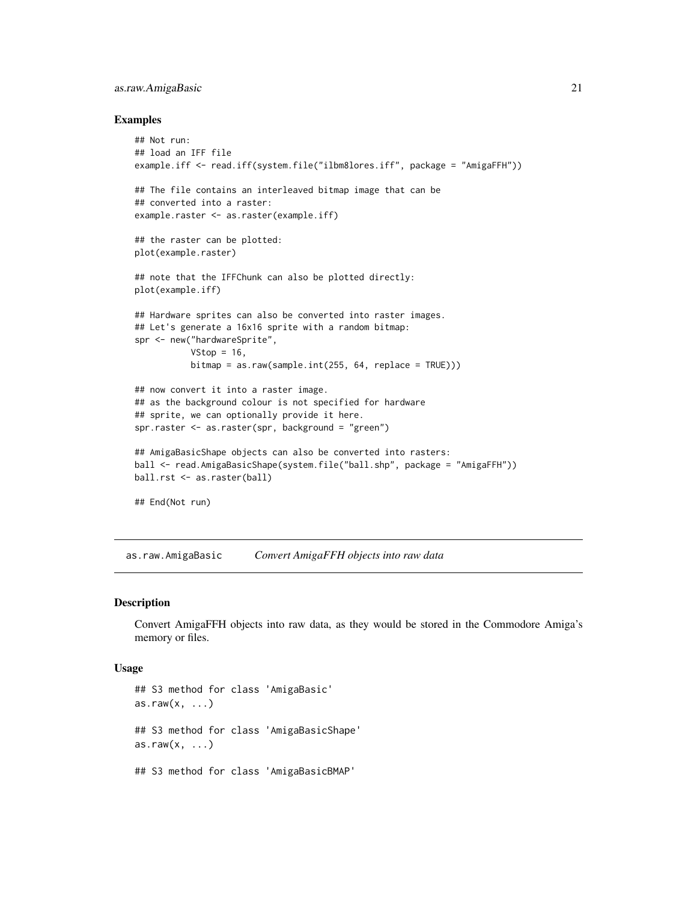## Examples

```
## Not run:
## load an IFF file
example.iff <- read.iff(system.file("ilbm8lores.iff", package = "AmigaFFH"))

## The file contains an interleaved bitmap image that can be
## converted into a raster:
example.raster <- as.raster(example.iff)

## the raster can be plotted:
plot(example.raster)

## note that the IFFChunk can also be plotted directly:
plot(example.iff)

## Hardware sprites can also be converted into raster images.
## Let's generate a 16x16 sprite with a random bitmap:
spr <- new("hardwareSprite",
           VStop = 16,
           bitmap = as.raw(sample.int(255, 64, replace = TRUE)))

## now convert it into a raster image.
## as the background colour is not specified for hardware
## sprite, we can optionally provide it here.
spr.raster <- as.raster(spr, background = "green")

## AmigaBasicShape objects can also be converted into rasters:
ball <- read.AmigaBasicShape(system.file("ball.shp", package = "AmigaFFH"))
ball.rst <- as.raster(ball)

## End(Not run)
```

---

# as.raw.AmigaBasic *Convert AmigaFFH objects into raw data*

---

## Description

Convert AmigaFFH objects into raw data, as they would be stored in the Commodore Amiga's memory or files.

## Usage

```
## S3 method for class 'AmigaBasic'
as.raw(x, ...)

## S3 method for class 'AmigaBasicShape'
as.raw(x, ...)

## S3 method for class 'AmigaBasicBMAP'
```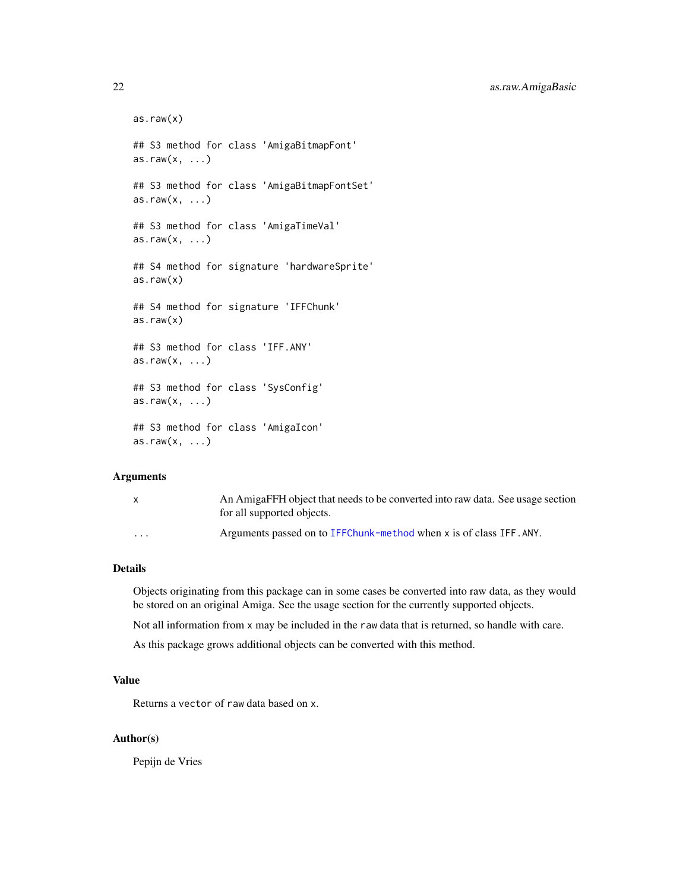```
as.raw(x)

## S3 method for class 'AmigaBitmapFont'
as.raw(x, ...)

## S3 method for class 'AmigaBitmapFontSet'
as.raw(x, ...)

## S3 method for class 'AmigaTimeVal'
as.raw(x, ...)

## S4 method for signature 'hardwareSprite'
as.raw(x)

## S4 method for signature 'IFFChunk'
as.raw(x)

## S3 method for class 'IFF.ANY'
as.raw(x, ...)

## S3 method for class 'SysConfig'
as.raw(x, ...)

## S3 method for class 'AmigaIcon'
as.raw(x, ...)
```

## Arguments

| | |
|---|---|
| `x` | An AmigaFFH object that needs to be converted into raw data. See usage section for all supported objects. |
| `...` | Arguments passed on to `IFFChunk-method` when `x` is of class `IFF.ANY`. |

## Details

Objects originating from this package can in some cases be converted into raw data, as they would be stored on an original Amiga. See the usage section for the currently supported objects.

Not all information from `x` may be included in the `raw` data that is returned, so handle with care.

As this package grows additional objects can be converted with this method.

## Value

Returns a `vector` of `raw` data based on `x`.

## Author(s)

Pepijn de Vries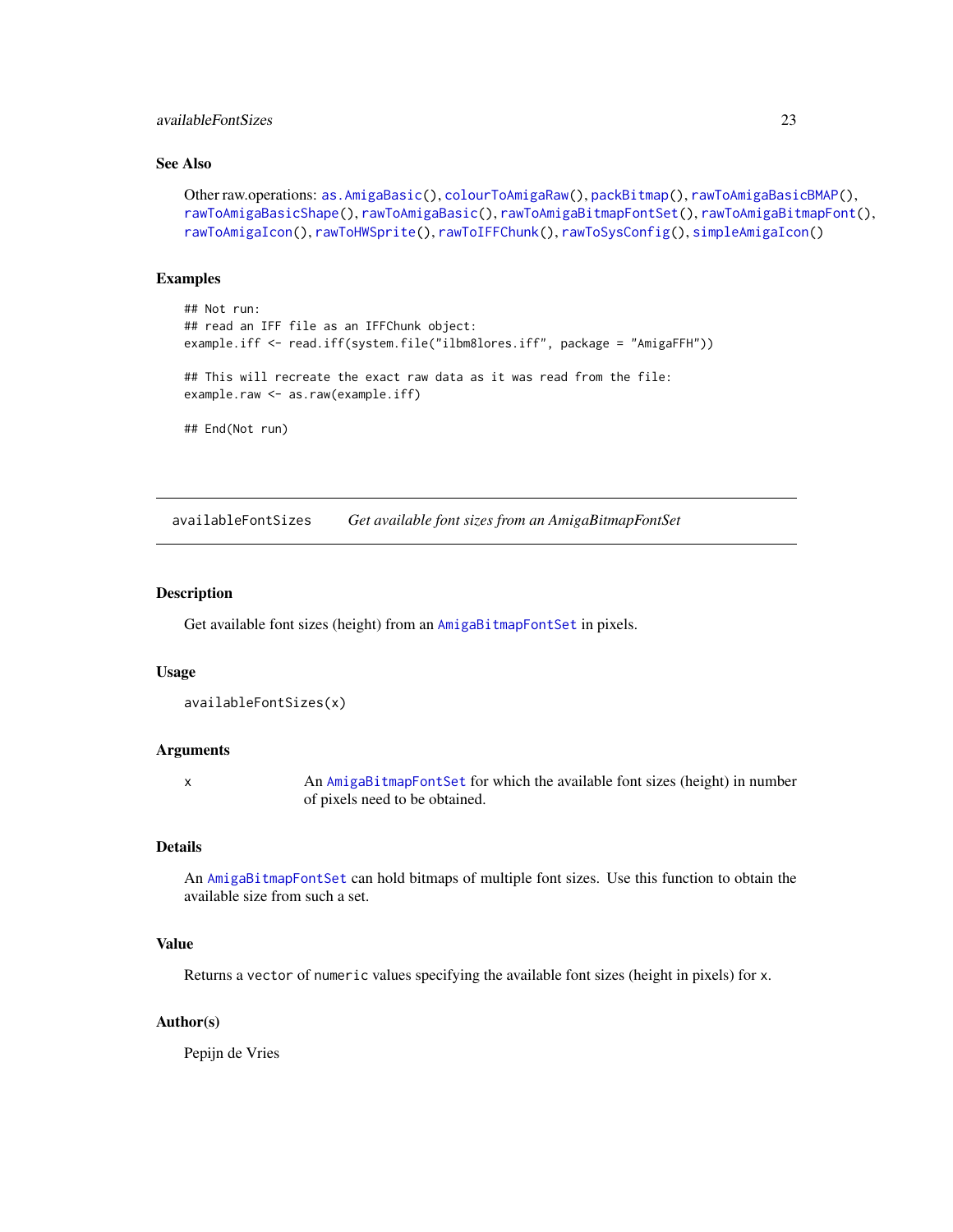### See Also

Other raw.operations: `as.AmigaBasic()`, `colourToAmigaRaw()`, `packBitmap()`, `rawToAmigaBasicBMAP()`, `rawToAmigaBasicShape()`, `rawToAmigaBasic()`, `rawToAmigaBitmapFontSet()`, `rawToAmigaBitmapFont()`, `rawToAmigaIcon()`, `rawToHWSprite()`, `rawToIFFChunk()`, `rawToSysConfig()`, `simpleAmigaIcon()`

### Examples

```
## Not run:
## read an IFF file as an IFFChunk object:
example.iff <- read.iff(system.file("ilbm8lores.iff", package = "AmigaFFH"))

## This will recreate the exact raw data as it was read from the file:
example.raw <- as.raw(example.iff)

## End(Not run)
```

---

## availableFontSizes — *Get available font sizes from an AmigaBitmapFontSet*

### Description

Get available font sizes (height) from an `AmigaBitmapFontSet` in pixels.

### Usage

```
availableFontSizes(x)
```

### Arguments

| | |
|---|---|
| x | An `AmigaBitmapFontSet` for which the available font sizes (height) in number of pixels need to be obtained. |

### Details

An `AmigaBitmapFontSet` can hold bitmaps of multiple font sizes. Use this function to obtain the available size from such a set.

### Value

Returns a `vector` of `numeric` values specifying the available font sizes (height in pixels) for `x`.

### Author(s)

Pepijn de Vries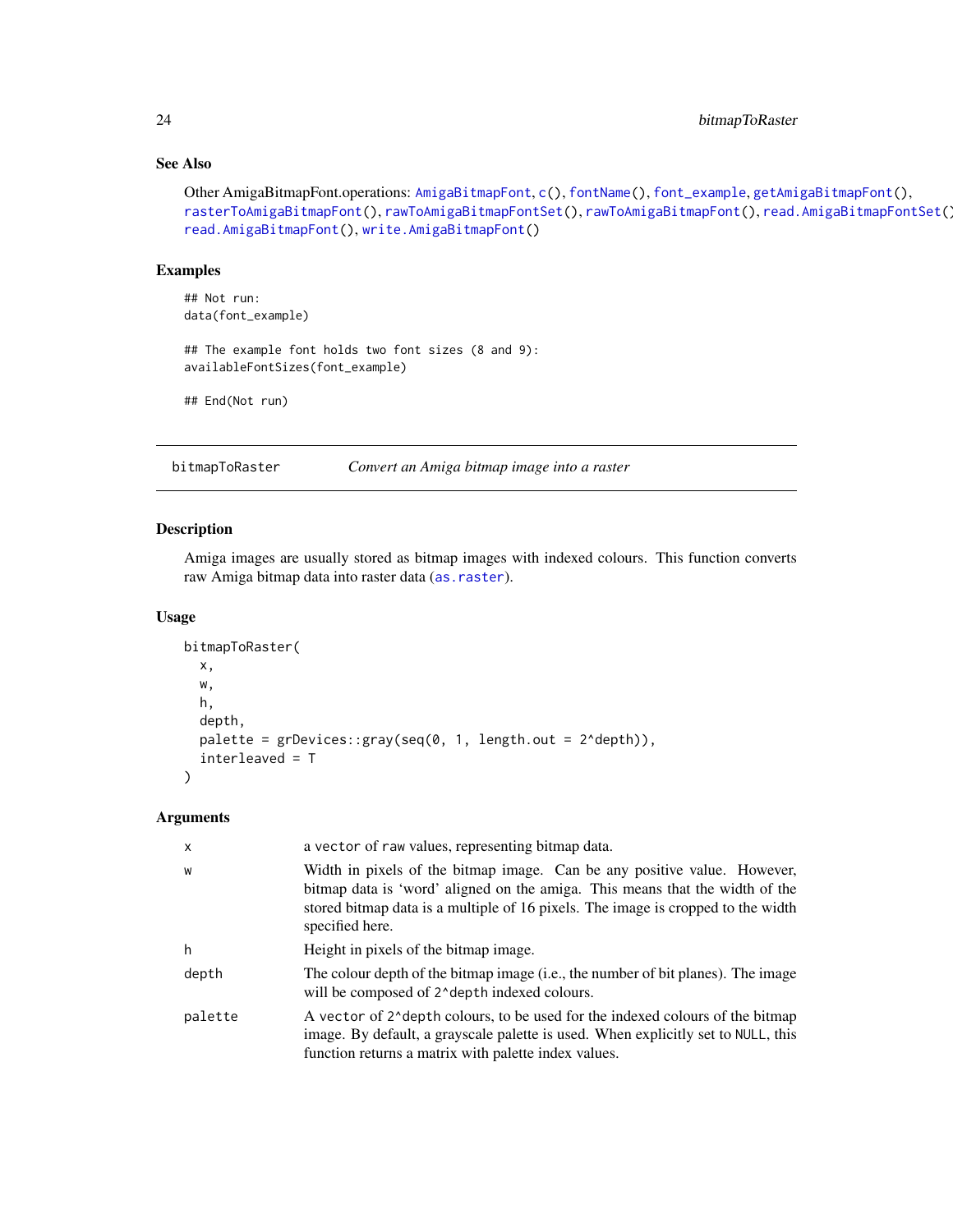## See Also

Other AmigaBitmapFont.operations: `AmigaBitmapFont`, `c()`, `fontName()`, `font_example`, `getAmigaBitmapFont()`, `rasterToAmigaBitmapFont()`, `rawToAmigaBitmapFontSet()`, `rawToAmigaBitmapFont()`, `read.AmigaBitmapFontSet()`, `read.AmigaBitmapFont()`, `write.AmigaBitmapFont()`

## Examples

```
## Not run:
data(font_example)

## The example font holds two font sizes (8 and 9):
availableFontSizes(font_example)

## End(Not run)
```

---

# bitmapToRaster — *Convert an Amiga bitmap image into a raster*

## Description

Amiga images are usually stored as bitmap images with indexed colours. This function converts raw Amiga bitmap data into raster data (`as.raster`).

## Usage

```
bitmapToRaster(
  x,
  w,
  h,
  depth,
  palette = grDevices::gray(seq(0, 1, length.out = 2^depth)),
  interleaved = T
)
```

## Arguments

| | |
|---|---|
| `x` | a `vector` of `raw` values, representing bitmap data. |
| `w` | Width in pixels of the bitmap image. Can be any positive value. However, bitmap data is 'word' aligned on the amiga. This means that the width of the stored bitmap data is a multiple of 16 pixels. The image is cropped to the width specified here. |
| `h` | Height in pixels of the bitmap image. |
| `depth` | The colour depth of the bitmap image (i.e., the number of bit planes). The image will be composed of `2^depth` indexed colours. |
| `palette` | A `vector` of `2^depth` colours, to be used for the indexed colours of the bitmap image. By default, a grayscale palette is used. When explicitly set to `NULL`, this function returns a matrix with palette index values. |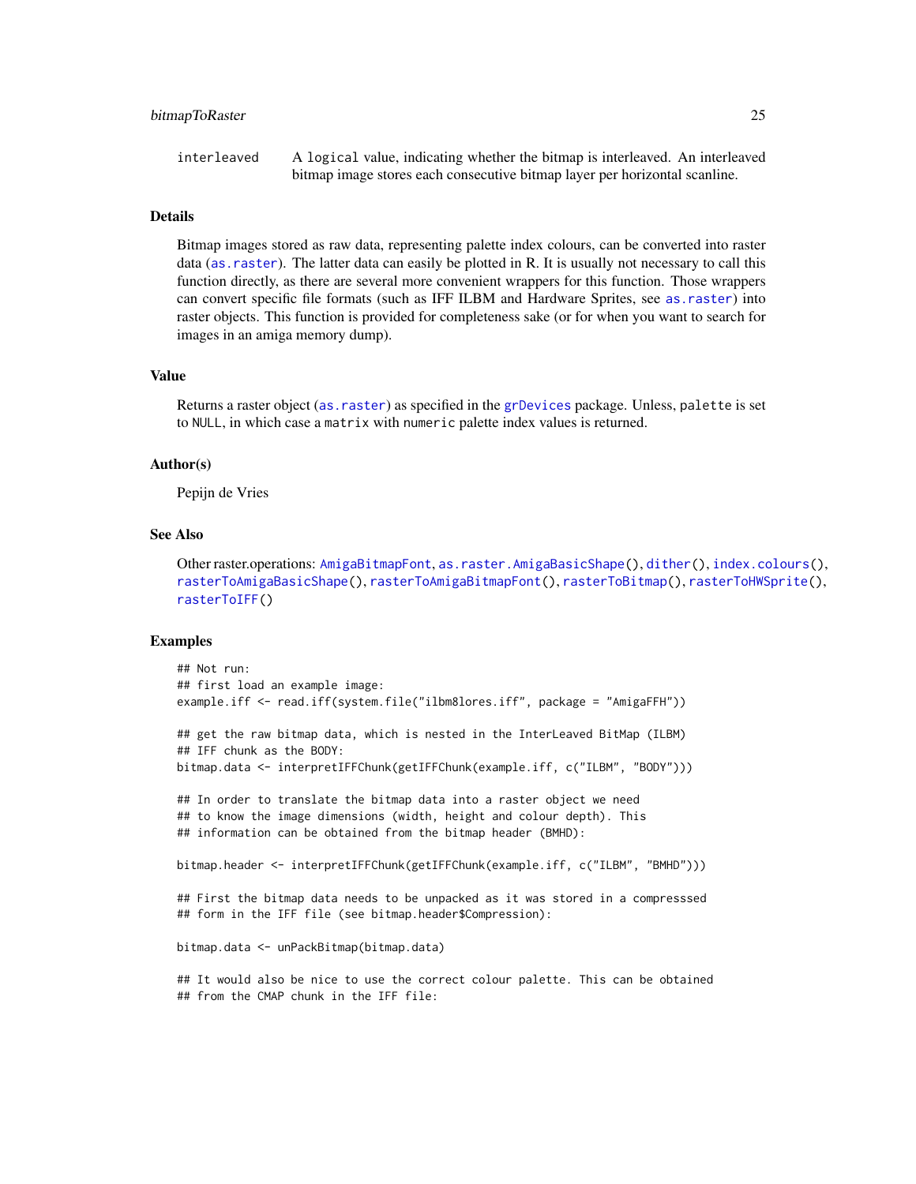interleaved A logical value, indicating whether the bitmap is interleaved. An interleaved bitmap image stores each consecutive bitmap layer per horizontal scanline.

### Details

Bitmap images stored as raw data, representing palette index colours, can be converted into raster data (as.raster). The latter data can easily be plotted in R. It is usually not necessary to call this function directly, as there are several more convenient wrappers for this function. Those wrappers can convert specific file formats (such as IFF ILBM and Hardware Sprites, see as.raster) into raster objects. This function is provided for completeness sake (or for when you want to search for images in an amiga memory dump).

### Value

Returns a raster object (as.raster) as specified in the grDevices package. Unless, palette is set to NULL, in which case a matrix with numeric palette index values is returned.

### Author(s)

Pepijn de Vries

### See Also

Other raster.operations: AmigaBitmapFont, as.raster.AmigaBasicShape(), dither(), index.colours(), rasterToAmigaBasicShape(), rasterToAmigaBitmapFont(), rasterToBitmap(), rasterToHWSprite(), rasterToIFF()

### Examples

```
## Not run:
## first load an example image:
example.iff <- read.iff(system.file("ilbm8lores.iff", package = "AmigaFFH"))

## get the raw bitmap data, which is nested in the InterLeaved BitMap (ILBM)
## IFF chunk as the BODY:
bitmap.data <- interpretIFFChunk(getIFFChunk(example.iff, c("ILBM", "BODY")))

## In order to translate the bitmap data into a raster object we need
## to know the image dimensions (width, height and colour depth). This
## information can be obtained from the bitmap header (BMHD):

bitmap.header <- interpretIFFChunk(getIFFChunk(example.iff, c("ILBM", "BMHD")))

## First the bitmap data needs to be unpacked as it was stored in a compresssed
## form in the IFF file (see bitmap.header$Compression):

bitmap.data <- unPackBitmap(bitmap.data)

## It would also be nice to use the correct colour palette. This can be obtained
## from the CMAP chunk in the IFF file:
```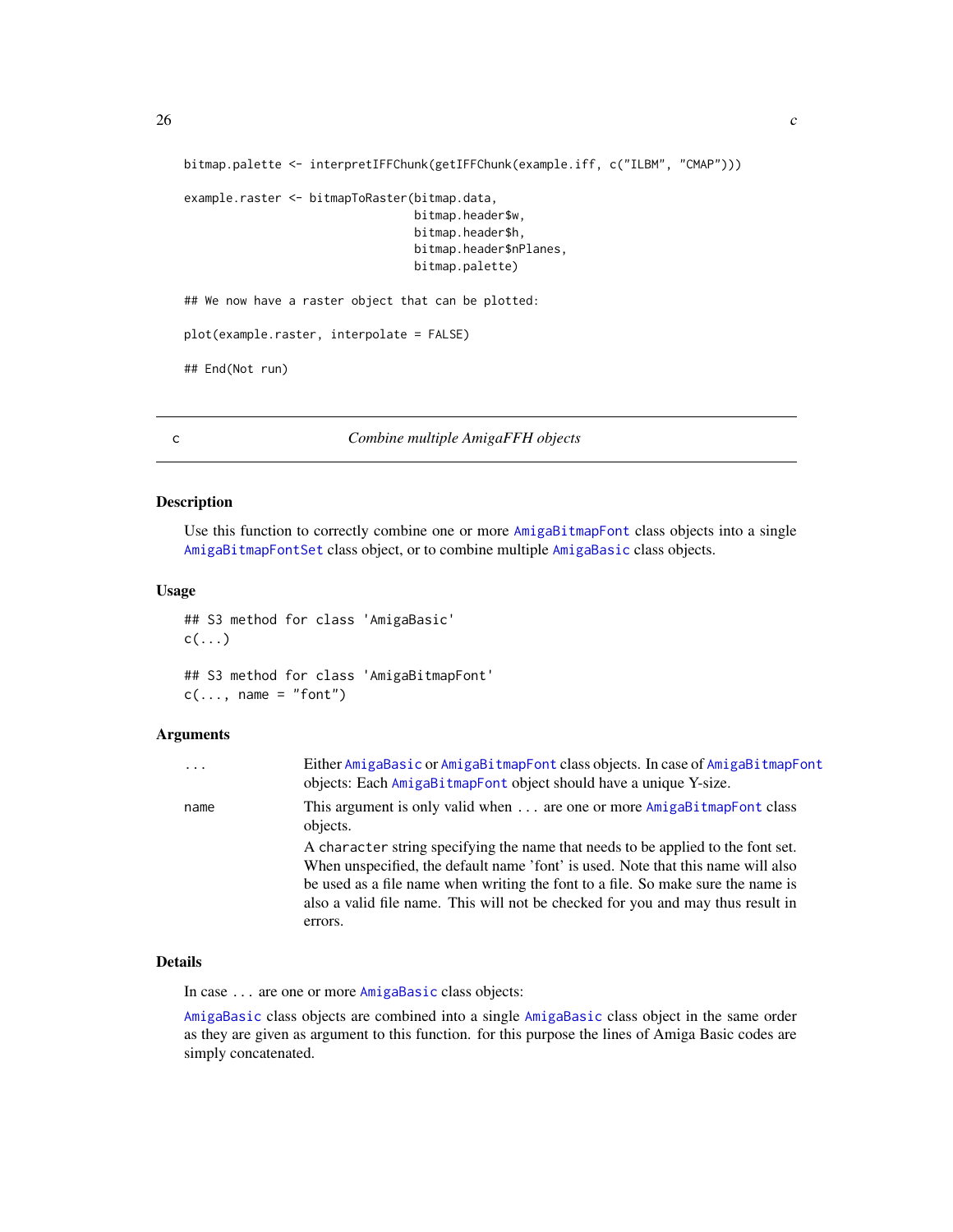```
bitmap.palette <- interpretIFFChunk(getIFFChunk(example.iff, c("ILBM", "CMAP")))

example.raster <- bitmapToRaster(bitmap.data,
                                 bitmap.header$w,
                                 bitmap.header$h,
                                 bitmap.header$nPlanes,
                                 bitmap.palette)

## We now have a raster object that can be plotted:

plot(example.raster, interpolate = FALSE)

## End(Not run)
```

---

## c — *Combine multiple AmigaFFH objects*

---

### Description

Use this function to correctly combine one or more `AmigaBitmapFont` class objects into a single `AmigaBitmapFontSet` class object, or to combine multiple `AmigaBasic` class objects.

### Usage

```
## S3 method for class 'AmigaBasic'
c(...)

## S3 method for class 'AmigaBitmapFont'
c(..., name = "font")
```

### Arguments

| | |
|---|---|
| `...` | Either `AmigaBasic` or `AmigaBitmapFont` class objects. In case of `AmigaBitmapFont` objects: Each `AmigaBitmapFont` object should have a unique Y-size. |
| `name` | This argument is only valid when `...` are one or more `AmigaBitmapFont` class objects.<br><br>A `character` string specifying the name that needs to be applied to the font set. When unspecified, the default name 'font' is used. Note that this name will also be used as a file name when writing the font to a file. So make sure the name is also a valid file name. This will not be checked for you and may thus result in errors. |

### Details

In case `...` are one or more `AmigaBasic` class objects:

`AmigaBasic` class objects are combined into a single `AmigaBasic` class object in the same order as they are given as argument to this function. for this purpose the lines of Amiga Basic codes are simply concatenated.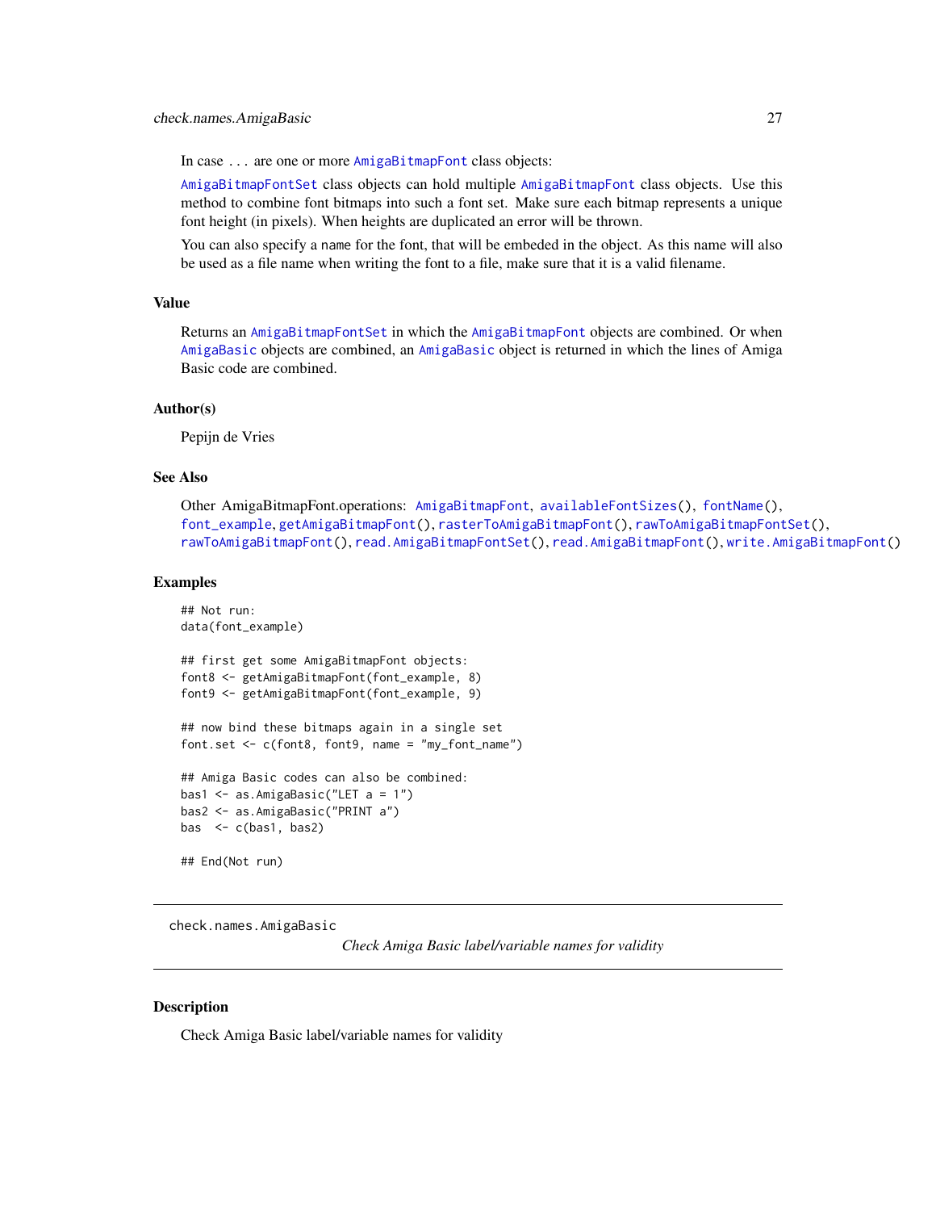In case ... are one or more AmigaBitmapFont class objects:

AmigaBitmapFontSet class objects can hold multiple AmigaBitmapFont class objects. Use this method to combine font bitmaps into such a font set. Make sure each bitmap represents a unique font height (in pixels). When heights are duplicated an error will be thrown.

You can also specify a name for the font, that will be embeded in the object. As this name will also be used as a file name when writing the font to a file, make sure that it is a valid filename.

### Value

Returns an AmigaBitmapFontSet in which the AmigaBitmapFont objects are combined. Or when AmigaBasic objects are combined, an AmigaBasic object is returned in which the lines of Amiga Basic code are combined.

### Author(s)

Pepijn de Vries

### See Also

Other AmigaBitmapFont.operations: AmigaBitmapFont, availableFontSizes(), fontName(), font_example, getAmigaBitmapFont(), rasterToAmigaBitmapFont(), rawToAmigaBitmapFontSet(), rawToAmigaBitmapFont(), read.AmigaBitmapFontSet(), read.AmigaBitmapFont(), write.AmigaBitmapFont()

### Examples

```
## Not run:
data(font_example)

## first get some AmigaBitmapFont objects:
font8 <- getAmigaBitmapFont(font_example, 8)
font9 <- getAmigaBitmapFont(font_example, 9)

## now bind these bitmaps again in a single set
font.set <- c(font8, font9, name = "my_font_name")

## Amiga Basic codes can also be combined:
bas1 <- as.AmigaBasic("LET a = 1")
bas2 <- as.AmigaBasic("PRINT a")
bas  <- c(bas1, bas2)

## End(Not run)
```

---

## check.names.AmigaBasic

*Check Amiga Basic label/variable names for validity*

---

### Description

Check Amiga Basic label/variable names for validity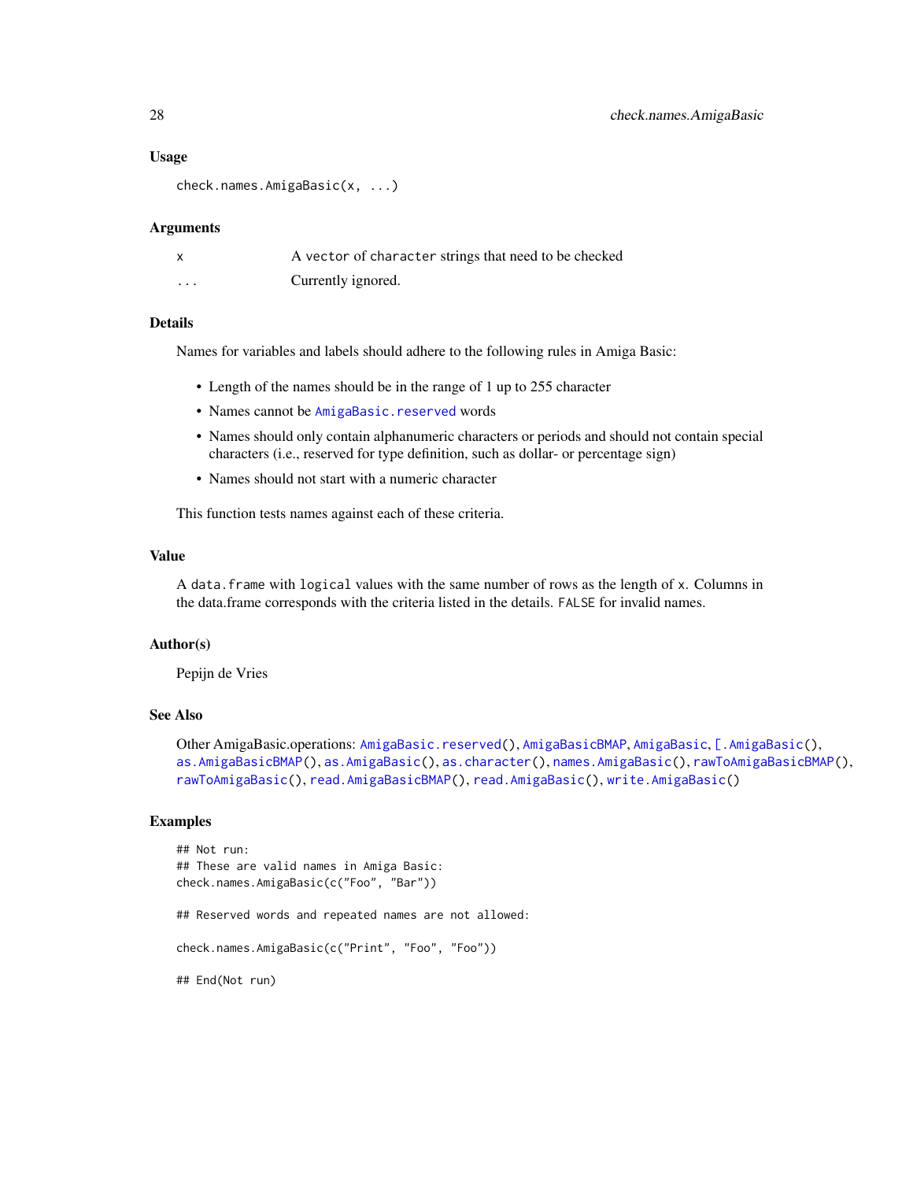### Usage

```
check.names.AmigaBasic(x, ...)
```

### Arguments

| | |
|---|---|
| x | A vector of character strings that need to be checked |
| ... | Currently ignored. |

### Details

Names for variables and labels should adhere to the following rules in Amiga Basic:

- Length of the names should be in the range of 1 up to 255 character
- Names cannot be AmigaBasic.reserved words
- Names should only contain alphanumeric characters or periods and should not contain special characters (i.e., reserved for type definition, such as dollar- or percentage sign)
- Names should not start with a numeric character

This function tests names against each of these criteria.

### Value

A data.frame with logical values with the same number of rows as the length of x. Columns in the data.frame corresponds with the criteria listed in the details. FALSE for invalid names.

### Author(s)

Pepijn de Vries

### See Also

Other AmigaBasic.operations: AmigaBasic.reserved(), AmigaBasicBMAP, AmigaBasic, [.AmigaBasic(), as.AmigaBasicBMAP(), as.AmigaBasic(), as.character(), names.AmigaBasic(), rawToAmigaBasicBMAP(), rawToAmigaBasic(), read.AmigaBasicBMAP(), read.AmigaBasic(), write.AmigaBasic()

### Examples

```
## Not run:
## These are valid names in Amiga Basic:
check.names.AmigaBasic(c("Foo", "Bar"))

## Reserved words and repeated names are not allowed:

check.names.AmigaBasic(c("Print", "Foo", "Foo"))

## End(Not run)
```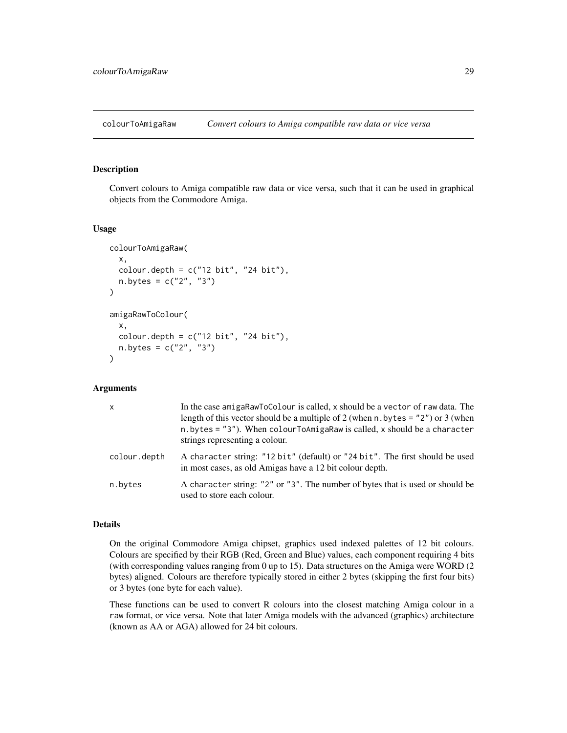## colourToAmigaRaw — *Convert colours to Amiga compatible raw data or vice versa*

### Description

Convert colours to Amiga compatible raw data or vice versa, such that it can be used in graphical objects from the Commodore Amiga.

### Usage

```
colourToAmigaRaw(
  x,
  colour.depth = c("12 bit", "24 bit"),
  n.bytes = c("2", "3")
)

amigaRawToColour(
  x,
  colour.depth = c("12 bit", "24 bit"),
  n.bytes = c("2", "3")
)
```

### Arguments

| | |
|---|---|
| `x` | In the case `amigaRawToColour` is called, `x` should be a `vector` of `raw` data. The length of this vector should be a multiple of 2 (when `n.bytes = "2"`) or 3 (when `n.bytes = "3"`). When `colourToAmigaRaw` is called, `x` should be a `character` strings representing a colour. |
| `colour.depth` | A `character` string: `"12 bit"` (default) or `"24 bit"`. The first should be used in most cases, as old Amigas have a 12 bit colour depth. |
| `n.bytes` | A `character` string: `"2"` or `"3"`. The number of bytes that is used or should be used to store each colour. |

### Details

On the original Commodore Amiga chipset, graphics used indexed palettes of 12 bit colours. Colours are specified by their RGB (Red, Green and Blue) values, each component requiring 4 bits (with corresponding values ranging from 0 up to 15). Data structures on the Amiga were WORD (2 bytes) aligned. Colours are therefore typically stored in either 2 bytes (skipping the first four bits) or 3 bytes (one byte for each value).

These functions can be used to convert R colours into the closest matching Amiga colour in a `raw` format, or vice versa. Note that later Amiga models with the advanced (graphics) architecture (known as AA or AGA) allowed for 24 bit colours.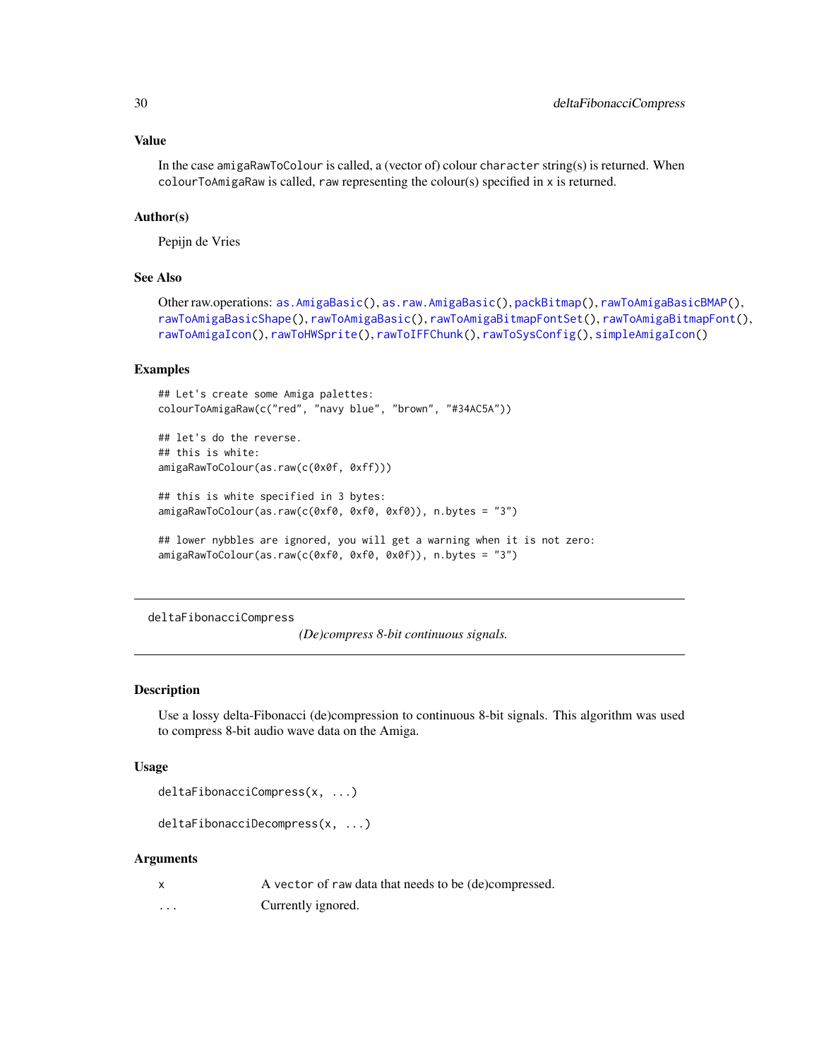### Value

In the case `amigaRawToColour` is called, a (vector of) colour `character` string(s) is returned. When `colourToAmigaRaw` is called, `raw` representing the colour(s) specified in `x` is returned.

### Author(s)

Pepijn de Vries

### See Also

Other raw.operations: `as.AmigaBasic()`, `as.raw.AmigaBasic()`, `packBitmap()`, `rawToAmigaBasicBMAP()`, `rawToAmigaBasicShape()`, `rawToAmigaBasic()`, `rawToAmigaBitmapFontSet()`, `rawToAmigaBitmapFont()`, `rawToAmigaIcon()`, `rawToHWSprite()`, `rawToIFFChunk()`, `rawToSysConfig()`, `simpleAmigaIcon()`

### Examples

```
## Let's create some Amiga palettes:
colourToAmigaRaw(c("red", "navy blue", "brown", "#34AC5A"))

## let's do the reverse.
## this is white:
amigaRawToColour(as.raw(c(0x0f, 0xff)))

## this is white specified in 3 bytes:
amigaRawToColour(as.raw(c(0xf0, 0xf0, 0xf0)), n.bytes = "3")

## lower nybbles are ignored, you will get a warning when it is not zero:
amigaRawToColour(as.raw(c(0xf0, 0xf0, 0x0f)), n.bytes = "3")
```

---

## deltaFibonacciCompress

*(De)compress 8-bit continuous signals.*

---

### Description

Use a lossy delta-Fibonacci (de)compression to continuous 8-bit signals. This algorithm was used to compress 8-bit audio wave data on the Amiga.

### Usage

```
deltaFibonacciCompress(x, ...)

deltaFibonacciDecompress(x, ...)
```

### Arguments

| | |
|---|---|
| `x` | A `vector` of `raw` data that needs to be (de)compressed. |
| `...` | Currently ignored. |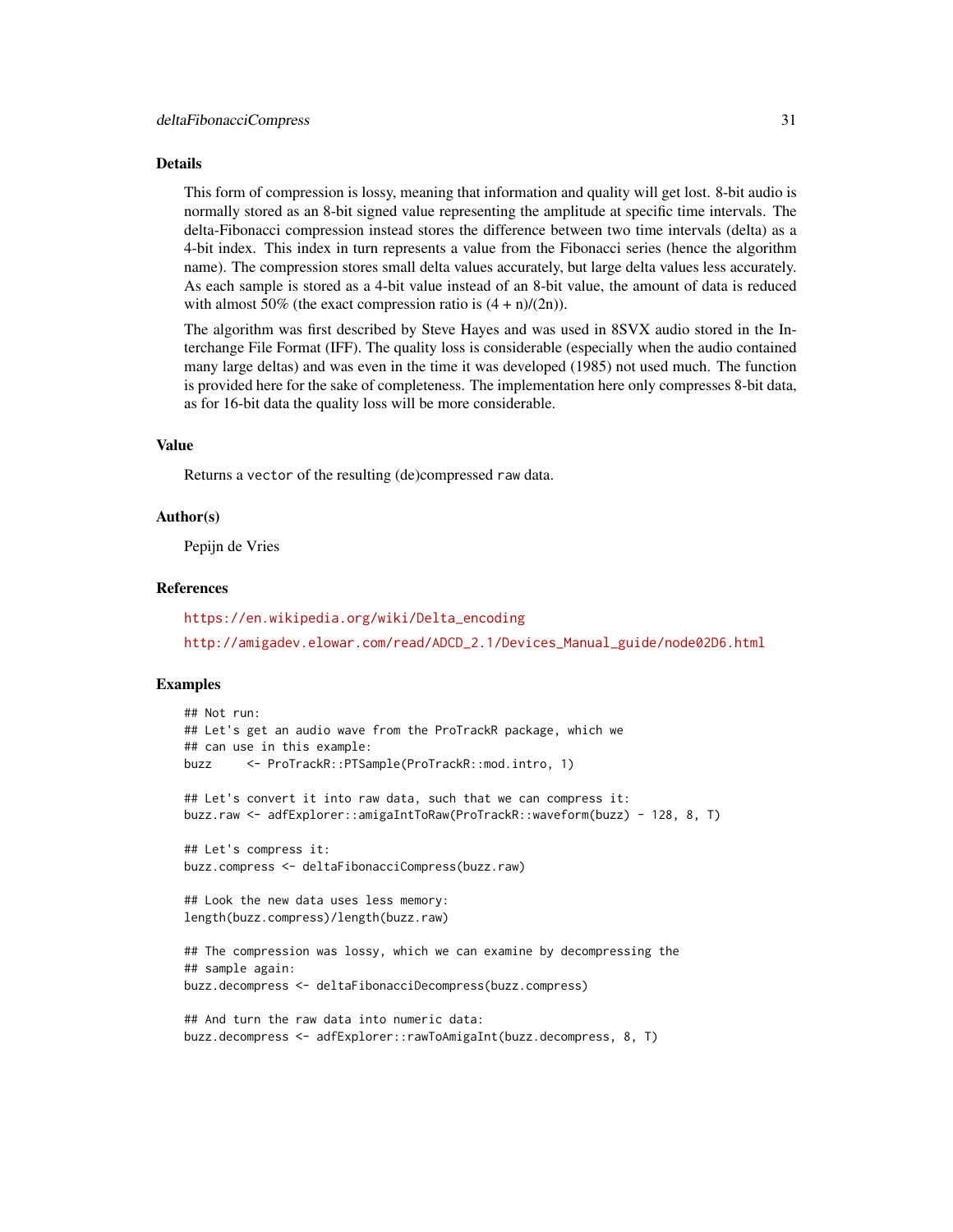## Details

This form of compression is lossy, meaning that information and quality will get lost. 8-bit audio is normally stored as an 8-bit signed value representing the amplitude at specific time intervals. The delta-Fibonacci compression instead stores the difference between two time intervals (delta) as a 4-bit index. This index in turn represents a value from the Fibonacci series (hence the algorithm name). The compression stores small delta values accurately, but large delta values less accurately. As each sample is stored as a 4-bit value instead of an 8-bit value, the amount of data is reduced with almost 50% (the exact compression ratio is $(4 + n)/(2n)$).

The algorithm was first described by Steve Hayes and was used in 8SVX audio stored in the Interchange File Format (IFF). The quality loss is considerable (especially when the audio contained many large deltas) and was even in the time it was developed (1985) not used much. The function is provided here for the sake of completeness. The implementation here only compresses 8-bit data, as for 16-bit data the quality loss will be more considerable.

## Value

Returns a `vector` of the resulting (de)compressed `raw` data.

## Author(s)

Pepijn de Vries

## References

https://en.wikipedia.org/wiki/Delta_encoding

http://amigadev.elowar.com/read/ADCD_2.1/Devices_Manual_guide/node02D6.html

## Examples

```
## Not run:
## Let's get an audio wave from the ProTrackR package, which we
## can use in this example:
buzz     <- ProTrackR::PTSample(ProTrackR::mod.intro, 1)

## Let's convert it into raw data, such that we can compress it:
buzz.raw <- adfExplorer::amigaIntToRaw(ProTrackR::waveform(buzz) - 128, 8, T)

## Let's compress it:
buzz.compress <- deltaFibonacciCompress(buzz.raw)

## Look the new data uses less memory:
length(buzz.compress)/length(buzz.raw)

## The compression was lossy, which we can examine by decompressing the
## sample again:
buzz.decompress <- deltaFibonacciDecompress(buzz.compress)

## And turn the raw data into numeric data:
buzz.decompress <- adfExplorer::rawToAmigaInt(buzz.decompress, 8, T)
```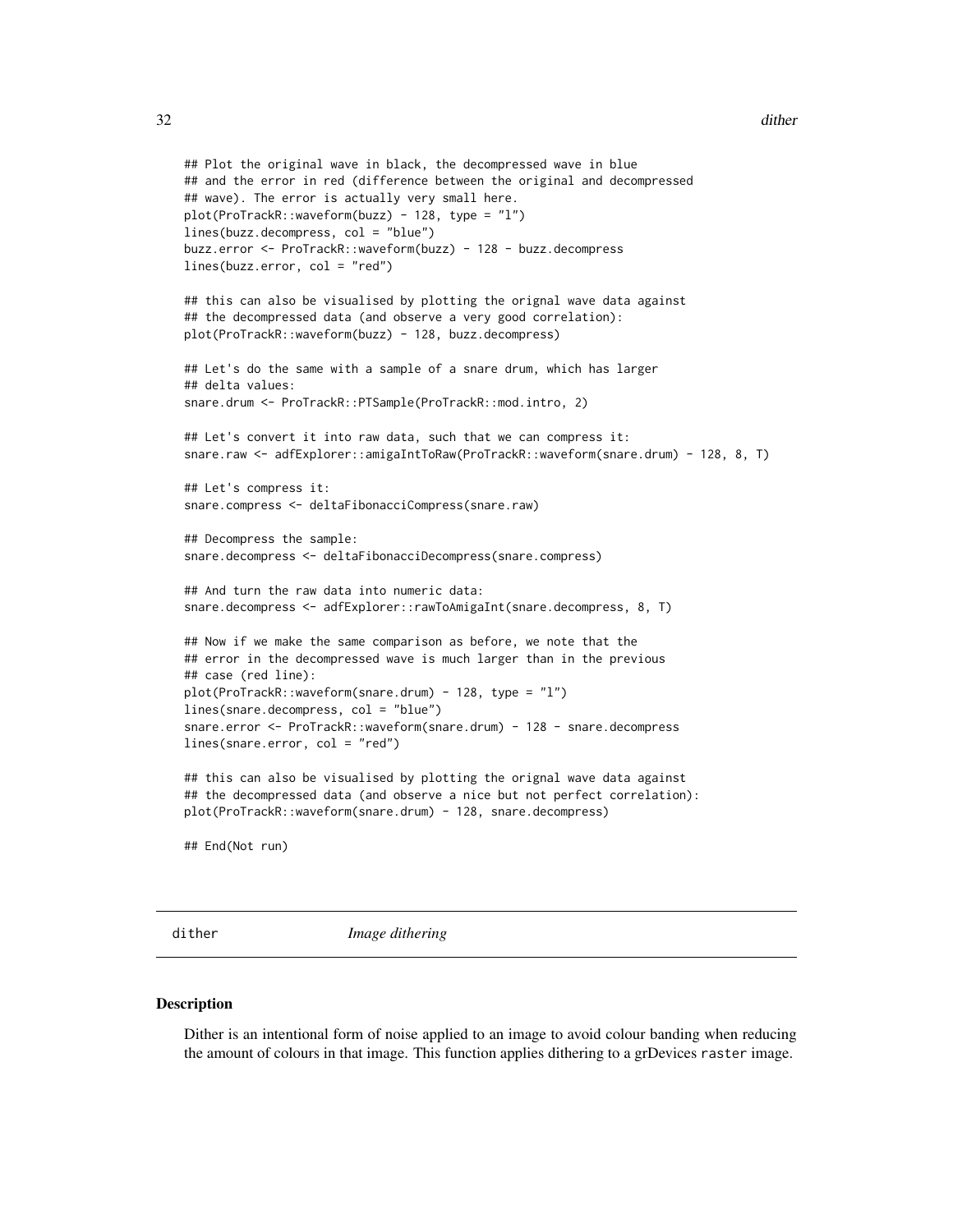```
## Plot the original wave in black, the decompressed wave in blue
## and the error in red (difference between the original and decompressed
## wave). The error is actually very small here.
plot(ProTrackR::waveform(buzz) - 128, type = "l")
lines(buzz.decompress, col = "blue")
buzz.error <- ProTrackR::waveform(buzz) - 128 - buzz.decompress
lines(buzz.error, col = "red")

## this can also be visualised by plotting the orignal wave data against
## the decompressed data (and observe a very good correlation):
plot(ProTrackR::waveform(buzz) - 128, buzz.decompress)

## Let's do the same with a sample of a snare drum, which has larger
## delta values:
snare.drum <- ProTrackR::PTSample(ProTrackR::mod.intro, 2)

## Let's convert it into raw data, such that we can compress it:
snare.raw <- adfExplorer::amigaIntToRaw(ProTrackR::waveform(snare.drum) - 128, 8, T)

## Let's compress it:
snare.compress <- deltaFibonacciCompress(snare.raw)

## Decompress the sample:
snare.decompress <- deltaFibonacciDecompress(snare.compress)

## And turn the raw data into numeric data:
snare.decompress <- adfExplorer::rawToAmigaInt(snare.decompress, 8, T)

## Now if we make the same comparison as before, we note that the
## error in the decompressed wave is much larger than in the previous
## case (red line):
plot(ProTrackR::waveform(snare.drum) - 128, type = "l")
lines(snare.decompress, col = "blue")
snare.error <- ProTrackR::waveform(snare.drum) - 128 - snare.decompress
lines(snare.error, col = "red")

## this can also be visualised by plotting the orignal wave data against
## the decompressed data (and observe a nice but not perfect correlation):
plot(ProTrackR::waveform(snare.drum) - 128, snare.decompress)

## End(Not run)
```

---

## dither *Image dithering*

---

### Description

Dither is an intentional form of noise applied to an image to avoid colour banding when reducing the amount of colours in that image. This function applies dithering to a grDevices `raster` image.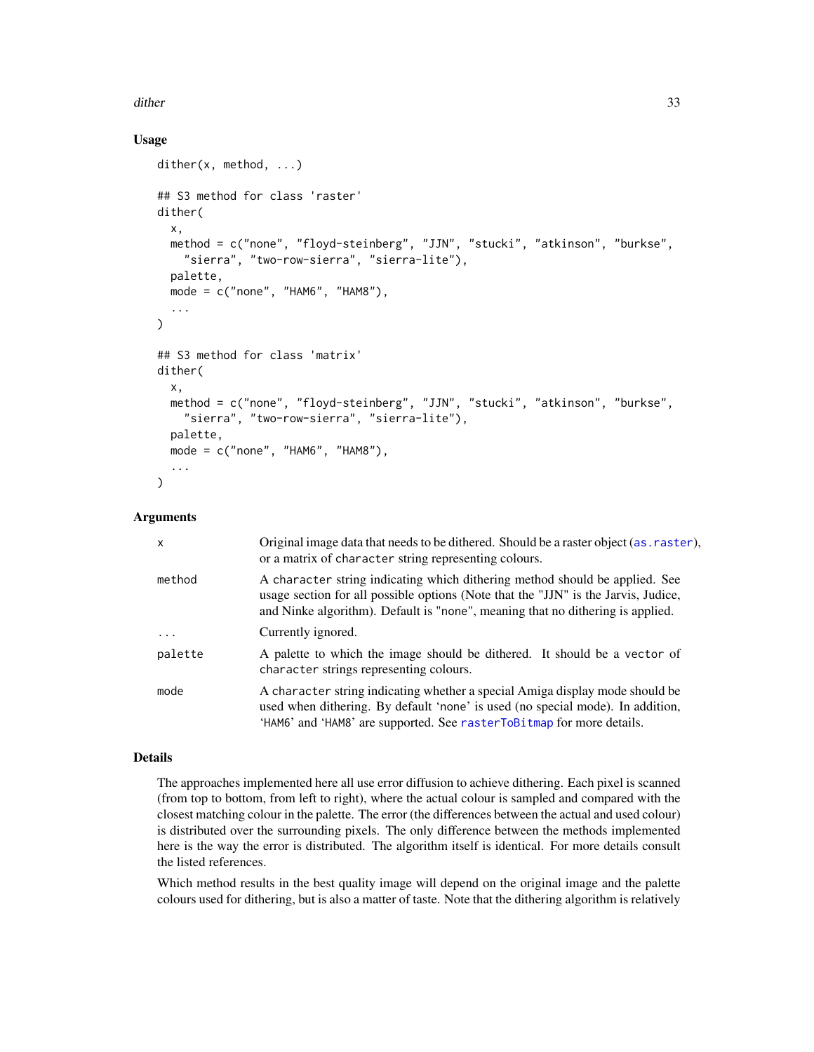### Usage

```
dither(x, method, ...)

## S3 method for class 'raster'
dither(
  x,
  method = c("none", "floyd-steinberg", "JJN", "stucki", "atkinson", "burkse",
    "sierra", "two-row-sierra", "sierra-lite"),
  palette,
  mode = c("none", "HAM6", "HAM8"),
  ...
)

## S3 method for class 'matrix'
dither(
  x,
  method = c("none", "floyd-steinberg", "JJN", "stucki", "atkinson", "burkse",
    "sierra", "two-row-sierra", "sierra-lite"),
  palette,
  mode = c("none", "HAM6", "HAM8"),
  ...
)
```

### Arguments

| | |
|---|---|
| `x` | Original image data that needs to be dithered. Should be a raster object (`as.raster`), or a matrix of `character` string representing colours. |
| `method` | A `character` string indicating which dithering method should be applied. See usage section for all possible options (Note that the "JJN" is the Jarvis, Judice, and Ninke algorithm). Default is "none", meaning that no dithering is applied. |
| `...` | Currently ignored. |
| `palette` | A palette to which the image should be dithered. It should be a `vector` of `character` strings representing colours. |
| `mode` | A `character` string indicating whether a special Amiga display mode should be used when dithering. By default 'none' is used (no special mode). In addition, 'HAM6' and 'HAM8' are supported. See `rasterToBitmap` for more details. |

### Details

The approaches implemented here all use error diffusion to achieve dithering. Each pixel is scanned (from top to bottom, from left to right), where the actual colour is sampled and compared with the closest matching colour in the palette. The error (the differences between the actual and used colour) is distributed over the surrounding pixels. The only difference between the methods implemented here is the way the error is distributed. The algorithm itself is identical. For more details consult the listed references.

Which method results in the best quality image will depend on the original image and the palette colours used for dithering, but is also a matter of taste. Note that the dithering algorithm is relatively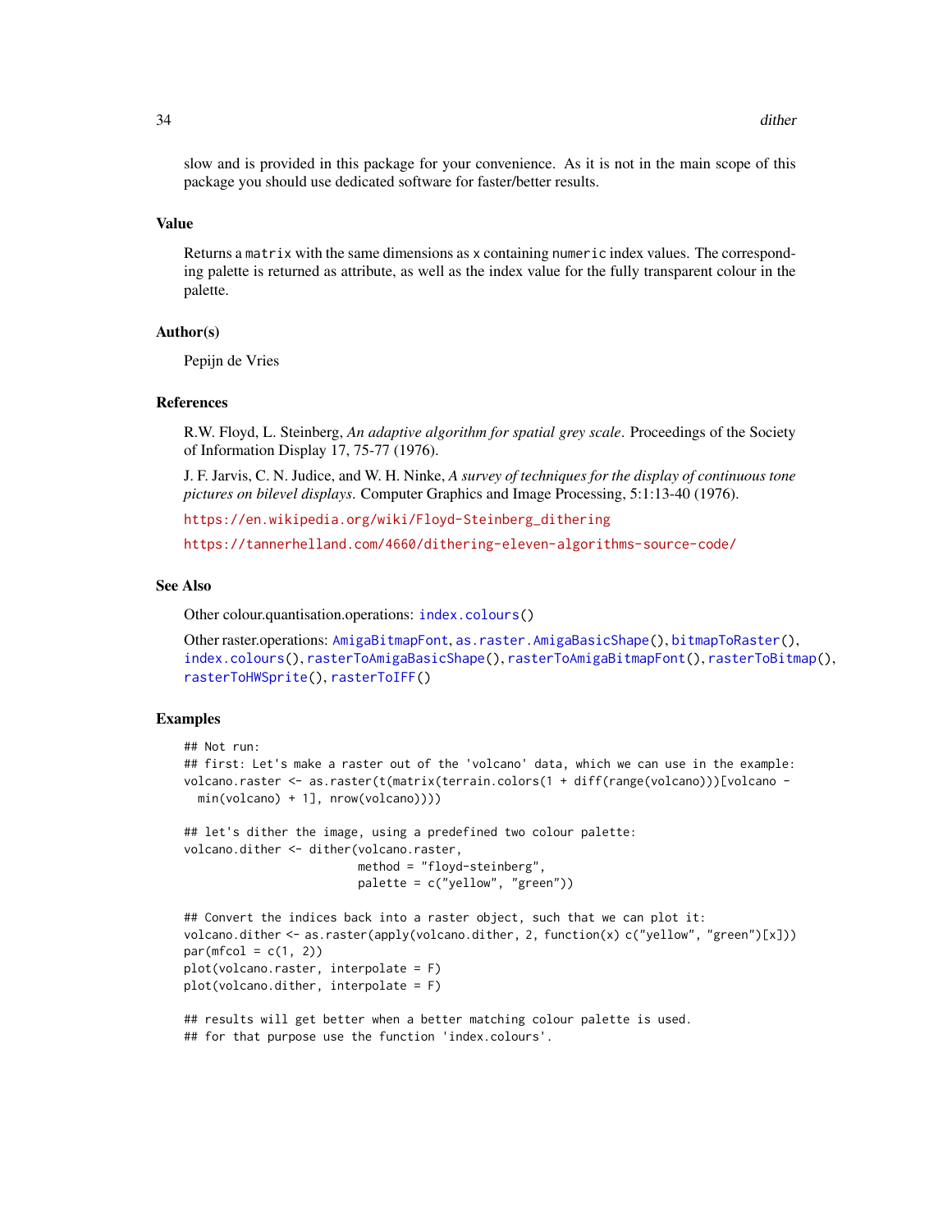slow and is provided in this package for your convenience. As it is not in the main scope of this package you should use dedicated software for faster/better results.

## Value

Returns a `matrix` with the same dimensions as `x` containing `numeric` index values. The corresponding palette is returned as attribute, as well as the index value for the fully transparent colour in the palette.

## Author(s)

Pepijn de Vries

## References

R.W. Floyd, L. Steinberg, *An adaptive algorithm for spatial grey scale*. Proceedings of the Society of Information Display 17, 75-77 (1976).

J. F. Jarvis, C. N. Judice, and W. H. Ninke, *A survey of techniques for the display of continuous tone pictures on bilevel displays*. Computer Graphics and Image Processing, 5:1:13-40 (1976).

https://en.wikipedia.org/wiki/Floyd-Steinberg_dithering

https://tannerhelland.com/4660/dithering-eleven-algorithms-source-code/

## See Also

Other colour.quantisation.operations: `index.colours()`

Other raster.operations: `AmigaBitmapFont`, `as.raster.AmigaBasicShape()`, `bitmapToRaster()`, `index.colours()`, `rasterToAmigaBasicShape()`, `rasterToAmigaBitmapFont()`, `rasterToBitmap()`, `rasterToHWSprite()`, `rasterToIFF()`

## Examples

```
## Not run:
## first: Let's make a raster out of the 'volcano' data, which we can use in the example:
volcano.raster <- as.raster(t(matrix(terrain.colors(1 + diff(range(volcano)))[volcano -
  min(volcano) + 1], nrow(volcano))))

## let's dither the image, using a predefined two colour palette:
volcano.dither <- dither(volcano.raster,
                         method = "floyd-steinberg",
                         palette = c("yellow", "green"))

## Convert the indices back into a raster object, such that we can plot it:
volcano.dither <- as.raster(apply(volcano.dither, 2, function(x) c("yellow", "green")[x]))
par(mfcol = c(1, 2))
plot(volcano.raster, interpolate = F)
plot(volcano.dither, interpolate = F)

## results will get better when a better matching colour palette is used.
## for that purpose use the function 'index.colours'.
```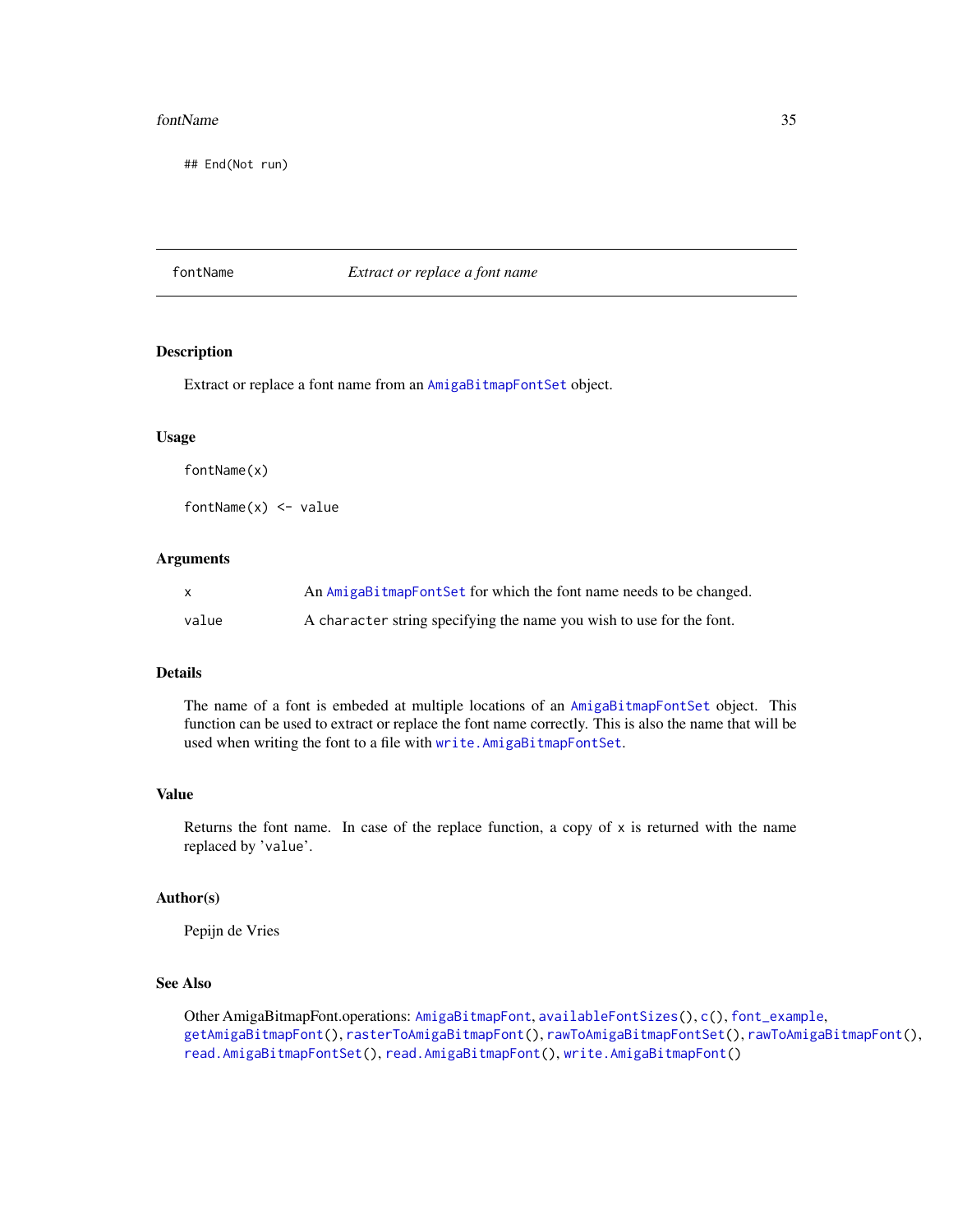```
## End(Not run)
```

---

## fontName — *Extract or replace a font name*

### Description

Extract or replace a font name from an `AmigaBitmapFontSet` object.

### Usage

```
fontName(x)

fontName(x) <- value
```

### Arguments

| | |
|---|---|
| `x` | An `AmigaBitmapFontSet` for which the font name needs to be changed. |
| `value` | A `character` string specifying the name you wish to use for the font. |

### Details

The name of a font is embeded at multiple locations of an `AmigaBitmapFontSet` object. This function can be used to extract or replace the font name correctly. This is also the name that will be used when writing the font to a file with `write.AmigaBitmapFontSet`.

### Value

Returns the font name. In case of the replace function, a copy of `x` is returned with the name replaced by '`value`'.

### Author(s)

Pepijn de Vries

### See Also

Other AmigaBitmapFont.operations: `AmigaBitmapFont`, `availableFontSizes()`, `c()`, `font_example`, `getAmigaBitmapFont()`, `rasterToAmigaBitmapFont()`, `rawToAmigaBitmapFontSet()`, `rawToAmigaBitmapFont()`, `read.AmigaBitmapFontSet()`, `read.AmigaBitmapFont()`, `write.AmigaBitmapFont()`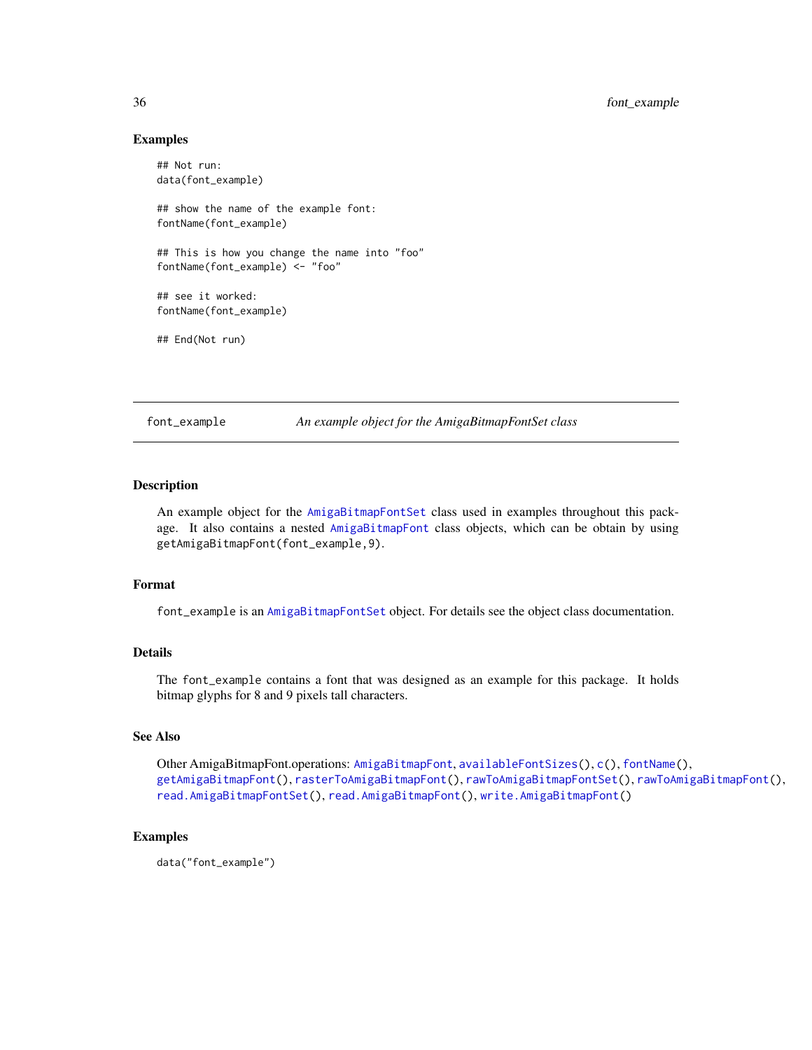### Examples

```
## Not run:
data(font_example)

## show the name of the example font:
fontName(font_example)

## This is how you change the name into "foo"
fontName(font_example) <- "foo"

## see it worked:
fontName(font_example)

## End(Not run)
```

---

## font_example &nbsp;&nbsp;&nbsp;&nbsp; *An example object for the AmigaBitmapFontSet class*

---

### Description

An example object for the `AmigaBitmapFontSet` class used in examples throughout this package. It also contains a nested `AmigaBitmapFont` class objects, which can be obtain by using `getAmigaBitmapFont(font_example,9)`.

### Format

`font_example` is an `AmigaBitmapFontSet` object. For details see the object class documentation.

### Details

The `font_example` contains a font that was designed as an example for this package. It holds bitmap glyphs for 8 and 9 pixels tall characters.

### See Also

Other AmigaBitmapFont.operations: `AmigaBitmapFont`, `availableFontSizes()`, `c()`, `fontName()`, `getAmigaBitmapFont()`, `rasterToAmigaBitmapFont()`, `rawToAmigaBitmapFontSet()`, `rawToAmigaBitmapFont()`, `read.AmigaBitmapFontSet()`, `read.AmigaBitmapFont()`, `write.AmigaBitmapFont()`

### Examples

```
data("font_example")
```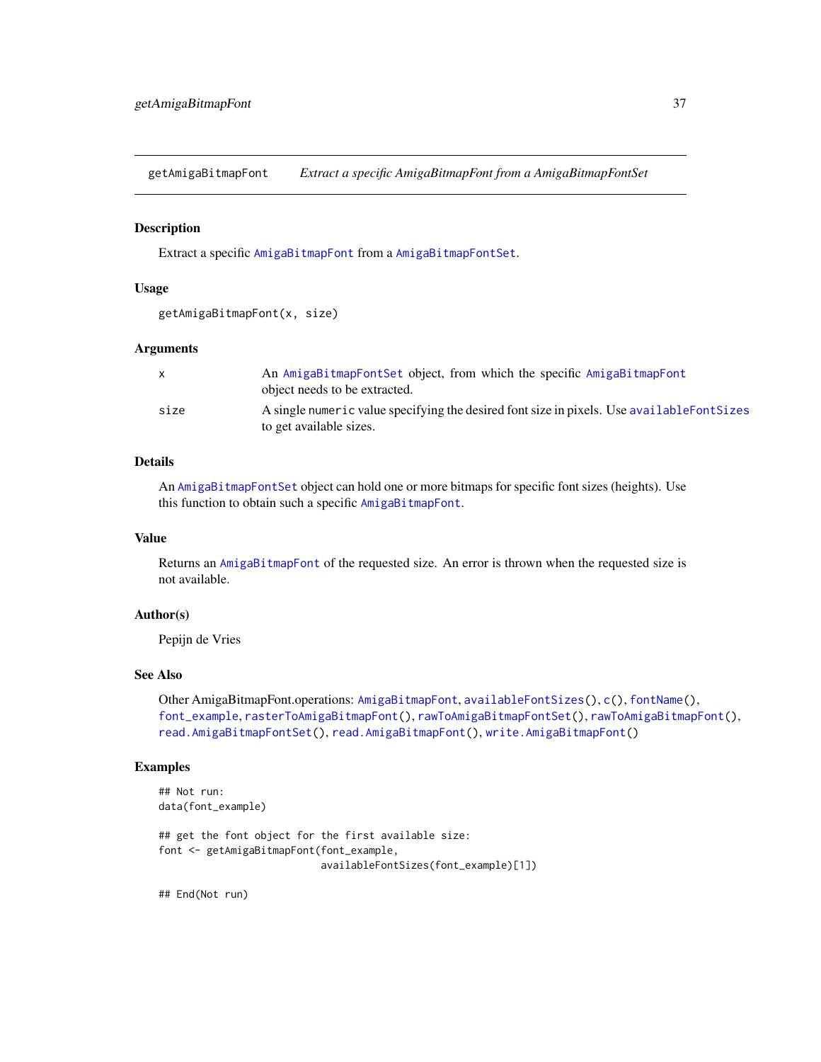# getAmigaBitmapFont — *Extract a specific AmigaBitmapFont from a AmigaBitmapFontSet*

## Description

Extract a specific `AmigaBitmapFont` from a `AmigaBitmapFontSet`.

## Usage

```
getAmigaBitmapFont(x, size)
```

## Arguments

| | |
|---|---|
| x | An `AmigaBitmapFontSet` object, from which the specific `AmigaBitmapFont` object needs to be extracted. |
| size | A single `numeric` value specifying the desired font size in pixels. Use `availableFontSizes` to get available sizes. |

## Details

An `AmigaBitmapFontSet` object can hold one or more bitmaps for specific font sizes (heights). Use this function to obtain such a specific `AmigaBitmapFont`.

## Value

Returns an `AmigaBitmapFont` of the requested size. An error is thrown when the requested size is not available.

## Author(s)

Pepijn de Vries

## See Also

Other AmigaBitmapFont.operations: `AmigaBitmapFont`, `availableFontSizes()`, `c()`, `fontName()`, `font_example`, `rasterToAmigaBitmapFont()`, `rawToAmigaBitmapFontSet()`, `rawToAmigaBitmapFont()`, `read.AmigaBitmapFontSet()`, `read.AmigaBitmapFont()`, `write.AmigaBitmapFont()`

## Examples

```
## Not run:
data(font_example)

## get the font object for the first available size:
font <- getAmigaBitmapFont(font_example,
                           availableFontSizes(font_example)[1])

## End(Not run)
```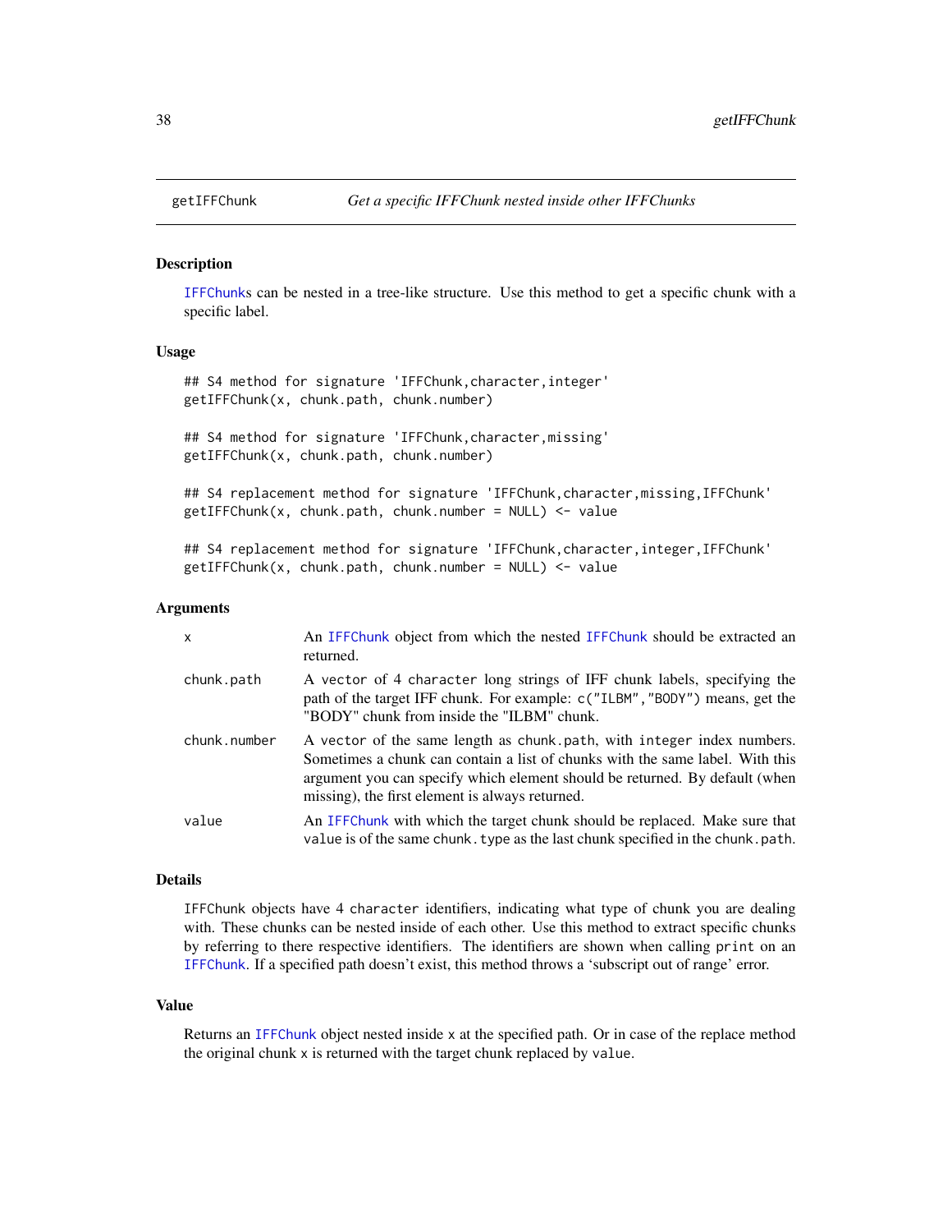# getIFFChunk — *Get a specific IFFChunk nested inside other IFFChunks*

## Description

IFFChunks can be nested in a tree-like structure. Use this method to get a specific chunk with a specific label.

## Usage

```
## S4 method for signature 'IFFChunk,character,integer'
getIFFChunk(x, chunk.path, chunk.number)

## S4 method for signature 'IFFChunk,character,missing'
getIFFChunk(x, chunk.path, chunk.number)

## S4 replacement method for signature 'IFFChunk,character,missing,IFFChunk'
getIFFChunk(x, chunk.path, chunk.number = NULL) <- value

## S4 replacement method for signature 'IFFChunk,character,integer,IFFChunk'
getIFFChunk(x, chunk.path, chunk.number = NULL) <- value
```

## Arguments

| | |
|---|---|
| `x` | An `IFFChunk` object from which the nested `IFFChunk` should be extracted an returned. |
| `chunk.path` | A vector of 4 `character` long strings of IFF chunk labels, specifying the path of the target IFF chunk. For example: `c("ILBM","BODY")` means, get the "BODY" chunk from inside the "ILBM" chunk. |
| `chunk.number` | A vector of the same length as `chunk.path`, with `integer` index numbers. Sometimes a chunk can contain a list of chunks with the same label. With this argument you can specify which element should be returned. By default (when missing), the first element is always returned. |
| `value` | An `IFFChunk` with which the target chunk should be replaced. Make sure that `value` is of the same `chunk.type` as the last chunk specified in the `chunk.path`. |

## Details

`IFFChunk` objects have 4 `character` identifiers, indicating what type of chunk you are dealing with. These chunks can be nested inside of each other. Use this method to extract specific chunks by referring to there respective identifiers. The identifiers are shown when calling `print` on an `IFFChunk`. If a specified path doesn't exist, this method throws a 'subscript out of range' error.

## Value

Returns an `IFFChunk` object nested inside `x` at the specified path. Or in case of the replace method the original chunk `x` is returned with the target chunk replaced by `value`.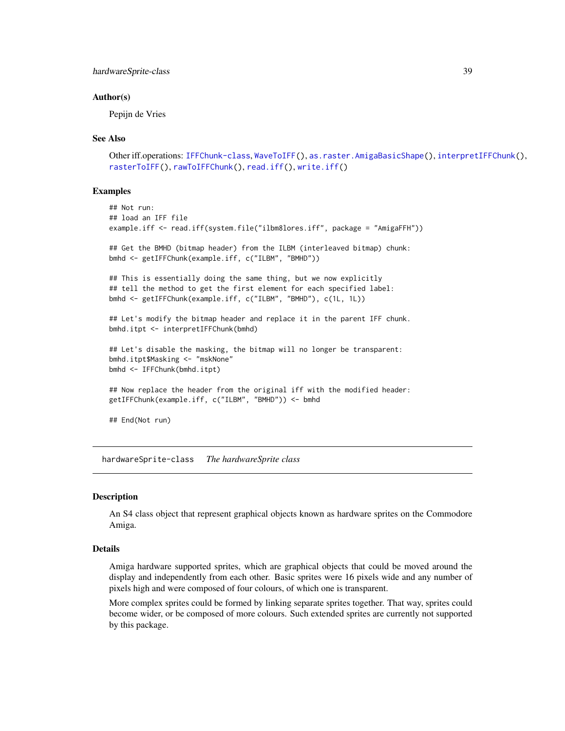### Author(s)

Pepijn de Vries

### See Also

Other iff.operations: IFFChunk-class, WaveToIFF(), as.raster.AmigaBasicShape(), interpretIFFChunk(), rasterToIFF(), rawToIFFChunk(), read.iff(), write.iff()

### Examples

```
## Not run:
## load an IFF file
example.iff <- read.iff(system.file("ilbm8lores.iff", package = "AmigaFFH"))

## Get the BMHD (bitmap header) from the ILBM (interleaved bitmap) chunk:
bmhd <- getIFFChunk(example.iff, c("ILBM", "BMHD"))

## This is essentially doing the same thing, but we now explicitly
## tell the method to get the first element for each specified label:
bmhd <- getIFFChunk(example.iff, c("ILBM", "BMHD"), c(1L, 1L))

## Let's modify the bitmap header and replace it in the parent IFF chunk.
bmhd.itpt <- interpretIFFChunk(bmhd)

## Let's disable the masking, the bitmap will no longer be transparent:
bmhd.itpt$Masking <- "mskNone"
bmhd <- IFFChunk(bmhd.itpt)

## Now replace the header from the original iff with the modified header:
getIFFChunk(example.iff, c("ILBM", "BMHD")) <- bmhd

## End(Not run)
```

---

## hardwareSprite-class *The hardwareSprite class*

### Description

An S4 class object that represent graphical objects known as hardware sprites on the Commodore Amiga.

### Details

Amiga hardware supported sprites, which are graphical objects that could be moved around the display and independently from each other. Basic sprites were 16 pixels wide and any number of pixels high and were composed of four colours, of which one is transparent.

More complex sprites could be formed by linking separate sprites together. That way, sprites could become wider, or be composed of more colours. Such extended sprites are currently not supported by this package.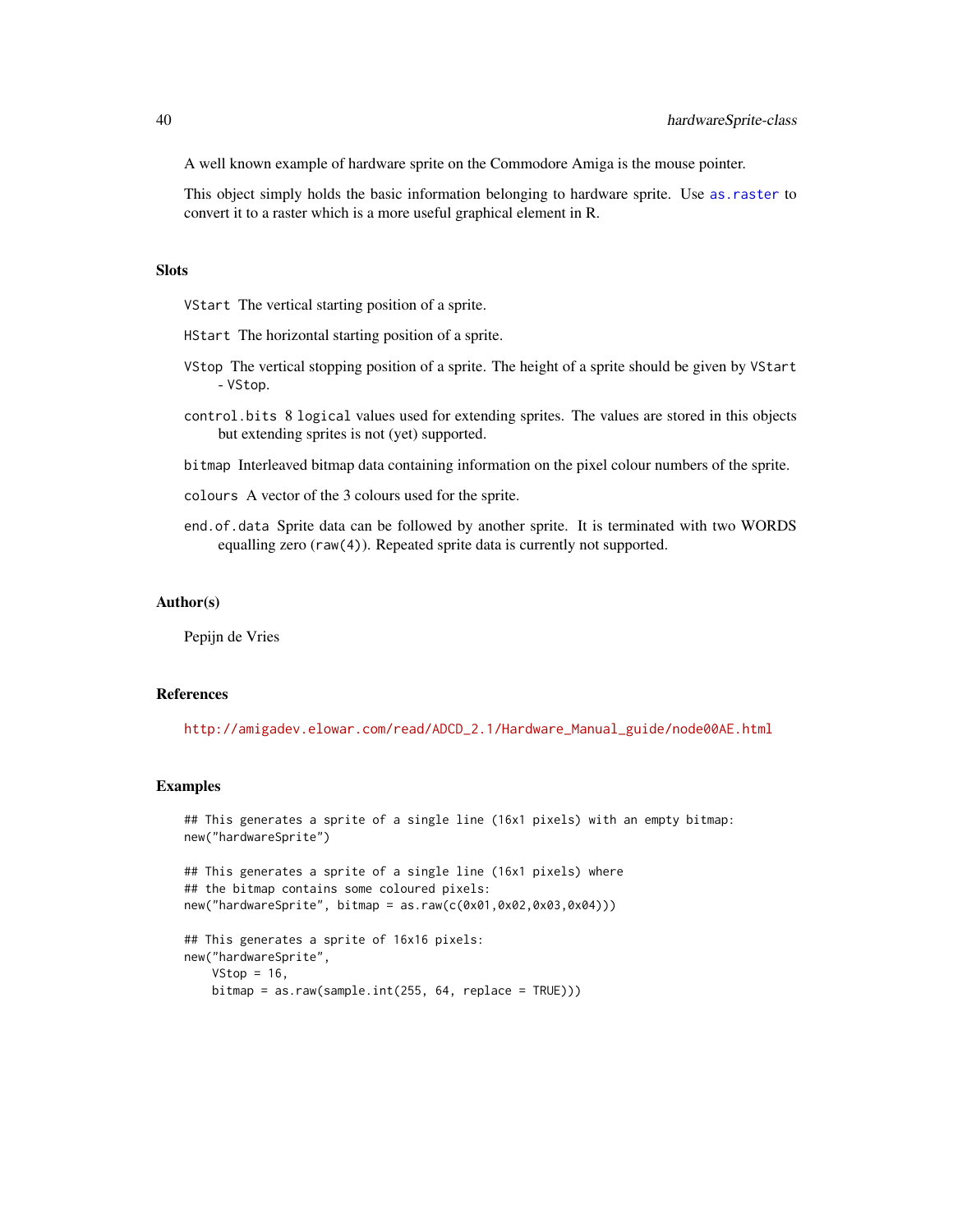A well known example of hardware sprite on the Commodore Amiga is the mouse pointer.

This object simply holds the basic information belonging to hardware sprite. Use `as.raster` to convert it to a raster which is a more useful graphical element in R.

## Slots

`VStart` The vertical starting position of a sprite.

`HStart` The horizontal starting position of a sprite.

`VStop` The vertical stopping position of a sprite. The height of a sprite should be given by `VStart - VStop`.

`control.bits` 8 `logical` values used for extending sprites. The values are stored in this objects but extending sprites is not (yet) supported.

`bitmap` Interleaved bitmap data containing information on the pixel colour numbers of the sprite.

`colours` A vector of the 3 colours used for the sprite.

`end.of.data` Sprite data can be followed by another sprite. It is terminated with two WORDS equalling zero (`raw(4)`). Repeated sprite data is currently not supported.

## Author(s)

Pepijn de Vries

## References

http://amigadev.elowar.com/read/ADCD_2.1/Hardware_Manual_guide/node00AE.html

## Examples

```
## This generates a sprite of a single line (16x1 pixels) with an empty bitmap:
new("hardwareSprite")

## This generates a sprite of a single line (16x1 pixels) where
## the bitmap contains some coloured pixels:
new("hardwareSprite", bitmap = as.raw(c(0x01,0x02,0x03,0x04)))

## This generates a sprite of 16x16 pixels:
new("hardwareSprite",
    VStop = 16,
    bitmap = as.raw(sample.int(255, 64, replace = TRUE)))
```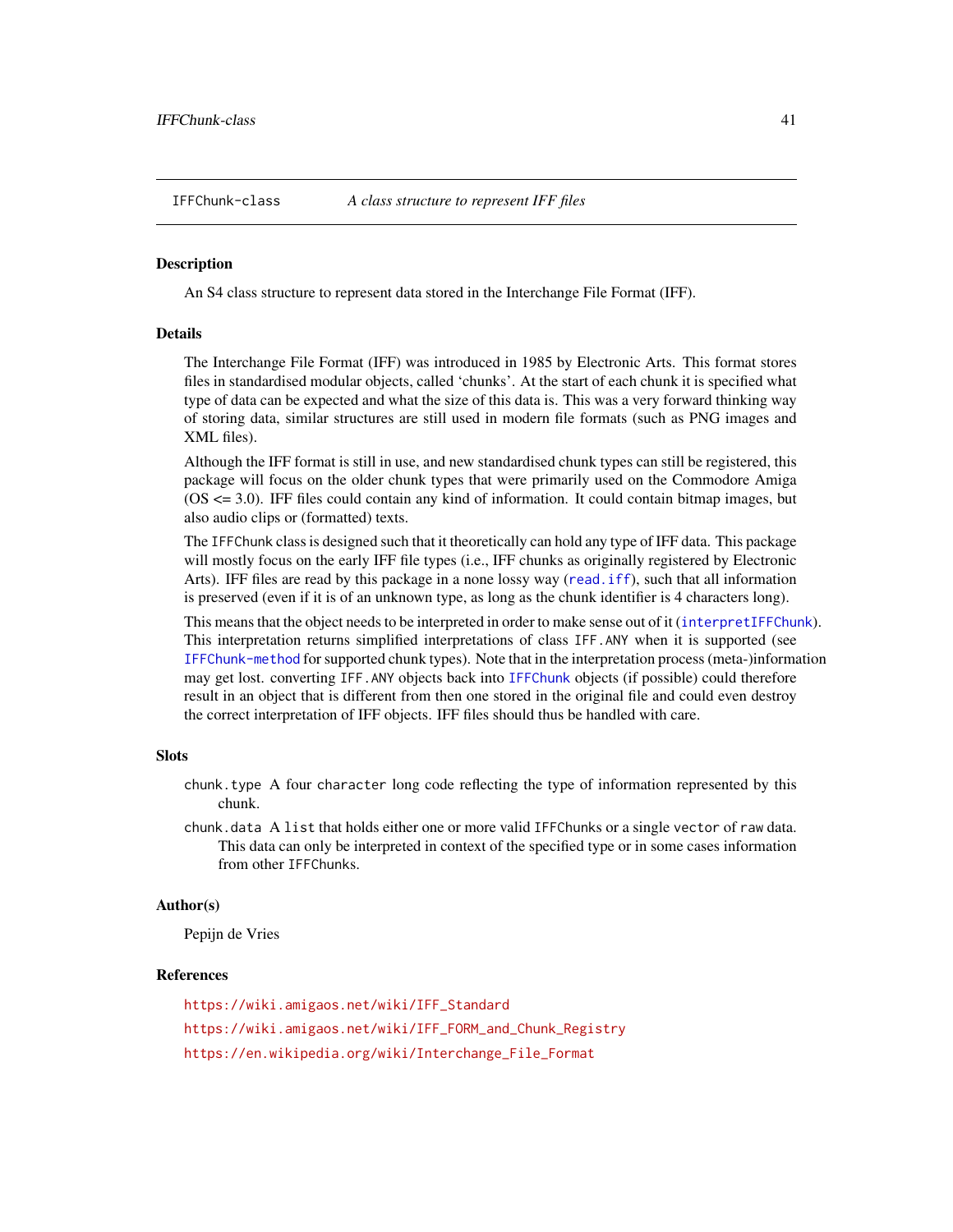IFFChunk-class *A class structure to represent IFF files*

## Description

An S4 class structure to represent data stored in the Interchange File Format (IFF).

## Details

The Interchange File Format (IFF) was introduced in 1985 by Electronic Arts. This format stores files in standardised modular objects, called 'chunks'. At the start of each chunk it is specified what type of data can be expected and what the size of this data is. This was a very forward thinking way of storing data, similar structures are still used in modern file formats (such as PNG images and XML files).

Although the IFF format is still in use, and new standardised chunk types can still be registered, this package will focus on the older chunk types that were primarily used on the Commodore Amiga (OS <= 3.0). IFF files could contain any kind of information. It could contain bitmap images, but also audio clips or (formatted) texts.

The `IFFChunk` class is designed such that it theoretically can hold any type of IFF data. This package will mostly focus on the early IFF file types (i.e., IFF chunks as originally registered by Electronic Arts). IFF files are read by this package in a none lossy way (`read.iff`), such that all information is preserved (even if it is of an unknown type, as long as the chunk identifier is 4 characters long).

This means that the object needs to be interpreted in order to make sense out of it (`interpretIFFChunk`). This interpretation returns simplified interpretations of class `IFF.ANY` when it is supported (see `IFFChunk-method` for supported chunk types). Note that in the interpretation process (meta-)information may get lost. converting `IFF.ANY` objects back into `IFFChunk` objects (if possible) could therefore result in an object that is different from then one stored in the original file and could even destroy the correct interpretation of IFF objects. IFF files should thus be handled with care.

## Slots

`chunk.type` A four `character` long code reflecting the type of information represented by this chunk.

`chunk.data` A `list` that holds either one or more valid `IFFChunks` or a single `vector` of `raw` data. This data can only be interpreted in context of the specified type or in some cases information from other `IFFChunks`.

## Author(s)

Pepijn de Vries

## References

https://wiki.amigaos.net/wiki/IFF_Standard

https://wiki.amigaos.net/wiki/IFF_FORM_and_Chunk_Registry

https://en.wikipedia.org/wiki/Interchange_File_Format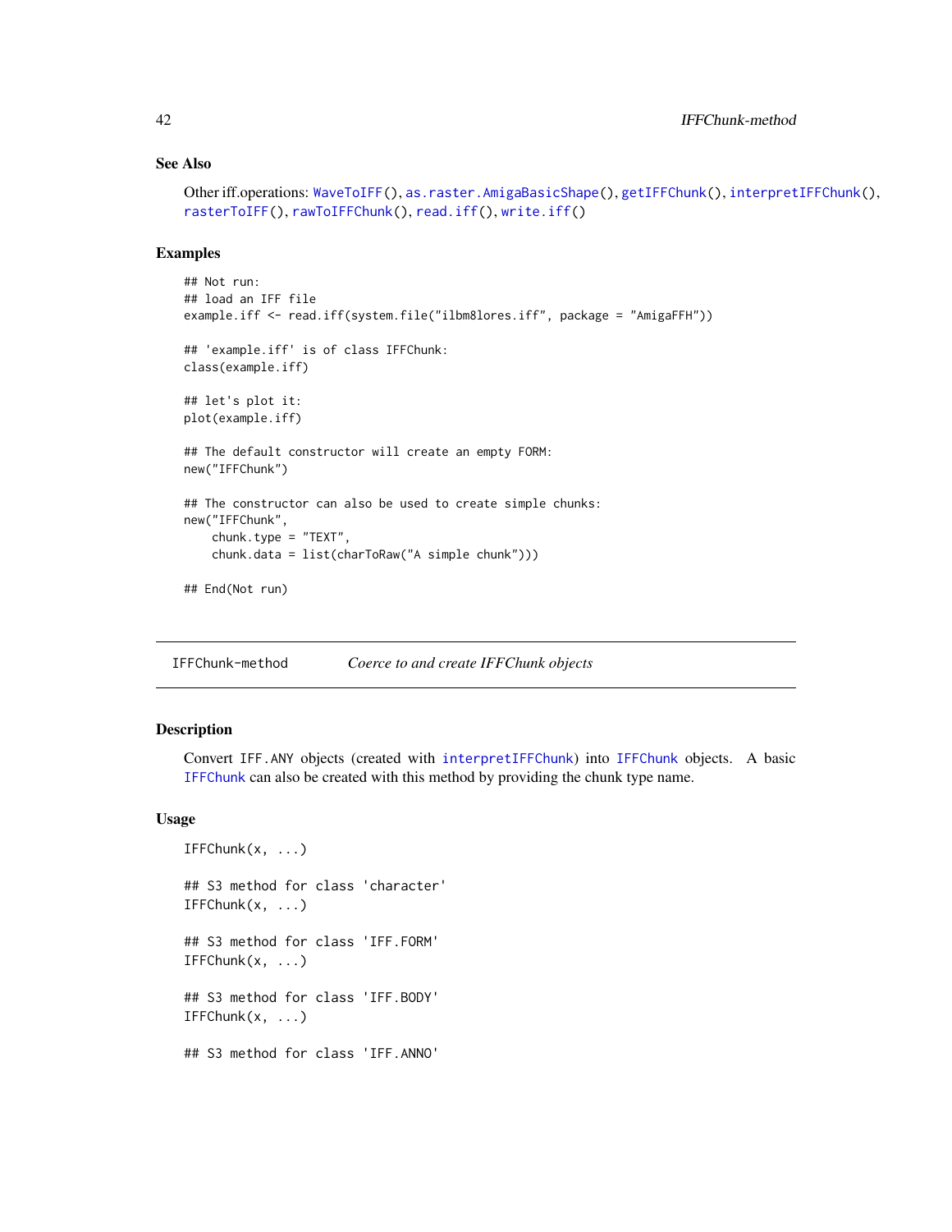### See Also

Other iff.operations: `WaveToIFF()`, `as.raster.AmigaBasicShape()`, `getIFFChunk()`, `interpretIFFChunk()`, `rasterToIFF()`, `rawToIFFChunk()`, `read.iff()`, `write.iff()`

### Examples

```
## Not run:
## load an IFF file
example.iff <- read.iff(system.file("ilbm8lores.iff", package = "AmigaFFH"))

## 'example.iff' is of class IFFChunk:
class(example.iff)

## let's plot it:
plot(example.iff)

## The default constructor will create an empty FORM:
new("IFFChunk")

## The constructor can also be used to create simple chunks:
new("IFFChunk",
    chunk.type = "TEXT",
    chunk.data = list(charToRaw("A simple chunk")))

## End(Not run)
```

---

## IFFChunk-method — *Coerce to and create IFFChunk objects*

### Description

Convert `IFF.ANY` objects (created with `interpretIFFChunk`) into `IFFChunk` objects. A basic `IFFChunk` can also be created with this method by providing the chunk type name.

### Usage

```
IFFChunk(x, ...)

## S3 method for class 'character'
IFFChunk(x, ...)

## S3 method for class 'IFF.FORM'
IFFChunk(x, ...)

## S3 method for class 'IFF.BODY'
IFFChunk(x, ...)

## S3 method for class 'IFF.ANNO'
```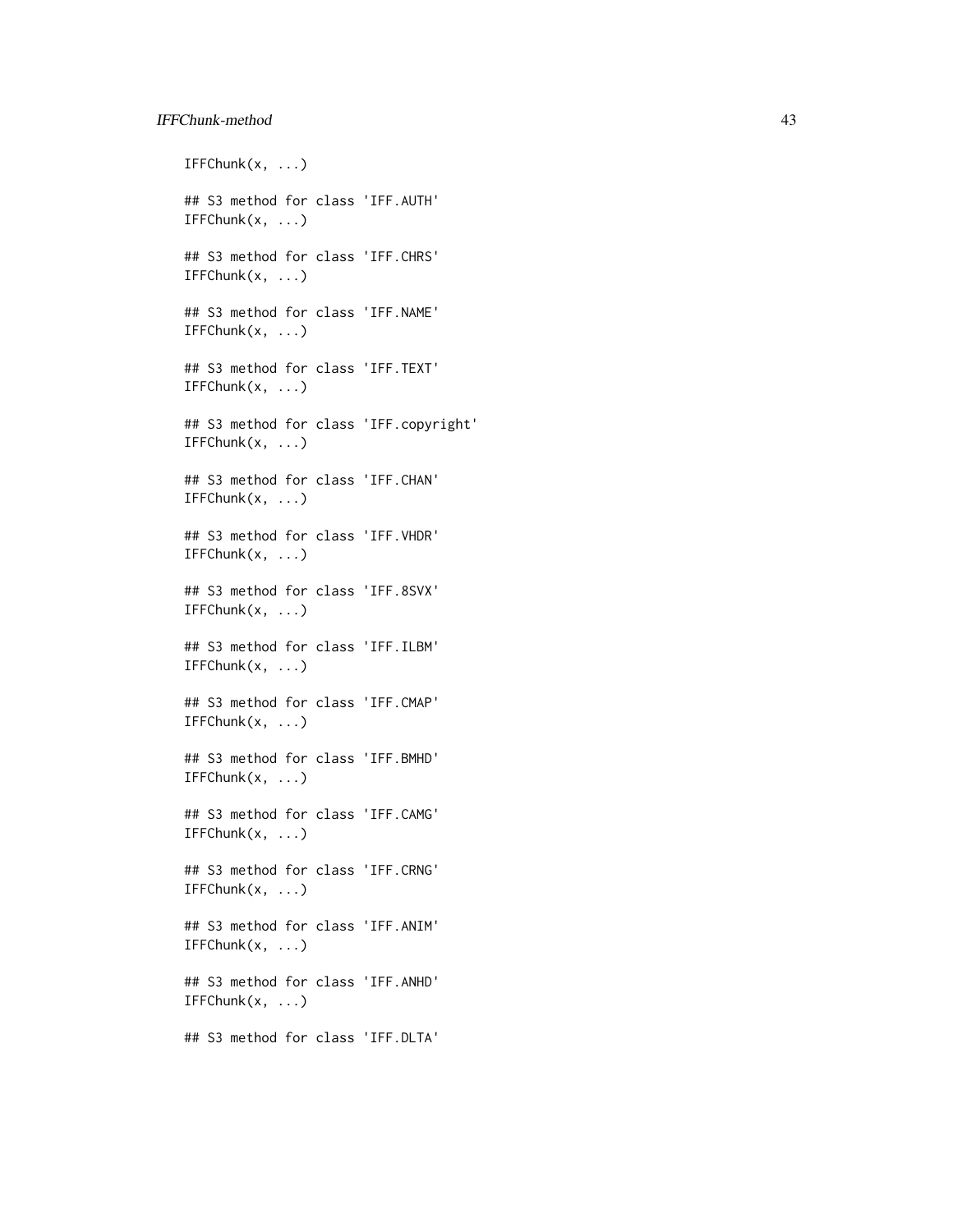```
IFFChunk(x, ...)

## S3 method for class 'IFF.AUTH'
IFFChunk(x, ...)

## S3 method for class 'IFF.CHRS'
IFFChunk(x, ...)

## S3 method for class 'IFF.NAME'
IFFChunk(x, ...)

## S3 method for class 'IFF.TEXT'
IFFChunk(x, ...)

## S3 method for class 'IFF.copyright'
IFFChunk(x, ...)

## S3 method for class 'IFF.CHAN'
IFFChunk(x, ...)

## S3 method for class 'IFF.VHDR'
IFFChunk(x, ...)

## S3 method for class 'IFF.8SVX'
IFFChunk(x, ...)

## S3 method for class 'IFF.ILBM'
IFFChunk(x, ...)

## S3 method for class 'IFF.CMAP'
IFFChunk(x, ...)

## S3 method for class 'IFF.BMHD'
IFFChunk(x, ...)

## S3 method for class 'IFF.CAMG'
IFFChunk(x, ...)

## S3 method for class 'IFF.CRNG'
IFFChunk(x, ...)

## S3 method for class 'IFF.ANIM'
IFFChunk(x, ...)

## S3 method for class 'IFF.ANHD'
IFFChunk(x, ...)

## S3 method for class 'IFF.DLTA'
```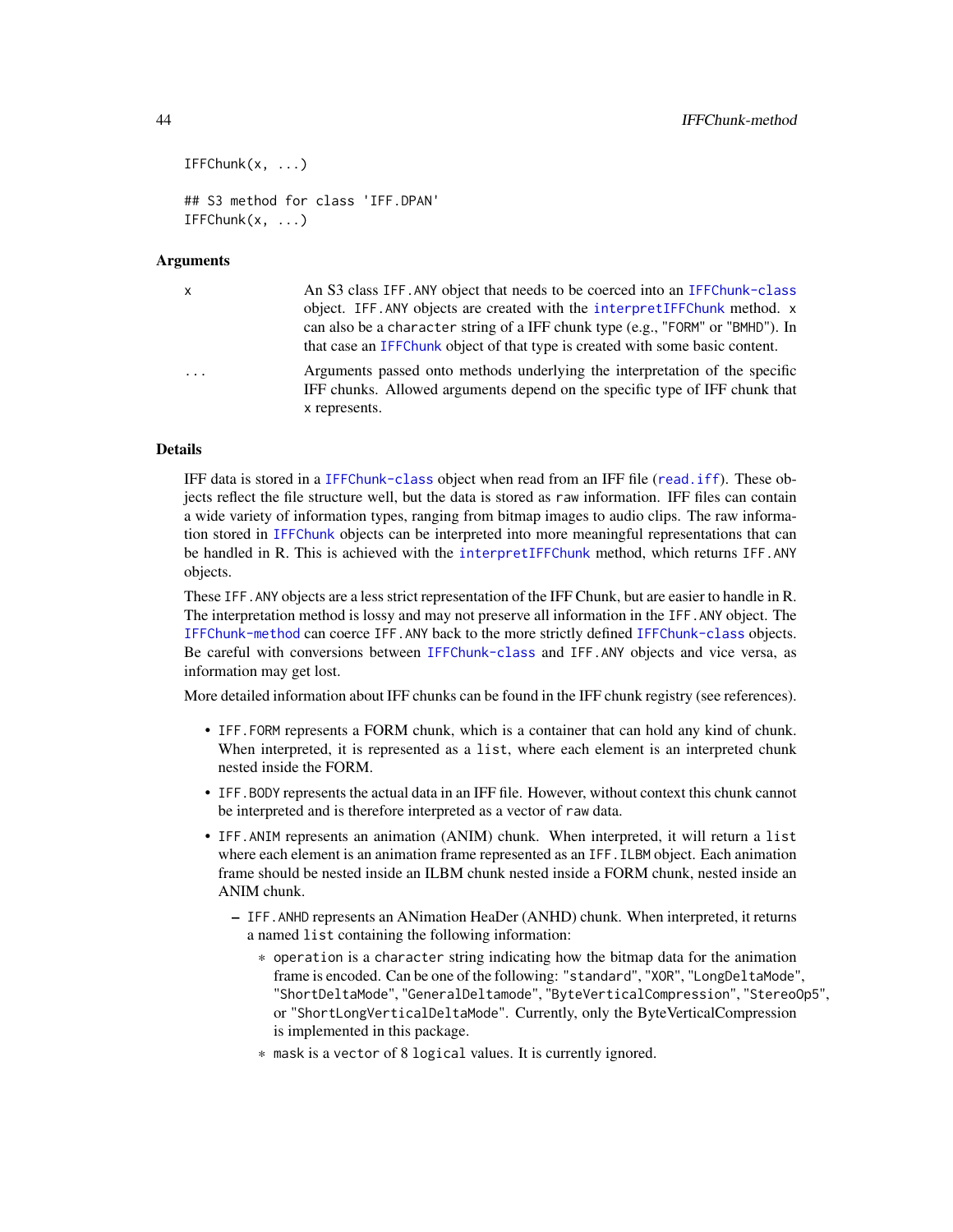```
IFFChunk(x, ...)

## S3 method for class 'IFF.DPAN'
IFFChunk(x, ...)
```

### Arguments

| | |
|---|---|
| x | An S3 class IFF.ANY object that needs to be coerced into an IFFChunk-class object. IFF.ANY objects are created with the interpretIFFChunk method. x can also be a character string of a IFF chunk type (e.g., "FORM" or "BMHD"). In that case an IFFChunk object of that type is created with some basic content. |
| ... | Arguments passed onto methods underlying the interpretation of the specific IFF chunks. Allowed arguments depend on the specific type of IFF chunk that x represents. |

### Details

IFF data is stored in a IFFChunk-class object when read from an IFF file (read.iff). These objects reflect the file structure well, but the data is stored as raw information. IFF files can contain a wide variety of information types, ranging from bitmap images to audio clips. The raw information stored in IFFChunk objects can be interpreted into more meaningful representations that can be handled in R. This is achieved with the interpretIFFChunk method, which returns IFF.ANY objects.

These IFF.ANY objects are a less strict representation of the IFF Chunk, but are easier to handle in R. The interpretation method is lossy and may not preserve all information in the IFF.ANY object. The IFFChunk-method can coerce IFF.ANY back to the more strictly defined IFFChunk-class objects. Be careful with conversions between IFFChunk-class and IFF.ANY objects and vice versa, as information may get lost.

More detailed information about IFF chunks can be found in the IFF chunk registry (see references).

- IFF.FORM represents a FORM chunk, which is a container that can hold any kind of chunk. When interpreted, it is represented as a list, where each element is an interpreted chunk nested inside the FORM.
- IFF.BODY represents the actual data in an IFF file. However, without context this chunk cannot be interpreted and is therefore interpreted as a vector of raw data.
- IFF.ANIM represents an animation (ANIM) chunk. When interpreted, it will return a list where each element is an animation frame represented as an IFF.ILBM object. Each animation frame should be nested inside an ILBM chunk nested inside a FORM chunk, nested inside an ANIM chunk.
  - IFF.ANHD represents an ANimation HeaDer (ANHD) chunk. When interpreted, it returns a named list containing the following information:
    - operation is a character string indicating how the bitmap data for the animation frame is encoded. Can be one of the following: "standard", "XOR", "LongDeltaMode", "ShortDeltaMode", "GeneralDeltamode", "ByteVerticalCompression", "StereoOp5", or "ShortLongVerticalDeltaMode". Currently, only the ByteVerticalCompression is implemented in this package.
    - mask is a vector of 8 logical values. It is currently ignored.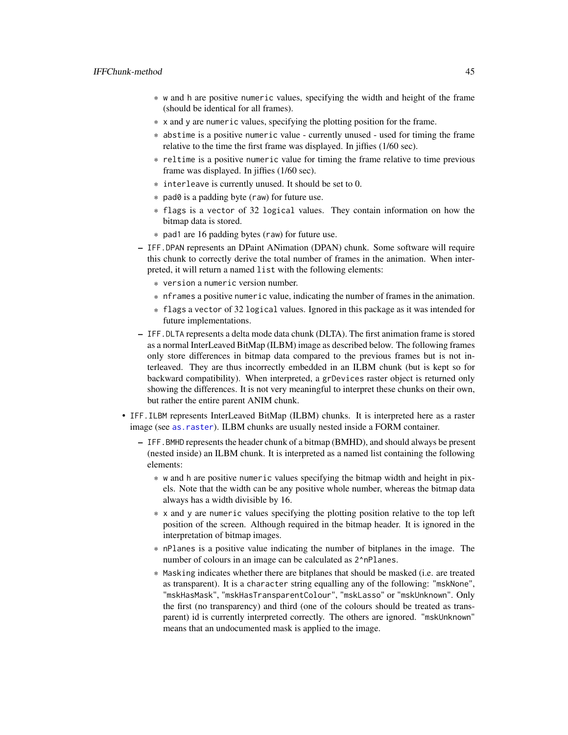* `w` and `h` are positive `numeric` values, specifying the width and height of the frame (should be identical for all frames).
        * `x` and `y` are `numeric` values, specifying the plotting position for the frame.
        * `abstime` is a positive `numeric` value - currently unused - used for timing the frame relative to the time the first frame was displayed. In jiffies (1/60 sec).
        * `reltime` is a positive `numeric` value for timing the frame relative to time previous frame was displayed. In jiffies (1/60 sec).
        * `interleave` is currently unused. It should be set to 0.
        * `pad0` is a padding byte (`raw`) for future use.
        * `flags` is a `vector` of 32 `logical` values. They contain information on how the bitmap data is stored.
        * `pad1` are 16 padding bytes (`raw`) for future use.
    - `IFF.DPAN` represents an DPaint ANimation (DPAN) chunk. Some software will require this chunk to correctly derive the total number of frames in the animation. When interpreted, it will return a named `list` with the following elements:
        * `version` a `numeric` version number.
        * `nframes` a positive `numeric` value, indicating the number of frames in the animation.
        * `flags` a `vector` of 32 `logical` values. Ignored in this package as it was intended for future implementations.
    - `IFF.DLTA` represents a delta mode data chunk (DLTA). The first animation frame is stored as a normal InterLeaved BitMap (ILBM) image as described below. The following frames only store differences in bitmap data compared to the previous frames but is not interleaved. They are thus incorrectly embedded in an ILBM chunk (but is kept so for backward compatibility). When interpreted, a `grDevices` raster object is returned only showing the differences. It is not very meaningful to interpret these chunks on their own, but rather the entire parent ANIM chunk.

- `IFF.ILBM` represents InterLeaved BitMap (ILBM) chunks. It is interpreted here as a raster image (see `as.raster`). ILBM chunks are usually nested inside a FORM container.
    - `IFF.BMHD` represents the header chunk of a bitmap (BMHD), and should always be present (nested inside) an ILBM chunk. It is interpreted as a named list containing the following elements:
        * `w` and `h` are positive `numeric` values specifying the bitmap width and height in pixels. Note that the width can be any positive whole number, whereas the bitmap data always has a width divisible by 16.
        * `x` and `y` are `numeric` values specifying the plotting position relative to the top left position of the screen. Although required in the bitmap header. It is ignored in the interpretation of bitmap images.
        * `nPlanes` is a positive value indicating the number of bitplanes in the image. The number of colours in an image can be calculated as `2^nPlanes`.
        * `Masking` indicates whether there are bitplanes that should be masked (i.e. are treated as transparent). It is a `character` string equalling any of the following: `"mskNone"`, `"mskHasMask"`, `"mskHasTransparentColour"`, `"mskLasso"` or `"mskUnknown"`. Only the first (no transparency) and third (one of the colours should be treated as transparent) id is currently interpreted correctly. The others are ignored. `"mskUnknown"` means that an undocumented mask is applied to the image.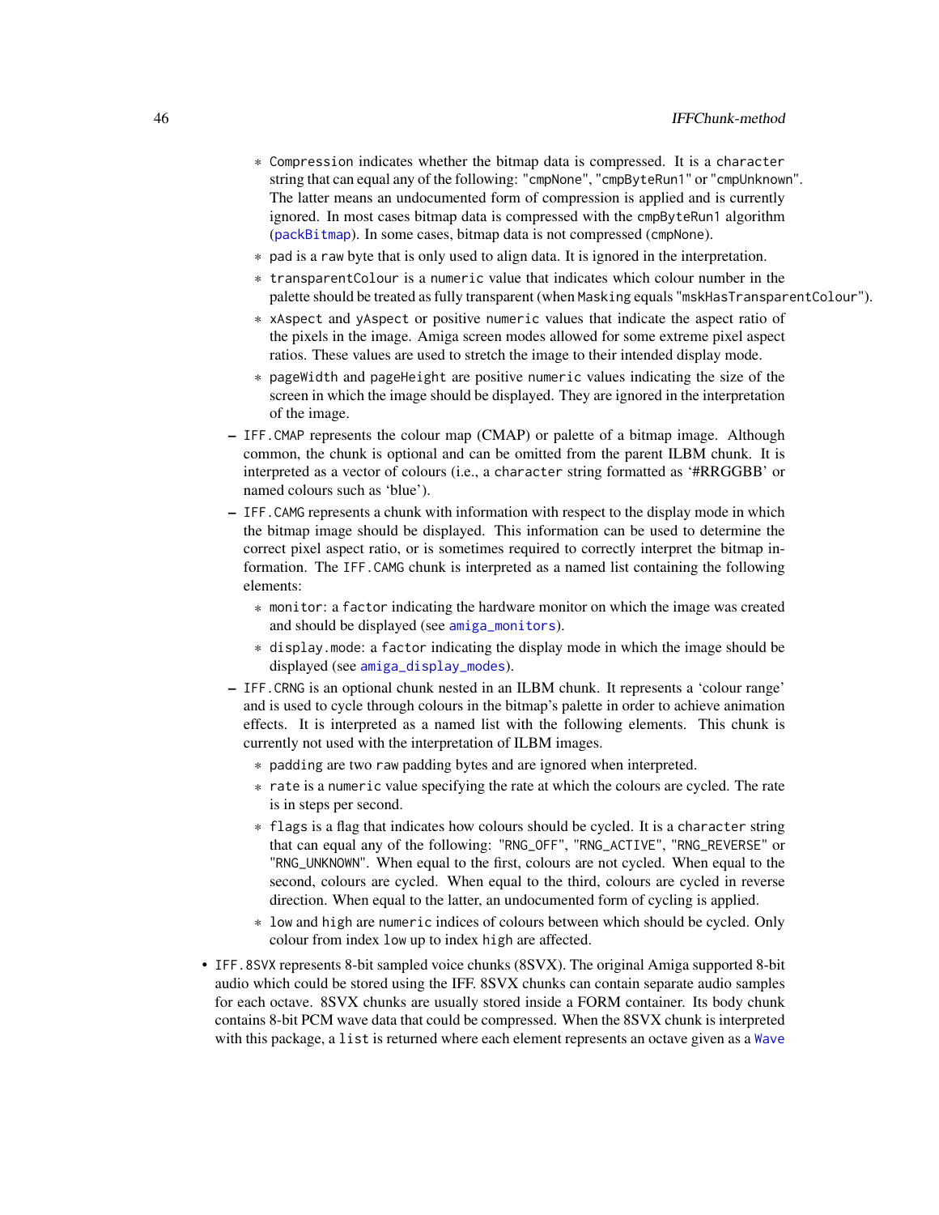- `Compression` indicates whether the bitmap data is compressed. It is a `character` string that can equal any of the following: `"cmpNone"`, `"cmpByteRun1"` or `"cmpUnknown"`. The latter means an undocumented form of compression is applied and is currently ignored. In most cases bitmap data is compressed with the `cmpByteRun1` algorithm (`packBitmap`). In some cases, bitmap data is not compressed (`cmpNone`).
    - `pad` is a `raw` byte that is only used to align data. It is ignored in the interpretation.
    - `transparentColour` is a `numeric` value that indicates which colour number in the palette should be treated as fully transparent (when `Masking` equals `"mskHasTransparentColour"`).
    - `xAspect` and `yAspect` or positive `numeric` values that indicate the aspect ratio of the pixels in the image. Amiga screen modes allowed for some extreme pixel aspect ratios. These values are used to stretch the image to their intended display mode.
    - `pageWidth` and `pageHeight` are positive `numeric` values indicating the size of the screen in which the image should be displayed. They are ignored in the interpretation of the image.
  - `IFF.CMAP` represents the colour map (CMAP) or palette of a bitmap image. Although common, the chunk is optional and can be omitted from the parent ILBM chunk. It is interpreted as a vector of colours (i.e., a `character` string formatted as '#RRGGBB' or named colours such as 'blue').
  - `IFF.CAMG` represents a chunk with information with respect to the display mode in which the bitmap image should be displayed. This information can be used to determine the correct pixel aspect ratio, or is sometimes required to correctly interpret the bitmap information. The `IFF.CAMG` chunk is interpreted as a named list containing the following elements:
    - `monitor`: a `factor` indicating the hardware monitor on which the image was created and should be displayed (see `amiga_monitors`).
    - `display.mode`: a `factor` indicating the display mode in which the image should be displayed (see `amiga_display_modes`).
  - `IFF.CRNG` is an optional chunk nested in an ILBM chunk. It represents a 'colour range' and is used to cycle through colours in the bitmap's palette in order to achieve animation effects. It is interpreted as a named list with the following elements. This chunk is currently not used with the interpretation of ILBM images.
    - `padding` are two `raw` padding bytes and are ignored when interpreted.
    - `rate` is a `numeric` value specifying the rate at which the colours are cycled. The rate is in steps per second.
    - `flags` is a flag that indicates how colours should be cycled. It is a `character` string that can equal any of the following: `"RNG_OFF"`, `"RNG_ACTIVE"`, `"RNG_REVERSE"` or `"RNG_UNKNOWN"`. When equal to the first, colours are not cycled. When equal to the second, colours are cycled. When equal to the third, colours are cycled in reverse direction. When equal to the latter, an undocumented form of cycling is applied.
    - `low` and `high` are `numeric` indices of colours between which should be cycled. Only colour from index `low` up to index `high` are affected.
- `IFF.8SVX` represents 8-bit sampled voice chunks (8SVX). The original Amiga supported 8-bit audio which could be stored using the IFF. 8SVX chunks can contain separate audio samples for each octave. 8SVX chunks are usually stored inside a FORM container. Its body chunk contains 8-bit PCM wave data that could be compressed. When the 8SVX chunk is interpreted with this package, a `list` is returned where each element represents an octave given as a `Wave`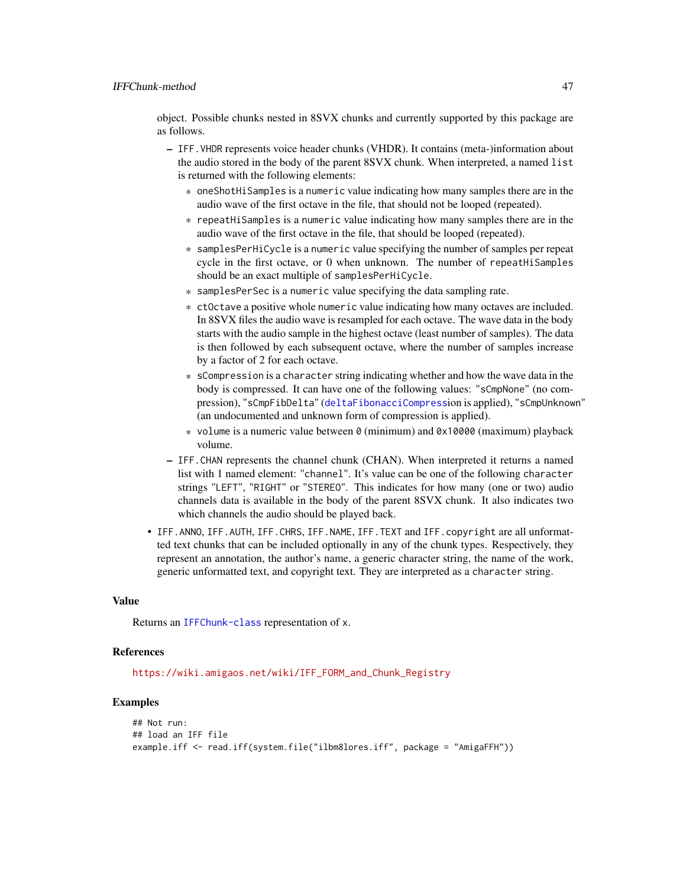object. Possible chunks nested in 8SVX chunks and currently supported by this package are as follows.

- IFF.VHDR represents voice header chunks (VHDR). It contains (meta-)information about the audio stored in the body of the parent 8SVX chunk. When interpreted, a named `list` is returned with the following elements:
  - `oneShotHiSamples` is a `numeric` value indicating how many samples there are in the audio wave of the first octave in the file, that should not be looped (repeated).
  - `repeatHiSamples` is a `numeric` value indicating how many samples there are in the audio wave of the first octave in the file, that should be looped (repeated).
  - `samplesPerHiCycle` is a `numeric` value specifying the number of samples per repeat cycle in the first octave, or 0 when unknown. The number of `repeatHiSamples` should be an exact multiple of `samplesPerHiCycle`.
  - `samplesPerSec` is a `numeric` value specifying the data sampling rate.
  - `ctOctave` a positive whole `numeric` value indicating how many octaves are included. In 8SVX files the audio wave is resampled for each octave. The wave data in the body starts with the audio sample in the highest octave (least number of samples). The data is then followed by each subsequent octave, where the number of samples increase by a factor of 2 for each octave.
  - `sCompression` is a `character` string indicating whether and how the wave data in the body is compressed. It can have one of the following values: "`sCmpNone`" (no compression), "`sCmpFibDelta`" (`deltaFibonacciCompress`ion is applied), "`sCmpUnknown`" (an undocumented and unknown form of compression is applied).
  - `volume` is a numeric value between `0` (minimum) and `0x10000` (maximum) playback volume.
- IFF.CHAN represents the channel chunk (CHAN). When interpreted it returns a named list with 1 named element: "`channel`". It's value can be one of the following `character` strings "`LEFT`", "`RIGHT`" or "`STEREO`". This indicates for how many (one or two) audio channels data is available in the body of the parent 8SVX chunk. It also indicates two which channels the audio should be played back.

- IFF.ANNO, IFF.AUTH, IFF.CHRS, IFF.NAME, IFF.TEXT and IFF.copyright are all unformatted text chunks that can be included optionally in any of the chunk types. Respectively, they represent an annotation, the author's name, a generic character string, the name of the work, generic unformatted text, and copyright text. They are interpreted as a `character` string.

## Value

Returns an `IFFChunk-class` representation of x.

## References

https://wiki.amigaos.net/wiki/IFF_FORM_and_Chunk_Registry

## Examples

```
## Not run:
## load an IFF file
example.iff <- read.iff(system.file("ilbm8lores.iff", package = "AmigaFFH"))
```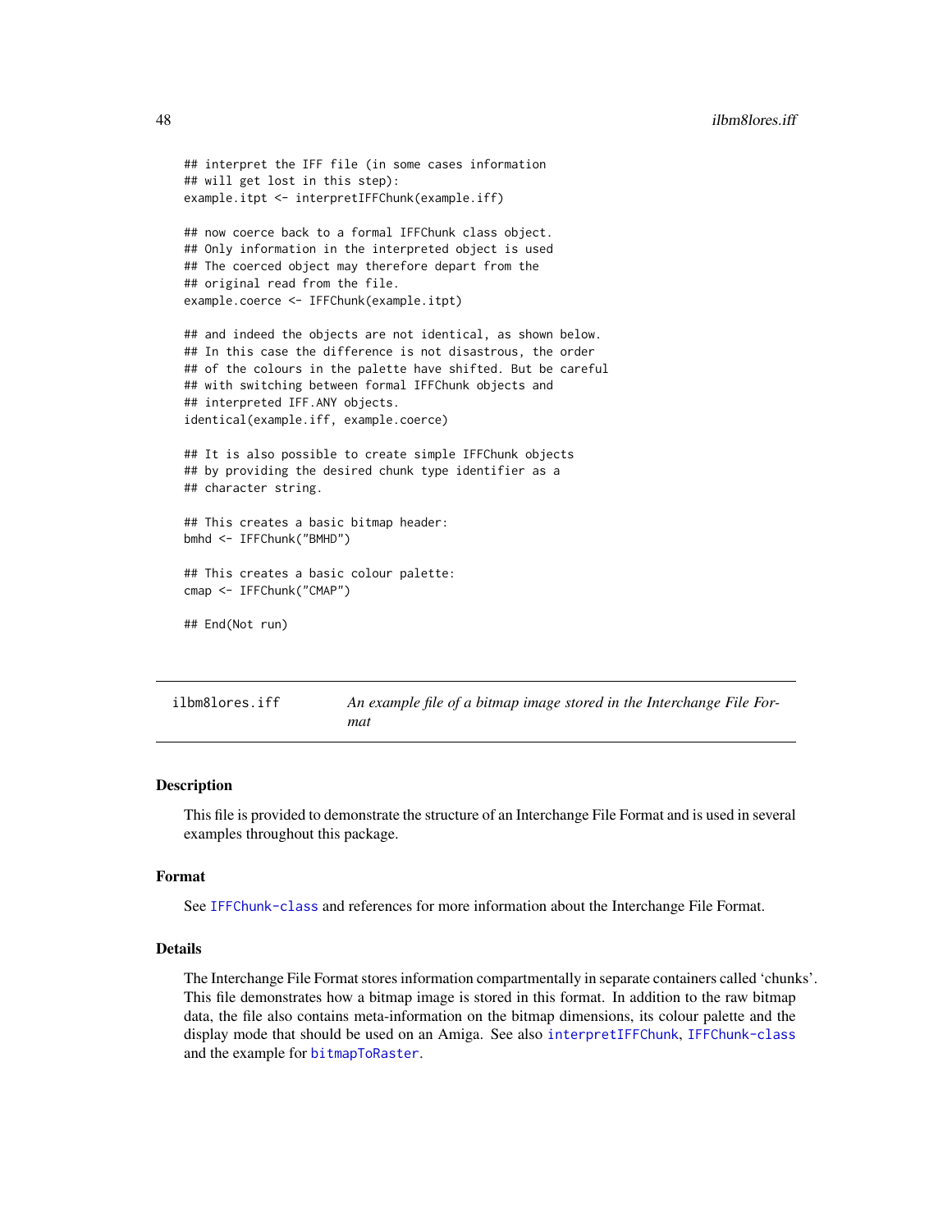```
## interpret the IFF file (in some cases information
## will get lost in this step):
example.itpt <- interpretIFFChunk(example.iff)

## now coerce back to a formal IFFChunk class object.
## Only information in the interpreted object is used
## The coerced object may therefore depart from the
## original read from the file.
example.coerce <- IFFChunk(example.itpt)

## and indeed the objects are not identical, as shown below.
## In this case the difference is not disastrous, the order
## of the colours in the palette have shifted. But be careful
## with switching between formal IFFChunk objects and
## interpreted IFF.ANY objects.
identical(example.iff, example.coerce)

## It is also possible to create simple IFFChunk objects
## by providing the desired chunk type identifier as a
## character string.

## This creates a basic bitmap header:
bmhd <- IFFChunk("BMHD")

## This creates a basic colour palette:
cmap <- IFFChunk("CMAP")

## End(Not run)
```

---

`ilbm8lores.iff` *An example file of a bitmap image stored in the Interchange File Format*

---

### Description

This file is provided to demonstrate the structure of an Interchange File Format and is used in several examples throughout this package.

### Format

See `IFFChunk-class` and references for more information about the Interchange File Format.

### Details

The Interchange File Format stores information compartmentally in separate containers called 'chunks'. This file demonstrates how a bitmap image is stored in this format. In addition to the raw bitmap data, the file also contains meta-information on the bitmap dimensions, its colour palette and the display mode that should be used on an Amiga. See also `interpretIFFChunk`, `IFFChunk-class` and the example for `bitmapToRaster`.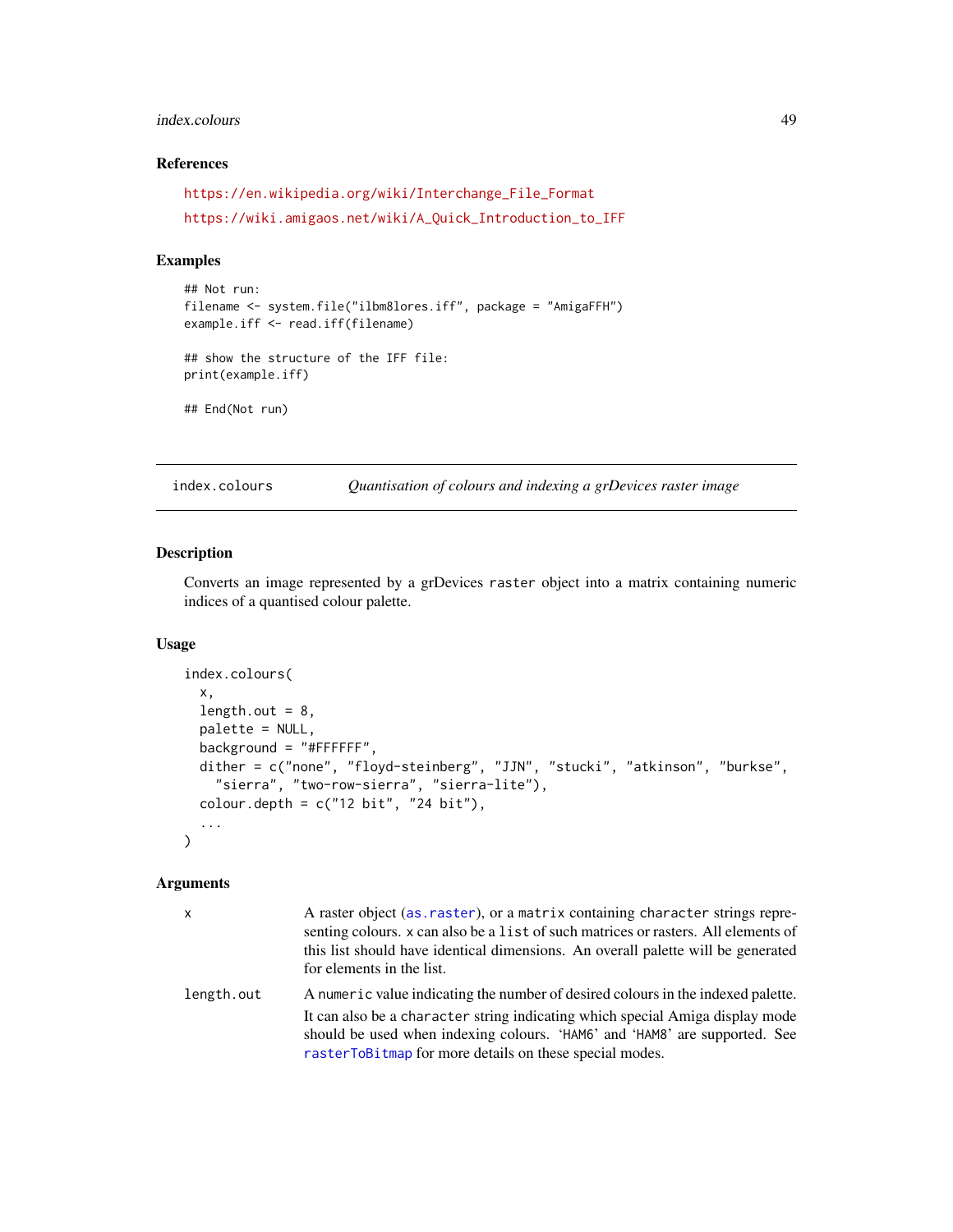### References

https://en.wikipedia.org/wiki/Interchange_File_Format

https://wiki.amigaos.net/wiki/A_Quick_Introduction_to_IFF

### Examples

```
## Not run:
filename <- system.file("ilbm8lores.iff", package = "AmigaFFH")
example.iff <- read.iff(filename)

## show the structure of the IFF file:
print(example.iff)

## End(Not run)
```

---

## index.colours — *Quantisation of colours and indexing a grDevices raster image*

---

### Description

Converts an image represented by a grDevices `raster` object into a matrix containing numeric indices of a quantised colour palette.

### Usage

```
index.colours(
  x,
  length.out = 8,
  palette = NULL,
  background = "#FFFFFF",
  dither = c("none", "floyd-steinberg", "JJN", "stucki", "atkinson", "burkse",
    "sierra", "two-row-sierra", "sierra-lite"),
  colour.depth = c("12 bit", "24 bit"),
  ...
)
```

### Arguments

| | |
|---|---|
| `x` | A raster object (`as.raster`), or a `matrix` containing `character` strings representing colours. `x` can also be a `list` of such matrices or rasters. All elements of this list should have identical dimensions. An overall palette will be generated for elements in the list. |
| `length.out` | A `numeric` value indicating the number of desired colours in the indexed palette. It can also be a `character` string indicating which special Amiga display mode should be used when indexing colours. '`HAM6`' and '`HAM8`' are supported. See `rasterToBitmap` for more details on these special modes. |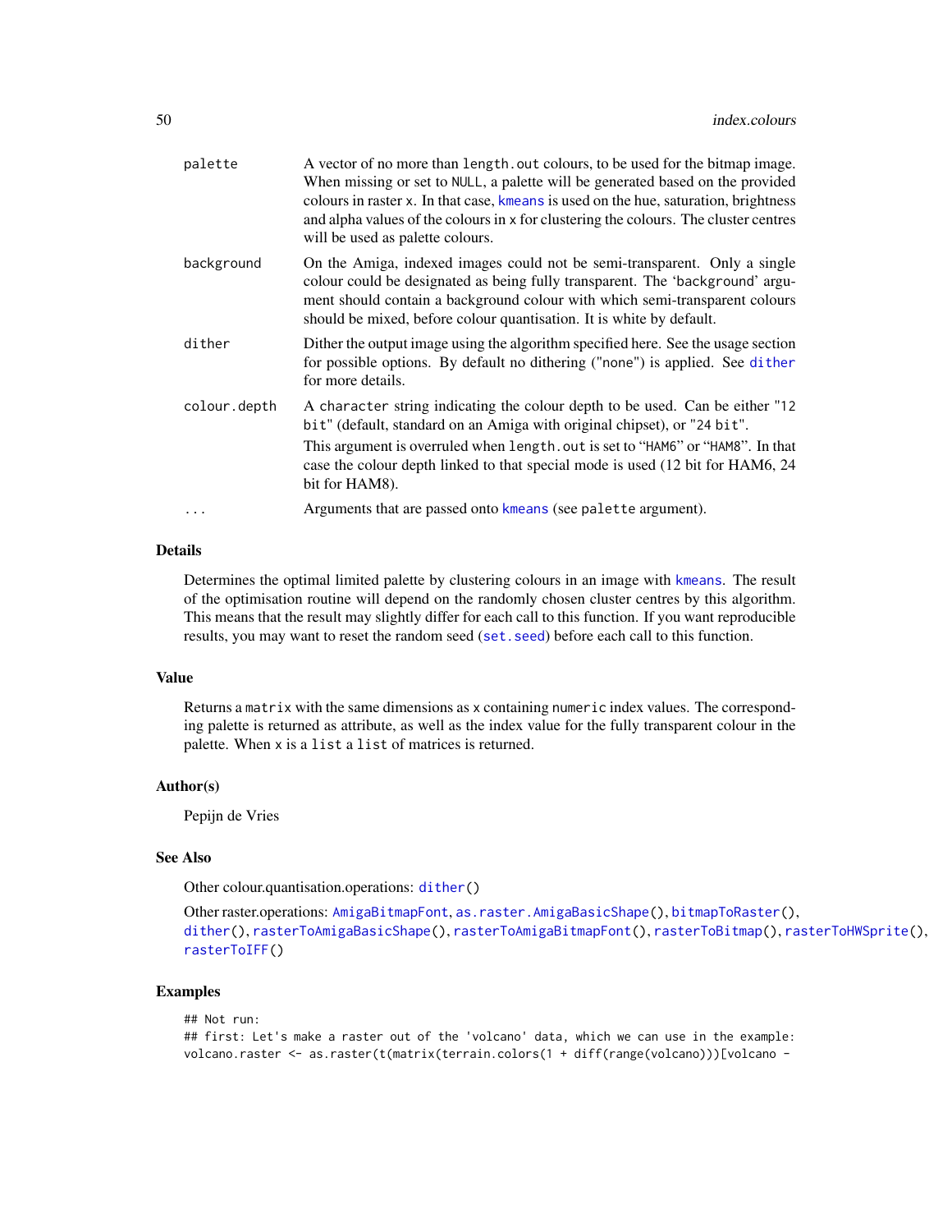| | |
|---|---|
| palette | A vector of no more than `length.out` colours, to be used for the bitmap image. When missing or set to NULL, a palette will be generated based on the provided colours in raster x. In that case, kmeans is used on the hue, saturation, brightness and alpha values of the colours in x for clustering the colours. The cluster centres will be used as palette colours. |
| background | On the Amiga, indexed images could not be semi-transparent. Only a single colour could be designated as being fully transparent. The 'background' argument should contain a background colour with which semi-transparent colours should be mixed, before colour quantisation. It is white by default. |
| dither | Dither the output image using the algorithm specified here. See the usage section for possible options. By default no dithering ("none") is applied. See dither for more details. |
| colour.depth | A character string indicating the colour depth to be used. Can be either "12 bit" (default, standard on an Amiga with original chipset), or "24 bit". This argument is overruled when `length.out` is set to "HAM6" or "HAM8". In that case the colour depth linked to that special mode is used (12 bit for HAM6, 24 bit for HAM8). |
| ... | Arguments that are passed onto kmeans (see palette argument). |

### Details

Determines the optimal limited palette by clustering colours in an image with kmeans. The result of the optimisation routine will depend on the randomly chosen cluster centres by this algorithm. This means that the result may slightly differ for each call to this function. If you want reproducible results, you may want to reset the random seed (set.seed) before each call to this function.

### Value

Returns a matrix with the same dimensions as x containing numeric index values. The corresponding palette is returned as attribute, as well as the index value for the fully transparent colour in the palette. When x is a list a list of matrices is returned.

### Author(s)

Pepijn de Vries

### See Also

Other colour.quantisation.operations: dither()

Other raster.operations: AmigaBitmapFont, as.raster.AmigaBasicShape(), bitmapToRaster(), dither(), rasterToAmigaBasicShape(), rasterToAmigaBitmapFont(), rasterToBitmap(), rasterToHWSprite(), rasterToIFF()

### Examples

```
## Not run:
## first: Let's make a raster out of the 'volcano' data, which we can use in the example:
volcano.raster <- as.raster(t(matrix(terrain.colors(1 + diff(range(volcano)))[volcano -
```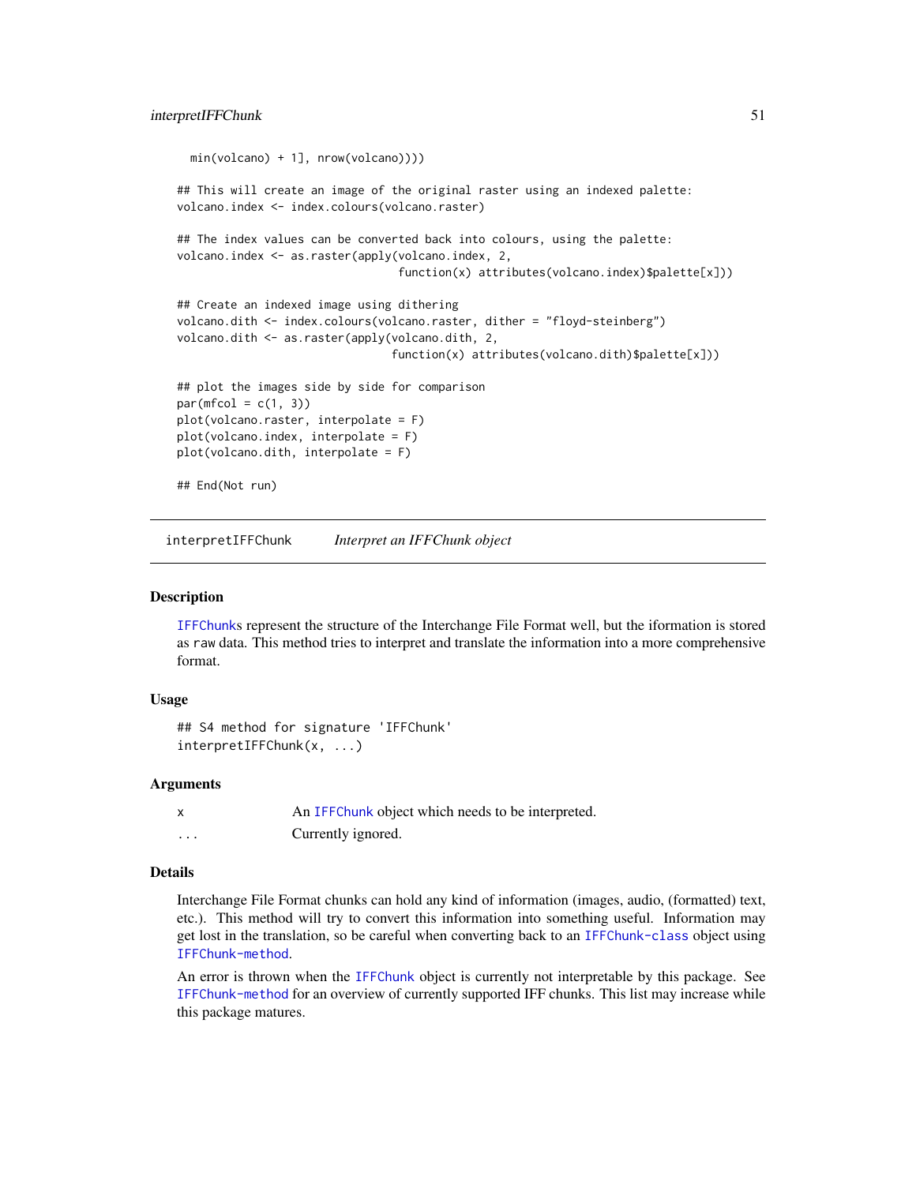```
  min(volcano) + 1], nrow(volcano))))

## This will create an image of the original raster using an indexed palette:
volcano.index <- index.colours(volcano.raster)

## The index values can be converted back into colours, using the palette:
volcano.index <- as.raster(apply(volcano.index, 2,
                                 function(x) attributes(volcano.index)$palette[x]))

## Create an indexed image using dithering
volcano.dith <- index.colours(volcano.raster, dither = "floyd-steinberg")
volcano.dith <- as.raster(apply(volcano.dith, 2,
                                function(x) attributes(volcano.dith)$palette[x]))

## plot the images side by side for comparison
par(mfcol = c(1, 3))
plot(volcano.raster, interpolate = F)
plot(volcano.index, interpolate = F)
plot(volcano.dith, interpolate = F)

## End(Not run)
```

---

## interpretIFFChunk — *Interpret an IFFChunk object*

### Description

`IFFChunk`s represent the structure of the Interchange File Format well, but the iformation is stored as `raw` data. This method tries to interpret and translate the information into a more comprehensive format.

### Usage

```
## S4 method for signature 'IFFChunk'
interpretIFFChunk(x, ...)
```

### Arguments

| | |
|---|---|
| `x` | An `IFFChunk` object which needs to be interpreted. |
| `...` | Currently ignored. |

### Details

Interchange File Format chunks can hold any kind of information (images, audio, (formatted) text, etc.). This method will try to convert this information into something useful. Information may get lost in the translation, so be careful when converting back to an `IFFChunk-class` object using `IFFChunk-method`.

An error is thrown when the `IFFChunk` object is currently not interpretable by this package. See `IFFChunk-method` for an overview of currently supported IFF chunks. This list may increase while this package matures.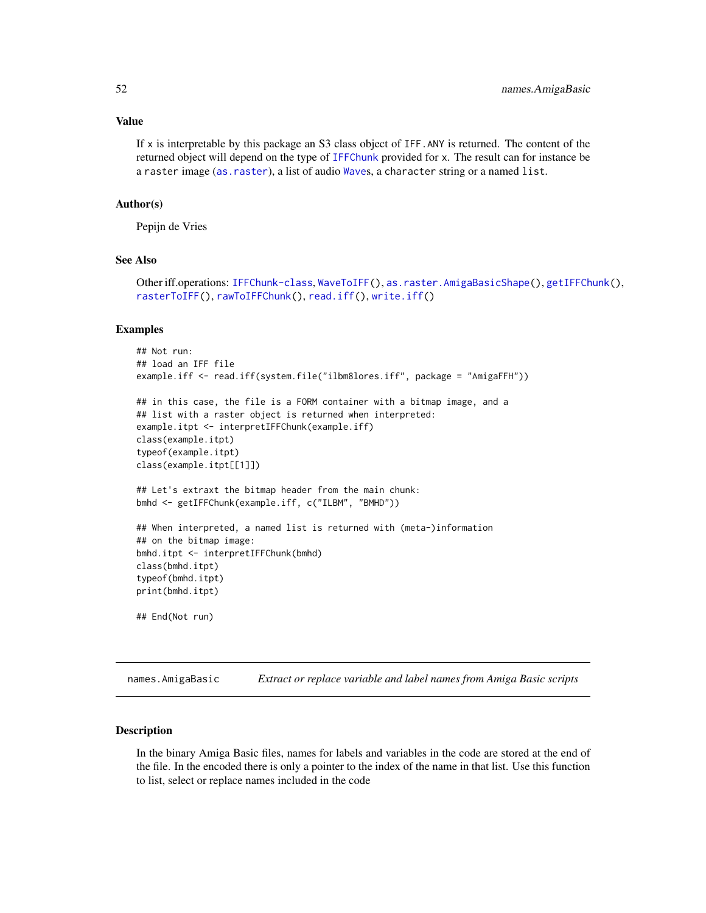### Value

If `x` is interpretable by this package an S3 class object of `IFF.ANY` is returned. The content of the returned object will depend on the type of `IFFChunk` provided for `x`. The result can for instance be a `raster` image (`as.raster`), a list of audio `Wave`s, a `character` string or a named `list`.

### Author(s)

Pepijn de Vries

### See Also

Other iff.operations: `IFFChunk-class`, `WaveToIFF()`, `as.raster.AmigaBasicShape()`, `getIFFChunk()`, `rasterToIFF()`, `rawToIFFChunk()`, `read.iff()`, `write.iff()`

### Examples

```
## Not run:
## load an IFF file
example.iff <- read.iff(system.file("ilbm8lores.iff", package = "AmigaFFH"))

## in this case, the file is a FORM container with a bitmap image, and a
## list with a raster object is returned when interpreted:
example.itpt <- interpretIFFChunk(example.iff)
class(example.itpt)
typeof(example.itpt)
class(example.itpt[[1]])

## Let's extraxt the bitmap header from the main chunk:
bmhd <- getIFFChunk(example.iff, c("ILBM", "BMHD"))

## When interpreted, a named list is returned with (meta-)information
## on the bitmap image:
bmhd.itpt <- interpretIFFChunk(bmhd)
class(bmhd.itpt)
typeof(bmhd.itpt)
print(bmhd.itpt)

## End(Not run)
```

---

## names.AmigaBasic — *Extract or replace variable and label names from Amiga Basic scripts*

### Description

In the binary Amiga Basic files, names for labels and variables in the code are stored at the end of the file. In the encoded there is only a pointer to the index of the name in that list. Use this function to list, select or replace names included in the code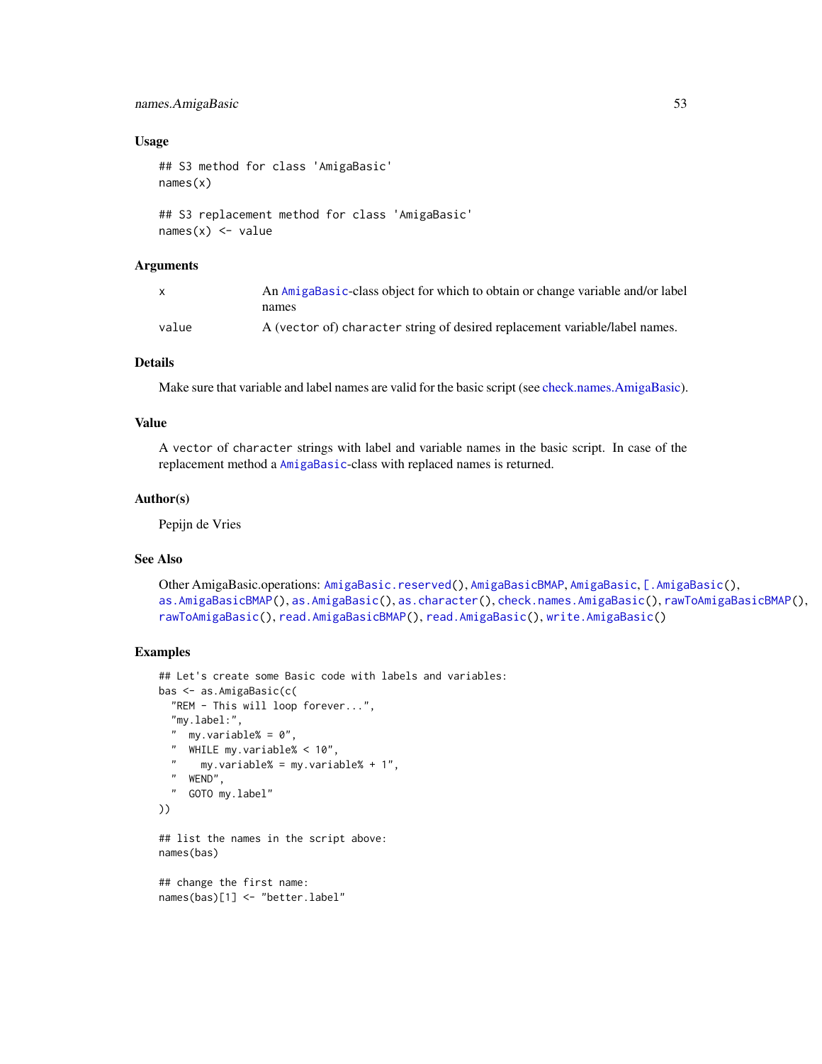### Usage

```
## S3 method for class 'AmigaBasic'
names(x)

## S3 replacement method for class 'AmigaBasic'
names(x) <- value
```

### Arguments

| | |
|---|---|
| x | An AmigaBasic-class object for which to obtain or change variable and/or label names |
| value | A (vector of) character string of desired replacement variable/label names. |

### Details

Make sure that variable and label names are valid for the basic script (see check.names.AmigaBasic).

### Value

A vector of character strings with label and variable names in the basic script. In case of the replacement method a AmigaBasic-class with replaced names is returned.

### Author(s)

Pepijn de Vries

### See Also

Other AmigaBasic.operations: AmigaBasic.reserved(), AmigaBasicBMAP, AmigaBasic, [.AmigaBasic(), as.AmigaBasicBMAP(), as.AmigaBasic(), as.character(), check.names.AmigaBasic(), rawToAmigaBasicBMAP(), rawToAmigaBasic(), read.AmigaBasicBMAP(), read.AmigaBasic(), write.AmigaBasic()

### Examples

```
## Let's create some Basic code with labels and variables:
bas <- as.AmigaBasic(c(
  "REM - This will loop forever...",
  "my.label:",
  "  my.variable% = 0",
  "  WHILE my.variable% < 10",
  "    my.variable% = my.variable% + 1",
  "  WEND",
  "  GOTO my.label"
))

## list the names in the script above:
names(bas)

## change the first name:
names(bas)[1] <- "better.label"
```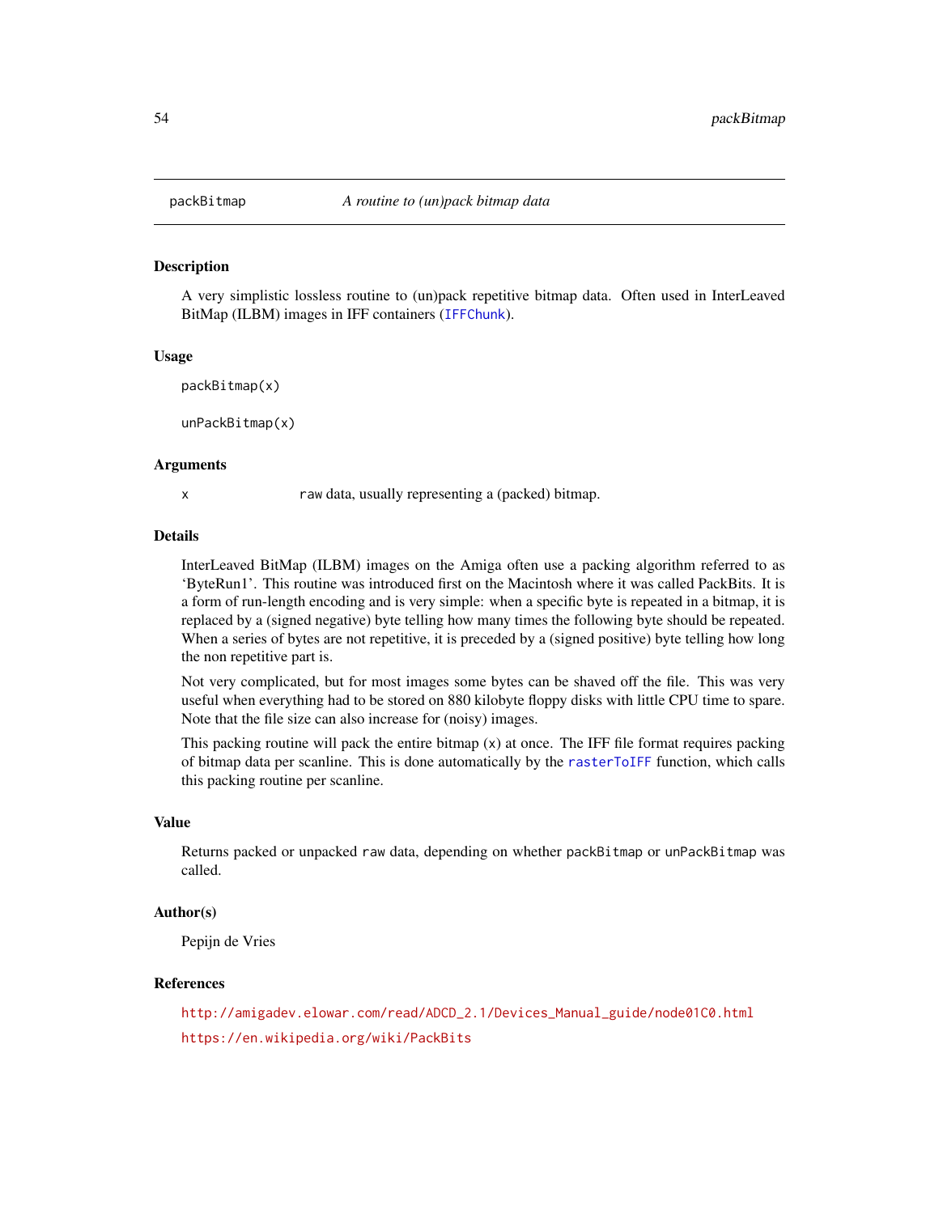packBitmap — *A routine to (un)pack bitmap data*

## Description

A very simplistic lossless routine to (un)pack repetitive bitmap data. Often used in InterLeaved BitMap (ILBM) images in IFF containers (IFFChunk).

## Usage

```
packBitmap(x)

unPackBitmap(x)
```

## Arguments

| | |
|---|---|
| x | raw data, usually representing a (packed) bitmap. |

## Details

InterLeaved BitMap (ILBM) images on the Amiga often use a packing algorithm referred to as 'ByteRun1'. This routine was introduced first on the Macintosh where it was called PackBits. It is a form of run-length encoding and is very simple: when a specific byte is repeated in a bitmap, it is replaced by a (signed negative) byte telling how many times the following byte should be repeated. When a series of bytes are not repetitive, it is preceded by a (signed positive) byte telling how long the non repetitive part is.

Not very complicated, but for most images some bytes can be shaved off the file. This was very useful when everything had to be stored on 880 kilobyte floppy disks with little CPU time to spare. Note that the file size can also increase for (noisy) images.

This packing routine will pack the entire bitmap (x) at once. The IFF file format requires packing of bitmap data per scanline. This is done automatically by the rasterToIFF function, which calls this packing routine per scanline.

## Value

Returns packed or unpacked raw data, depending on whether packBitmap or unPackBitmap was called.

## Author(s)

Pepijn de Vries

## References

http://amigadev.elowar.com/read/ADCD_2.1/Devices_Manual_guide/node01C0.html

https://en.wikipedia.org/wiki/PackBits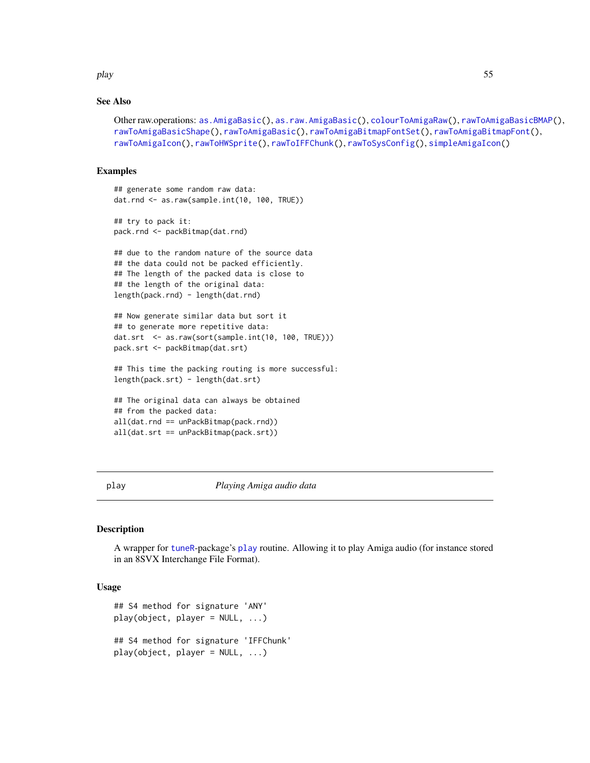### See Also

Other raw.operations: `as.AmigaBasic()`, `as.raw.AmigaBasic()`, `colourToAmigaRaw()`, `rawToAmigaBasicBMAP()`, `rawToAmigaBasicShape()`, `rawToAmigaBasic()`, `rawToAmigaBitmapFontSet()`, `rawToAmigaBitmapFont()`, `rawToAmigaIcon()`, `rawToHWSprite()`, `rawToIFFChunk()`, `rawToSysConfig()`, `simpleAmigaIcon()`

### Examples

```
## generate some random raw data:
dat.rnd <- as.raw(sample.int(10, 100, TRUE))

## try to pack it:
pack.rnd <- packBitmap(dat.rnd)

## due to the random nature of the source data
## the data could not be packed efficiently.
## The length of the packed data is close to
## the length of the original data:
length(pack.rnd) - length(dat.rnd)

## Now generate similar data but sort it
## to generate more repetitive data:
dat.srt  <- as.raw(sort(sample.int(10, 100, TRUE)))
pack.srt <- packBitmap(dat.srt)

## This time the packing routing is more successful:
length(pack.srt) - length(dat.srt)

## The original data can always be obtained
## from the packed data:
all(dat.rnd == unPackBitmap(pack.rnd))
all(dat.srt == unPackBitmap(pack.srt))
```

---

## play — *Playing Amiga audio data*

### Description

A wrapper for `tuneR`-package's `play` routine. Allowing it to play Amiga audio (for instance stored in an 8SVX Interchange File Format).

### Usage

```
## S4 method for signature 'ANY'
play(object, player = NULL, ...)

## S4 method for signature 'IFFChunk'
play(object, player = NULL, ...)
```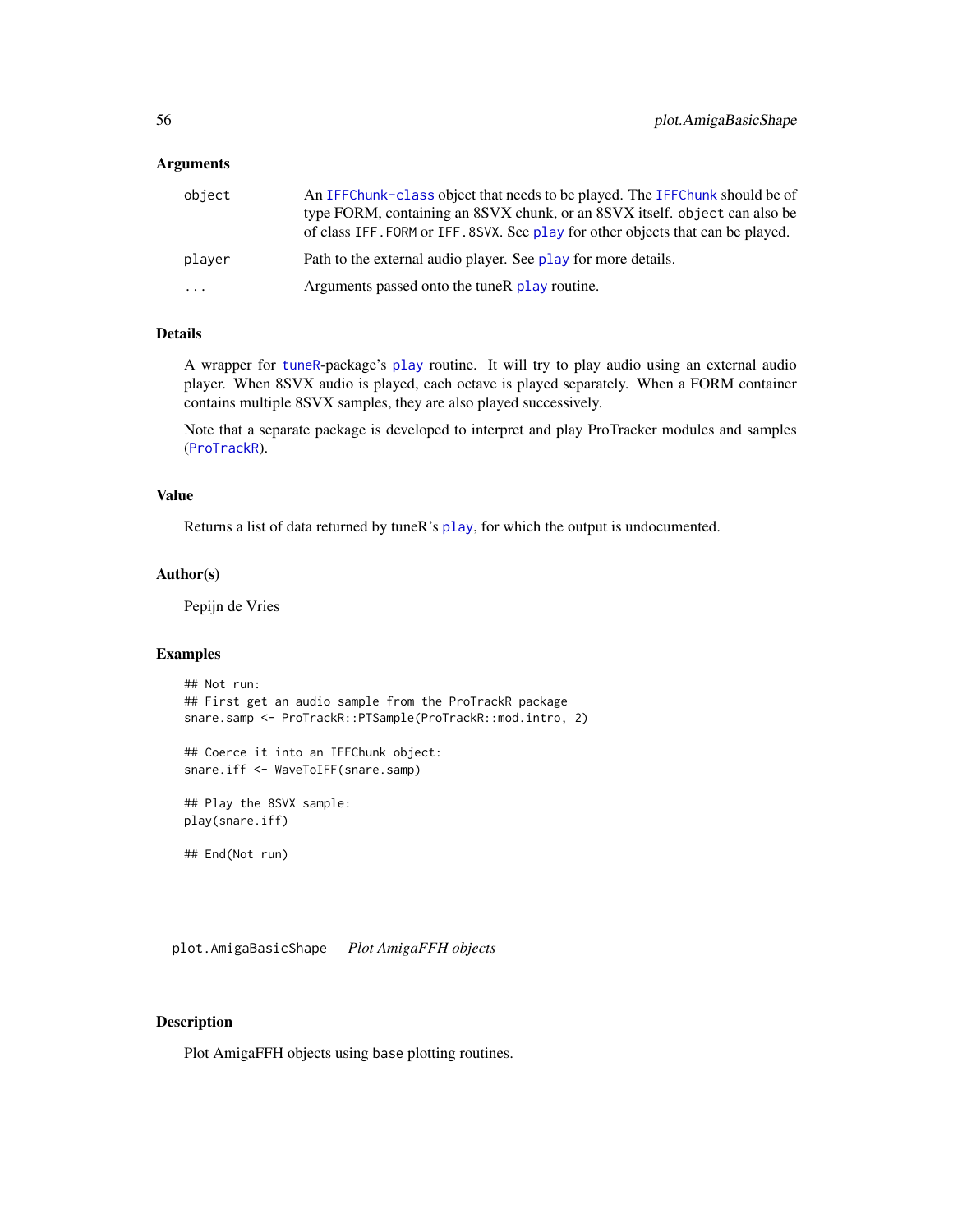### Arguments

| | |
|---|---|
| `object` | An `IFFChunk-class` object that needs to be played. The `IFFChunk` should be of type FORM, containing an 8SVX chunk, or an 8SVX itself. `object` can also be of class `IFF.FORM` or `IFF.8SVX`. See `play` for other objects that can be played. |
| `player` | Path to the external audio player. See `play` for more details. |
| `...` | Arguments passed onto the tuneR `play` routine. |

### Details

A wrapper for `tuneR`-package's `play` routine. It will try to play audio using an external audio player. When 8SVX audio is played, each octave is played separately. When a FORM container contains multiple 8SVX samples, they are also played successively.

Note that a separate package is developed to interpret and play ProTracker modules and samples (`ProTrackR`).

### Value

Returns a list of data returned by tuneR's `play`, for which the output is undocumented.

### Author(s)

Pepijn de Vries

### Examples

```
## Not run:
## First get an audio sample from the ProTrackR package
snare.samp <- ProTrackR::PTSample(ProTrackR::mod.intro, 2)

## Coerce it into an IFFChunk object:
snare.iff <- WaveToIFF(snare.samp)

## Play the 8SVX sample:
play(snare.iff)

## End(Not run)
```

---

## `plot.AmigaBasicShape` *Plot AmigaFFH objects*

---

### Description

Plot AmigaFFH objects using `base` plotting routines.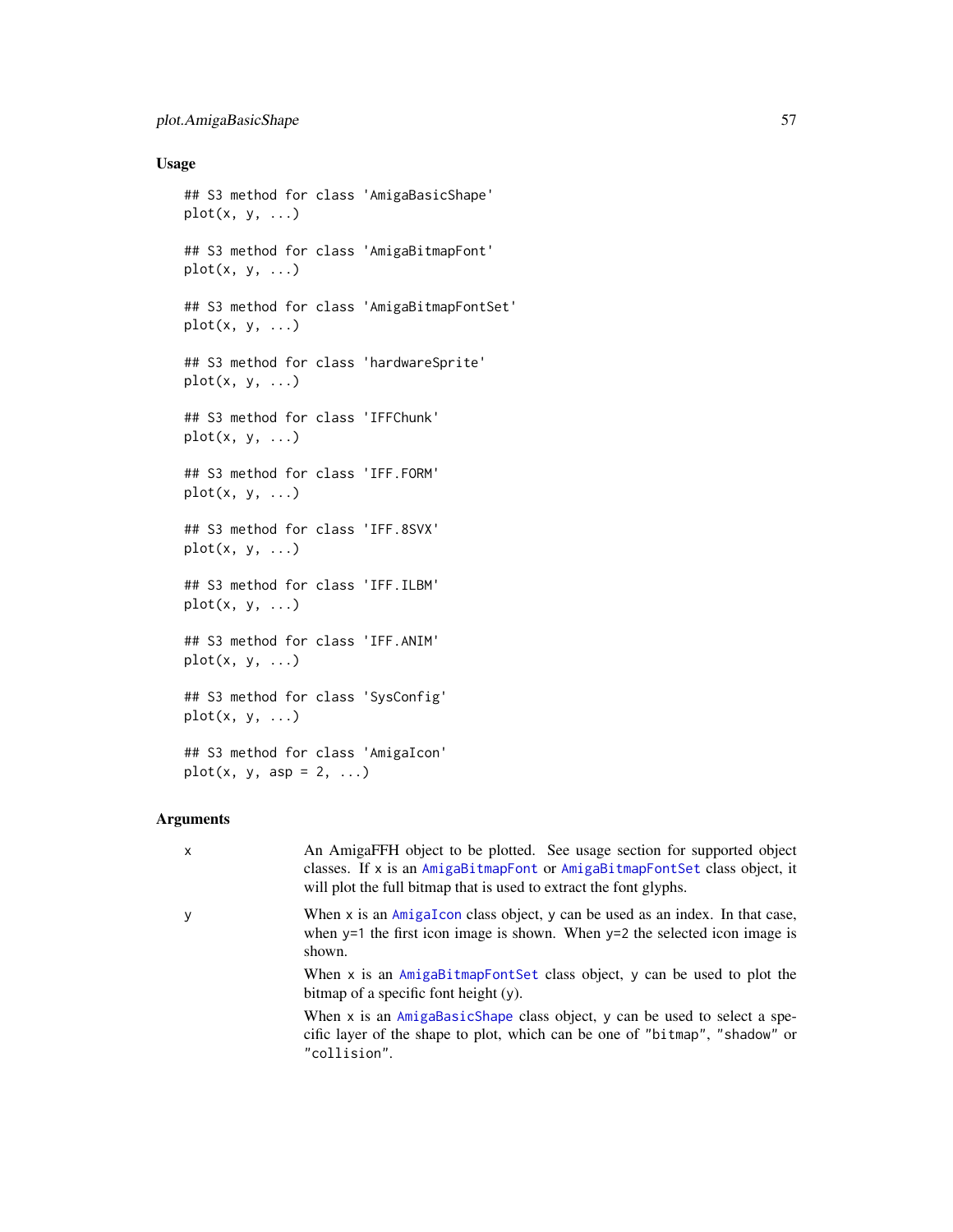## Usage

```
## S3 method for class 'AmigaBasicShape'
plot(x, y, ...)

## S3 method for class 'AmigaBitmapFont'
plot(x, y, ...)

## S3 method for class 'AmigaBitmapFontSet'
plot(x, y, ...)

## S3 method for class 'hardwareSprite'
plot(x, y, ...)

## S3 method for class 'IFFChunk'
plot(x, y, ...)

## S3 method for class 'IFF.FORM'
plot(x, y, ...)

## S3 method for class 'IFF.8SVX'
plot(x, y, ...)

## S3 method for class 'IFF.ILBM'
plot(x, y, ...)

## S3 method for class 'IFF.ANIM'
plot(x, y, ...)

## S3 method for class 'SysConfig'
plot(x, y, ...)

## S3 method for class 'AmigaIcon'
plot(x, y, asp = 2, ...)
```

## Arguments

x
: An AmigaFFH object to be plotted. See usage section for supported object classes. If `x` is an `AmigaBitmapFont` or `AmigaBitmapFontSet` class object, it will plot the full bitmap that is used to extract the font glyphs.

y
: When `x` is an `AmigaIcon` class object, `y` can be used as an index. In that case, when `y=1` the first icon image is shown. When `y=2` the selected icon image is shown.

  When `x` is an `AmigaBitmapFontSet` class object, `y` can be used to plot the bitmap of a specific font height (`y`).

  When `x` is an `AmigaBasicShape` class object, `y` can be used to select a specific layer of the shape to plot, which can be one of `"bitmap"`, `"shadow"` or `"collision"`.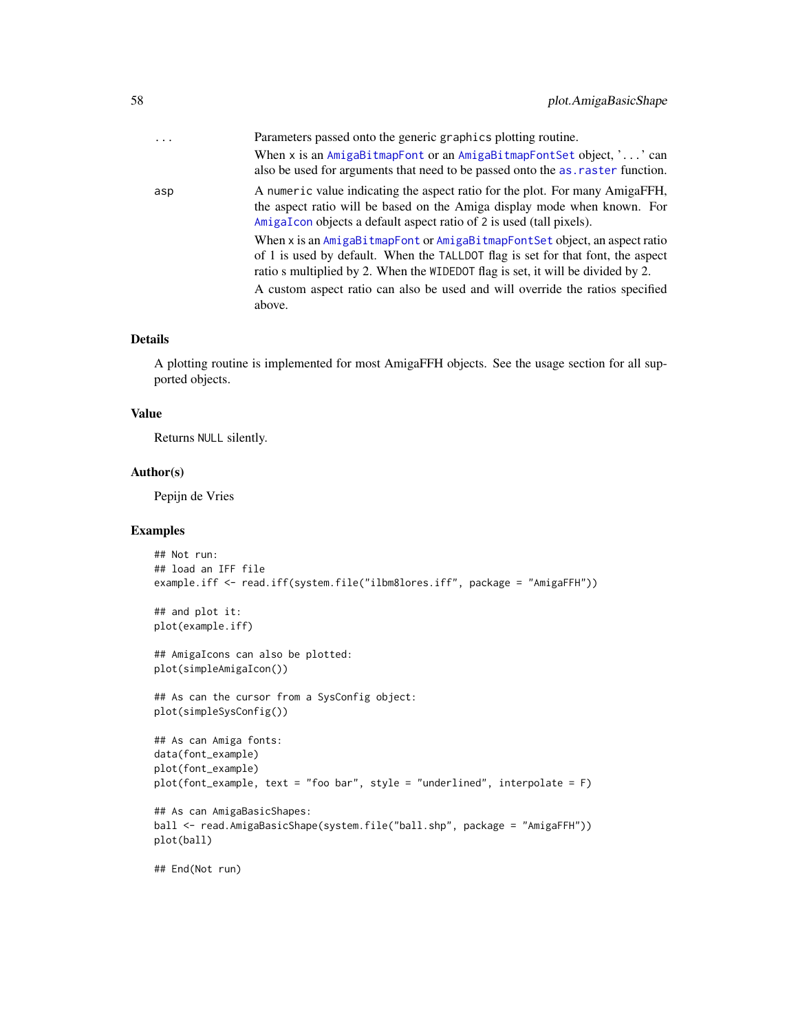| | |
|---|---|
| ... | Parameters passed onto the generic `graphics` plotting routine. When `x` is an `AmigaBitmapFont` or an `AmigaBitmapFontSet` object, '`...`' can also be used for arguments that need to be passed onto the `as.raster` function. |
| asp | A `numeric` value indicating the aspect ratio for the plot. For many AmigaFFH, the aspect ratio will be based on the Amiga display mode when known. For `AmigaIcon` objects a default aspect ratio of 2 is used (tall pixels). When `x` is an `AmigaBitmapFont` or `AmigaBitmapFontSet` object, an aspect ratio of 1 is used by default. When the `TALLDOT` flag is set for that font, the aspect ratio s multiplied by 2. When the `WIDEDOT` flag is set, it will be divided by 2. A custom aspect ratio can also be used and will override the ratios specified above. |

## Details

A plotting routine is implemented for most AmigaFFH objects. See the usage section for all supported objects.

## Value

Returns `NULL` silently.

## Author(s)

Pepijn de Vries

## Examples

```
## Not run:
## load an IFF file
example.iff <- read.iff(system.file("ilbm8lores.iff", package = "AmigaFFH"))

## and plot it:
plot(example.iff)

## AmigaIcons can also be plotted:
plot(simpleAmigaIcon())

## As can the cursor from a SysConfig object:
plot(simpleSysConfig())

## As can Amiga fonts:
data(font_example)
plot(font_example)
plot(font_example, text = "foo bar", style = "underlined", interpolate = F)

## As can AmigaBasicShapes:
ball <- read.AmigaBasicShape(system.file("ball.shp", package = "AmigaFFH"))
plot(ball)

## End(Not run)
```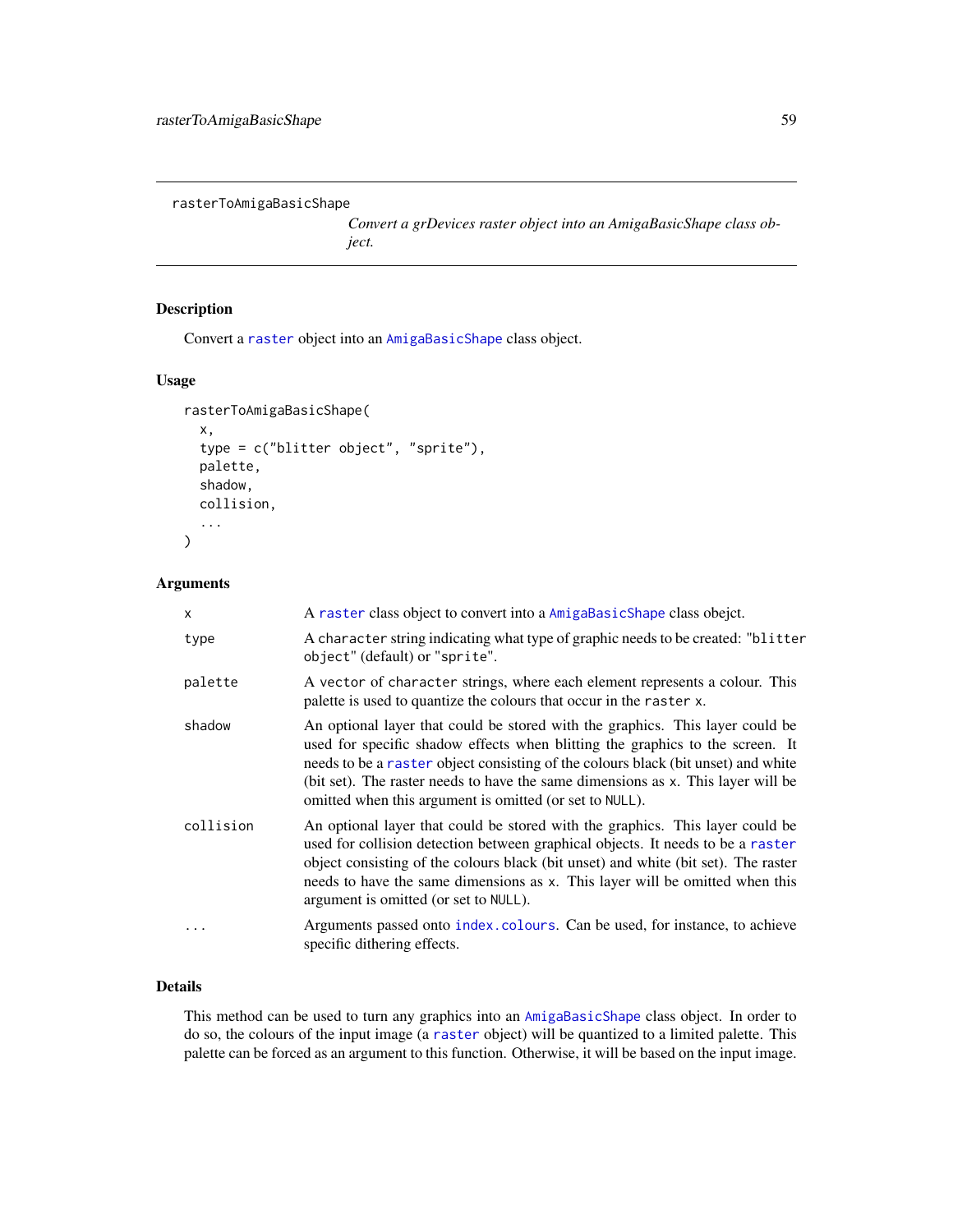# rasterToAmigaBasicShape

*Convert a grDevices raster object into an AmigaBasicShape class object.*

## Description

Convert a `raster` object into an `AmigaBasicShape` class object.

## Usage

```
rasterToAmigaBasicShape(
  x,
  type = c("blitter object", "sprite"),
  palette,
  shadow,
  collision,
  ...
)
```

## Arguments

| | |
|---|---|
| `x` | A `raster` class object to convert into a `AmigaBasicShape` class obejct. |
| `type` | A `character` string indicating what type of graphic needs to be created: "`blitter object`" (default) or "`sprite`". |
| `palette` | A `vector` of `character` strings, where each element represents a colour. This palette is used to quantize the colours that occur in the `raster` `x`. |
| `shadow` | An optional layer that could be stored with the graphics. This layer could be used for specific shadow effects when blitting the graphics to the screen. It needs to be a `raster` object consisting of the colours black (bit unset) and white (bit set). The raster needs to have the same dimensions as `x`. This layer will be omitted when this argument is omitted (or set to `NULL`). |
| `collision` | An optional layer that could be stored with the graphics. This layer could be used for collision detection between graphical objects. It needs to be a `raster` object consisting of the colours black (bit unset) and white (bit set). The raster needs to have the same dimensions as `x`. This layer will be omitted when this argument is omitted (or set to `NULL`). |
| `...` | Arguments passed onto `index.colours`. Can be used, for instance, to achieve specific dithering effects. |

## Details

This method can be used to turn any graphics into an `AmigaBasicShape` class object. In order to do so, the colours of the input image (a `raster` object) will be quantized to a limited palette. This palette can be forced as an argument to this function. Otherwise, it will be based on the input image.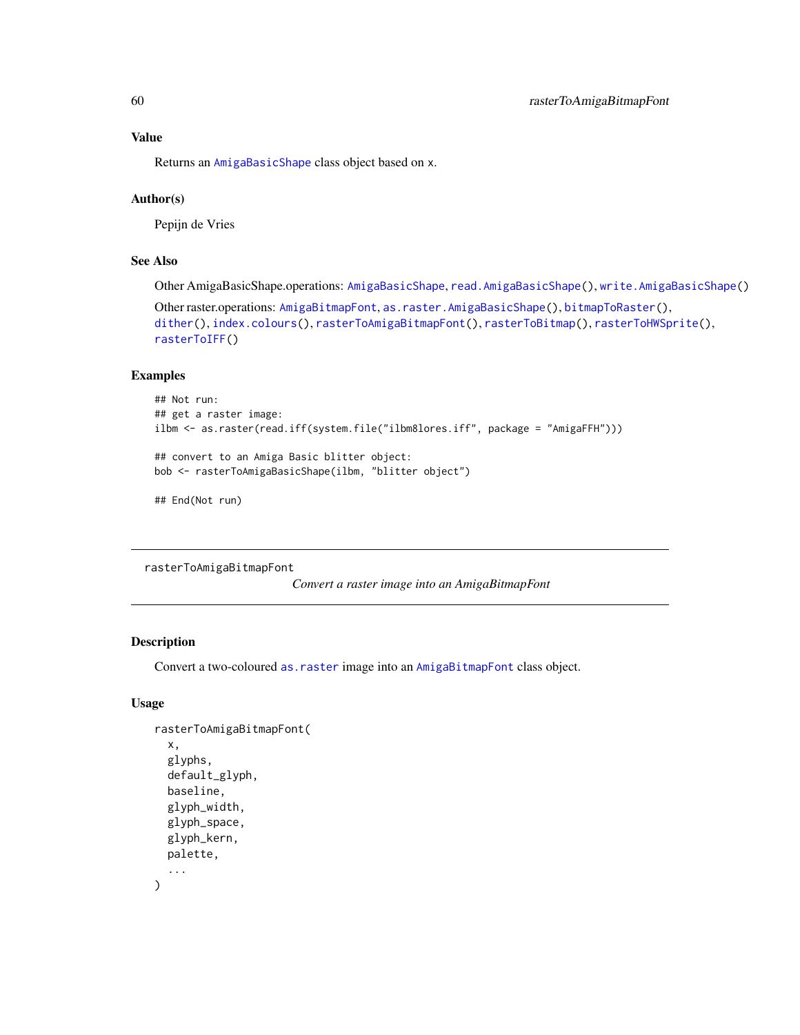### Value

Returns an AmigaBasicShape class object based on x.

### Author(s)

Pepijn de Vries

### See Also

Other AmigaBasicShape.operations: AmigaBasicShape, read.AmigaBasicShape(), write.AmigaBasicShape()

Other raster.operations: AmigaBitmapFont, as.raster.AmigaBasicShape(), bitmapToRaster(), dither(), index.colours(), rasterToAmigaBitmapFont(), rasterToBitmap(), rasterToHWSprite(), rasterToIFF()

### Examples

```
## Not run:
## get a raster image:
ilbm <- as.raster(read.iff(system.file("ilbm8lores.iff", package = "AmigaFFH")))

## convert to an Amiga Basic blitter object:
bob <- rasterToAmigaBasicShape(ilbm, "blitter object")

## End(Not run)
```

---

## rasterToAmigaBitmapFont &nbsp;&nbsp; *Convert a raster image into an AmigaBitmapFont*

---

### Description

Convert a two-coloured as.raster image into an AmigaBitmapFont class object.

### Usage

```
rasterToAmigaBitmapFont(
  x,
  glyphs,
  default_glyph,
  baseline,
  glyph_width,
  glyph_space,
  glyph_kern,
  palette,
  ...
)
```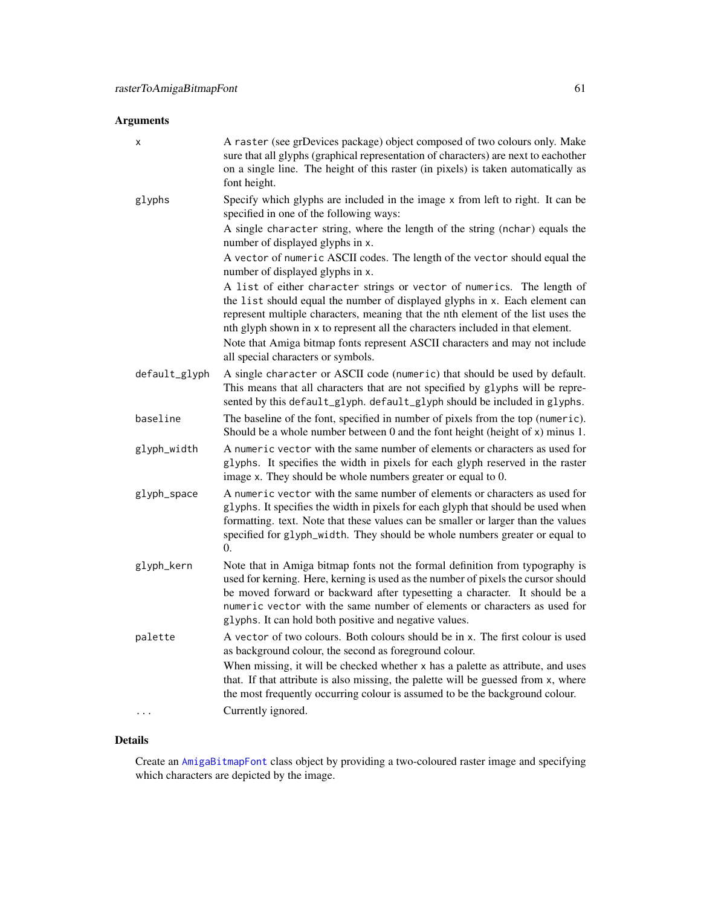## Arguments

| | |
|---|---|
| `x` | A `raster` (see grDevices package) object composed of two colours only. Make sure that all glyphs (graphical representation of characters) are next to eachother on a single line. The height of this raster (in pixels) is taken automatically as font height. |
| `glyphs` | Specify which glyphs are included in the image `x` from left to right. It can be specified in one of the following ways:<br>A single `character` string, where the length of the string (`nchar`) equals the number of displayed glyphs in `x`.<br>A `vector` of `numeric` ASCII codes. The length of the `vector` should equal the number of displayed glyphs in `x`.<br>A `list` of either `character` strings or `vector` of `numerics`. The length of the `list` should equal the number of displayed glyphs in `x`. Each element can represent multiple characters, meaning that the nth element of the list uses the nth glyph shown in `x` to represent all the characters included in that element.<br>Note that Amiga bitmap fonts represent ASCII characters and may not include all special characters or symbols. |
| `default_glyph` | A single `character` or ASCII code (`numeric`) that should be used by default. This means that all characters that are not specified by `glyphs` will be represented by this `default_glyph`. `default_glyph` should be included in `glyphs`. |
| `baseline` | The baseline of the font, specified in number of pixels from the top (`numeric`). Should be a whole number between 0 and the font height (height of `x`) minus 1. |
| `glyph_width` | A `numeric` `vector` with the same number of elements or characters as used for `glyphs`. It specifies the width in pixels for each glyph reserved in the raster image `x`. They should be whole numbers greater or equal to 0. |
| `glyph_space` | A `numeric` `vector` with the same number of elements or characters as used for `glyphs`. It specifies the width in pixels for each glyph that should be used when formatting. text. Note that these values can be smaller or larger than the values specified for `glyph_width`. They should be whole numbers greater or equal to 0. |
| `glyph_kern` | Note that in Amiga bitmap fonts not the formal definition from typography is used for kerning. Here, kerning is used as the number of pixels the cursor should be moved forward or backward after typesetting a character. It should be a `numeric` `vector` with the same number of elements or characters as used for `glyphs`. It can hold both positive and negative values. |
| `palette` | A `vector` of two colours. Both colours should be in `x`. The first colour is used as background colour, the second as foreground colour.<br>When missing, it will be checked whether `x` has a palette as attribute, and uses that. If that attribute is also missing, the palette will be guessed from `x`, where the most frequently occurring colour is assumed to be the background colour. |
| `...` | Currently ignored. |

## Details

Create an `AmigaBitmapFont` class object by providing a two-coloured raster image and specifying which characters are depicted by the image.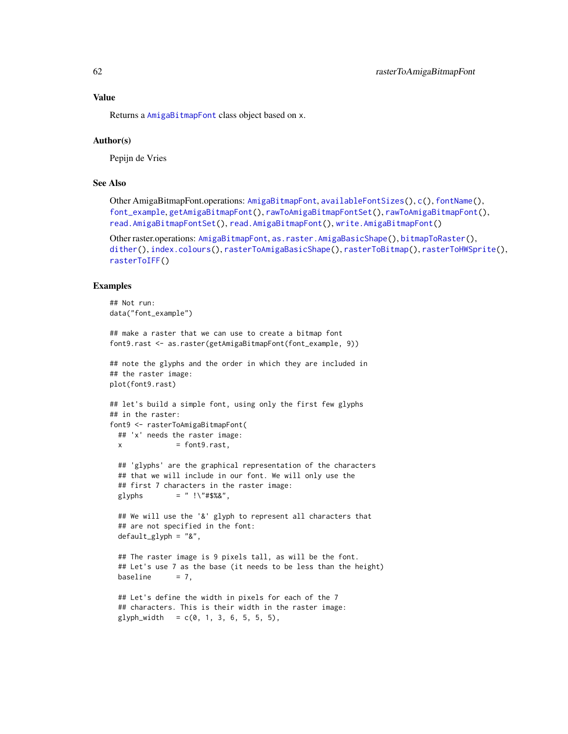## Value

Returns a `AmigaBitmapFont` class object based on `x`.

## Author(s)

Pepijn de Vries

## See Also

Other AmigaBitmapFont.operations: `AmigaBitmapFont`, `availableFontSizes()`, `c()`, `fontName()`, `font_example`, `getAmigaBitmapFont()`, `rawToAmigaBitmapFontSet()`, `rawToAmigaBitmapFont()`, `read.AmigaBitmapFontSet()`, `read.AmigaBitmapFont()`, `write.AmigaBitmapFont()`

Other raster.operations: `AmigaBitmapFont`, `as.raster.AmigaBasicShape()`, `bitmapToRaster()`, `dither()`, `index.colours()`, `rasterToAmigaBasicShape()`, `rasterToBitmap()`, `rasterToHWSprite()`, `rasterToIFF()`

## Examples

```
## Not run:
data("font_example")

## make a raster that we can use to create a bitmap font
font9.rast <- as.raster(getAmigaBitmapFont(font_example, 9))

## note the glyphs and the order in which they are included in
## the raster image:
plot(font9.rast)

## let's build a simple font, using only the first few glyphs
## in the raster:
font9 <- rasterToAmigaBitmapFont(
  ## 'x' needs the raster image:
  x             = font9.rast,

  ## 'glyphs' are the graphical representation of the characters
  ## that we will include in our font. We will only use the
  ## first 7 characters in the raster image:
  glyphs        = " !\"#$%&",

  ## We will use the '&' glyph to represent all characters that
  ## are not specified in the font:
  default_glyph = "&",

  ## The raster image is 9 pixels tall, as will be the font.
  ## Let's use 7 as the base (it needs to be less than the height)
  baseline      = 7,

  ## Let's define the width in pixels for each of the 7
  ## characters. This is their width in the raster image:
  glyph_width   = c(0, 1, 3, 6, 5, 5, 5),
```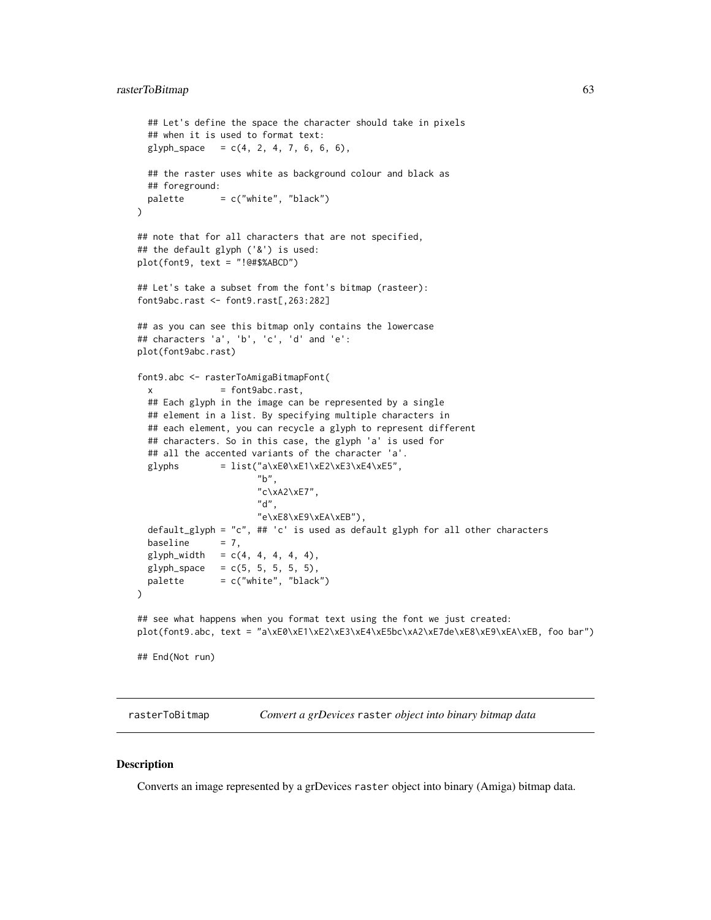```
  ## Let's define the space the character should take in pixels
  ## when it is used to format text:
  glyph_space   = c(4, 2, 4, 7, 6, 6, 6),

  ## the raster uses white as background colour and black as
  ## foreground:
  palette       = c("white", "black")
)

## note that for all characters that are not specified,
## the default glyph ('&') is used:
plot(font9, text = "!@#$%ABCD")

## Let's take a subset from the font's bitmap (rasteer):
font9abc.rast <- font9.rast[,263:282]

## as you can see this bitmap only contains the lowercase
## characters 'a', 'b', 'c', 'd' and 'e':
plot(font9abc.rast)

font9.abc <- rasterToAmigaBitmapFont(
  x             = font9abc.rast,
  ## Each glyph in the image can be represented by a single
  ## element in a list. By specifying multiple characters in
  ## each element, you can recycle a glyph to represent different
  ## characters. So in this case, the glyph 'a' is used for
  ## all the accented variants of the character 'a'.
  glyphs        = list("a\xE0\xE1\xE2\xE3\xE4\xE5",
                       "b",
                       "c\xA2\xE7",
                       "d",
                       "e\xE8\xE9\xEA\xEB"),
  default_glyph = "c", ## 'c' is used as default glyph for all other characters
  baseline      = 7,
  glyph_width   = c(4, 4, 4, 4, 4),
  glyph_space   = c(5, 5, 5, 5, 5),
  palette       = c("white", "black")
)

## see what happens when you format text using the font we just created:
plot(font9.abc, text = "a\xE0\xE1\xE2\xE3\xE4\xE5bc\xA2\xE7de\xE8\xE9\xEA\xEB, foo bar")

## End(Not run)
```

---

## rasterToBitmap — *Convert a grDevices* `raster` *object into binary bitmap data*

### Description

Converts an image represented by a grDevices `raster` object into binary (Amiga) bitmap data.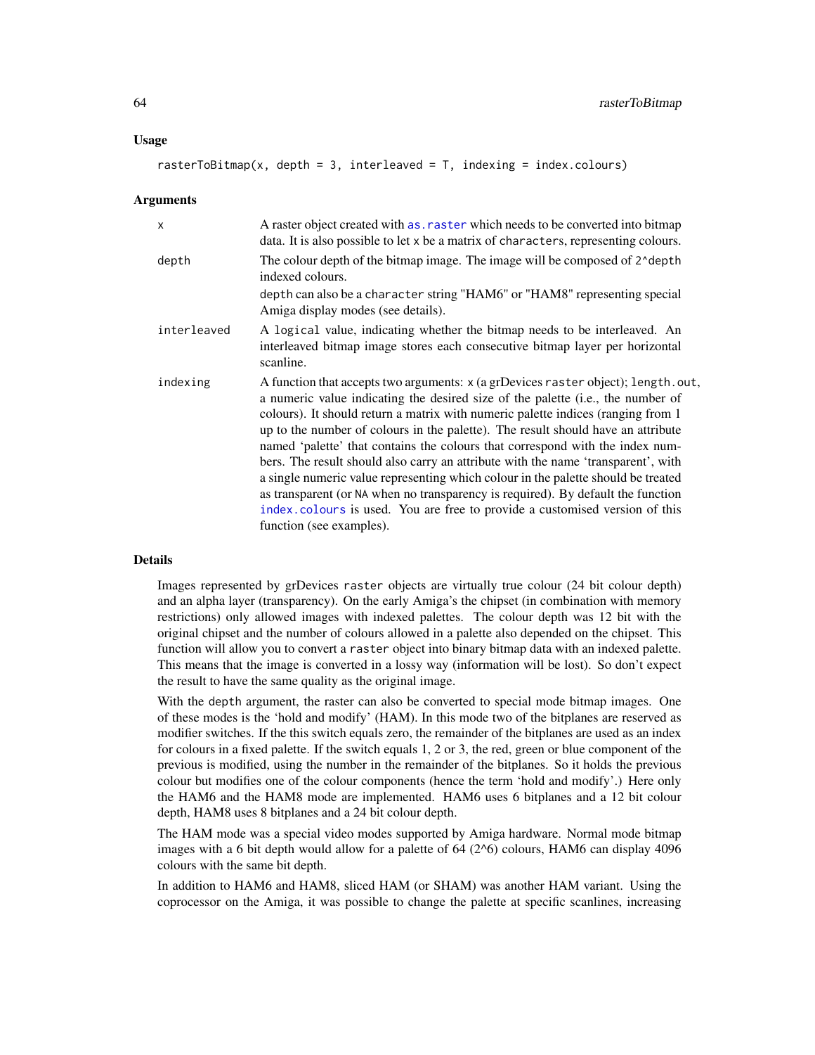### Usage

```
rasterToBitmap(x, depth = 3, interleaved = T, indexing = index.colours)
```

### Arguments

| | |
|---|---|
| x | A raster object created with as.raster which needs to be converted into bitmap data. It is also possible to let x be a matrix of characters, representing colours. |
| depth | The colour depth of the bitmap image. The image will be composed of 2^depth indexed colours. depth can also be a character string "HAM6" or "HAM8" representing special Amiga display modes (see details). |
| interleaved | A logical value, indicating whether the bitmap needs to be interleaved. An interleaved bitmap image stores each consecutive bitmap layer per horizontal scanline. |
| indexing | A function that accepts two arguments: x (a grDevices raster object); length.out, a numeric value indicating the desired size of the palette (i.e., the number of colours). It should return a matrix with numeric palette indices (ranging from 1 up to the number of colours in the palette). The result should have an attribute named 'palette' that contains the colours that correspond with the index numbers. The result should also carry an attribute with the name 'transparent', with a single numeric value representing which colour in the palette should be treated as transparent (or NA when no transparency is required). By default the function index.colours is used. You are free to provide a customised version of this function (see examples). |

### Details

Images represented by grDevices raster objects are virtually true colour (24 bit colour depth) and an alpha layer (transparency). On the early Amiga's the chipset (in combination with memory restrictions) only allowed images with indexed palettes. The colour depth was 12 bit with the original chipset and the number of colours allowed in a palette also depended on the chipset. This function will allow you to convert a raster object into binary bitmap data with an indexed palette. This means that the image is converted in a lossy way (information will be lost). So don't expect the result to have the same quality as the original image.

With the depth argument, the raster can also be converted to special mode bitmap images. One of these modes is the 'hold and modify' (HAM). In this mode two of the bitplanes are reserved as modifier switches. If the this switch equals zero, the remainder of the bitplanes are used as an index for colours in a fixed palette. If the switch equals 1, 2 or 3, the red, green or blue component of the previous is modified, using the number in the remainder of the bitplanes. So it holds the previous colour but modifies one of the colour components (hence the term 'hold and modify'.) Here only the HAM6 and the HAM8 mode are implemented. HAM6 uses 6 bitplanes and a 12 bit colour depth, HAM8 uses 8 bitplanes and a 24 bit colour depth.

The HAM mode was a special video modes supported by Amiga hardware. Normal mode bitmap images with a 6 bit depth would allow for a palette of 64 (2^6) colours, HAM6 can display 4096 colours with the same bit depth.

In addition to HAM6 and HAM8, sliced HAM (or SHAM) was another HAM variant. Using the coprocessor on the Amiga, it was possible to change the palette at specific scanlines, increasing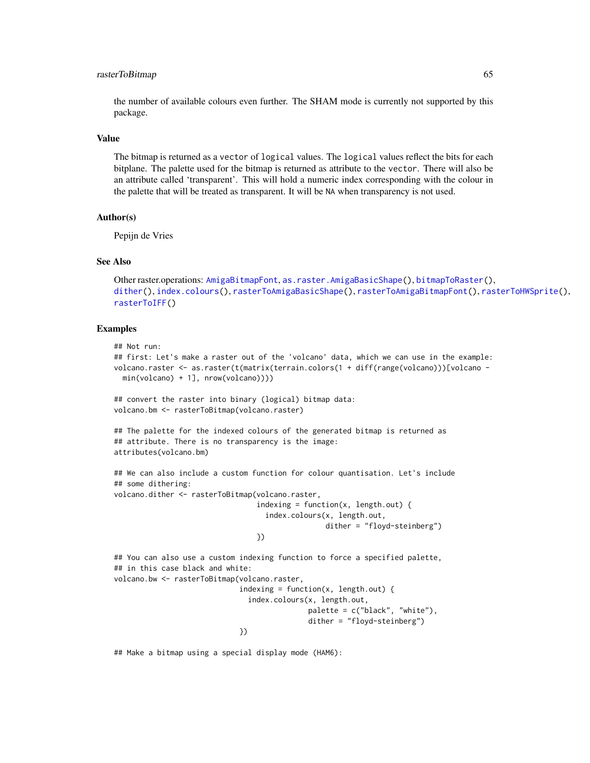the number of available colours even further. The SHAM mode is currently not supported by this package.

### Value

The bitmap is returned as a `vector` of `logical` values. The `logical` values reflect the bits for each bitplane. The palette used for the bitmap is returned as attribute to the `vector`. There will also be an attribute called 'transparent'. This will hold a numeric index corresponding with the colour in the palette that will be treated as transparent. It will be `NA` when transparency is not used.

### Author(s)

Pepijn de Vries

### See Also

Other raster.operations: `AmigaBitmapFont`, `as.raster.AmigaBasicShape()`, `bitmapToRaster()`, `dither()`, `index.colours()`, `rasterToAmigaBasicShape()`, `rasterToAmigaBitmapFont()`, `rasterToHWSprite()`, `rasterToIFF()`

### Examples

```
## Not run:
## first: Let's make a raster out of the 'volcano' data, which we can use in the example:
volcano.raster <- as.raster(t(matrix(terrain.colors(1 + diff(range(volcano)))[volcano -
  min(volcano) + 1], nrow(volcano))))

## convert the raster into binary (logical) bitmap data:
volcano.bm <- rasterToBitmap(volcano.raster)

## The palette for the indexed colours of the generated bitmap is returned as
## attribute. There is no transparency is the image:
attributes(volcano.bm)

## We can also include a custom function for colour quantisation. Let's include
## some dithering:
volcano.dither <- rasterToBitmap(volcano.raster,
                                 indexing = function(x, length.out) {
                                   index.colours(x, length.out,
                                                 dither = "floyd-steinberg")
                                 })

## You can also use a custom indexing function to force a specified palette,
## in this case black and white:
volcano.bw <- rasterToBitmap(volcano.raster,
                             indexing = function(x, length.out) {
                               index.colours(x, length.out,
                                             palette = c("black", "white"),
                                             dither = "floyd-steinberg")
                             })

## Make a bitmap using a special display mode (HAM6):
```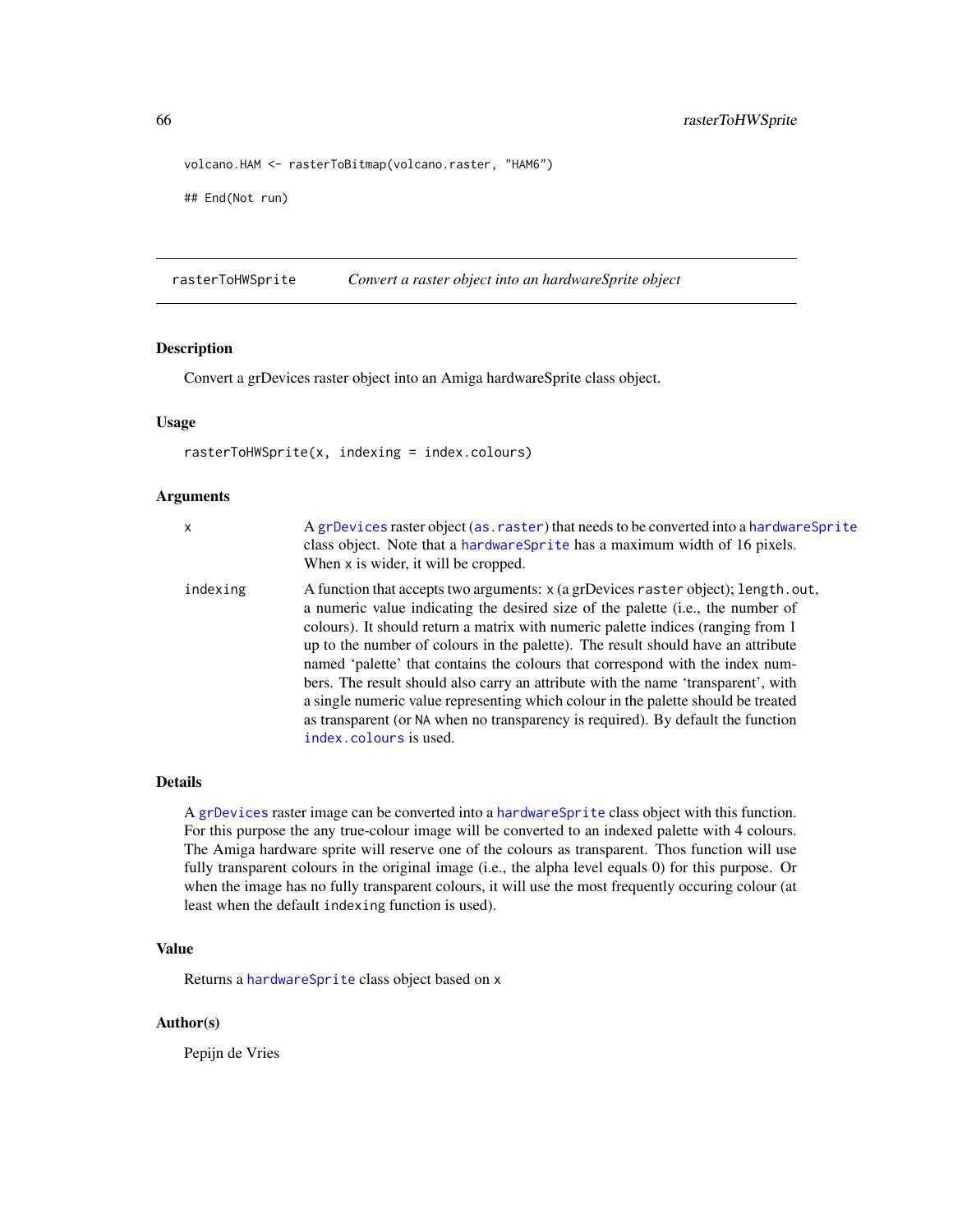```
volcano.HAM <- rasterToBitmap(volcano.raster, "HAM6")

## End(Not run)
```

---

## rasterToHWSprite — *Convert a raster object into an hardwareSprite object*

### Description

Convert a grDevices raster object into an Amiga hardwareSprite class object.

### Usage

```
rasterToHWSprite(x, indexing = index.colours)
```

### Arguments

| | |
|---|---|
| `x` | A `grDevices` raster object (`as.raster`) that needs to be converted into a `hardwareSprite` class object. Note that a `hardwareSprite` has a maximum width of 16 pixels. When `x` is wider, it will be cropped. |
| `indexing` | A function that accepts two arguments: `x` (a grDevices `raster` object); `length.out`, a numeric value indicating the desired size of the palette (i.e., the number of colours). It should return a matrix with numeric palette indices (ranging from 1 up to the number of colours in the palette). The result should have an attribute named 'palette' that contains the colours that correspond with the index numbers. The result should also carry an attribute with the name 'transparent', with a single numeric value representing which colour in the palette should be treated as transparent (or `NA` when no transparency is required). By default the function `index.colours` is used. |

### Details

A `grDevices` raster image can be converted into a `hardwareSprite` class object with this function. For this purpose the any true-colour image will be converted to an indexed palette with 4 colours. The Amiga hardware sprite will reserve one of the colours as transparent. Thos function will use fully transparent colours in the original image (i.e., the alpha level equals 0) for this purpose. Or when the image has no fully transparent colours, it will use the most frequently occuring colour (at least when the default `indexing` function is used).

### Value

Returns a `hardwareSprite` class object based on `x`

### Author(s)

Pepijn de Vries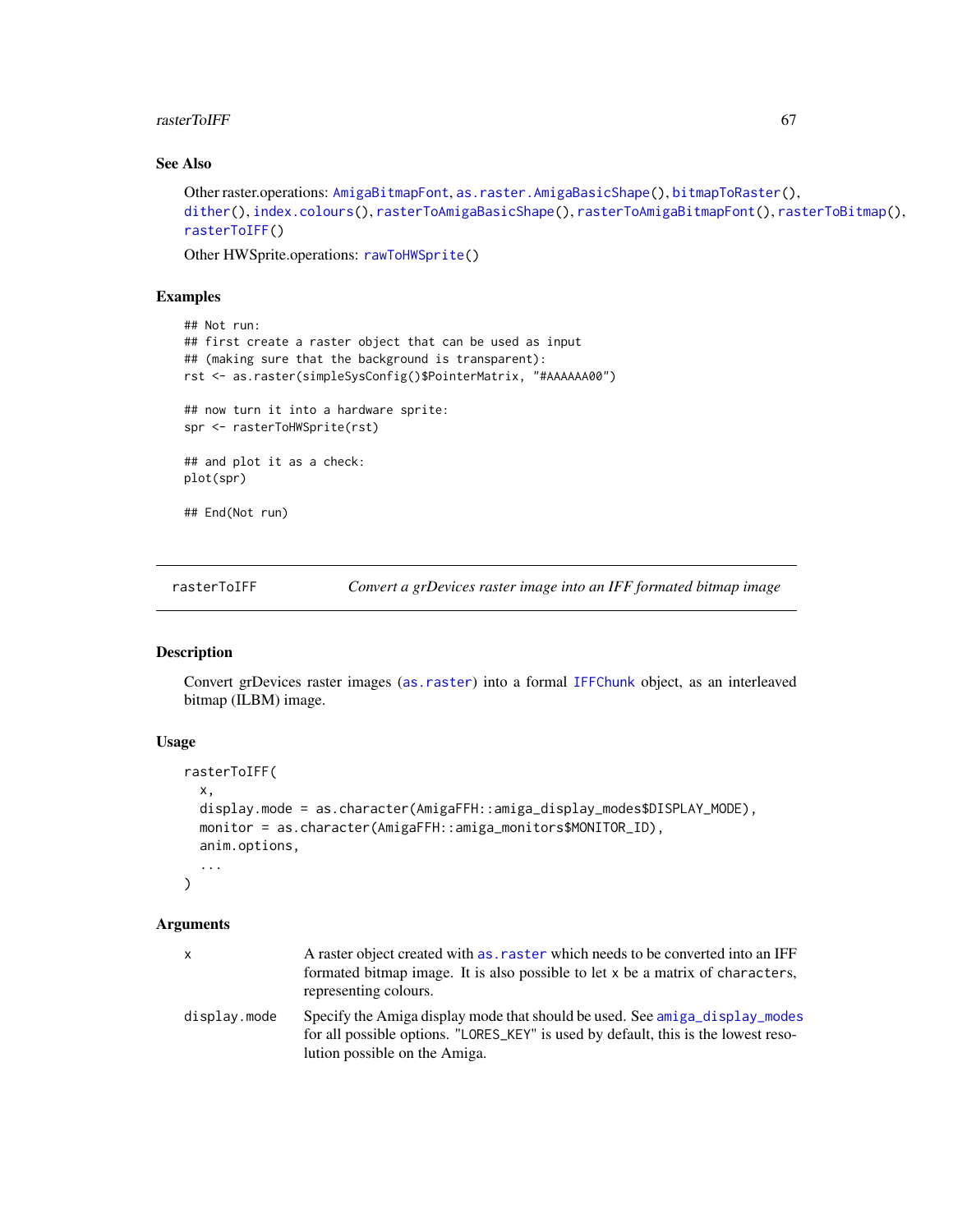### See Also

Other raster.operations: AmigaBitmapFont, as.raster.AmigaBasicShape(), bitmapToRaster(), dither(), index.colours(), rasterToAmigaBasicShape(), rasterToAmigaBitmapFont(), rasterToBitmap(), rasterToIFF()

Other HWSprite.operations: rawToHWSprite()

### Examples

```
## Not run:
## first create a raster object that can be used as input
## (making sure that the background is transparent):
rst <- as.raster(simpleSysConfig()$PointerMatrix, "#AAAAAA00")

## now turn it into a hardware sprite:
spr <- rasterToHWSprite(rst)

## and plot it as a check:
plot(spr)

## End(Not run)
```

---

## rasterToIFF *Convert a grDevices raster image into an IFF formated bitmap image*

### Description

Convert grDevices raster images (as.raster) into a formal IFFChunk object, as an interleaved bitmap (ILBM) image.

### Usage

```
rasterToIFF(
  x,
  display.mode = as.character(AmigaFFH::amiga_display_modes$DISPLAY_MODE),
  monitor = as.character(AmigaFFH::amiga_monitors$MONITOR_ID),
  anim.options,
  ...
)
```

### Arguments

| | |
|---|---|
| x | A raster object created with as.raster which needs to be converted into an IFF formated bitmap image. It is also possible to let x be a matrix of characters, representing colours. |
| display.mode | Specify the Amiga display mode that should be used. See amiga_display_modes for all possible options. "LORES_KEY" is used by default, this is the lowest resolution possible on the Amiga. |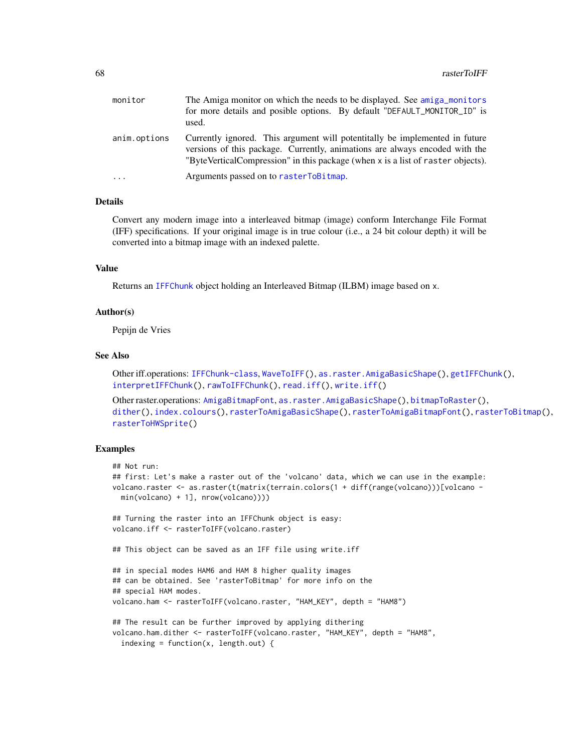| | |
|---|---|
| monitor | The Amiga monitor on which the needs to be displayed. See `amiga_monitors` for more details and posible options. By default "DEFAULT_MONITOR_ID" is used. |
| anim.options | Currently ignored. This argument will potentitally be implemented in future versions of this package. Currently, animations are always encoded with the "ByteVerticalCompression" in this package (when x is a list of raster objects). |
| ... | Arguments passed on to `rasterToBitmap`. |

### Details

Convert any modern image into a interleaved bitmap (image) conform Interchange File Format (IFF) specifications. If your original image is in true colour (i.e., a 24 bit colour depth) it will be converted into a bitmap image with an indexed palette.

### Value

Returns an `IFFChunk` object holding an Interleaved Bitmap (ILBM) image based on x.

### Author(s)

Pepijn de Vries

### See Also

Other iff.operations: `IFFChunk-class`, `WaveToIFF()`, `as.raster.AmigaBasicShape()`, `getIFFChunk()`, `interpretIFFChunk()`, `rawToIFFChunk()`, `read.iff()`, `write.iff()`

Other raster.operations: `AmigaBitmapFont`, `as.raster.AmigaBasicShape()`, `bitmapToRaster()`, `dither()`, `index.colours()`, `rasterToAmigaBasicShape()`, `rasterToAmigaBitmapFont()`, `rasterToBitmap()`, `rasterToHWSprite()`

### Examples

```
## Not run:
## first: Let's make a raster out of the 'volcano' data, which we can use in the example:
volcano.raster <- as.raster(t(matrix(terrain.colors(1 + diff(range(volcano)))[volcano -
  min(volcano) + 1], nrow(volcano))))

## Turning the raster into an IFFChunk object is easy:
volcano.iff <- rasterToIFF(volcano.raster)

## This object can be saved as an IFF file using write.iff

## in special modes HAM6 and HAM 8 higher quality images
## can be obtained. See 'rasterToBitmap' for more info on the
## special HAM modes.
volcano.ham <- rasterToIFF(volcano.raster, "HAM_KEY", depth = "HAM8")

## The result can be further improved by applying dithering
volcano.ham.dither <- rasterToIFF(volcano.raster, "HAM_KEY", depth = "HAM8",
  indexing = function(x, length.out) {
```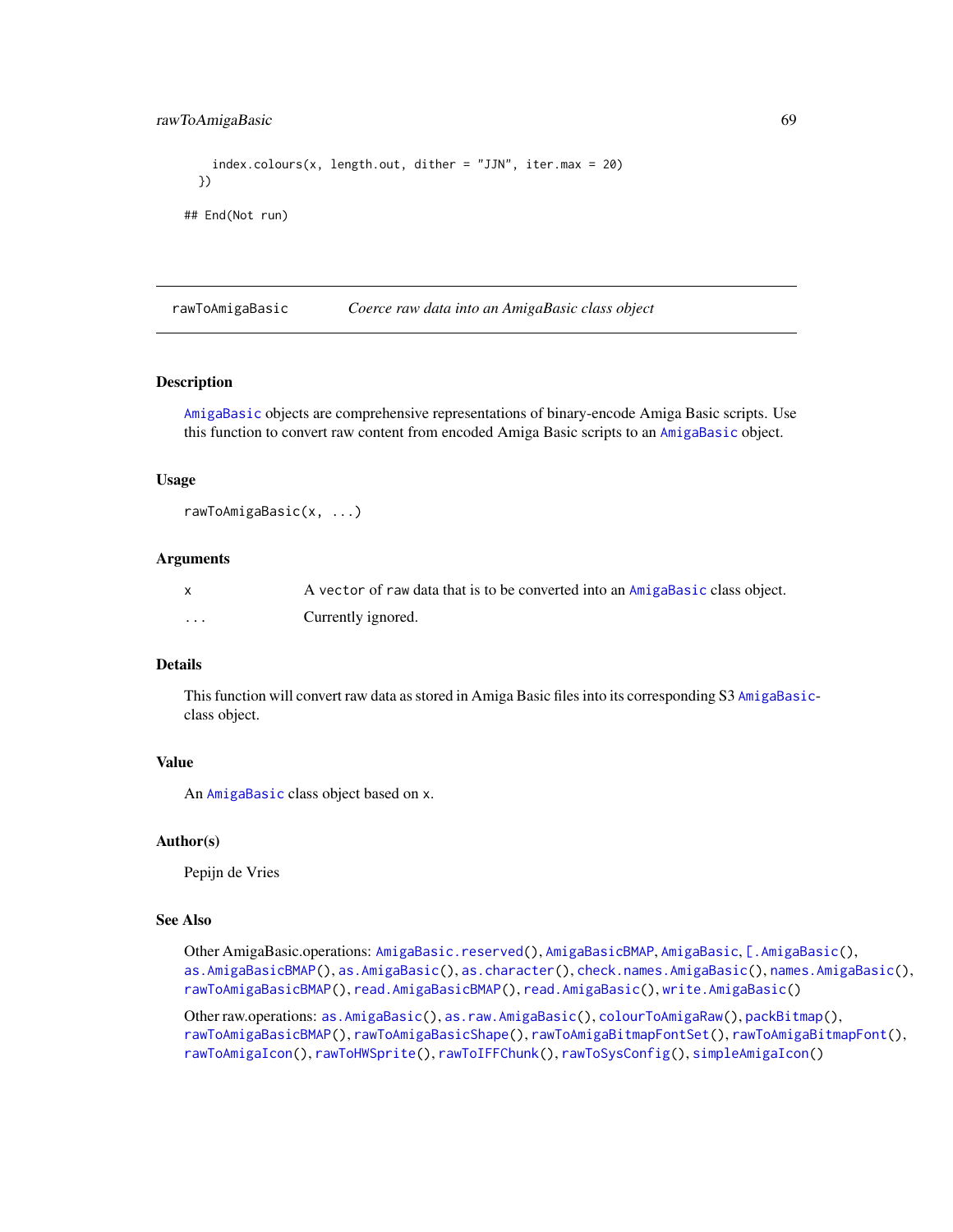```
    index.colours(x, length.out, dither = "JJN", iter.max = 20)
  })

## End(Not run)
```

## rawToAmigaBasic — *Coerce raw data into an AmigaBasic class object*

### Description

AmigaBasic objects are comprehensive representations of binary-encode Amiga Basic scripts. Use this function to convert raw content from encoded Amiga Basic scripts to an AmigaBasic object.

### Usage

```
rawToAmigaBasic(x, ...)
```

### Arguments

| | |
|---|---|
| x | A vector of raw data that is to be converted into an AmigaBasic class object. |
| ... | Currently ignored. |

### Details

This function will convert raw data as stored in Amiga Basic files into its corresponding S3 AmigaBasic-class object.

### Value

An AmigaBasic class object based on x.

### Author(s)

Pepijn de Vries

### See Also

Other AmigaBasic.operations: AmigaBasic.reserved(), AmigaBasicBMAP, AmigaBasic, [.AmigaBasic(), as.AmigaBasicBMAP(), as.AmigaBasic(), as.character(), check.names.AmigaBasic(), names.AmigaBasic(), rawToAmigaBasicBMAP(), read.AmigaBasicBMAP(), read.AmigaBasic(), write.AmigaBasic()

Other raw.operations: as.AmigaBasic(), as.raw.AmigaBasic(), colourToAmigaRaw(), packBitmap(), rawToAmigaBasicBMAP(), rawToAmigaBasicShape(), rawToAmigaBitmapFontSet(), rawToAmigaBitmapFont(), rawToAmigaIcon(), rawToHWSprite(), rawToIFFChunk(), rawToSysConfig(), simpleAmigaIcon()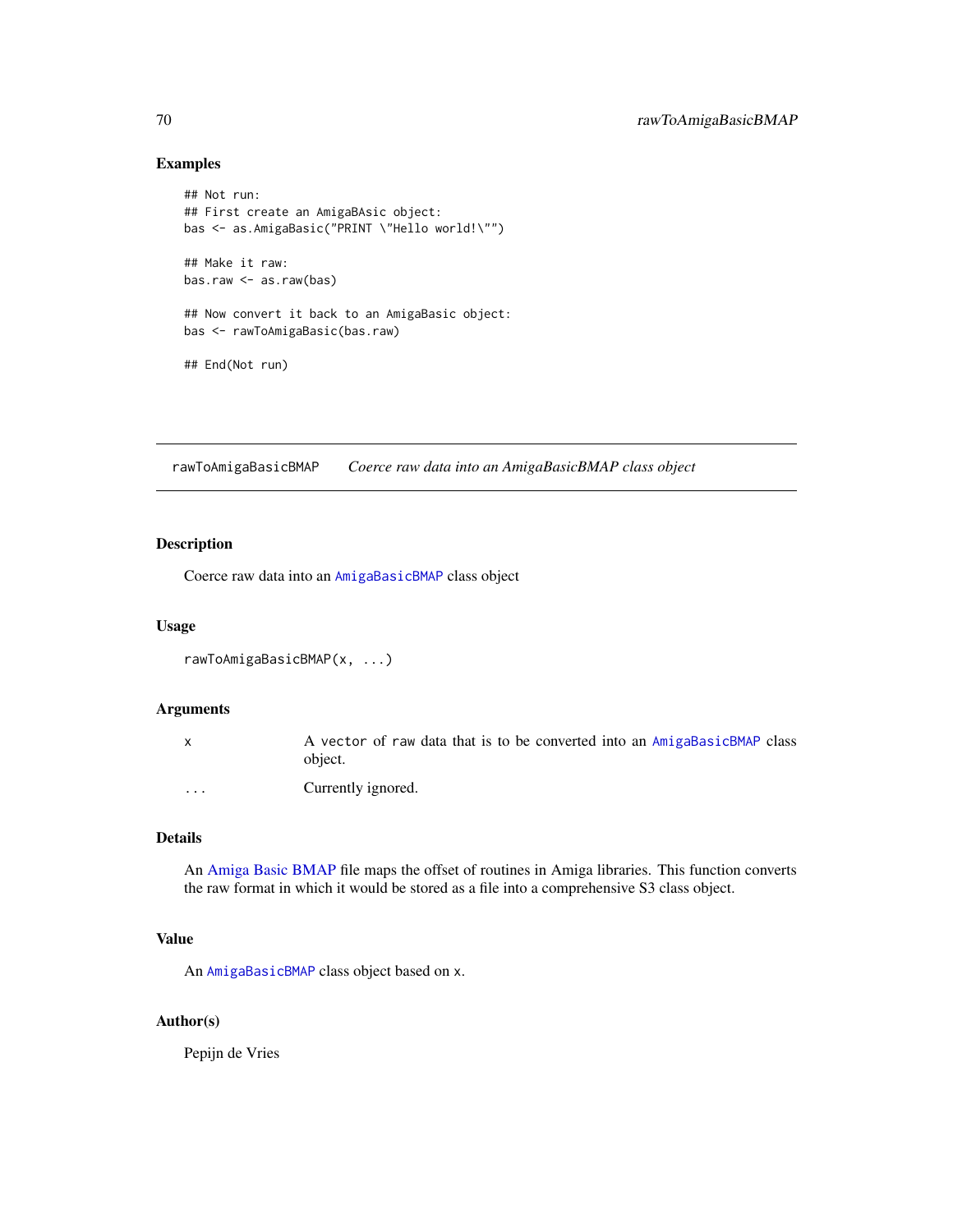### Examples

```
## Not run:
## First create an AmigaBAsic object:
bas <- as.AmigaBasic("PRINT \"Hello world!\"")

## Make it raw:
bas.raw <- as.raw(bas)

## Now convert it back to an AmigaBasic object:
bas <- rawToAmigaBasic(bas.raw)

## End(Not run)
```

---

## rawToAmigaBasicBMAP — *Coerce raw data into an AmigaBasicBMAP class object*

### Description

Coerce raw data into an `AmigaBasicBMAP` class object

### Usage

```
rawToAmigaBasicBMAP(x, ...)
```

### Arguments

| | |
|---|---|
| `x` | A `vector` of `raw` data that is to be converted into an `AmigaBasicBMAP` class object. |
| `...` | Currently ignored. |

### Details

An Amiga Basic BMAP file maps the offset of routines in Amiga libraries. This function converts the raw format in which it would be stored as a file into a comprehensive S3 class object.

### Value

An `AmigaBasicBMAP` class object based on `x`.

### Author(s)

Pepijn de Vries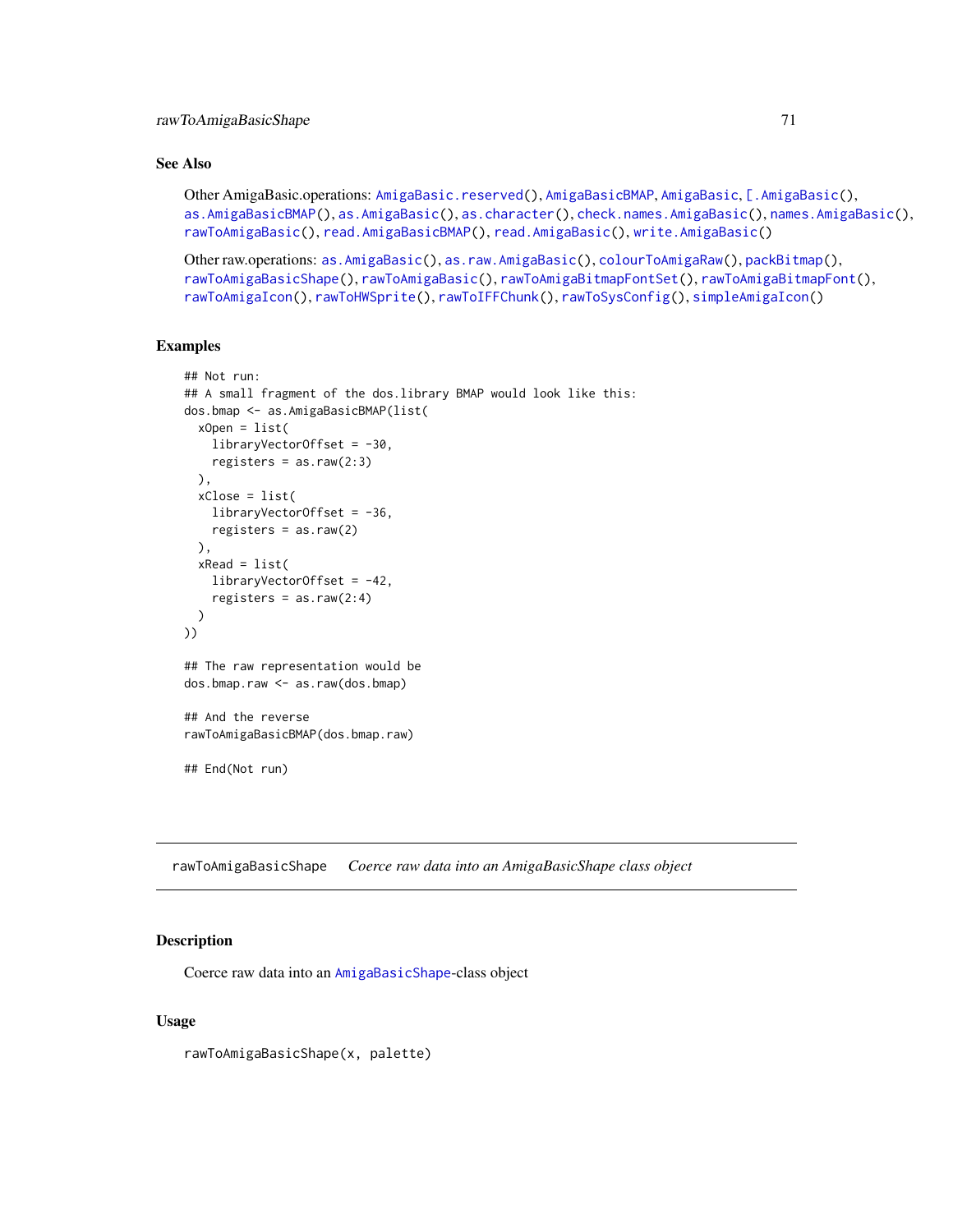## See Also

Other AmigaBasic.operations: AmigaBasic.reserved(), AmigaBasicBMAP, AmigaBasic, [.AmigaBasic(), as.AmigaBasicBMAP(), as.AmigaBasic(), as.character(), check.names.AmigaBasic(), names.AmigaBasic(), rawToAmigaBasic(), read.AmigaBasicBMAP(), read.AmigaBasic(), write.AmigaBasic()

Other raw.operations: as.AmigaBasic(), as.raw.AmigaBasic(), colourToAmigaRaw(), packBitmap(), rawToAmigaBasicShape(), rawToAmigaBasic(), rawToAmigaBitmapFontSet(), rawToAmigaBitmapFont(), rawToAmigaIcon(), rawToHWSprite(), rawToIFFChunk(), rawToSysConfig(), simpleAmigaIcon()

## Examples

```
## Not run:
## A small fragment of the dos.library BMAP would look like this:
dos.bmap <- as.AmigaBasicBMAP(list(
  xOpen = list(
    libraryVectorOffset = -30,
    registers = as.raw(2:3)
  ),
  xClose = list(
    libraryVectorOffset = -36,
    registers = as.raw(2)
  ),
  xRead = list(
    libraryVectorOffset = -42,
    registers = as.raw(2:4)
  )
))

## The raw representation would be
dos.bmap.raw <- as.raw(dos.bmap)

## And the reverse
rawToAmigaBasicBMAP(dos.bmap.raw)

## End(Not run)
```

---

# rawToAmigaBasicShape — *Coerce raw data into an AmigaBasicShape class object*

## Description

Coerce raw data into an AmigaBasicShape-class object

## Usage

```
rawToAmigaBasicShape(x, palette)
```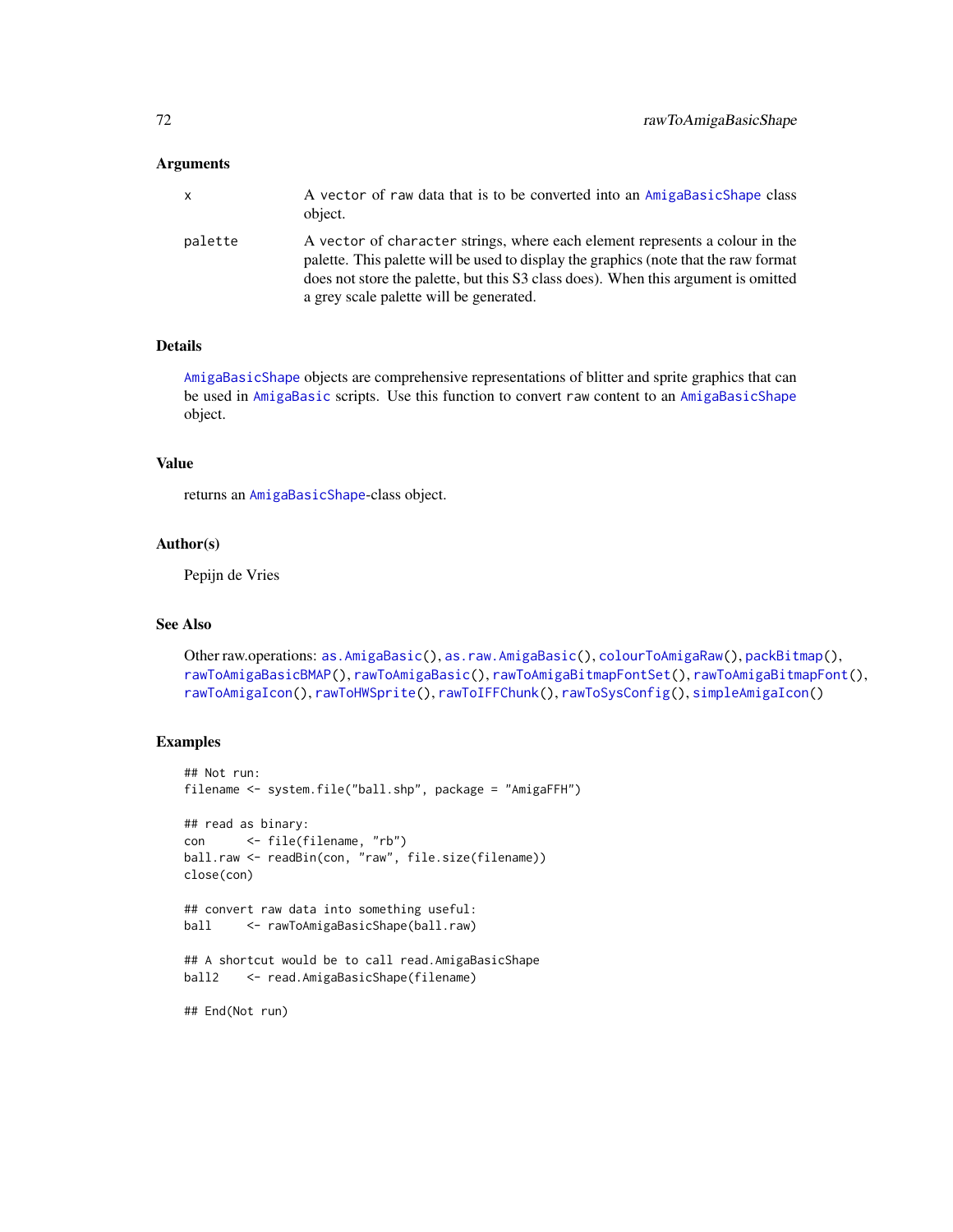### Arguments

- **x**: A vector of raw data that is to be converted into an AmigaBasicShape class object.
- **palette**: A vector of character strings, where each element represents a colour in the palette. This palette will be used to display the graphics (note that the raw format does not store the palette, but this S3 class does). When this argument is omitted a grey scale palette will be generated.

### Details

AmigaBasicShape objects are comprehensive representations of blitter and sprite graphics that can be used in AmigaBasic scripts. Use this function to convert raw content to an AmigaBasicShape object.

### Value

returns an AmigaBasicShape-class object.

### Author(s)

Pepijn de Vries

### See Also

Other raw.operations: as.AmigaBasic(), as.raw.AmigaBasic(), colourToAmigaRaw(), packBitmap(), rawToAmigaBasicBMAP(), rawToAmigaBasic(), rawToAmigaBitmapFontSet(), rawToAmigaBitmapFont(), rawToAmigaIcon(), rawToHWSprite(), rawToIFFChunk(), rawToSysConfig(), simpleAmigaIcon()

### Examples

```
## Not run:
filename <- system.file("ball.shp", package = "AmigaFFH")

## read as binary:
con      <- file(filename, "rb")
ball.raw <- readBin(con, "raw", file.size(filename))
close(con)

## convert raw data into something useful:
ball     <- rawToAmigaBasicShape(ball.raw)

## A shortcut would be to call read.AmigaBasicShape
ball2    <- read.AmigaBasicShape(filename)

## End(Not run)
```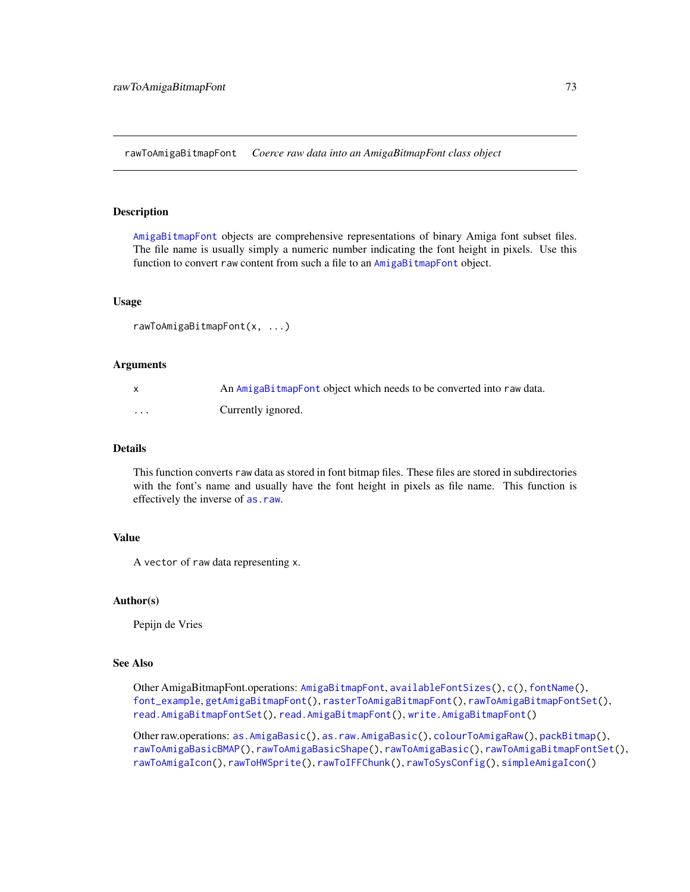rawToAmigaBitmapFont *Coerce raw data into an AmigaBitmapFont class object*

## Description

AmigaBitmapFont objects are comprehensive representations of binary Amiga font subset files. The file name is usually simply a numeric number indicating the font height in pixels. Use this function to convert raw content from such a file to an AmigaBitmapFont object.

## Usage

```
rawToAmigaBitmapFont(x, ...)
```

## Arguments

| | |
|---|---|
| x | An AmigaBitmapFont object which needs to be converted into raw data. |
| ... | Currently ignored. |

## Details

This function converts raw data as stored in font bitmap files. These files are stored in subdirectories with the font's name and usually have the font height in pixels as file name. This function is effectively the inverse of as.raw.

## Value

A vector of raw data representing x.

## Author(s)

Pepijn de Vries

## See Also

Other AmigaBitmapFont.operations: AmigaBitmapFont, availableFontSizes(), c(), fontName(), font_example, getAmigaBitmapFont(), rasterToAmigaBitmapFont(), rawToAmigaBitmapFontSet(), read.AmigaBitmapFontSet(), read.AmigaBitmapFont(), write.AmigaBitmapFont()

Other raw.operations: as.AmigaBasic(), as.raw.AmigaBasic(), colourToAmigaRaw(), packBitmap(), rawToAmigaBasicBMAP(), rawToAmigaBasicShape(), rawToAmigaBasic(), rawToAmigaBitmapFontSet(), rawToAmigaIcon(), rawToHWSprite(), rawToIFFChunk(), rawToSysConfig(), simpleAmigaIcon()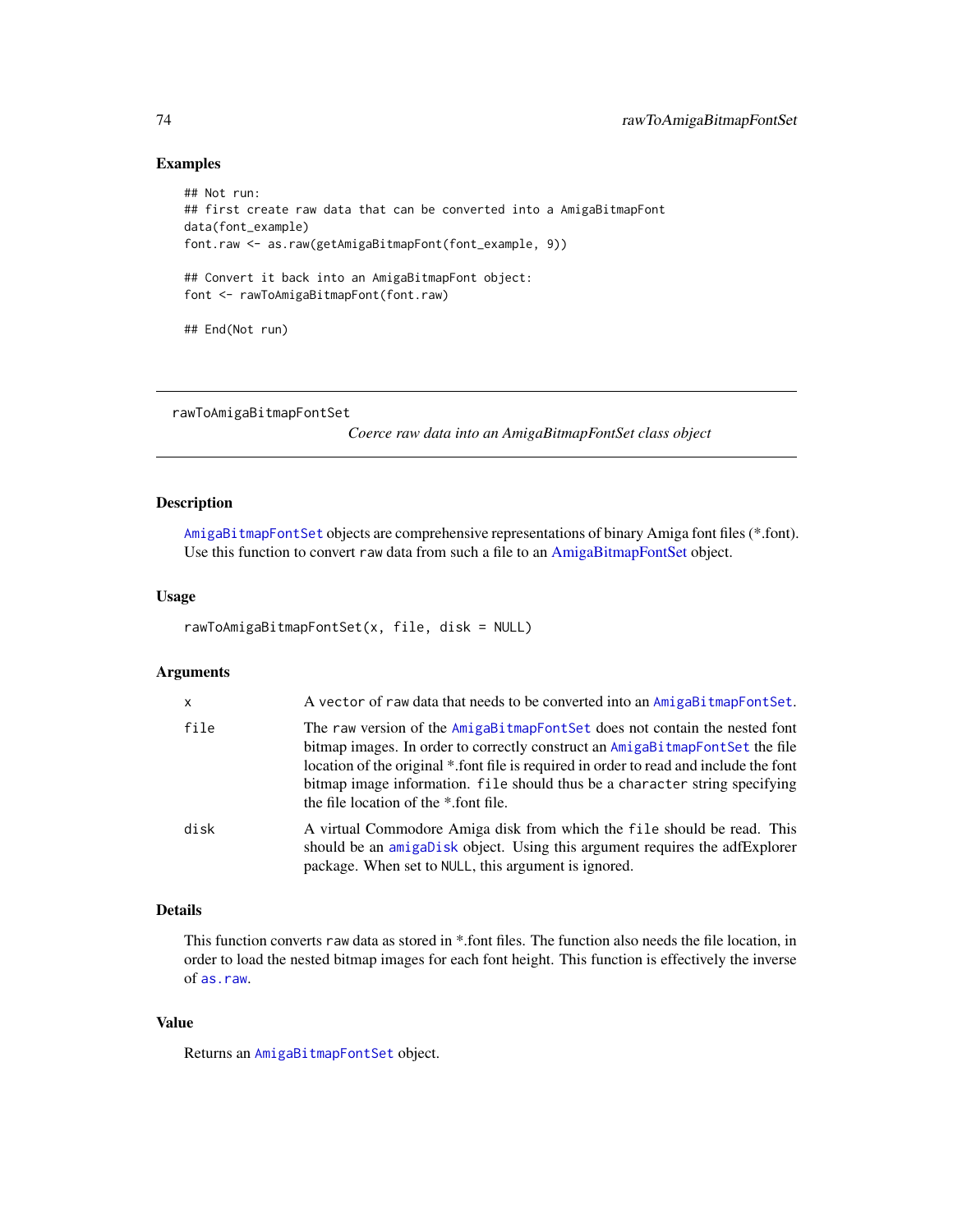### Examples

```
## Not run:
## first create raw data that can be converted into a AmigaBitmapFont
data(font_example)
font.raw <- as.raw(getAmigaBitmapFont(font_example, 9))

## Convert it back into an AmigaBitmapFont object:
font <- rawToAmigaBitmapFont(font.raw)

## End(Not run)
```

---

## rawToAmigaBitmapFontSet

*Coerce raw data into an AmigaBitmapFontSet class object*

---

### Description

`AmigaBitmapFontSet` objects are comprehensive representations of binary Amiga font files (*.font). Use this function to convert `raw` data from such a file to an AmigaBitmapFontSet object.

### Usage

```
rawToAmigaBitmapFontSet(x, file, disk = NULL)
```

### Arguments

| | |
|---|---|
| `x` | A `vector` of `raw` data that needs to be converted into an `AmigaBitmapFontSet`. |
| `file` | The `raw` version of the `AmigaBitmapFontSet` does not contain the nested font bitmap images. In order to correctly construct an `AmigaBitmapFontSet` the file location of the original *.font file is required in order to read and include the font bitmap image information. `file` should thus be a `character` string specifying the file location of the *.font file. |
| `disk` | A virtual Commodore Amiga disk from which the `file` should be read. This should be an `amigaDisk` object. Using this argument requires the adfExplorer package. When set to `NULL`, this argument is ignored. |

### Details

This function converts `raw` data as stored in *.font files. The function also needs the file location, in order to load the nested bitmap images for each font height. This function is effectively the inverse of `as.raw`.

### Value

Returns an `AmigaBitmapFontSet` object.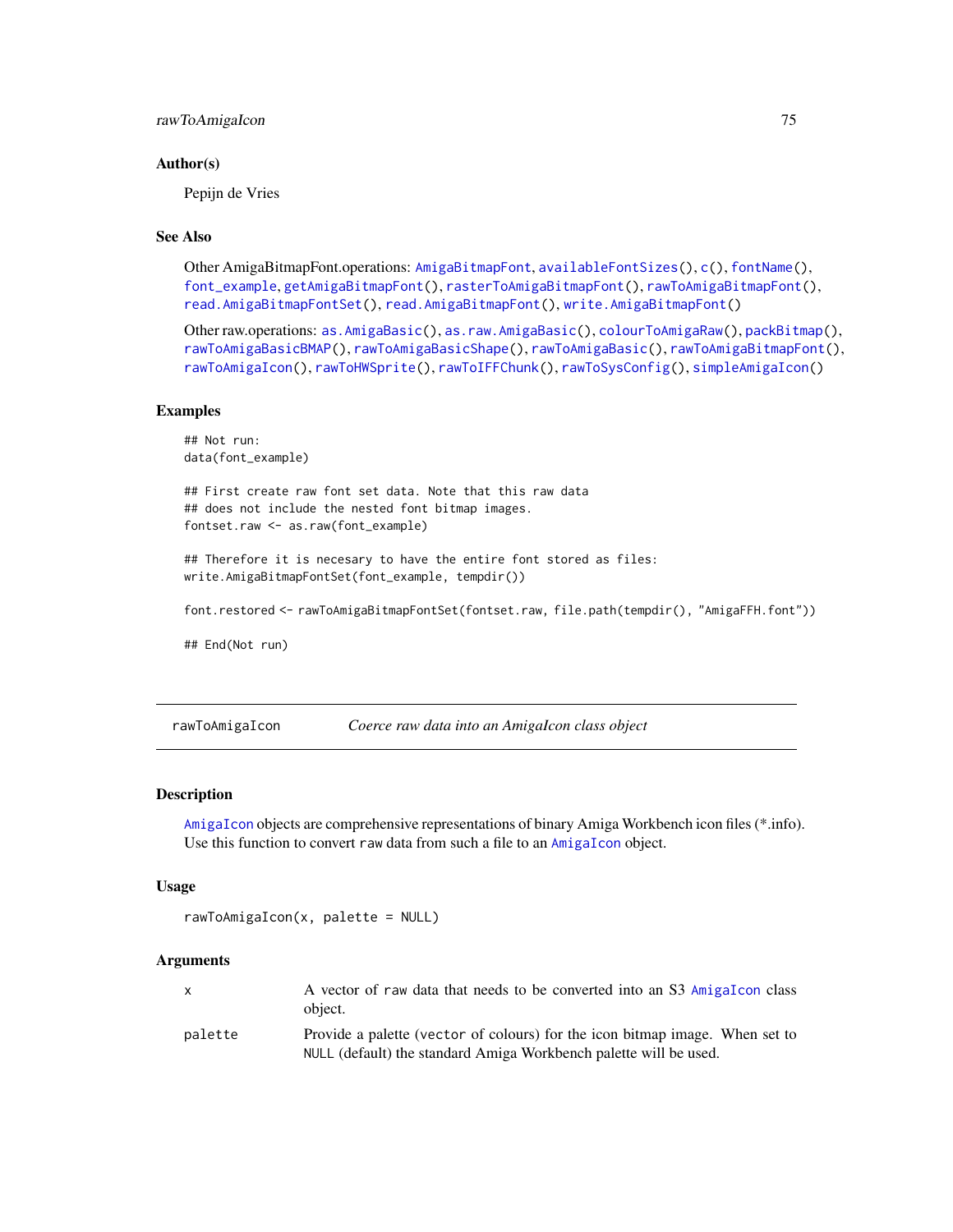### Author(s)

Pepijn de Vries

### See Also

Other AmigaBitmapFont.operations: AmigaBitmapFont, availableFontSizes(), c(), fontName(), font_example, getAmigaBitmapFont(), rasterToAmigaBitmapFont(), rawToAmigaBitmapFont(), read.AmigaBitmapFontSet(), read.AmigaBitmapFont(), write.AmigaBitmapFont()

Other raw.operations: as.AmigaBasic(), as.raw.AmigaBasic(), colourToAmigaRaw(), packBitmap(), rawToAmigaBasicBMAP(), rawToAmigaBasicShape(), rawToAmigaBasic(), rawToAmigaBitmapFont(), rawToAmigaIcon(), rawToHWSprite(), rawToIFFChunk(), rawToSysConfig(), simpleAmigaIcon()

### Examples

```
## Not run:
data(font_example)

## First create raw font set data. Note that this raw data
## does not include the nested font bitmap images.
fontset.raw <- as.raw(font_example)

## Therefore it is necesary to have the entire font stored as files:
write.AmigaBitmapFontSet(font_example, tempdir())

font.restored <- rawToAmigaBitmapFontSet(fontset.raw, file.path(tempdir(), "AmigaFFH.font"))

## End(Not run)
```

---

## rawToAmigaIcon — *Coerce raw data into an AmigaIcon class object*

### Description

AmigaIcon objects are comprehensive representations of binary Amiga Workbench icon files (*.info). Use this function to convert raw data from such a file to an AmigaIcon object.

### Usage

```
rawToAmigaIcon(x, palette = NULL)
```

### Arguments

| | |
|---|---|
| x | A vector of raw data that needs to be converted into an S3 AmigaIcon class object. |
| palette | Provide a palette (vector of colours) for the icon bitmap image. When set to NULL (default) the standard Amiga Workbench palette will be used. |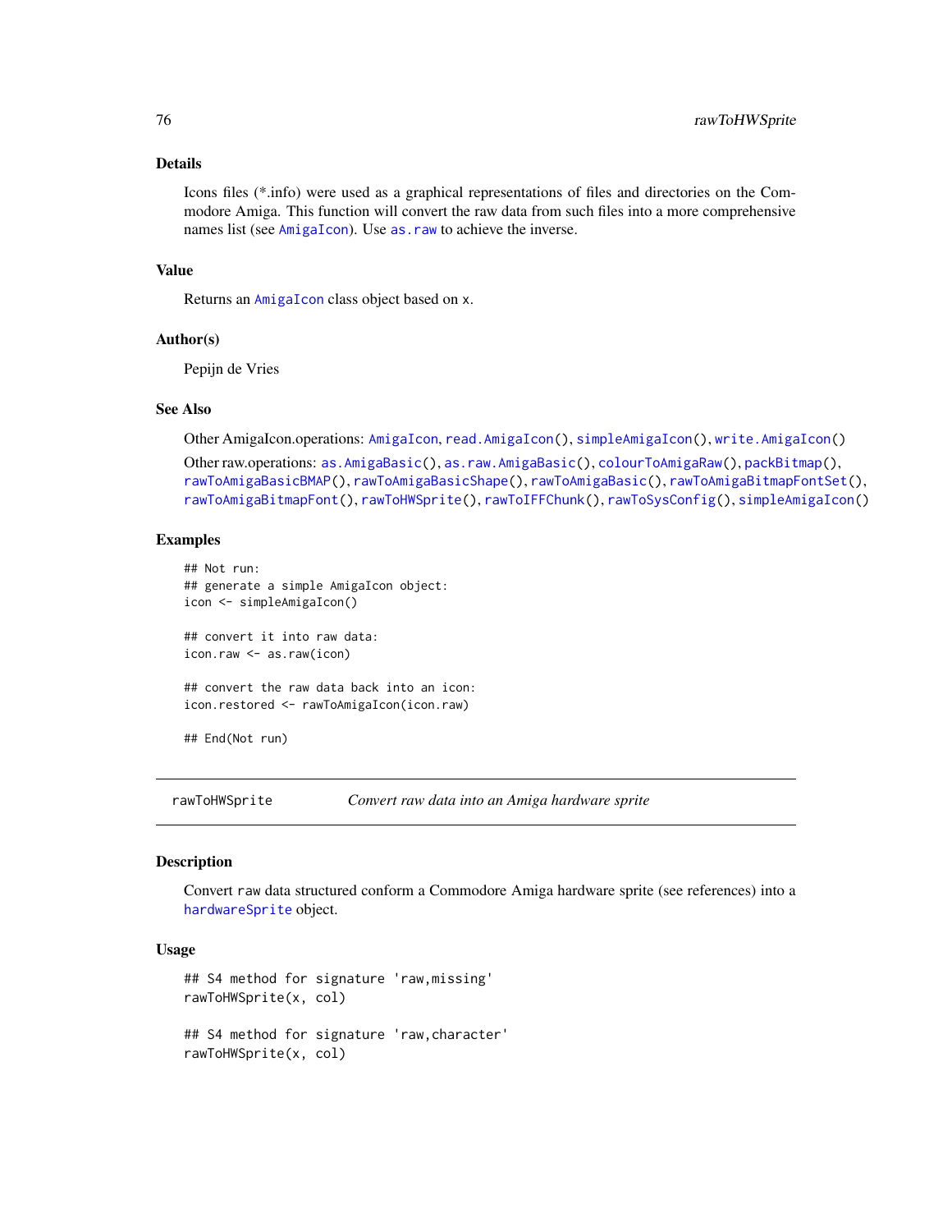### Details

Icons files (*.info) were used as a graphical representations of files and directories on the Commodore Amiga. This function will convert the raw data from such files into a more comprehensive names list (see AmigaIcon). Use as.raw to achieve the inverse.

### Value

Returns an AmigaIcon class object based on x.

### Author(s)

Pepijn de Vries

### See Also

Other AmigaIcon.operations: AmigaIcon, read.AmigaIcon(), simpleAmigaIcon(), write.AmigaIcon()

Other raw.operations: as.AmigaBasic(), as.raw.AmigaBasic(), colourToAmigaRaw(), packBitmap(), rawToAmigaBasicBMAP(), rawToAmigaBasicShape(), rawToAmigaBasic(), rawToAmigaBitmapFontSet(), rawToAmigaBitmapFont(), rawToHWSprite(), rawToIFFChunk(), rawToSysConfig(), simpleAmigaIcon()

### Examples

```
## Not run:
## generate a simple AmigaIcon object:
icon <- simpleAmigaIcon()

## convert it into raw data:
icon.raw <- as.raw(icon)

## convert the raw data back into an icon:
icon.restored <- rawToAmigaIcon(icon.raw)

## End(Not run)
```

---

## rawToHWSprite — *Convert raw data into an Amiga hardware sprite*

### Description

Convert raw data structured conform a Commodore Amiga hardware sprite (see references) into a hardwareSprite object.

### Usage

```
## S4 method for signature 'raw,missing'
rawToHWSprite(x, col)

## S4 method for signature 'raw,character'
rawToHWSprite(x, col)
```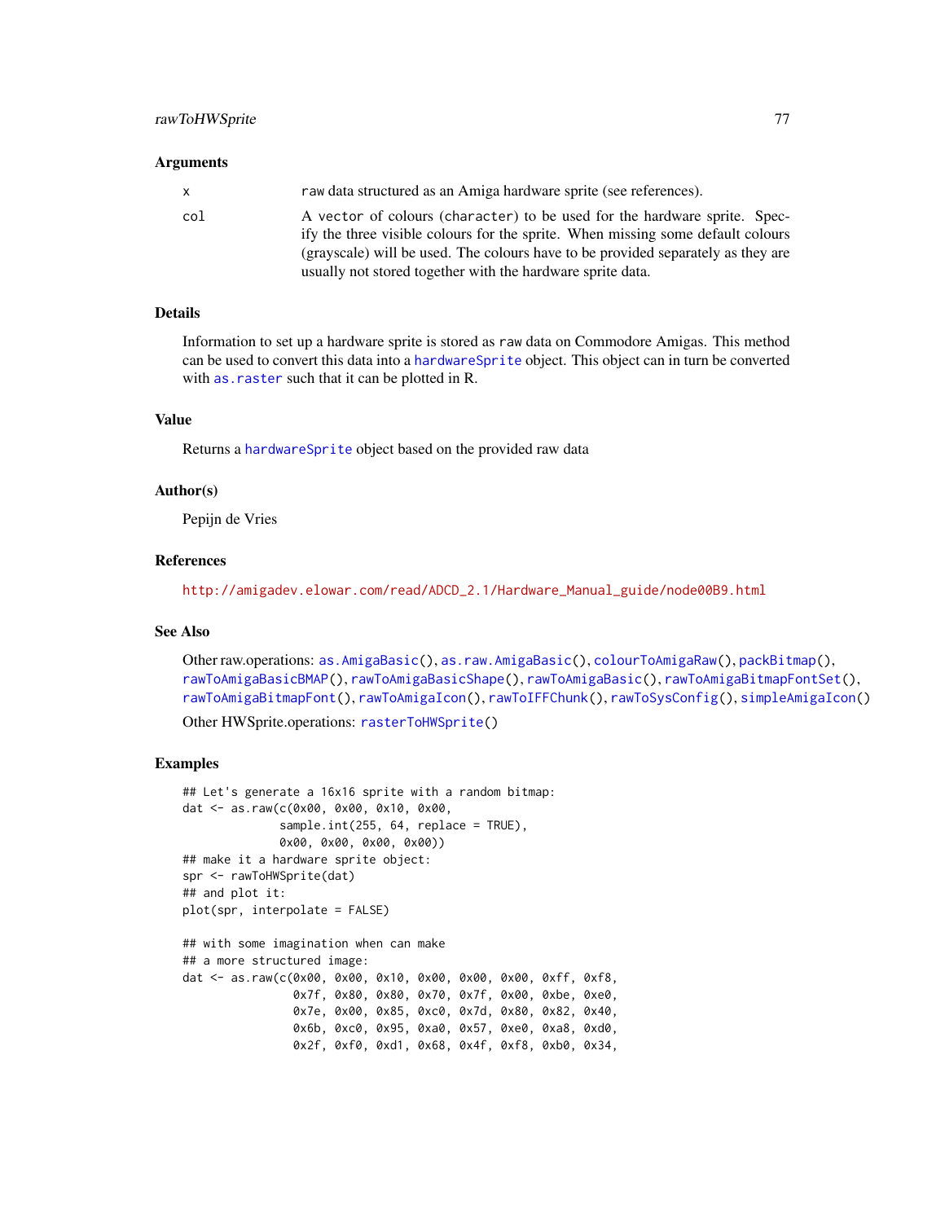### Arguments

| | |
|---|---|
| x | raw data structured as an Amiga hardware sprite (see references). |
| col | A vector of colours (character) to be used for the hardware sprite. Specify the three visible colours for the sprite. When missing some default colours (grayscale) will be used. The colours have to be provided separately as they are usually not stored together with the hardware sprite data. |

### Details

Information to set up a hardware sprite is stored as raw data on Commodore Amigas. This method can be used to convert this data into a hardwareSprite object. This object can in turn be converted with as.raster such that it can be plotted in R.

### Value

Returns a hardwareSprite object based on the provided raw data

### Author(s)

Pepijn de Vries

### References

http://amigadev.elowar.com/read/ADCD_2.1/Hardware_Manual_guide/node00B9.html

### See Also

Other raw.operations: as.AmigaBasic(), as.raw.AmigaBasic(), colourToAmigaRaw(), packBitmap(), rawToAmigaBasicBMAP(), rawToAmigaBasicShape(), rawToAmigaBasic(), rawToAmigaBitmapFontSet(), rawToAmigaBitmapFont(), rawToAmigaIcon(), rawToIFFChunk(), rawToSysConfig(), simpleAmigaIcon()

Other HWSprite.operations: rasterToHWSprite()

### Examples

```
## Let's generate a 16x16 sprite with a random bitmap:
dat <- as.raw(c(0x00, 0x00, 0x10, 0x00,
              sample.int(255, 64, replace = TRUE),
              0x00, 0x00, 0x00, 0x00))
## make it a hardware sprite object:
spr <- rawToHWSprite(dat)
## and plot it:
plot(spr, interpolate = FALSE)

## with some imagination when can make
## a more structured image:
dat <- as.raw(c(0x00, 0x00, 0x10, 0x00, 0x00, 0x00, 0xff, 0xf8,
                0x7f, 0x80, 0x80, 0x70, 0x7f, 0x00, 0xbe, 0xe0,
                0x7e, 0x00, 0x85, 0xc0, 0x7d, 0x80, 0x82, 0x40,
                0x6b, 0xc0, 0x95, 0xa0, 0x57, 0xe0, 0xa8, 0xd0,
                0x2f, 0xf0, 0xd1, 0x68, 0x4f, 0xf8, 0xb0, 0x34,
```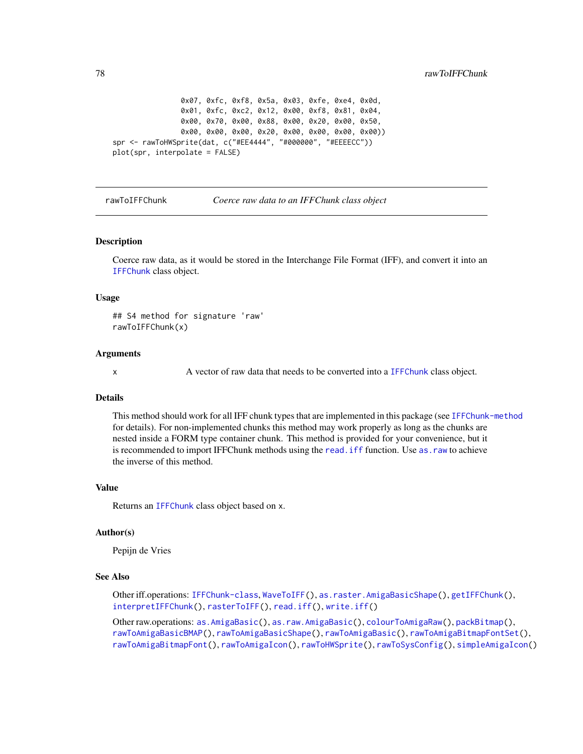```
                0x07, 0xfc, 0xf8, 0x5a, 0x03, 0xfe, 0xe4, 0x0d,
                0x01, 0xfc, 0xc2, 0x12, 0x00, 0xf8, 0x81, 0x04,
                0x00, 0x70, 0x00, 0x88, 0x00, 0x20, 0x00, 0x50,
                0x00, 0x00, 0x00, 0x20, 0x00, 0x00, 0x00, 0x00))
spr <- rawToHWSprite(dat, c("#EE4444", "#000000", "#EEEECC"))
plot(spr, interpolate = FALSE)
```

## rawToIFFChunk — *Coerce raw data to an IFFChunk class object*

### Description

Coerce raw data, as it would be stored in the Interchange File Format (IFF), and convert it into an `IFFChunk` class object.

### Usage

```
## S4 method for signature 'raw'
rawToIFFChunk(x)
```

### Arguments

`x` A vector of raw data that needs to be converted into a `IFFChunk` class object.

### Details

This method should work for all IFF chunk types that are implemented in this package (see `IFFChunk-method` for details). For non-implemented chunks this method may work properly as long as the chunks are nested inside a FORM type container chunk. This method is provided for your convenience, but it is recommended to import IFFChunk methods using the `read.iff` function. Use `as.raw` to achieve the inverse of this method.

### Value

Returns an `IFFChunk` class object based on `x`.

### Author(s)

Pepijn de Vries

### See Also

Other iff.operations: `IFFChunk-class`, `WaveToIFF()`, `as.raster.AmigaBasicShape()`, `getIFFChunk()`, `interpretIFFChunk()`, `rasterToIFF()`, `read.iff()`, `write.iff()`

Other raw.operations: `as.AmigaBasic()`, `as.raw.AmigaBasic()`, `colourToAmigaRaw()`, `packBitmap()`, `rawToAmigaBasicBMAP()`, `rawToAmigaBasicShape()`, `rawToAmigaBasic()`, `rawToAmigaBitmapFontSet()`, `rawToAmigaBitmapFont()`, `rawToAmigaIcon()`, `rawToHWSprite()`, `rawToSysConfig()`, `simpleAmigaIcon()`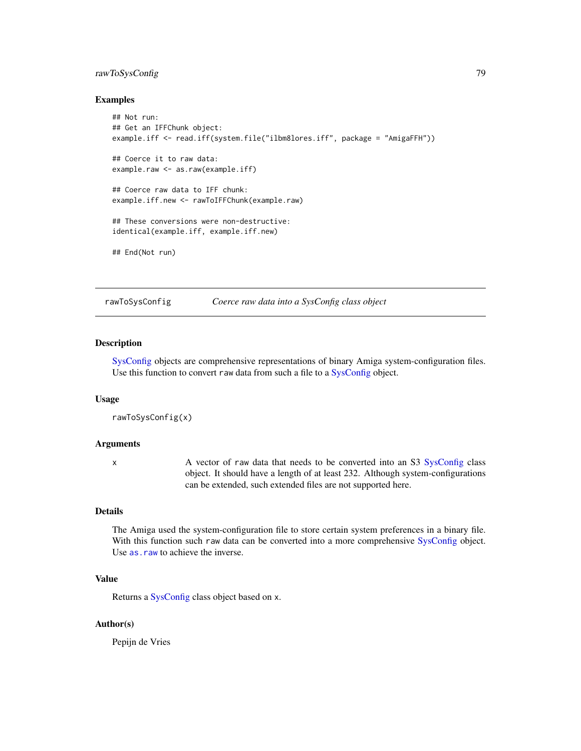### Examples

```
## Not run:
## Get an IFFChunk object:
example.iff <- read.iff(system.file("ilbm8lores.iff", package = "AmigaFFH"))

## Coerce it to raw data:
example.raw <- as.raw(example.iff)

## Coerce raw data to IFF chunk:
example.iff.new <- rawToIFFChunk(example.raw)

## These conversions were non-destructive:
identical(example.iff, example.iff.new)

## End(Not run)
```

---

## rawToSysConfig    *Coerce raw data into a SysConfig class object*

---

### Description

SysConfig objects are comprehensive representations of binary Amiga system-configuration files. Use this function to convert `raw` data from such a file to a SysConfig object.

### Usage

```
rawToSysConfig(x)
```

### Arguments

| | |
|---|---|
| `x` | A vector of `raw` data that needs to be converted into an S3 SysConfig class object. It should have a length of at least 232. Although system-configurations can be extended, such extended files are not supported here. |

### Details

The Amiga used the system-configuration file to store certain system preferences in a binary file. With this function such `raw` data can be converted into a more comprehensive SysConfig object. Use `as.raw` to achieve the inverse.

### Value

Returns a SysConfig class object based on `x`.

### Author(s)

Pepijn de Vries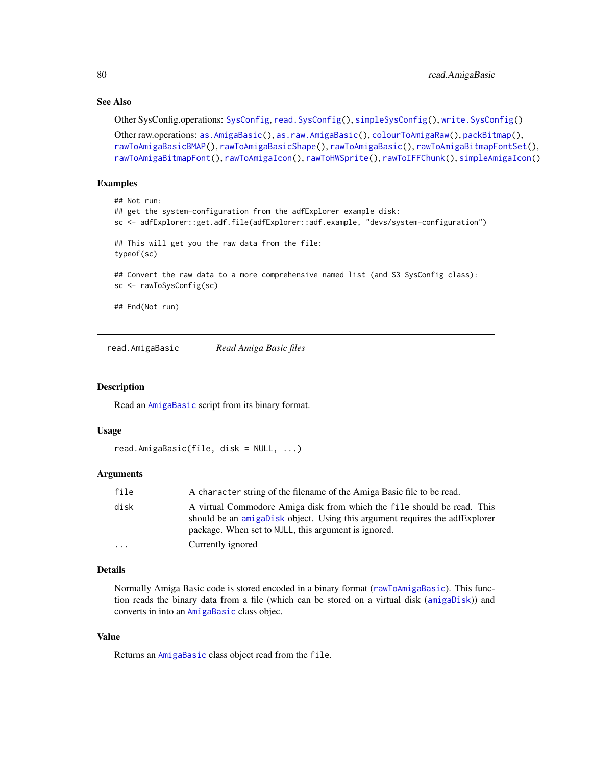### See Also

Other SysConfig.operations: `SysConfig`, `read.SysConfig()`, `simpleSysConfig()`, `write.SysConfig()`

Other raw.operations: `as.AmigaBasic()`, `as.raw.AmigaBasic()`, `colourToAmigaRaw()`, `packBitmap()`, `rawToAmigaBasicBMAP()`, `rawToAmigaBasicShape()`, `rawToAmigaBasic()`, `rawToAmigaBitmapFontSet()`, `rawToAmigaBitmapFont()`, `rawToAmigaIcon()`, `rawToHWSprite()`, `rawToIFFChunk()`, `simpleAmigaIcon()`

### Examples

```
## Not run:
## get the system-configuration from the adfExplorer example disk:
sc <- adfExplorer::get.adf.file(adfExplorer::adf.example, "devs/system-configuration")

## This will get you the raw data from the file:
typeof(sc)

## Convert the raw data to a more comprehensive named list (and S3 SysConfig class):
sc <- rawToSysConfig(sc)

## End(Not run)
```

---

## read.AmigaBasic — *Read Amiga Basic files*

### Description

Read an `AmigaBasic` script from its binary format.

### Usage

```
read.AmigaBasic(file, disk = NULL, ...)
```

### Arguments

| | |
|---|---|
| `file` | A `character` string of the filename of the Amiga Basic file to be read. |
| `disk` | A virtual Commodore Amiga disk from which the `file` should be read. This should be an `amigaDisk` object. Using this argument requires the adfExplorer package. When set to `NULL`, this argument is ignored. |
| `...` | Currently ignored |

### Details

Normally Amiga Basic code is stored encoded in a binary format (`rawToAmigaBasic`). This function reads the binary data from a file (which can be stored on a virtual disk (`amigaDisk`)) and converts in into an `AmigaBasic` class objec.

### Value

Returns an `AmigaBasic` class object read from the `file`.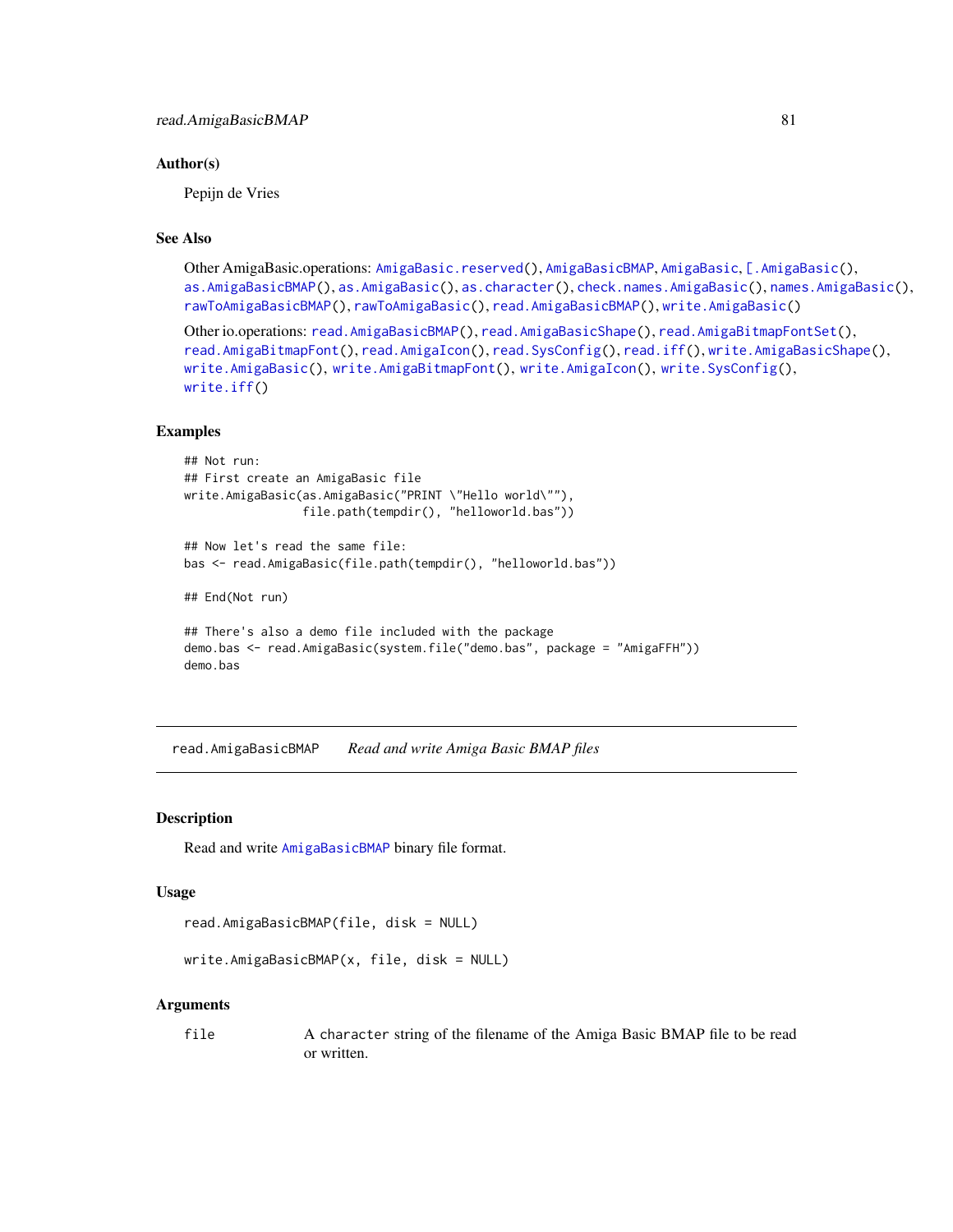### Author(s)

Pepijn de Vries

### See Also

Other AmigaBasic.operations: `AmigaBasic.reserved()`, `AmigaBasicBMAP`, `AmigaBasic`, `[.AmigaBasic()`, `as.AmigaBasicBMAP()`, `as.AmigaBasic()`, `as.character()`, `check.names.AmigaBasic()`, `names.AmigaBasic()`, `rawToAmigaBasicBMAP()`, `rawToAmigaBasic()`, `read.AmigaBasicBMAP()`, `write.AmigaBasic()`

Other io.operations: `read.AmigaBasicBMAP()`, `read.AmigaBasicShape()`, `read.AmigaBitmapFontSet()`, `read.AmigaBitmapFont()`, `read.AmigaIcon()`, `read.SysConfig()`, `read.iff()`, `write.AmigaBasicShape()`, `write.AmigaBasic()`, `write.AmigaBitmapFont()`, `write.AmigaIcon()`, `write.SysConfig()`, `write.iff()`

### Examples

```
## Not run:
## First create an AmigaBasic file
write.AmigaBasic(as.AmigaBasic("PRINT \"Hello world\""),
                 file.path(tempdir(), "helloworld.bas"))

## Now let's read the same file:
bas <- read.AmigaBasic(file.path(tempdir(), "helloworld.bas"))

## End(Not run)

## There's also a demo file included with the package
demo.bas <- read.AmigaBasic(system.file("demo.bas", package = "AmigaFFH"))
demo.bas
```

---

## read.AmigaBasicBMAP    *Read and write Amiga Basic BMAP files*

### Description

Read and write `AmigaBasicBMAP` binary file format.

### Usage

```
read.AmigaBasicBMAP(file, disk = NULL)

write.AmigaBasicBMAP(x, file, disk = NULL)
```

### Arguments

| | |
|---|---|
| `file` | A `character` string of the filename of the Amiga Basic BMAP file to be read or written. |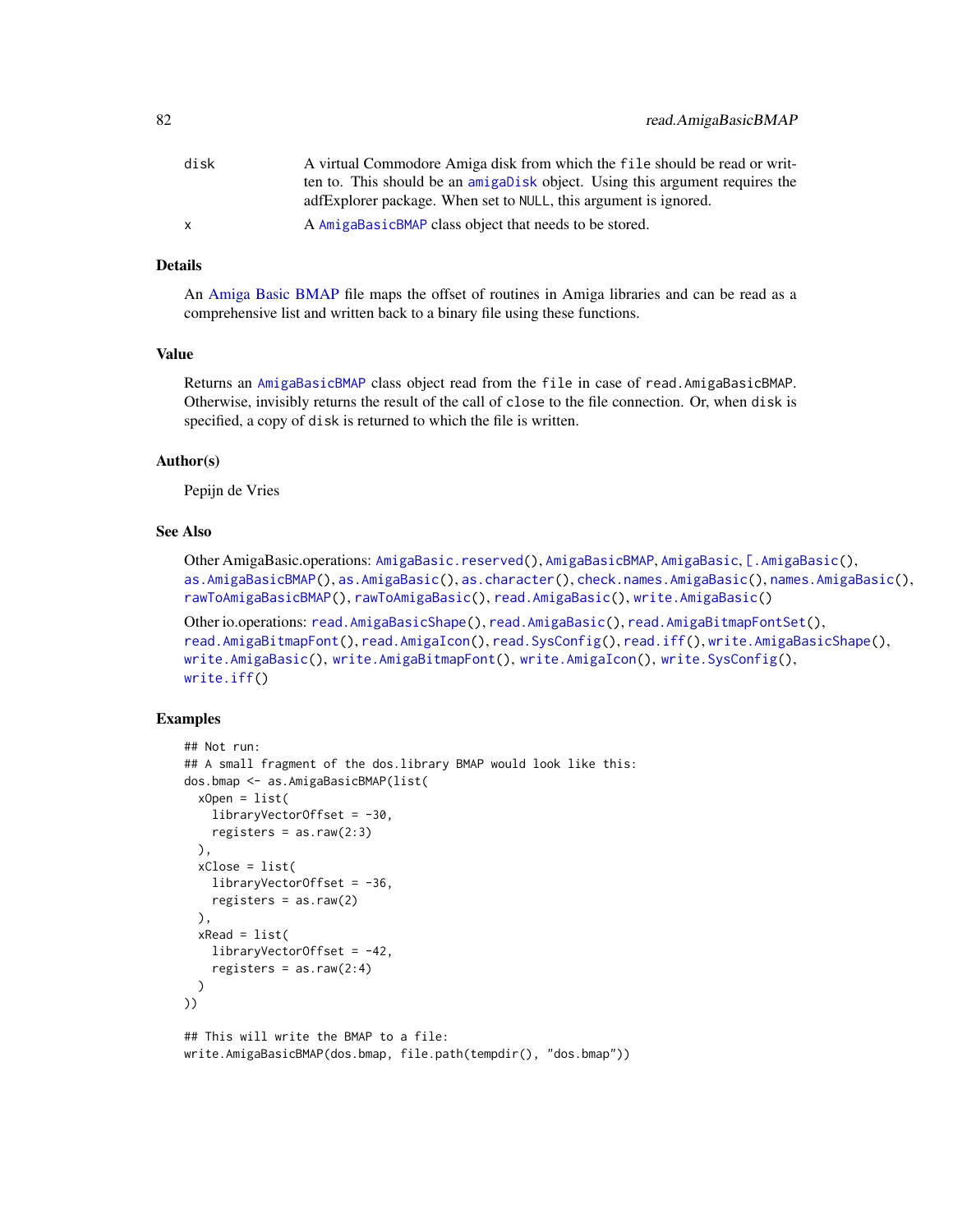| | |
|---|---|
| disk | A virtual Commodore Amiga disk from which the file should be read or written to. This should be an amigaDisk object. Using this argument requires the adfExplorer package. When set to NULL, this argument is ignored. |
| x | A AmigaBasicBMAP class object that needs to be stored. |

### Details

An Amiga Basic BMAP file maps the offset of routines in Amiga libraries and can be read as a comprehensive list and written back to a binary file using these functions.

### Value

Returns an AmigaBasicBMAP class object read from the file in case of read.AmigaBasicBMAP. Otherwise, invisibly returns the result of the call of close to the file connection. Or, when disk is specified, a copy of disk is returned to which the file is written.

### Author(s)

Pepijn de Vries

### See Also

Other AmigaBasic.operations: AmigaBasic.reserved(), AmigaBasicBMAP, AmigaBasic, [.AmigaBasic(), as.AmigaBasicBMAP(), as.AmigaBasic(), as.character(), check.names.AmigaBasic(), names.AmigaBasic(), rawToAmigaBasicBMAP(), rawToAmigaBasic(), read.AmigaBasic(), write.AmigaBasic()

Other io.operations: read.AmigaBasicShape(), read.AmigaBasic(), read.AmigaBitmapFontSet(), read.AmigaBitmapFont(), read.AmigaIcon(), read.SysConfig(), read.iff(), write.AmigaBasicShape(), write.AmigaBasic(), write.AmigaBitmapFont(), write.AmigaIcon(), write.SysConfig(), write.iff()

### Examples

```
## Not run:
## A small fragment of the dos.library BMAP would look like this:
dos.bmap <- as.AmigaBasicBMAP(list(
  xOpen = list(
    libraryVectorOffset = -30,
    registers = as.raw(2:3)
  ),
  xClose = list(
    libraryVectorOffset = -36,
    registers = as.raw(2)
  ),
  xRead = list(
    libraryVectorOffset = -42,
    registers = as.raw(2:4)
  )
))

## This will write the BMAP to a file:
write.AmigaBasicBMAP(dos.bmap, file.path(tempdir(), "dos.bmap"))
```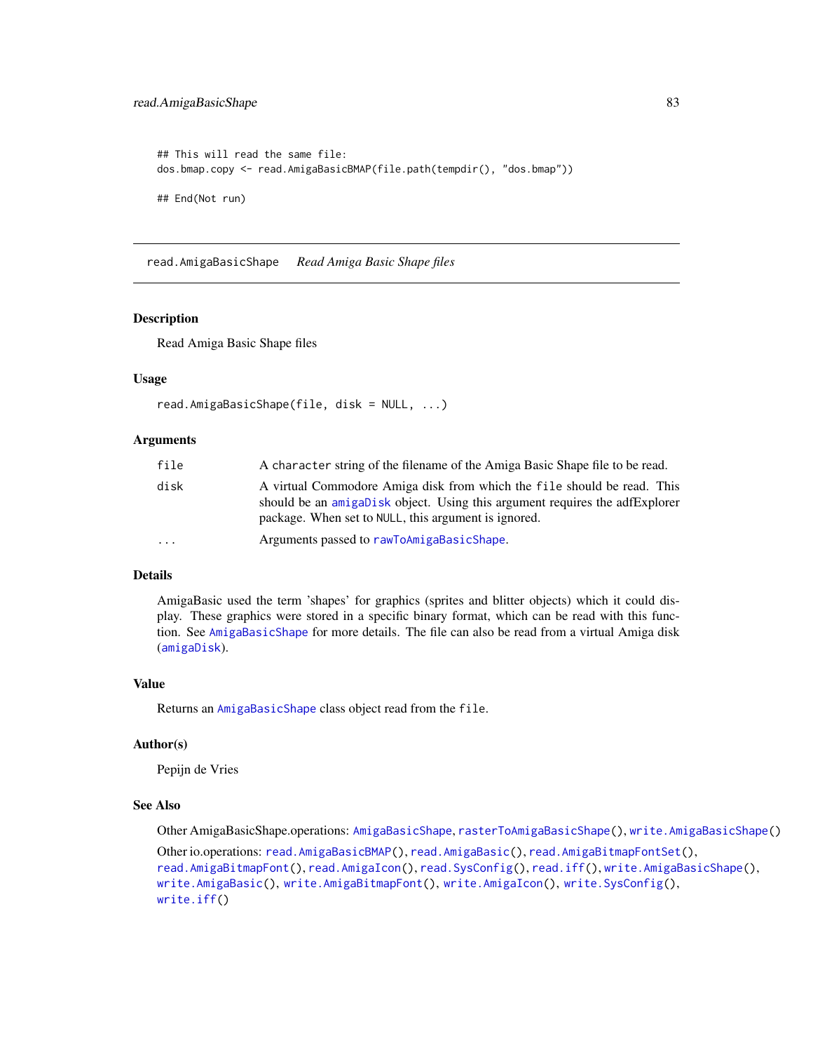```
## This will read the same file:
dos.bmap.copy <- read.AmigaBasicBMAP(file.path(tempdir(), "dos.bmap"))

## End(Not run)
```

---

## read.AmigaBasicShape *Read Amiga Basic Shape files*

---

### Description

Read Amiga Basic Shape files

### Usage

```
read.AmigaBasicShape(file, disk = NULL, ...)
```

### Arguments

| | |
|---|---|
| `file` | A `character` string of the filename of the Amiga Basic Shape file to be read. |
| `disk` | A virtual Commodore Amiga disk from which the `file` should be read. This should be an `amigaDisk` object. Using this argument requires the adfExplorer package. When set to `NULL`, this argument is ignored. |
| `...` | Arguments passed to `rawToAmigaBasicShape`. |

### Details

AmigaBasic used the term 'shapes' for graphics (sprites and blitter objects) which it could display. These graphics were stored in a specific binary format, which can be read with this function. See `AmigaBasicShape` for more details. The file can also be read from a virtual Amiga disk (`amigaDisk`).

### Value

Returns an `AmigaBasicShape` class object read from the `file`.

### Author(s)

Pepijn de Vries

### See Also

Other AmigaBasicShape.operations: `AmigaBasicShape`, `rasterToAmigaBasicShape()`, `write.AmigaBasicShape()`

Other io.operations: `read.AmigaBasicBMAP()`, `read.AmigaBasic()`, `read.AmigaBitmapFontSet()`, `read.AmigaBitmapFont()`, `read.AmigaIcon()`, `read.SysConfig()`, `read.iff()`, `write.AmigaBasicShape()`, `write.AmigaBasic()`, `write.AmigaBitmapFont()`, `write.AmigaIcon()`, `write.SysConfig()`, `write.iff()`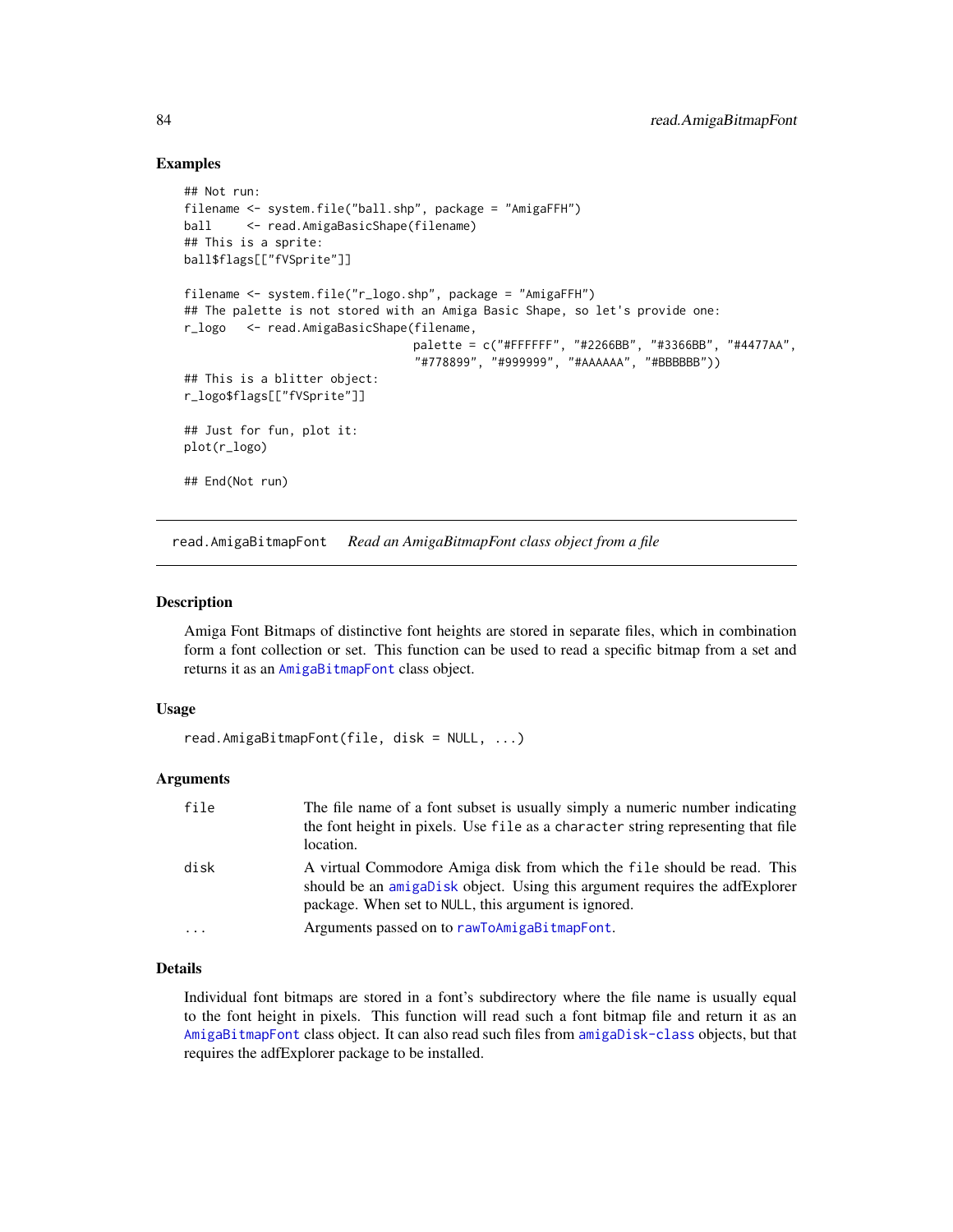## Examples

```
## Not run:
filename <- system.file("ball.shp", package = "AmigaFFH")
ball     <- read.AmigaBasicShape(filename)
## This is a sprite:
ball$flags[["fVSprite"]]

filename <- system.file("r_logo.shp", package = "AmigaFFH")
## The palette is not stored with an Amiga Basic Shape, so let's provide one:
r_logo   <- read.AmigaBasicShape(filename,
                                 palette = c("#FFFFFF", "#2266BB", "#3366BB", "#4477AA",
                                 "#778899", "#999999", "#AAAAAA", "#BBBBBB"))
## This is a blitter object:
r_logo$flags[["fVSprite"]]

## Just for fun, plot it:
plot(r_logo)

## End(Not run)
```

---

# read.AmigaBitmapFont    *Read an AmigaBitmapFont class object from a file*

## Description

Amiga Font Bitmaps of distinctive font heights are stored in separate files, which in combination form a font collection or set. This function can be used to read a specific bitmap from a set and returns it as an `AmigaBitmapFont` class object.

## Usage

```
read.AmigaBitmapFont(file, disk = NULL, ...)
```

## Arguments

| | |
|---|---|
| `file` | The file name of a font subset is usually simply a numeric number indicating the font height in pixels. Use `file` as a `character` string representing that file location. |
| `disk` | A virtual Commodore Amiga disk from which the `file` should be read. This should be an `amigaDisk` object. Using this argument requires the adfExplorer package. When set to `NULL`, this argument is ignored. |
| `...` | Arguments passed on to `rawToAmigaBitmapFont`. |

## Details

Individual font bitmaps are stored in a font's subdirectory where the file name is usually equal to the font height in pixels. This function will read such a font bitmap file and return it as an `AmigaBitmapFont` class object. It can also read such files from `amigaDisk-class` objects, but that requires the adfExplorer package to be installed.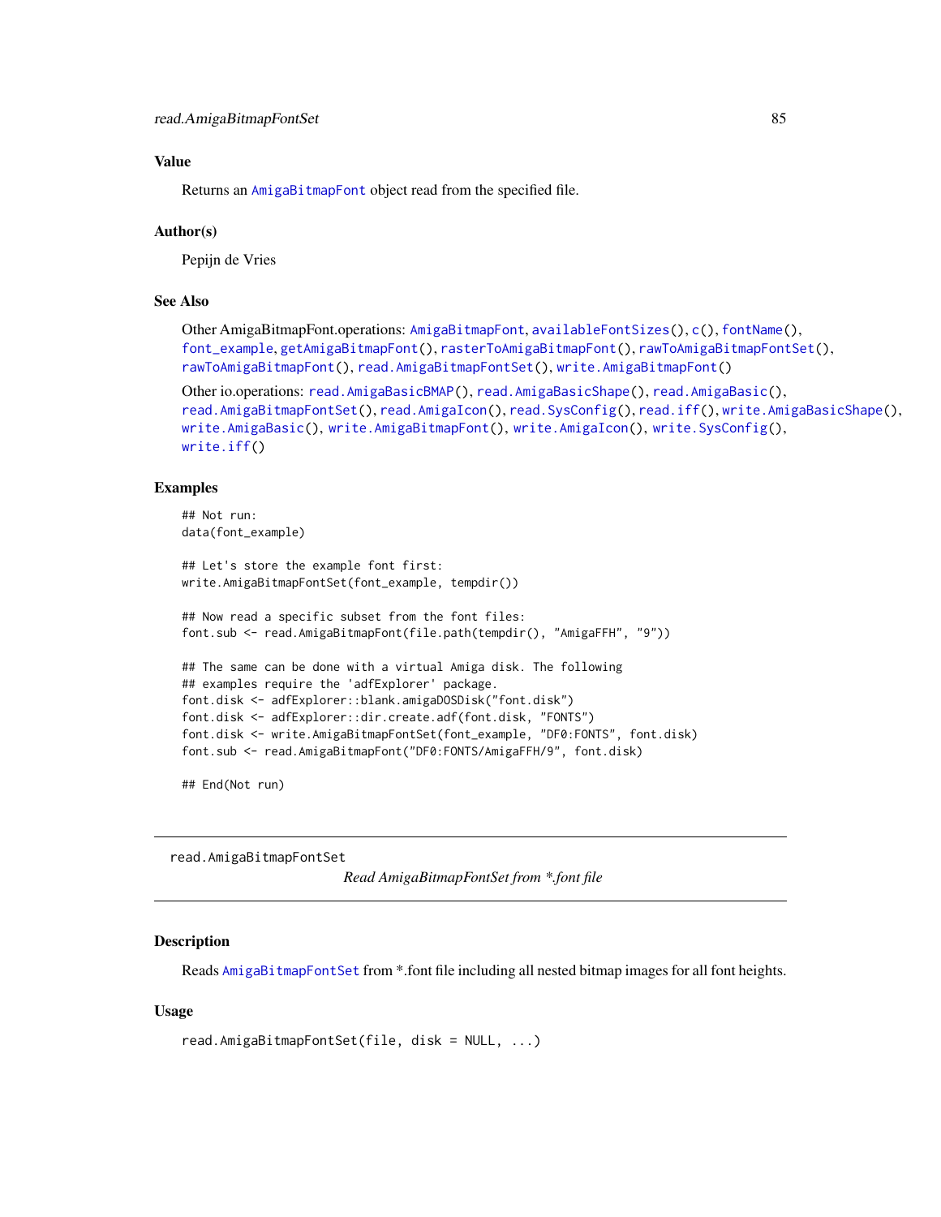## Value

Returns an AmigaBitmapFont object read from the specified file.

## Author(s)

Pepijn de Vries

## See Also

Other AmigaBitmapFont.operations: AmigaBitmapFont, availableFontSizes(), c(), fontName(), font_example, getAmigaBitmapFont(), rasterToAmigaBitmapFont(), rawToAmigaBitmapFontSet(), rawToAmigaBitmapFont(), read.AmigaBitmapFontSet(), write.AmigaBitmapFont()

Other io.operations: read.AmigaBasicBMAP(), read.AmigaBasicShape(), read.AmigaBasic(), read.AmigaBitmapFontSet(), read.AmigaIcon(), read.SysConfig(), read.iff(), write.AmigaBasicShape(), write.AmigaBasic(), write.AmigaBitmapFont(), write.AmigaIcon(), write.SysConfig(), write.iff()

## Examples

```
## Not run:
data(font_example)

## Let's store the example font first:
write.AmigaBitmapFontSet(font_example, tempdir())

## Now read a specific subset from the font files:
font.sub <- read.AmigaBitmapFont(file.path(tempdir(), "AmigaFFH", "9"))

## The same can be done with a virtual Amiga disk. The following
## examples require the 'adfExplorer' package.
font.disk <- adfExplorer::blank.amigaDOSDisk("font.disk")
font.disk <- adfExplorer::dir.create.adf(font.disk, "FONTS")
font.disk <- write.AmigaBitmapFontSet(font_example, "DF0:FONTS", font.disk)
font.sub <- read.AmigaBitmapFont("DF0:FONTS/AmigaFFH/9", font.disk)

## End(Not run)
```

---

# read.AmigaBitmapFontSet    *Read AmigaBitmapFontSet from *.font file*

---

## Description

Reads AmigaBitmapFontSet from *.font file including all nested bitmap images for all font heights.

## Usage

```
read.AmigaBitmapFontSet(file, disk = NULL, ...)
```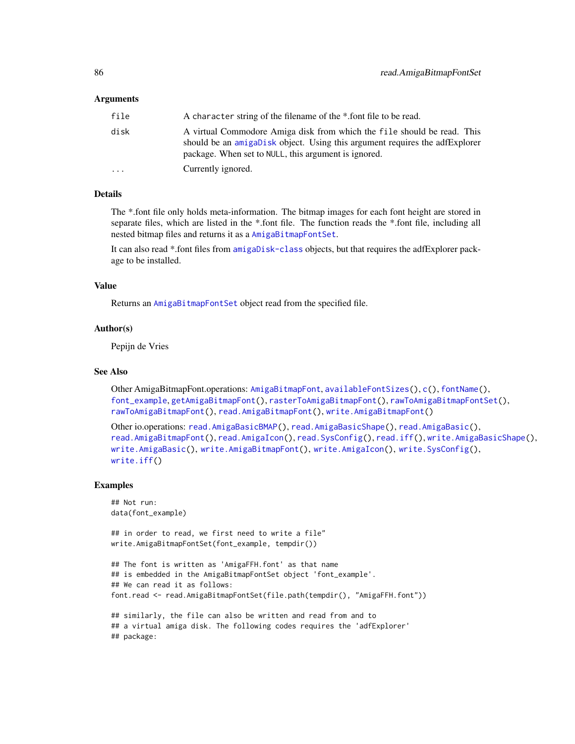### Arguments

| | |
|---|---|
| `file` | A `character` string of the filename of the *.font file to be read. |
| `disk` | A virtual Commodore Amiga disk from which the `file` should be read. This should be an `amigaDisk` object. Using this argument requires the adfExplorer package. When set to `NULL`, this argument is ignored. |
| `...` | Currently ignored. |

### Details

The *.font file only holds meta-information. The bitmap images for each font height are stored in separate files, which are listed in the *.font file. The function reads the *.font file, including all nested bitmap files and returns it as a `AmigaBitmapFontSet`.

It can also read *.font files from `amigaDisk-class` objects, but that requires the adfExplorer package to be installed.

### Value

Returns an `AmigaBitmapFontSet` object read from the specified file.

### Author(s)

Pepijn de Vries

### See Also

Other AmigaBitmapFont.operations: `AmigaBitmapFont`, `availableFontSizes()`, `c()`, `fontName()`, `font_example`, `getAmigaBitmapFont()`, `rasterToAmigaBitmapFont()`, `rawToAmigaBitmapFontSet()`, `rawToAmigaBitmapFont()`, `read.AmigaBitmapFont()`, `write.AmigaBitmapFont()`

Other io.operations: `read.AmigaBasicBMAP()`, `read.AmigaBasicShape()`, `read.AmigaBasic()`, `read.AmigaBitmapFont()`, `read.AmigaIcon()`, `read.SysConfig()`, `read.iff()`, `write.AmigaBasicShape()`, `write.AmigaBasic()`, `write.AmigaBitmapFont()`, `write.AmigaIcon()`, `write.SysConfig()`, `write.iff()`

### Examples

```
## Not run:
data(font_example)

## in order to read, we first need to write a file"
write.AmigaBitmapFontSet(font_example, tempdir())

## The font is written as 'AmigaFFH.font' as that name
## is embedded in the AmigaBitmapFontSet object 'font_example'.
## We can read it as follows:
font.read <- read.AmigaBitmapFontSet(file.path(tempdir(), "AmigaFFH.font"))

## similarly, the file can also be written and read from and to
## a virtual amiga disk. The following codes requires the 'adfExplorer'
## package:
```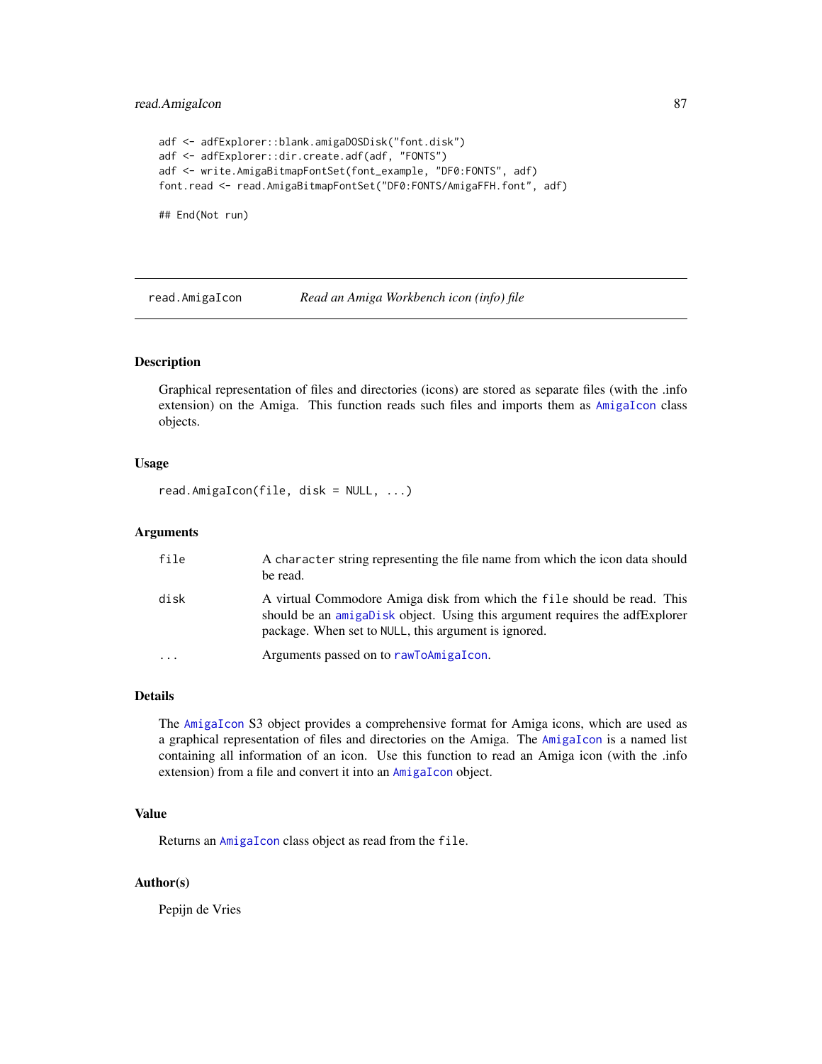```
adf <- adfExplorer::blank.amigaDOSDisk("font.disk")
adf <- adfExplorer::dir.create.adf(adf, "FONTS")
adf <- write.AmigaBitmapFontSet(font_example, "DF0:FONTS", adf)
font.read <- read.AmigaBitmapFontSet("DF0:FONTS/AmigaFFH.font", adf)

## End(Not run)
```

---

## read.AmigaIcon — *Read an Amiga Workbench icon (info) file*

### Description

Graphical representation of files and directories (icons) are stored as separate files (with the .info extension) on the Amiga. This function reads such files and imports them as `AmigaIcon` class objects.

### Usage

```
read.AmigaIcon(file, disk = NULL, ...)
```

### Arguments

| | |
|---|---|
| `file` | A `character` string representing the file name from which the icon data should be read. |
| `disk` | A virtual Commodore Amiga disk from which the `file` should be read. This should be an `amigaDisk` object. Using this argument requires the adfExplorer package. When set to `NULL`, this argument is ignored. |
| `...` | Arguments passed on to `rawToAmigaIcon`. |

### Details

The `AmigaIcon` S3 object provides a comprehensive format for Amiga icons, which are used as a graphical representation of files and directories on the Amiga. The `AmigaIcon` is a named list containing all information of an icon. Use this function to read an Amiga icon (with the .info extension) from a file and convert it into an `AmigaIcon` object.

### Value

Returns an `AmigaIcon` class object as read from the `file`.

### Author(s)

Pepijn de Vries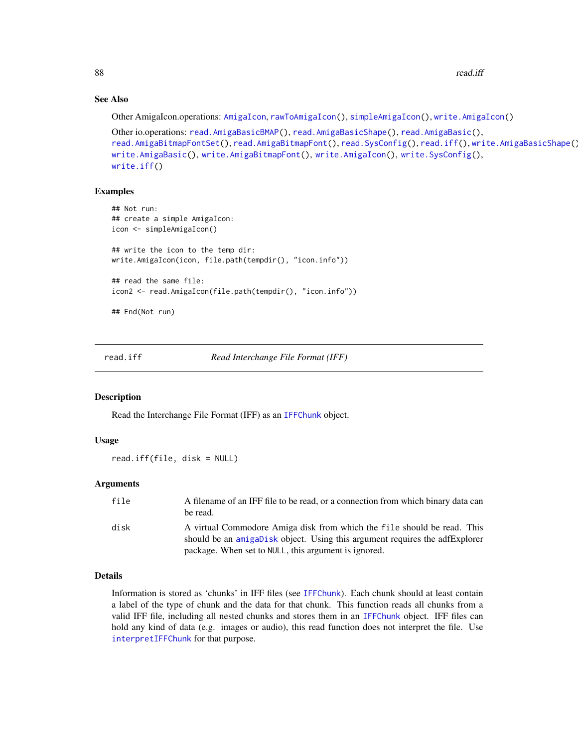### See Also

Other AmigaIcon.operations: AmigaIcon, rawToAmigaIcon(), simpleAmigaIcon(), write.AmigaIcon()

Other io.operations: read.AmigaBasicBMAP(), read.AmigaBasicShape(), read.AmigaBasic(), read.AmigaBitmapFontSet(), read.AmigaBitmapFont(), read.SysConfig(), read.iff(), write.AmigaBasicShape(), write.AmigaBasic(), write.AmigaBitmapFont(), write.AmigaIcon(), write.SysConfig(), write.iff()

### Examples

```
## Not run:
## create a simple AmigaIcon:
icon <- simpleAmigaIcon()

## write the icon to the temp dir:
write.AmigaIcon(icon, file.path(tempdir(), "icon.info"))

## read the same file:
icon2 <- read.AmigaIcon(file.path(tempdir(), "icon.info"))

## End(Not run)
```

---

## read.iff — *Read Interchange File Format (IFF)*

### Description

Read the Interchange File Format (IFF) as an IFFChunk object.

### Usage

```
read.iff(file, disk = NULL)
```

### Arguments

| | |
|---|---|
| file | A filename of an IFF file to be read, or a connection from which binary data can be read. |
| disk | A virtual Commodore Amiga disk from which the file should be read. This should be an amigaDisk object. Using this argument requires the adfExplorer package. When set to NULL, this argument is ignored. |

### Details

Information is stored as 'chunks' in IFF files (see IFFChunk). Each chunk should at least contain a label of the type of chunk and the data for that chunk. This function reads all chunks from a valid IFF file, including all nested chunks and stores them in an IFFChunk object. IFF files can hold any kind of data (e.g. images or audio), this read function does not interpret the file. Use interpretIFFChunk for that purpose.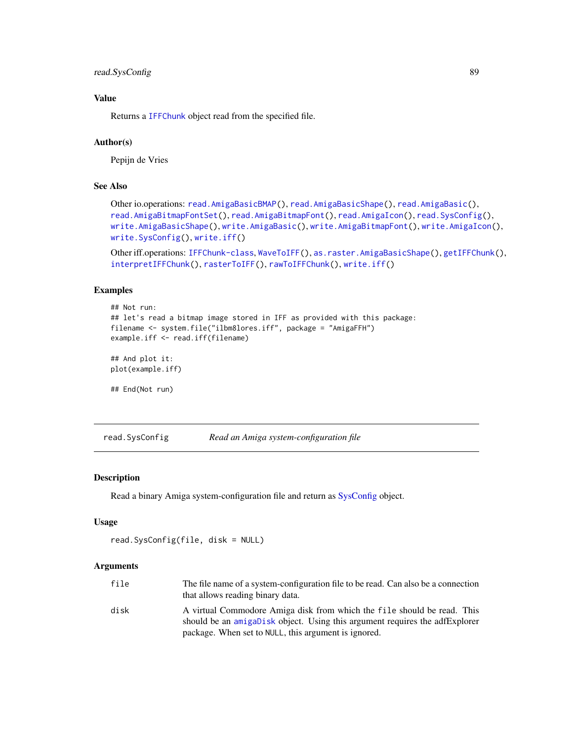### Value

Returns a `IFFChunk` object read from the specified file.

### Author(s)

Pepijn de Vries

### See Also

Other io.operations: `read.AmigaBasicBMAP()`, `read.AmigaBasicShape()`, `read.AmigaBasic()`, `read.AmigaBitmapFontSet()`, `read.AmigaBitmapFont()`, `read.AmigaIcon()`, `read.SysConfig()`, `write.AmigaBasicShape()`, `write.AmigaBasic()`, `write.AmigaBitmapFont()`, `write.AmigaIcon()`, `write.SysConfig()`, `write.iff()`

Other iff.operations: `IFFChunk-class`, `WaveToIFF()`, `as.raster.AmigaBasicShape()`, `getIFFChunk()`, `interpretIFFChunk()`, `rasterToIFF()`, `rawToIFFChunk()`, `write.iff()`

### Examples

```
## Not run:
## let's read a bitmap image stored in IFF as provided with this package:
filename <- system.file("ilbm8lores.iff", package = "AmigaFFH")
example.iff <- read.iff(filename)

## And plot it:
plot(example.iff)

## End(Not run)
```

---

## read.SysConfig    *Read an Amiga system-configuration file*

### Description

Read a binary Amiga system-configuration file and return as SysConfig object.

### Usage

```
read.SysConfig(file, disk = NULL)
```

### Arguments

| | |
|---|---|
| `file` | The file name of a system-configuration file to be read. Can also be a connection that allows reading binary data. |
| `disk` | A virtual Commodore Amiga disk from which the `file` should be read. This should be an `amigaDisk` object. Using this argument requires the adfExplorer package. When set to `NULL`, this argument is ignored. |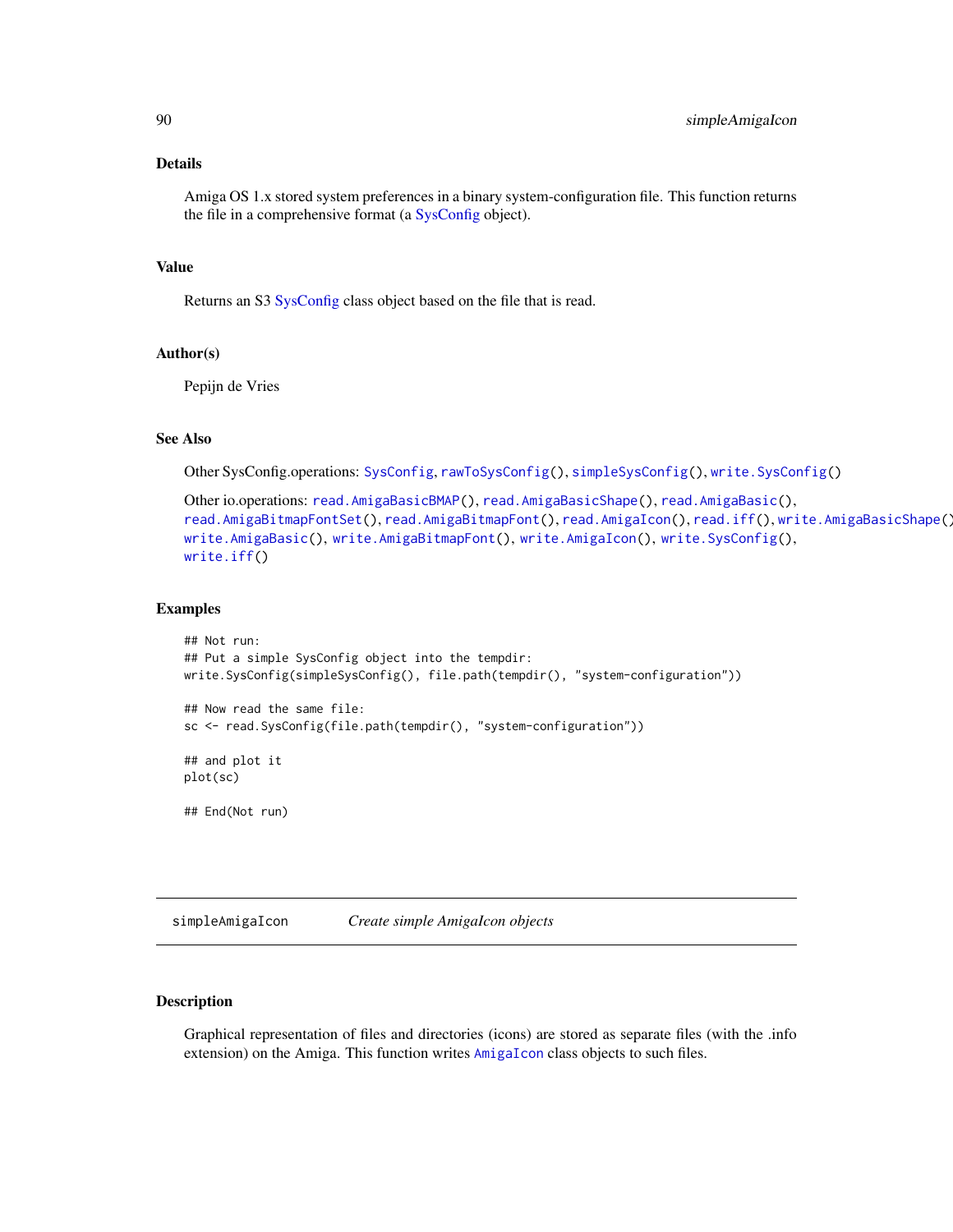## Details

Amiga OS 1.x stored system preferences in a binary system-configuration file. This function returns the file in a comprehensive format (a SysConfig object).

## Value

Returns an S3 SysConfig class object based on the file that is read.

## Author(s)

Pepijn de Vries

## See Also

Other SysConfig.operations: `SysConfig`, `rawToSysConfig()`, `simpleSysConfig()`, `write.SysConfig()`

Other io.operations: `read.AmigaBasicBMAP()`, `read.AmigaBasicShape()`, `read.AmigaBasic()`, `read.AmigaBitmapFontSet()`, `read.AmigaBitmapFont()`, `read.AmigaIcon()`, `read.iff()`, `write.AmigaBasicShape()`, `write.AmigaBasic()`, `write.AmigaBitmapFont()`, `write.AmigaIcon()`, `write.SysConfig()`, `write.iff()`

## Examples

```
## Not run:
## Put a simple SysConfig object into the tempdir:
write.SysConfig(simpleSysConfig(), file.path(tempdir(), "system-configuration"))

## Now read the same file:
sc <- read.SysConfig(file.path(tempdir(), "system-configuration"))

## and plot it
plot(sc)

## End(Not run)
```

---

# simpleAmigaIcon — *Create simple AmigaIcon objects*

## Description

Graphical representation of files and directories (icons) are stored as separate files (with the .info extension) on the Amiga. This function writes `AmigaIcon` class objects to such files.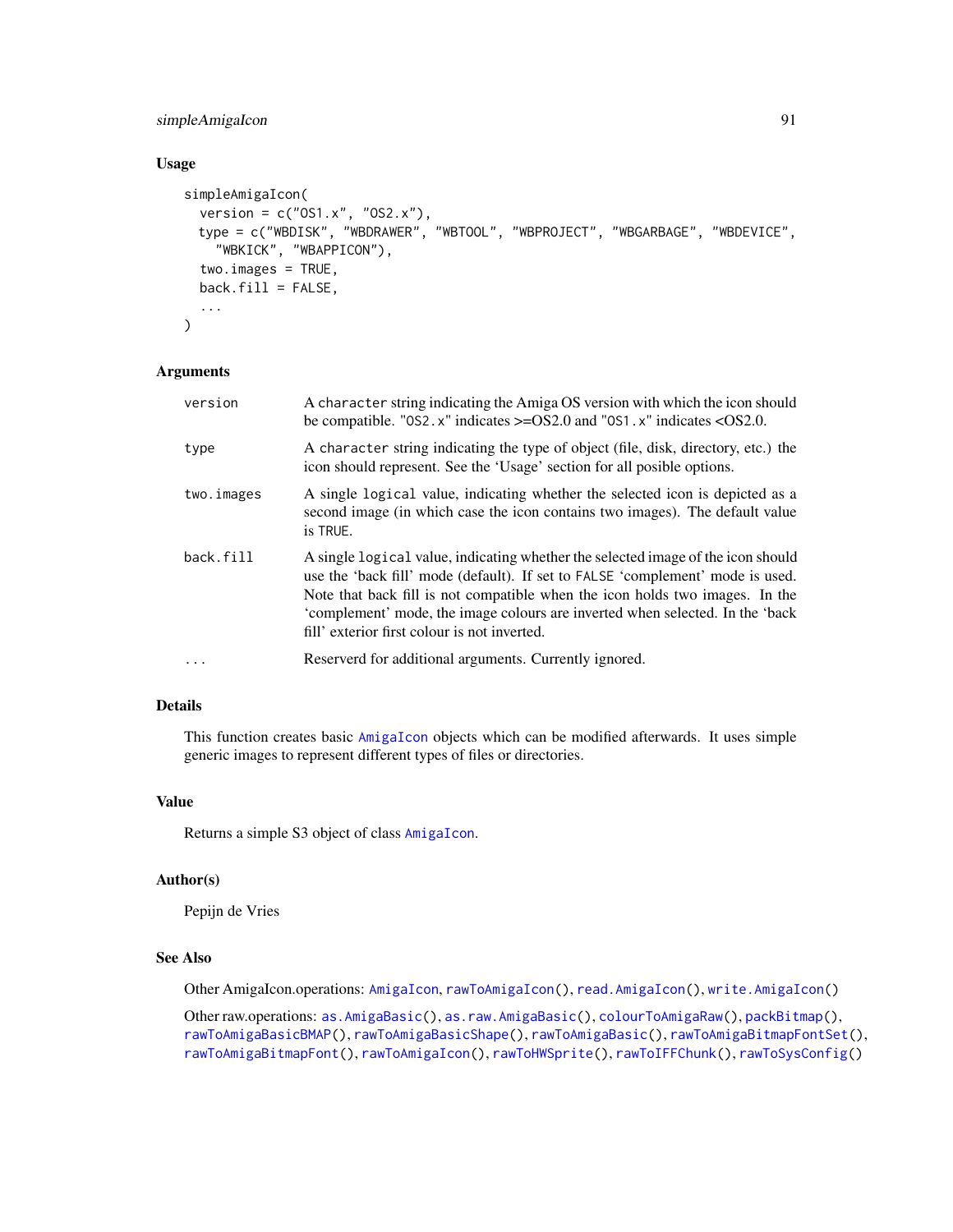## Usage

```
simpleAmigaIcon(
  version = c("OS1.x", "OS2.x"),
  type = c("WBDISK", "WBDRAWER", "WBTOOL", "WBPROJECT", "WBGARBAGE", "WBDEVICE",
    "WBKICK", "WBAPPICON"),
  two.images = TRUE,
  back.fill = FALSE,
  ...
)
```

## Arguments

| | |
|---|---|
| `version` | A `character` string indicating the Amiga OS version with which the icon should be compatible. "`OS2.x`" indicates >=OS2.0 and "`OS1.x`" indicates <OS2.0. |
| `type` | A `character` string indicating the type of object (file, disk, directory, etc.) the icon should represent. See the 'Usage' section for all posible options. |
| `two.images` | A single `logical` value, indicating whether the selected icon is depicted as a second image (in which case the icon contains two images). The default value is `TRUE`. |
| `back.fill` | A single `logical` value, indicating whether the selected image of the icon should use the 'back fill' mode (default). If set to `FALSE` 'complement' mode is used. Note that back fill is not compatible when the icon holds two images. In the 'complement' mode, the image colours are inverted when selected. In the 'back fill' exterior first colour is not inverted. |
| `...` | Reserverd for additional arguments. Currently ignored. |

## Details

This function creates basic `AmigaIcon` objects which can be modified afterwards. It uses simple generic images to represent different types of files or directories.

## Value

Returns a simple S3 object of class `AmigaIcon`.

## Author(s)

Pepijn de Vries

## See Also

Other AmigaIcon.operations: `AmigaIcon`, `rawToAmigaIcon()`, `read.AmigaIcon()`, `write.AmigaIcon()`

Other raw.operations: `as.AmigaBasic()`, `as.raw.AmigaBasic()`, `colourToAmigaRaw()`, `packBitmap()`, `rawToAmigaBasicBMAP()`, `rawToAmigaBasicShape()`, `rawToAmigaBasic()`, `rawToAmigaBitmapFontSet()`, `rawToAmigaBitmapFont()`, `rawToAmigaIcon()`, `rawToHWSprite()`, `rawToIFFChunk()`, `rawToSysConfig()`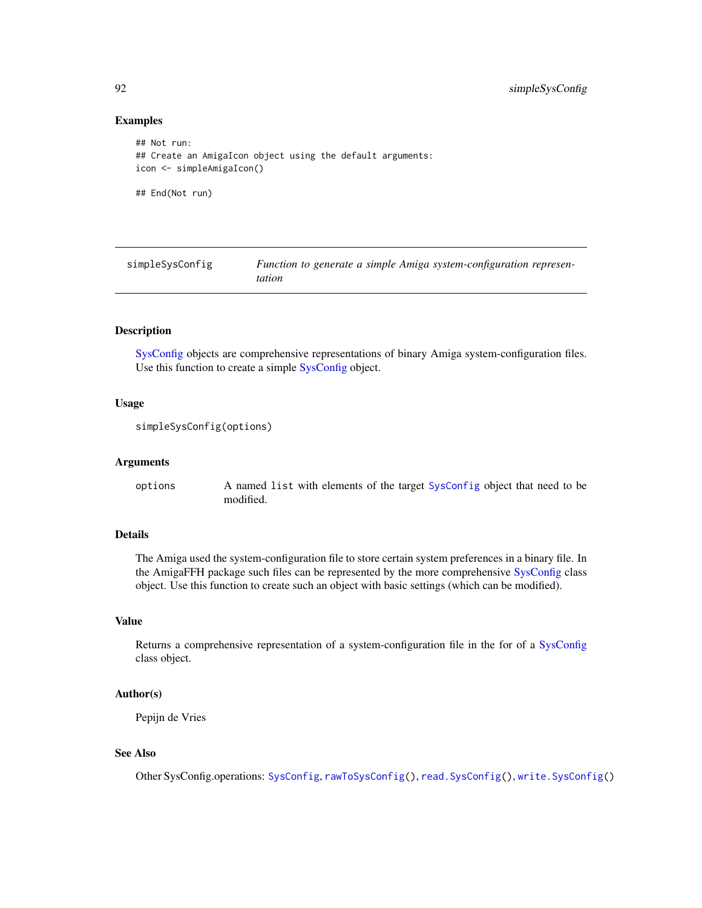### Examples

```
## Not run:
## Create an AmigaIcon object using the default arguments:
icon <- simpleAmigaIcon()

## End(Not run)
```

---

## simpleSysConfig — *Function to generate a simple Amiga system-configuration representation*

---

### Description

SysConfig objects are comprehensive representations of binary Amiga system-configuration files. Use this function to create a simple SysConfig object.

### Usage

```
simpleSysConfig(options)
```

### Arguments

| | |
|---|---|
| options | A named `list` with elements of the target `SysConfig` object that need to be modified. |

### Details

The Amiga used the system-configuration file to store certain system preferences in a binary file. In the AmigaFFH package such files can be represented by the more comprehensive SysConfig class object. Use this function to create such an object with basic settings (which can be modified).

### Value

Returns a comprehensive representation of a system-configuration file in the for of a SysConfig class object.

### Author(s)

Pepijn de Vries

### See Also

Other SysConfig.operations: `SysConfig`, `rawToSysConfig()`, `read.SysConfig()`, `write.SysConfig()`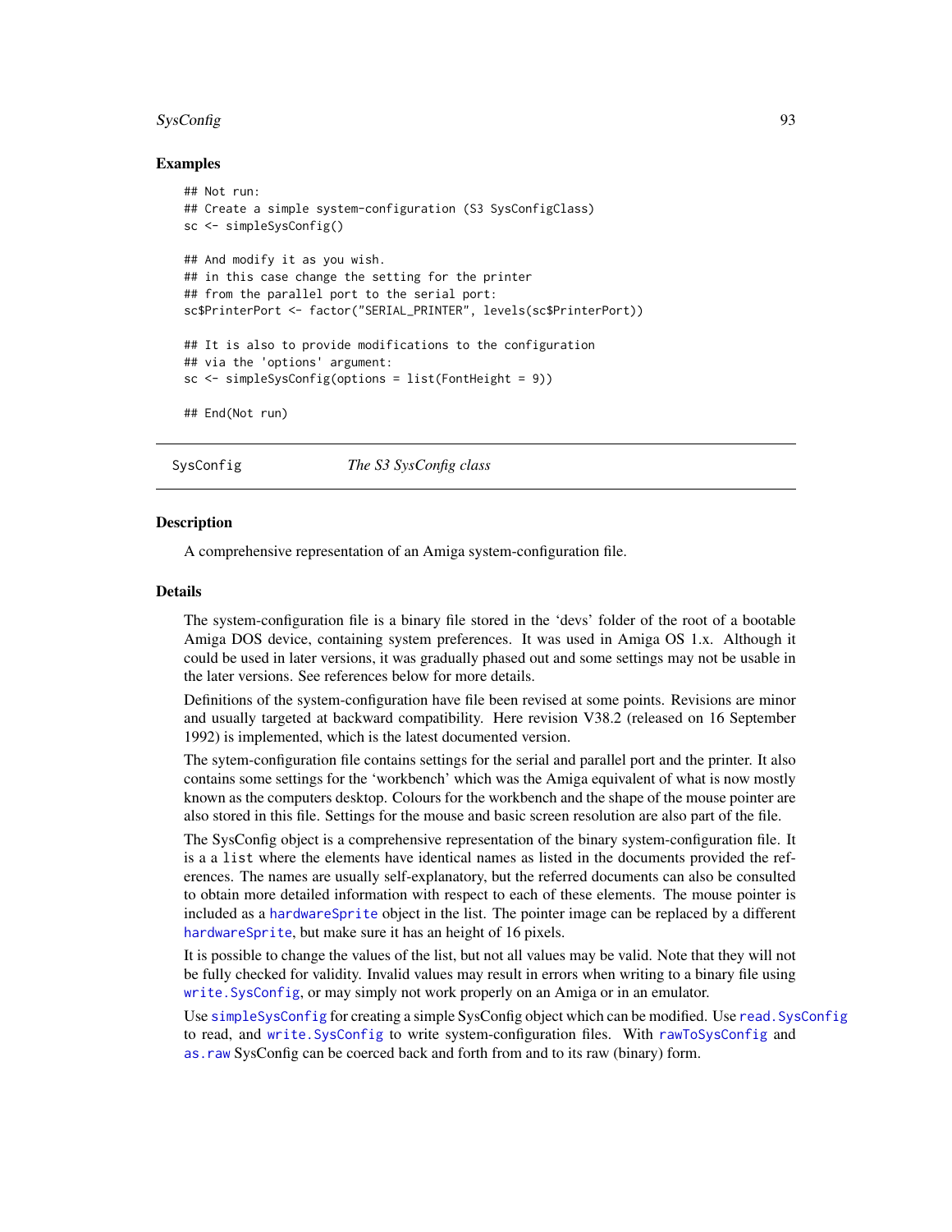## Examples

```
## Not run:
## Create a simple system-configuration (S3 SysConfigClass)
sc <- simpleSysConfig()

## And modify it as you wish.
## in this case change the setting for the printer
## from the parallel port to the serial port:
sc$PrinterPort <- factor("SERIAL_PRINTER", levels(sc$PrinterPort))

## It is also to provide modifications to the configuration
## via the 'options' argument:
sc <- simpleSysConfig(options = list(FontHeight = 9))

## End(Not run)
```

---

SysConfig *The S3 SysConfig class*

---

## Description

A comprehensive representation of an Amiga system-configuration file.

## Details

The system-configuration file is a binary file stored in the 'devs' folder of the root of a bootable Amiga DOS device, containing system preferences. It was used in Amiga OS 1.x. Although it could be used in later versions, it was gradually phased out and some settings may not be usable in the later versions. See references below for more details.

Definitions of the system-configuration have file been revised at some points. Revisions are minor and usually targeted at backward compatibility. Here revision V38.2 (released on 16 September 1992) is implemented, which is the latest documented version.

The sytem-configuration file contains settings for the serial and parallel port and the printer. It also contains some settings for the 'workbench' which was the Amiga equivalent of what is now mostly known as the computers desktop. Colours for the workbench and the shape of the mouse pointer are also stored in this file. Settings for the mouse and basic screen resolution are also part of the file.

The SysConfig object is a comprehensive representation of the binary system-configuration file. It is a a `list` where the elements have identical names as listed in the documents provided the references. The names are usually self-explanatory, but the referred documents can also be consulted to obtain more detailed information with respect to each of these elements. The mouse pointer is included as a `hardwareSprite` object in the list. The pointer image can be replaced by a different `hardwareSprite`, but make sure it has an height of 16 pixels.

It is possible to change the values of the list, but not all values may be valid. Note that they will not be fully checked for validity. Invalid values may result in errors when writing to a binary file using `write.SysConfig`, or may simply not work properly on an Amiga or in an emulator.

Use `simpleSysConfig` for creating a simple SysConfig object which can be modified. Use `read.SysConfig` to read, and `write.SysConfig` to write system-configuration files. With `rawToSysConfig` and `as.raw` SysConfig can be coerced back and forth from and to its raw (binary) form.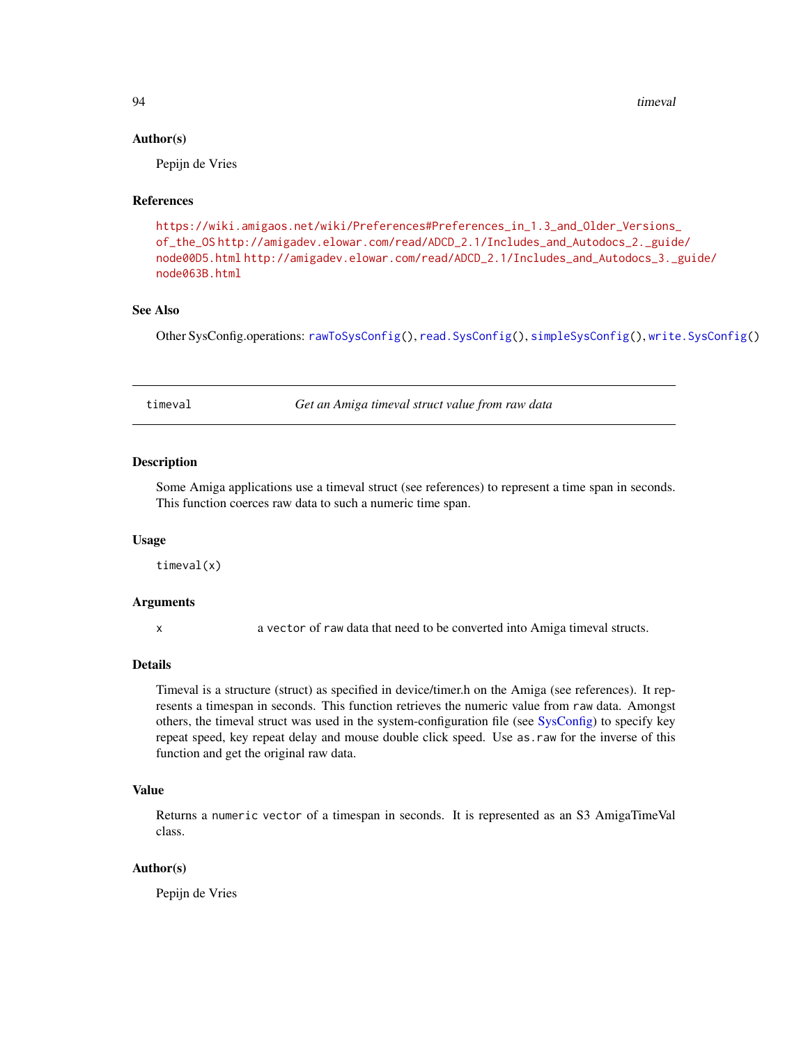### Author(s)

Pepijn de Vries

### References

https://wiki.amigaos.net/wiki/Preferences#Preferences_in_1.3_and_Older_Versions_of_the_OS http://amigadev.elowar.com/read/ADCD_2.1/Includes_and_Autodocs_2._guide/node00D5.html http://amigadev.elowar.com/read/ADCD_2.1/Includes_and_Autodocs_3._guide/node063B.html

### See Also

Other SysConfig.operations: `rawToSysConfig()`, `read.SysConfig()`, `simpleSysConfig()`, `write.SysConfig()`

---

## timeval — *Get an Amiga timeval struct value from raw data*

### Description

Some Amiga applications use a timeval struct (see references) to represent a time span in seconds. This function coerces raw data to such a numeric time span.

### Usage

```
timeval(x)
```

### Arguments

| | |
|---|---|
| `x` | a `vector` of `raw` data that need to be converted into Amiga timeval structs. |

### Details

Timeval is a structure (struct) as specified in device/timer.h on the Amiga (see references). It represents a timespan in seconds. This function retrieves the numeric value from `raw` data. Amongst others, the timeval struct was used in the system-configuration file (see SysConfig) to specify key repeat speed, key repeat delay and mouse double click speed. Use `as.raw` for the inverse of this function and get the original raw data.

### Value

Returns a `numeric` `vector` of a timespan in seconds. It is represented as an S3 AmigaTimeVal class.

### Author(s)

Pepijn de Vries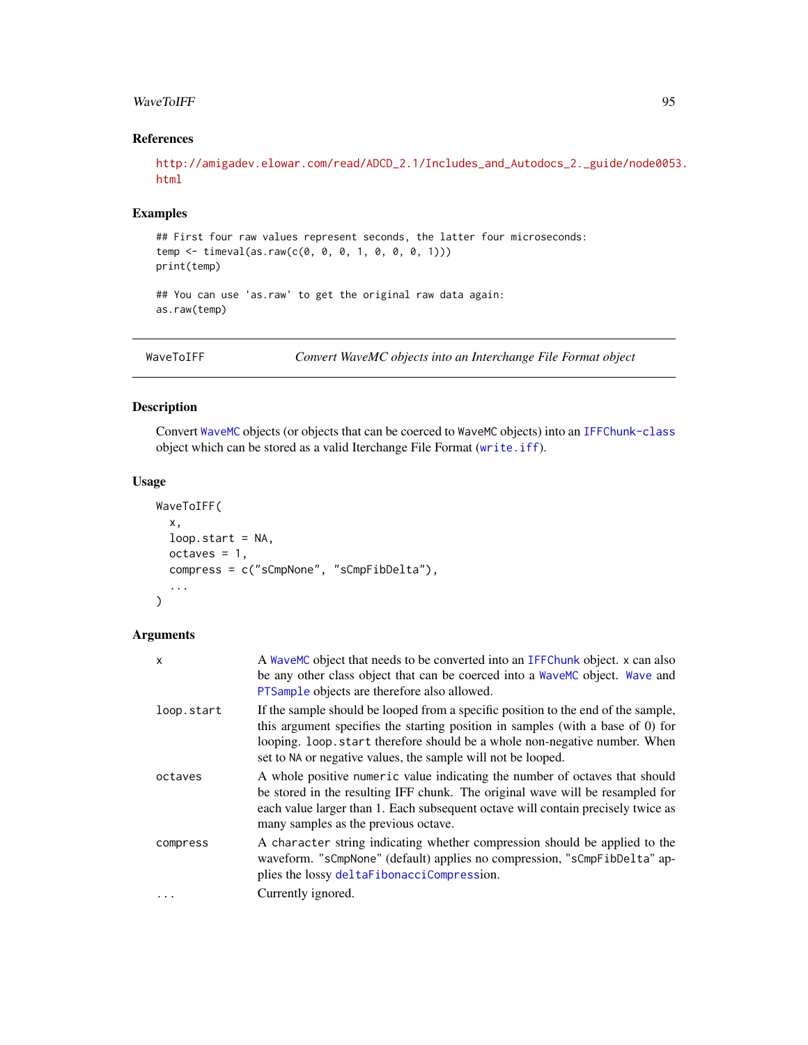## References

http://amigadev.elowar.com/read/ADCD_2.1/Includes_and_Autodocs_2._guide/node0053.html

## Examples

```
## First four raw values represent seconds, the latter four microseconds:
temp <- timeval(as.raw(c(0, 0, 0, 1, 0, 0, 0, 1)))
print(temp)

## You can use 'as.raw' to get the original raw data again:
as.raw(temp)
```

---

WaveToIFF — *Convert WaveMC objects into an Interchange File Format object*

---

## Description

Convert WaveMC objects (or objects that can be coerced to WaveMC objects) into an IFFChunk-class object which can be stored as a valid Iterchange File Format (write.iff).

## Usage

```
WaveToIFF(
  x,
  loop.start = NA,
  octaves = 1,
  compress = c("sCmpNone", "sCmpFibDelta"),
  ...
)
```

## Arguments

| | |
|---|---|
| x | A WaveMC object that needs to be converted into an IFFChunk object. x can also be any other class object that can be coerced into a WaveMC object. Wave and PTSample objects are therefore also allowed. |
| loop.start | If the sample should be looped from a specific position to the end of the sample, this argument specifies the starting position in samples (with a base of 0) for looping. loop.start therefore should be a whole non-negative number. When set to NA or negative values, the sample will not be looped. |
| octaves | A whole positive numeric value indicating the number of octaves that should be stored in the resulting IFF chunk. The original wave will be resampled for each value larger than 1. Each subsequent octave will contain precisely twice as many samples as the previous octave. |
| compress | A character string indicating whether compression should be applied to the waveform. "sCmpNone" (default) applies no compression, "sCmpFibDelta" applies the lossy deltaFibonacciCompression. |
| ... | Currently ignored. |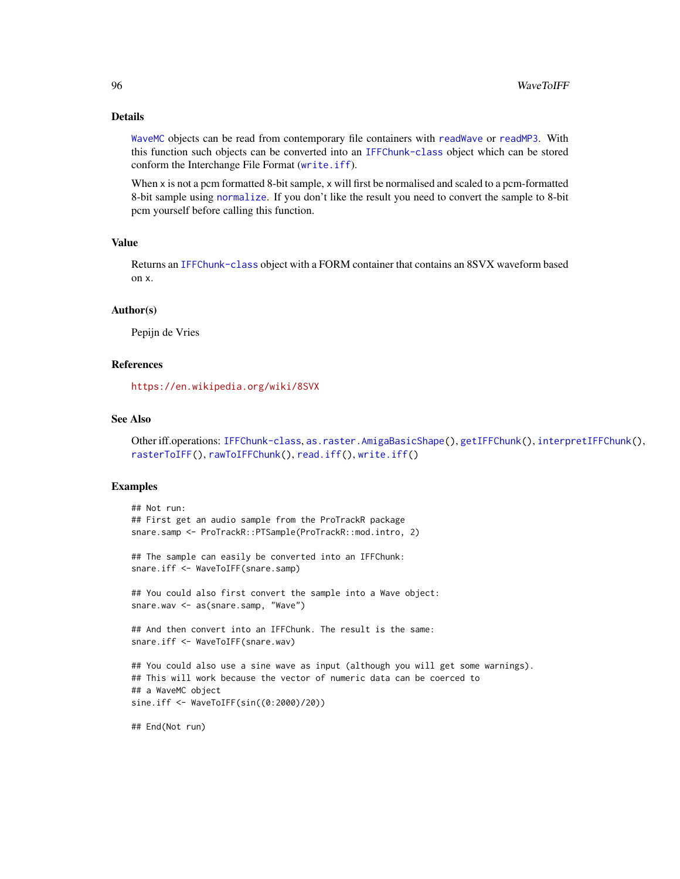### Details

`WaveMC` objects can be read from contemporary file containers with `readWave` or `readMP3`. With this function such objects can be converted into an `IFFChunk-class` object which can be stored conform the Interchange File Format (`write.iff`).

When x is not a pcm formatted 8-bit sample, x will first be normalised and scaled to a pcm-formatted 8-bit sample using `normalize`. If you don't like the result you need to convert the sample to 8-bit pcm yourself before calling this function.

### Value

Returns an `IFFChunk-class` object with a FORM container that contains an 8SVX waveform based on x.

### Author(s)

Pepijn de Vries

### References

https://en.wikipedia.org/wiki/8SVX

### See Also

Other iff.operations: `IFFChunk-class`, `as.raster.AmigaBasicShape()`, `getIFFChunk()`, `interpretIFFChunk()`, `rasterToIFF()`, `rawToIFFChunk()`, `read.iff()`, `write.iff()`

### Examples

```
## Not run:
## First get an audio sample from the ProTrackR package
snare.samp <- ProTrackR::PTSample(ProTrackR::mod.intro, 2)

## The sample can easily be converted into an IFFChunk:
snare.iff <- WaveToIFF(snare.samp)

## You could also first convert the sample into a Wave object:
snare.wav <- as(snare.samp, "Wave")

## And then convert into an IFFChunk. The result is the same:
snare.iff <- WaveToIFF(snare.wav)

## You could also use a sine wave as input (although you will get some warnings).
## This will work because the vector of numeric data can be coerced to
## a WaveMC object
sine.iff <- WaveToIFF(sin((0:2000)/20))

## End(Not run)
```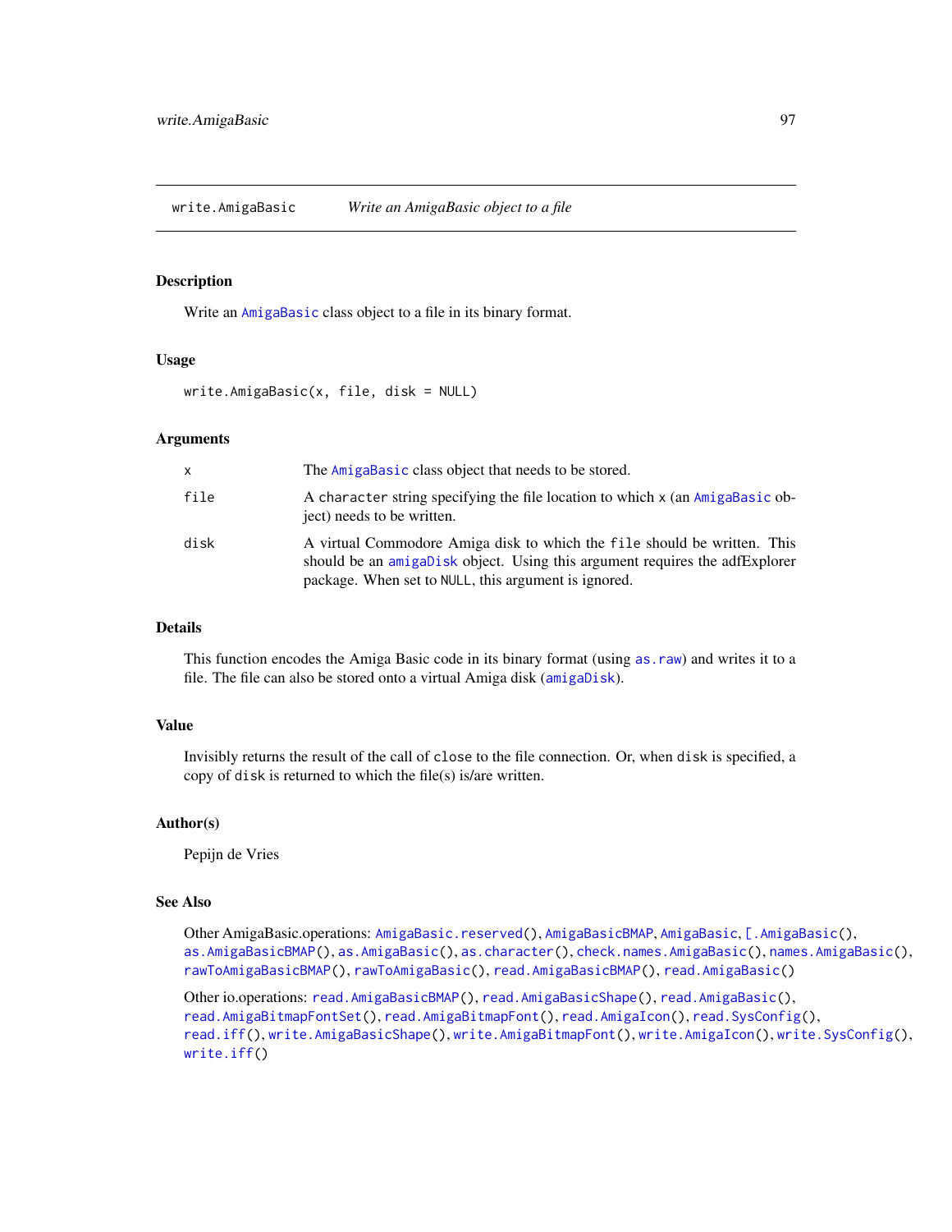# write.AmigaBasic *Write an AmigaBasic object to a file*

## Description

Write an `AmigaBasic` class object to a file in its binary format.

## Usage

```
write.AmigaBasic(x, file, disk = NULL)
```

## Arguments

| | |
|---|---|
| `x` | The `AmigaBasic` class object that needs to be stored. |
| `file` | A `character` string specifying the file location to which `x` (an `AmigaBasic` object) needs to be written. |
| `disk` | A virtual Commodore Amiga disk to which the `file` should be written. This should be an `amigaDisk` object. Using this argument requires the adfExplorer package. When set to `NULL`, this argument is ignored. |

## Details

This function encodes the Amiga Basic code in its binary format (using `as.raw`) and writes it to a file. The file can also be stored onto a virtual Amiga disk (`amigaDisk`).

## Value

Invisibly returns the result of the call of `close` to the file connection. Or, when `disk` is specified, a copy of `disk` is returned to which the file(s) is/are written.

## Author(s)

Pepijn de Vries

## See Also

Other AmigaBasic.operations: `AmigaBasic.reserved()`, `AmigaBasicBMAP`, `AmigaBasic`, `[.AmigaBasic()`, `as.AmigaBasicBMAP()`, `as.AmigaBasic()`, `as.character()`, `check.names.AmigaBasic()`, `names.AmigaBasic()`, `rawToAmigaBasicBMAP()`, `rawToAmigaBasic()`, `read.AmigaBasicBMAP()`, `read.AmigaBasic()`

Other io.operations: `read.AmigaBasicBMAP()`, `read.AmigaBasicShape()`, `read.AmigaBasic()`, `read.AmigaBitmapFontSet()`, `read.AmigaBitmapFont()`, `read.AmigaIcon()`, `read.SysConfig()`, `read.iff()`, `write.AmigaBasicShape()`, `write.AmigaBitmapFont()`, `write.AmigaIcon()`, `write.SysConfig()`, `write.iff()`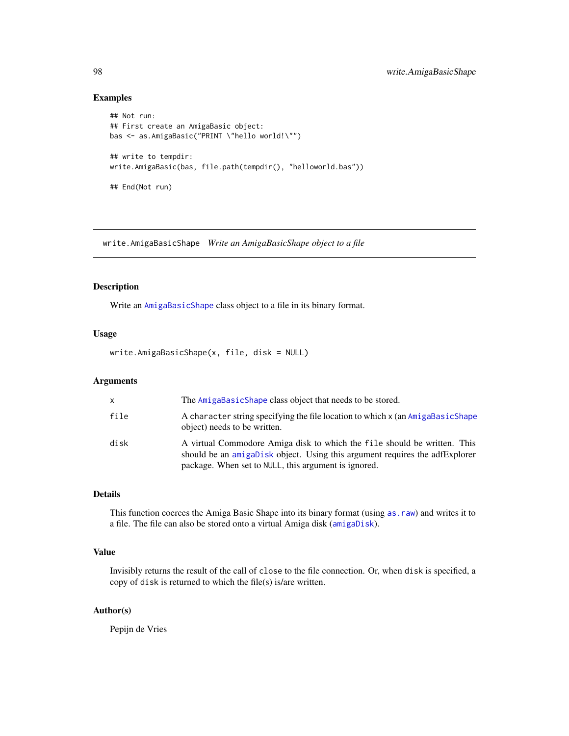### Examples

```
## Not run:
## First create an AmigaBasic object:
bas <- as.AmigaBasic("PRINT \"hello world!\"")

## write to tempdir:
write.AmigaBasic(bas, file.path(tempdir(), "helloworld.bas"))

## End(Not run)
```

---

## write.AmigaBasicShape *Write an AmigaBasicShape object to a file*

---

### Description

Write an AmigaBasicShape class object to a file in its binary format.

### Usage

```
write.AmigaBasicShape(x, file, disk = NULL)
```

### Arguments

| | |
|---|---|
| x | The AmigaBasicShape class object that needs to be stored. |
| file | A character string specifying the file location to which x (an AmigaBasicShape object) needs to be written. |
| disk | A virtual Commodore Amiga disk to which the file should be written. This should be an amigaDisk object. Using this argument requires the adfExplorer package. When set to NULL, this argument is ignored. |

### Details

This function coerces the Amiga Basic Shape into its binary format (using as.raw) and writes it to a file. The file can also be stored onto a virtual Amiga disk (amigaDisk).

### Value

Invisibly returns the result of the call of close to the file connection. Or, when disk is specified, a copy of disk is returned to which the file(s) is/are written.

### Author(s)

Pepijn de Vries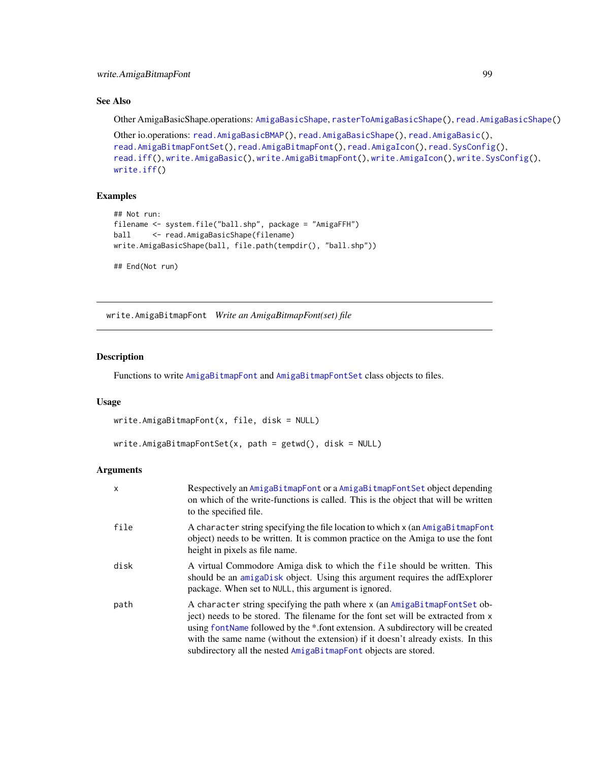### See Also

Other AmigaBasicShape.operations: AmigaBasicShape, rasterToAmigaBasicShape(), read.AmigaBasicShape()

Other io.operations: read.AmigaBasicBMAP(), read.AmigaBasicShape(), read.AmigaBasic(), read.AmigaBitmapFontSet(), read.AmigaBitmapFont(), read.AmigaIcon(), read.SysConfig(), read.iff(), write.AmigaBasic(), write.AmigaBitmapFont(), write.AmigaIcon(), write.SysConfig(), write.iff()

### Examples

```
## Not run:
filename <- system.file("ball.shp", package = "AmigaFFH")
ball     <- read.AmigaBasicShape(filename)
write.AmigaBasicShape(ball, file.path(tempdir(), "ball.shp"))

## End(Not run)
```

---

## write.AmigaBitmapFont *Write an AmigaBitmapFont(set) file*

### Description

Functions to write AmigaBitmapFont and AmigaBitmapFontSet class objects to files.

### Usage

```
write.AmigaBitmapFont(x, file, disk = NULL)

write.AmigaBitmapFontSet(x, path = getwd(), disk = NULL)
```

### Arguments

| | |
|---|---|
| x | Respectively an AmigaBitmapFont or a AmigaBitmapFontSet object depending on which of the write-functions is called. This is the object that will be written to the specified file. |
| file | A character string specifying the file location to which x (an AmigaBitmapFont object) needs to be written. It is common practice on the Amiga to use the font height in pixels as file name. |
| disk | A virtual Commodore Amiga disk to which the file should be written. This should be an amigaDisk object. Using this argument requires the adfExplorer package. When set to NULL, this argument is ignored. |
| path | A character string specifying the path where x (an AmigaBitmapFontSet object) needs to be stored. The filename for the font set will be extracted from x using fontName followed by the *.font extension. A subdirectory will be created with the same name (without the extension) if it doesn't already exists. In this subdirectory all the nested AmigaBitmapFont objects are stored. |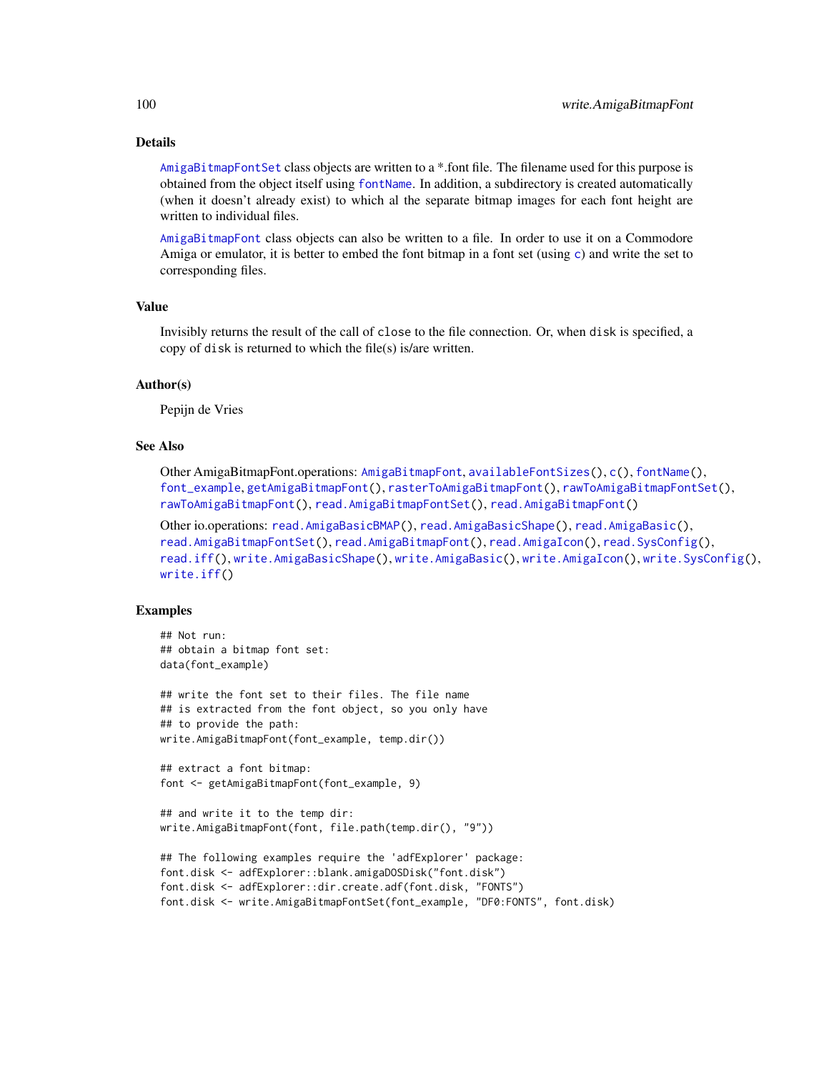## Details

AmigaBitmapFontSet class objects are written to a *.font file. The filename used for this purpose is obtained from the object itself using fontName. In addition, a subdirectory is created automatically (when it doesn't already exist) to which al the separate bitmap images for each font height are written to individual files.

AmigaBitmapFont class objects can also be written to a file. In order to use it on a Commodore Amiga or emulator, it is better to embed the font bitmap in a font set (using c) and write the set to corresponding files.

## Value

Invisibly returns the result of the call of close to the file connection. Or, when disk is specified, a copy of disk is returned to which the file(s) is/are written.

## Author(s)

Pepijn de Vries

## See Also

Other AmigaBitmapFont.operations: AmigaBitmapFont, availableFontSizes(), c(), fontName(), font_example, getAmigaBitmapFont(), rasterToAmigaBitmapFont(), rawToAmigaBitmapFontSet(), rawToAmigaBitmapFont(), read.AmigaBitmapFontSet(), read.AmigaBitmapFont()

Other io.operations: read.AmigaBasicBMAP(), read.AmigaBasicShape(), read.AmigaBasic(), read.AmigaBitmapFontSet(), read.AmigaBitmapFont(), read.AmigaIcon(), read.SysConfig(), read.iff(), write.AmigaBasicShape(), write.AmigaBasic(), write.AmigaIcon(), write.SysConfig(), write.iff()

## Examples

```
## Not run:
## obtain a bitmap font set:
data(font_example)

## write the font set to their files. The file name
## is extracted from the font object, so you only have
## to provide the path:
write.AmigaBitmapFont(font_example, temp.dir())

## extract a font bitmap:
font <- getAmigaBitmapFont(font_example, 9)

## and write it to the temp dir:
write.AmigaBitmapFont(font, file.path(temp.dir(), "9"))

## The following examples require the 'adfExplorer' package:
font.disk <- adfExplorer::blank.amigaDOSDisk("font.disk")
font.disk <- adfExplorer::dir.create.adf(font.disk, "FONTS")
font.disk <- write.AmigaBitmapFontSet(font_example, "DF0:FONTS", font.disk)
```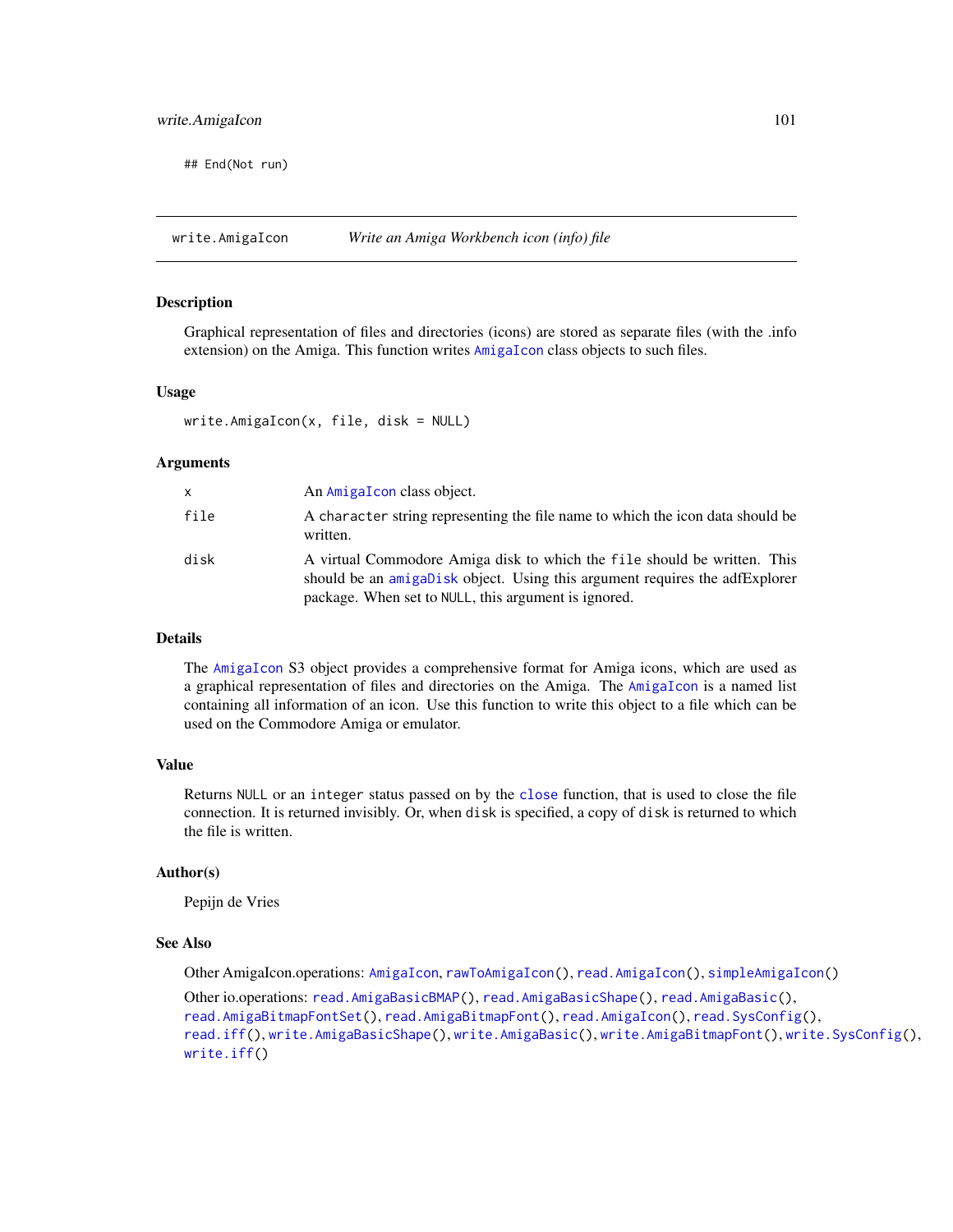```
## End(Not run)
```

## write.AmigaIcon    *Write an Amiga Workbench icon (info) file*

### Description

Graphical representation of files and directories (icons) are stored as separate files (with the .info extension) on the Amiga. This function writes `AmigaIcon` class objects to such files.

### Usage

```
write.AmigaIcon(x, file, disk = NULL)
```

### Arguments

| | |
|---|---|
| `x` | An `AmigaIcon` class object. |
| `file` | A `character` string representing the file name to which the icon data should be written. |
| `disk` | A virtual Commodore Amiga disk to which the `file` should be written. This should be an `amigaDisk` object. Using this argument requires the adfExplorer package. When set to `NULL`, this argument is ignored. |

### Details

The `AmigaIcon` S3 object provides a comprehensive format for Amiga icons, which are used as a graphical representation of files and directories on the Amiga. The `AmigaIcon` is a named list containing all information of an icon. Use this function to write this object to a file which can be used on the Commodore Amiga or emulator.

### Value

Returns `NULL` or an `integer` status passed on by the `close` function, that is used to close the file connection. It is returned invisibly. Or, when `disk` is specified, a copy of `disk` is returned to which the file is written.

### Author(s)

Pepijn de Vries

### See Also

Other AmigaIcon.operations: `AmigaIcon`, `rawToAmigaIcon()`, `read.AmigaIcon()`, `simpleAmigaIcon()`

Other io.operations: `read.AmigaBasicBMAP()`, `read.AmigaBasicShape()`, `read.AmigaBasic()`, `read.AmigaBitmapFontSet()`, `read.AmigaBitmapFont()`, `read.AmigaIcon()`, `read.SysConfig()`, `read.iff()`, `write.AmigaBasicShape()`, `write.AmigaBasic()`, `write.AmigaBitmapFont()`, `write.SysConfig()`, `write.iff()`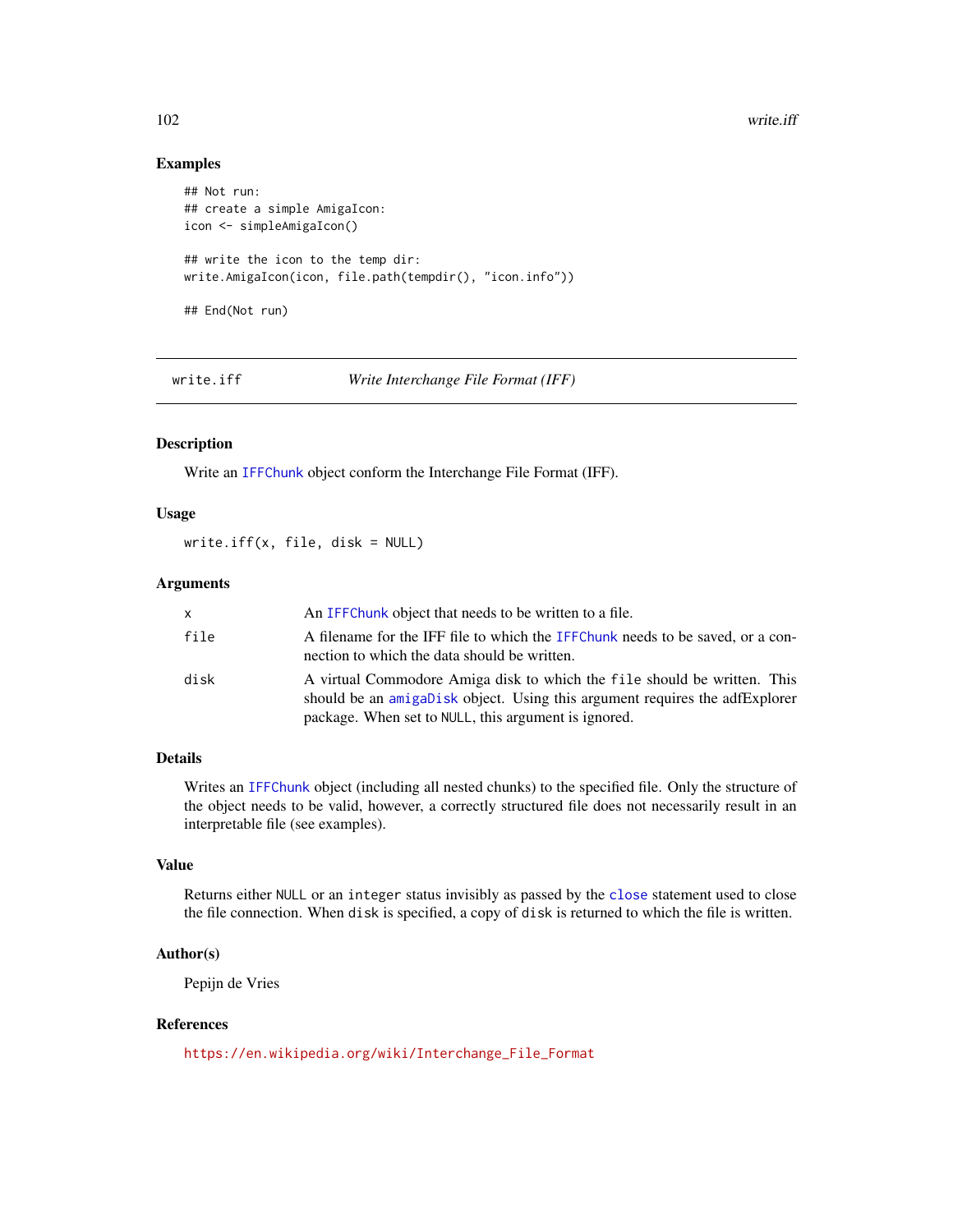### Examples

```
## Not run:
## create a simple AmigaIcon:
icon <- simpleAmigaIcon()

## write the icon to the temp dir:
write.AmigaIcon(icon, file.path(tempdir(), "icon.info"))

## End(Not run)
```

---

## write.iff — *Write Interchange File Format (IFF)*

---

### Description

Write an IFFChunk object conform the Interchange File Format (IFF).

### Usage

```
write.iff(x, file, disk = NULL)
```

### Arguments

| | |
|---|---|
| x | An IFFChunk object that needs to be written to a file. |
| file | A filename for the IFF file to which the IFFChunk needs to be saved, or a connection to which the data should be written. |
| disk | A virtual Commodore Amiga disk to which the file should be written. This should be an amigaDisk object. Using this argument requires the adfExplorer package. When set to NULL, this argument is ignored. |

### Details

Writes an IFFChunk object (including all nested chunks) to the specified file. Only the structure of the object needs to be valid, however, a correctly structured file does not necessarily result in an interpretable file (see examples).

### Value

Returns either NULL or an integer status invisibly as passed by the close statement used to close the file connection. When disk is specified, a copy of disk is returned to which the file is written.

### Author(s)

Pepijn de Vries

### References

https://en.wikipedia.org/wiki/Interchange_File_Format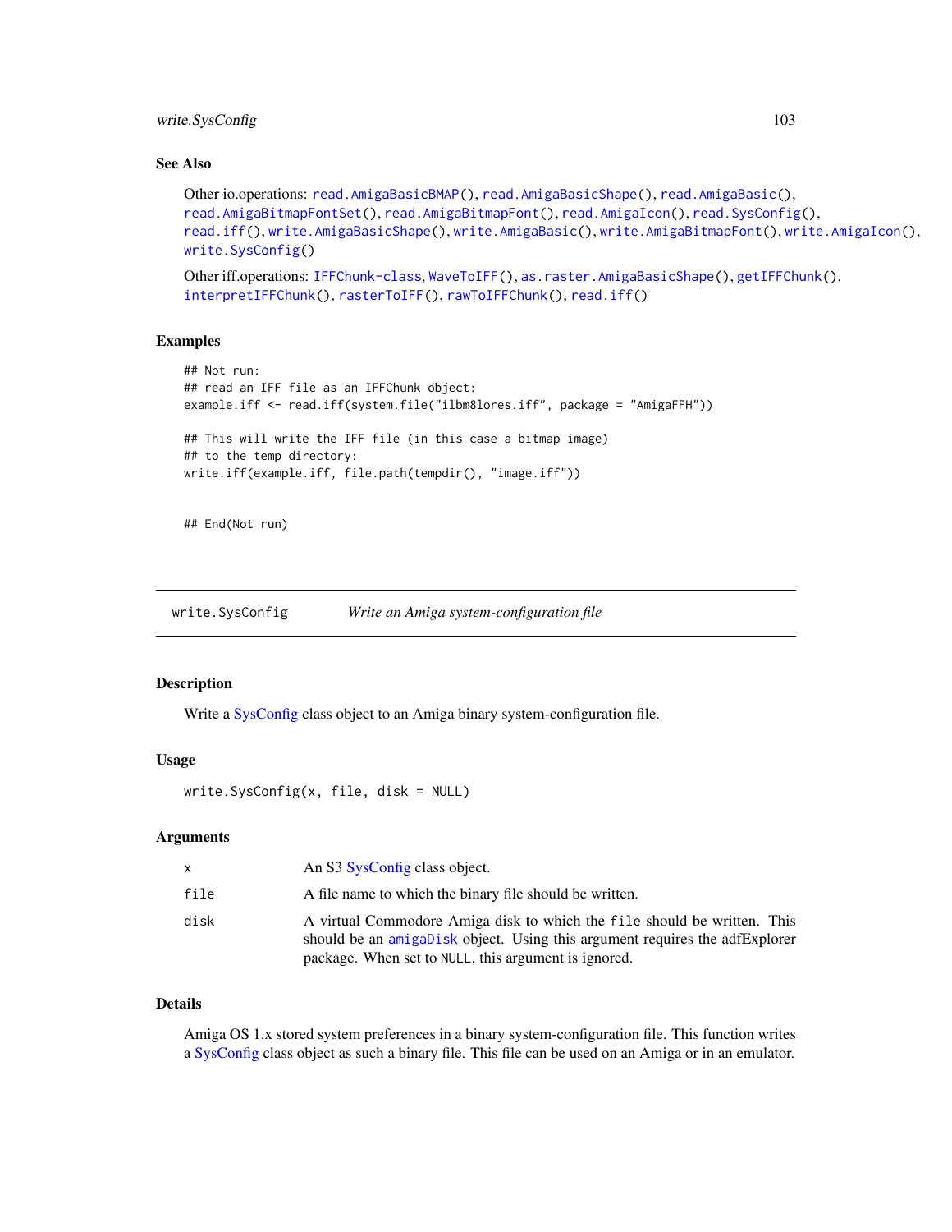### See Also

Other io.operations: read.AmigaBasicBMAP(), read.AmigaBasicShape(), read.AmigaBasic(), read.AmigaBitmapFontSet(), read.AmigaBitmapFont(), read.AmigaIcon(), read.SysConfig(), read.iff(), write.AmigaBasicShape(), write.AmigaBasic(), write.AmigaBitmapFont(), write.AmigaIcon(), write.SysConfig()

Other iff.operations: IFFChunk-class, WaveToIFF(), as.raster.AmigaBasicShape(), getIFFChunk(), interpretIFFChunk(), rasterToIFF(), rawToIFFChunk(), read.iff()

### Examples

```
## Not run:
## read an IFF file as an IFFChunk object:
example.iff <- read.iff(system.file("ilbm8lores.iff", package = "AmigaFFH"))

## This will write the IFF file (in this case a bitmap image)
## to the temp directory:
write.iff(example.iff, file.path(tempdir(), "image.iff"))


## End(Not run)
```

---

## write.SysConfig — *Write an Amiga system-configuration file*

### Description

Write a SysConfig class object to an Amiga binary system-configuration file.

### Usage

```
write.SysConfig(x, file, disk = NULL)
```

### Arguments

| | |
|---|---|
| x | An S3 SysConfig class object. |
| file | A file name to which the binary file should be written. |
| disk | A virtual Commodore Amiga disk to which the file should be written. This should be an amigaDisk object. Using this argument requires the adfExplorer package. When set to NULL, this argument is ignored. |

### Details

Amiga OS 1.x stored system preferences in a binary system-configuration file. This function writes a SysConfig class object as such a binary file. This file can be used on an Amiga or in an emulator.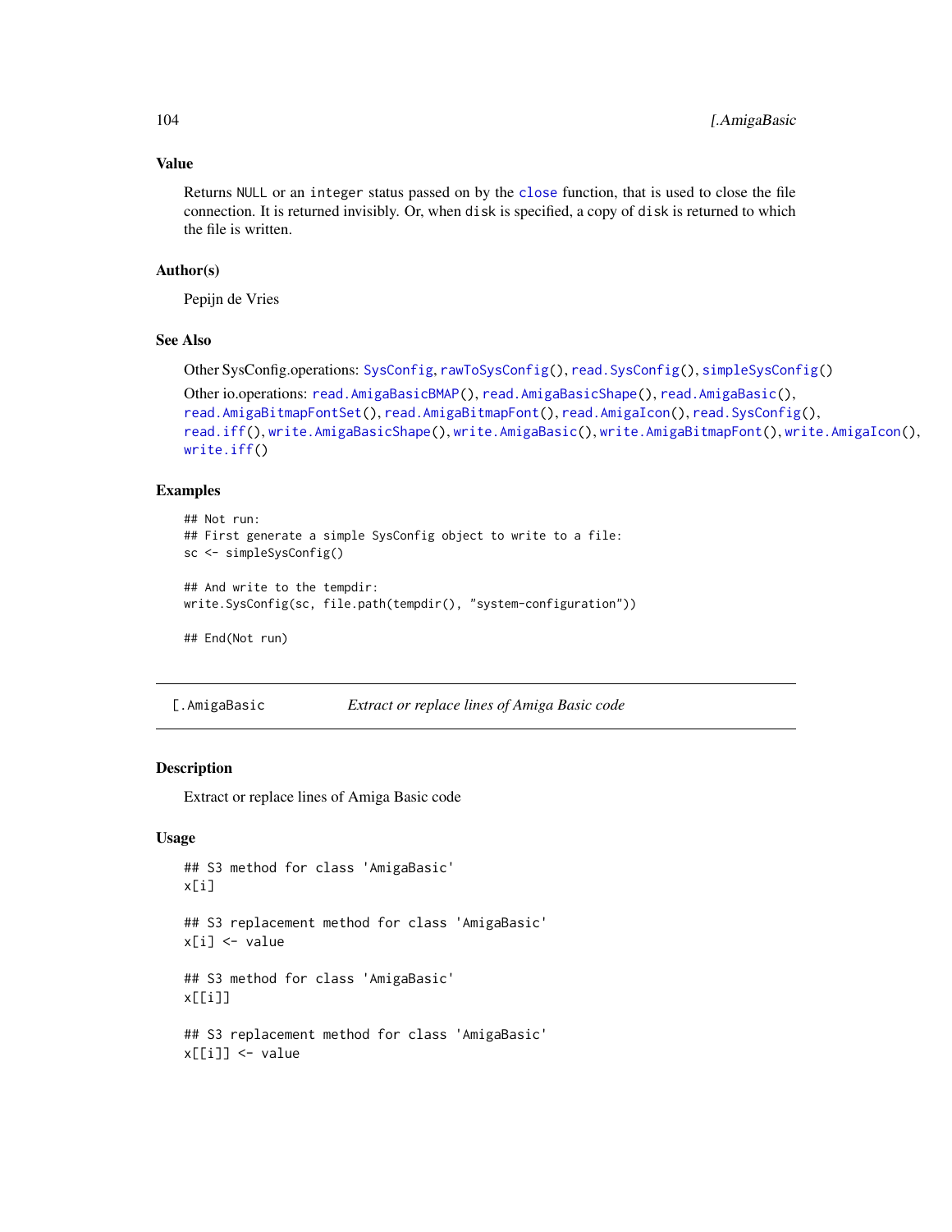### Value

Returns NULL or an integer status passed on by the close function, that is used to close the file connection. It is returned invisibly. Or, when disk is specified, a copy of disk is returned to which the file is written.

### Author(s)

Pepijn de Vries

### See Also

Other SysConfig.operations: SysConfig, rawToSysConfig(), read.SysConfig(), simpleSysConfig()

Other io.operations: read.AmigaBasicBMAP(), read.AmigaBasicShape(), read.AmigaBasic(), read.AmigaBitmapFontSet(), read.AmigaBitmapFont(), read.AmigaIcon(), read.SysConfig(), read.iff(), write.AmigaBasicShape(), write.AmigaBasic(), write.AmigaBitmapFont(), write.AmigaIcon(), write.iff()

### Examples

```
## Not run:
## First generate a simple SysConfig object to write to a file:
sc <- simpleSysConfig()

## And write to the tempdir:
write.SysConfig(sc, file.path(tempdir(), "system-configuration"))

## End(Not run)
```

---

## [.AmigaBasic — *Extract or replace lines of Amiga Basic code*

### Description

Extract or replace lines of Amiga Basic code

### Usage

```
## S3 method for class 'AmigaBasic'
x[i]

## S3 replacement method for class 'AmigaBasic'
x[i] <- value

## S3 method for class 'AmigaBasic'
x[[i]]

## S3 replacement method for class 'AmigaBasic'
x[[i]] <- value
```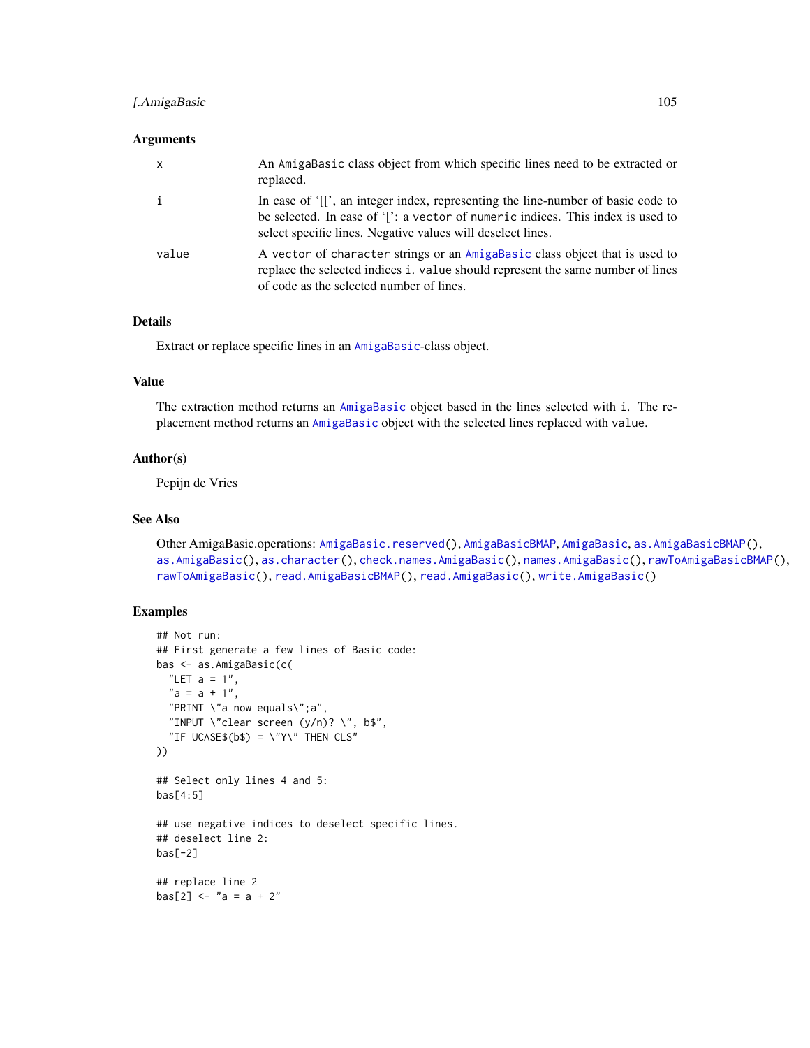## Arguments

| | |
|---|---|
| x | An `AmigaBasic` class object from which specific lines need to be extracted or replaced. |
| i | In case of '[[', an integer index, representing the line-number of basic code to be selected. In case of '[': a `vector` of `numeric` indices. This index is used to select specific lines. Negative values will deselect lines. |
| value | A `vector` of `character` strings or an `AmigaBasic` class object that is used to replace the selected indices `i`. `value` should represent the same number of lines of code as the selected number of lines. |

## Details

Extract or replace specific lines in an `AmigaBasic`-class object.

## Value

The extraction method returns an `AmigaBasic` object based in the lines selected with `i`. The replacement method returns an `AmigaBasic` object with the selected lines replaced with `value`.

## Author(s)

Pepijn de Vries

## See Also

Other AmigaBasic.operations: `AmigaBasic.reserved()`, `AmigaBasicBMAP`, `AmigaBasic`, `as.AmigaBasicBMAP()`, `as.AmigaBasic()`, `as.character()`, `check.names.AmigaBasic()`, `names.AmigaBasic()`, `rawToAmigaBasicBMAP()`, `rawToAmigaBasic()`, `read.AmigaBasicBMAP()`, `read.AmigaBasic()`, `write.AmigaBasic()`

## Examples

```
## Not run:
## First generate a few lines of Basic code:
bas <- as.AmigaBasic(c(
  "LET a = 1",
  "a = a + 1",
  "PRINT \"a now equals\";a",
  "INPUT \"clear screen (y/n)? \", b$",
  "IF UCASE$(b$) = \"Y\" THEN CLS"
))

## Select only lines 4 and 5:
bas[4:5]

## use negative indices to deselect specific lines.
## deselect line 2:
bas[-2]

## replace line 2
bas[2] <- "a = a + 2"
```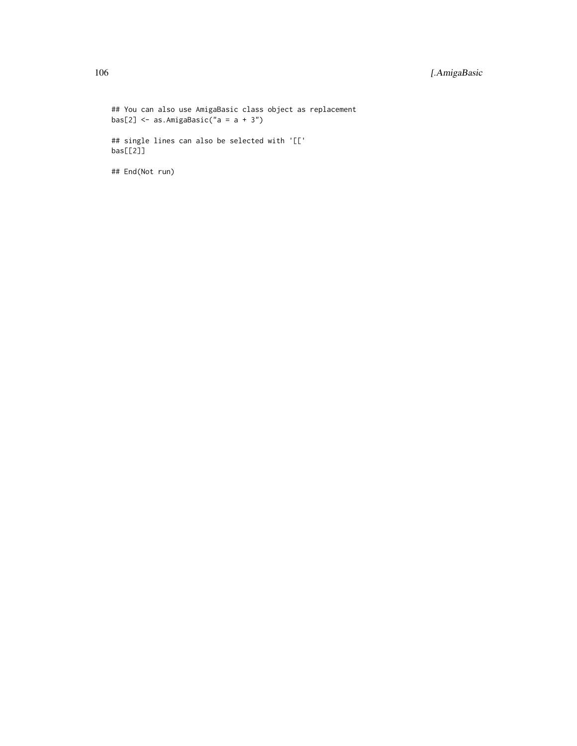```
## You can also use AmigaBasic class object as replacement
bas[2] <- as.AmigaBasic("a = a + 3")

## single lines can also be selected with '[['
bas[[2]]

## End(Not run)
```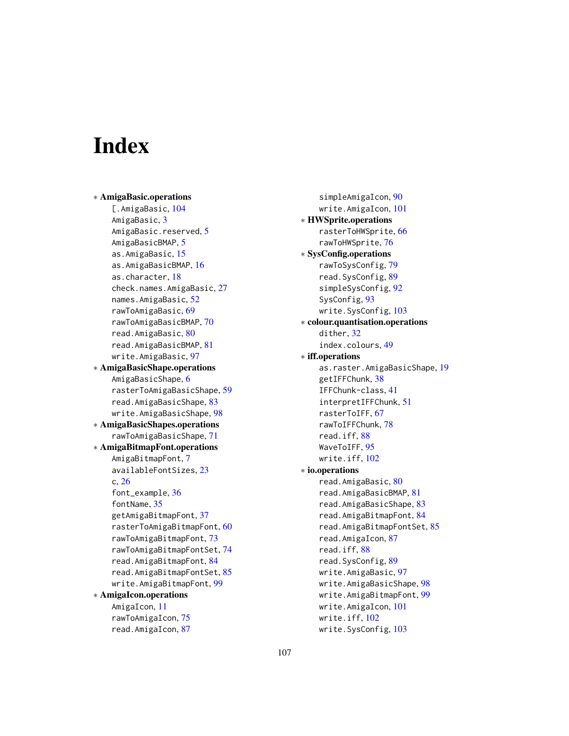# Index

∗ **AmigaBasic.operations**
[.AmigaBasic, 104
AmigaBasic, 3
AmigaBasic.reserved, 5
AmigaBasicBMAP, 5
as.AmigaBasic, 15
as.AmigaBasicBMAP, 16
as.character, 18
check.names.AmigaBasic, 27
names.AmigaBasic, 52
rawToAmigaBasic, 69
rawToAmigaBasicBMAP, 70
read.AmigaBasic, 80
read.AmigaBasicBMAP, 81
write.AmigaBasic, 97

∗ **AmigaBasicShape.operations**
AmigaBasicShape, 6
rasterToAmigaBasicShape, 59
read.AmigaBasicShape, 83
write.AmigaBasicShape, 98

∗ **AmigaBasicShapes.operations**
rawToAmigaBasicShape, 71

∗ **AmigaBitmapFont.operations**
AmigaBitmapFont, 7
availableFontSizes, 23
c, 26
font_example, 36
fontName, 35
getAmigaBitmapFont, 37
rasterToAmigaBitmapFont, 60
rawToAmigaBitmapFont, 73
rawToAmigaBitmapFontSet, 74
read.AmigaBitmapFont, 84
read.AmigaBitmapFontSet, 85
write.AmigaBitmapFont, 99

∗ **AmigaIcon.operations**
AmigaIcon, 11
rawToAmigaIcon, 75
read.AmigaIcon, 87
simpleAmigaIcon, 90
write.AmigaIcon, 101

∗ **HWSprite.operations**
rasterToHWSprite, 66
rawToHWSprite, 76

∗ **SysConfig.operations**
rawToSysConfig, 79
read.SysConfig, 89
simpleSysConfig, 92
SysConfig, 93
write.SysConfig, 103

∗ **colour.quantisation.operations**
dither, 32
index.colours, 49

∗ **iff.operations**
as.raster.AmigaBasicShape, 19
getIFFChunk, 38
IFFChunk-class, 41
interpretIFFChunk, 51
rasterToIFF, 67
rawToIFFChunk, 78
read.iff, 88
WaveToIFF, 95
write.iff, 102

∗ **io.operations**
read.AmigaBasic, 80
read.AmigaBasicBMAP, 81
read.AmigaBasicShape, 83
read.AmigaBitmapFont, 84
read.AmigaBitmapFontSet, 85
read.AmigaIcon, 87
read.iff, 88
read.SysConfig, 89
write.AmigaBasic, 97
write.AmigaBasicShape, 98
write.AmigaBitmapFont, 99
write.AmigaIcon, 101
write.iff, 102
write.SysConfig, 103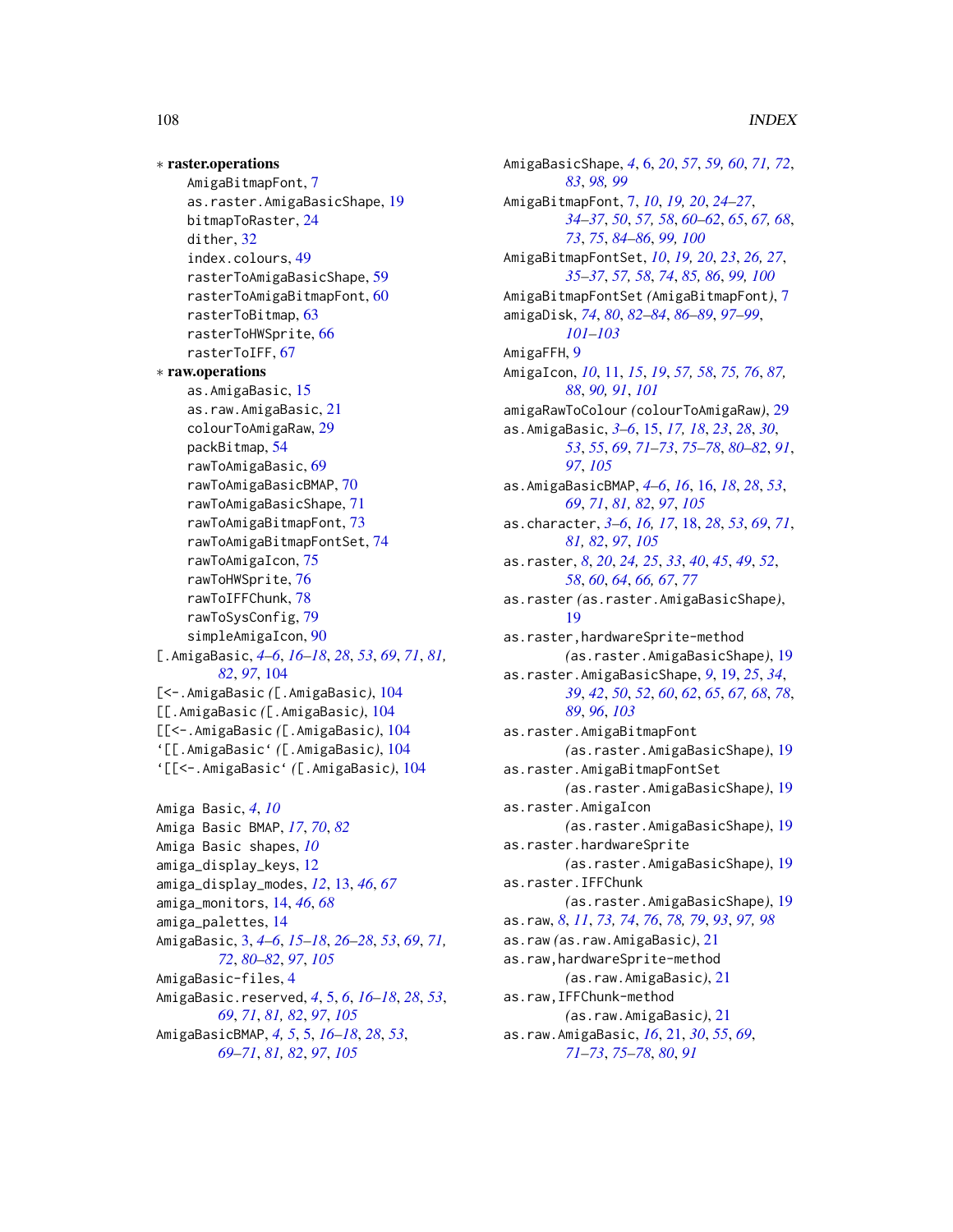∗ **raster.operations**
 AmigaBitmapFont, 7
 as.raster.AmigaBasicShape, 19
 bitmapToRaster, 24
 dither, 32
 index.colours, 49
 rasterToAmigaBasicShape, 59
 rasterToAmigaBitmapFont, 60
 rasterToBitmap, 63
 rasterToHWSprite, 66
 rasterToIFF, 67

∗ **raw.operations**
 as.AmigaBasic, 15
 as.raw.AmigaBasic, 21
 colourToAmigaRaw, 29
 packBitmap, 54
 rawToAmigaBasic, 69
 rawToAmigaBasicBMAP, 70
 rawToAmigaBasicShape, 71
 rawToAmigaBitmapFont, 73
 rawToAmigaBitmapFontSet, 74
 rawToAmigaIcon, 75
 rawToHWSprite, 76
 rawToIFFChunk, 78
 rawToSysConfig, 79
 simpleAmigaIcon, 90

[.AmigaBasic, *4–6*, *16–18*, *28*, *53*, *69*, *71*, *81*, *82*, *97*, 104
[<-.AmigaBasic *(*[.AmigaBasic*)*, 104
[[.AmigaBasic *(*[.AmigaBasic*)*, 104
[[<-.AmigaBasic *(*[.AmigaBasic*)*, 104
‘[[.AmigaBasic‘ *(*[.AmigaBasic*)*, 104
‘[[<-.AmigaBasic‘ *(*[.AmigaBasic*)*, 104

Amiga Basic, *4*, *10*
Amiga Basic BMAP, *17*, *70*, *82*
Amiga Basic shapes, *10*
amiga_display_keys, 12
amiga_display_modes, *12*, 13, *46*, *67*
amiga_monitors, 14, *46*, *68*
amiga_palettes, 14
AmigaBasic, 3, *4–6*, *15–18*, *26–28*, *53*, *69*, *71*, *72*, *80–82*, *97*, *105*
AmigaBasic-files, 4
AmigaBasic.reserved, *4*, 5, *6*, *16–18*, *28*, *53*, *69*, *71*, *81*, *82*, *97*, *105*
AmigaBasicBMAP, *4*, *5*, 5, *16–18*, *28*, *53*, *69–71*, *81*, *82*, *97*, *105*
AmigaBasicShape, *4*, 6, *20*, *57*, *59*, *60*, *71*, *72*, *83*, *98*, *99*
AmigaBitmapFont, 7, *10*, *19*, *20*, *24–27*, *34–37*, *50*, *57*, *58*, *60–62*, *65*, *67*, *68*, *73*, *75*, *84–86*, *99*, *100*
AmigaBitmapFontSet, *10*, *19*, *20*, *23*, *26*, *27*, *35–37*, *57*, *58*, *74*, *85*, *86*, *99*, *100*
AmigaBitmapFontSet *(*AmigaBitmapFont*)*, 7
amigaDisk, *74*, *80*, *82–84*, *86–89*, *97–99*, *101–103*
AmigaFFH, 9
AmigaIcon, *10*, 11, *15*, *19*, *57*, *58*, *75*, *76*, *87*, *88*, *90*, *91*, *101*
amigaRawToColour *(*colourToAmigaRaw*)*, 29
as.AmigaBasic, *3–6*, 15, *17*, *18*, *23*, *28*, *30*, *53*, *55*, *69*, *71–73*, *75–78*, *80–82*, *91*, *97*, *105*
as.AmigaBasicBMAP, *4–6*, *16*, 16, *18*, *28*, *53*, *69*, *71*, *81*, *82*, *97*, *105*
as.character, *3–6*, *16*, *17*, 18, *28*, *53*, *69*, *71*, *81*, *82*, *97*, *105*
as.raster, *8*, *20*, *24*, *25*, *33*, *40*, *45*, *49*, *52*, *58*, *60*, *64*, *66*, *67*, *77*
as.raster *(*as.raster.AmigaBasicShape*)*, 19
as.raster,hardwareSprite-method *(*as.raster.AmigaBasicShape*)*, 19
as.raster.AmigaBasicShape, *9*, 19, *25*, *34*, *39*, *42*, *50*, *52*, *60*, *62*, *65*, *67*, *68*, *78*, *89*, *96*, *103*
as.raster.AmigaBitmapFont *(*as.raster.AmigaBasicShape*)*, 19
as.raster.AmigaBitmapFontSet *(*as.raster.AmigaBasicShape*)*, 19
as.raster.AmigaIcon *(*as.raster.AmigaBasicShape*)*, 19
as.raster.hardwareSprite *(*as.raster.AmigaBasicShape*)*, 19
as.raster.IFFChunk *(*as.raster.AmigaBasicShape*)*, 19
as.raw, *8*, *11*, *73*, *74*, *76*, *78*, *79*, *93*, *97*, *98*
as.raw *(*as.raw.AmigaBasic*)*, 21
as.raw,hardwareSprite-method *(*as.raw.AmigaBasic*)*, 21
as.raw,IFFChunk-method *(*as.raw.AmigaBasic*)*, 21
as.raw.AmigaBasic, *16*, 21, *30*, *55*, *69*, *71–73*, *75–78*, *80*, *91*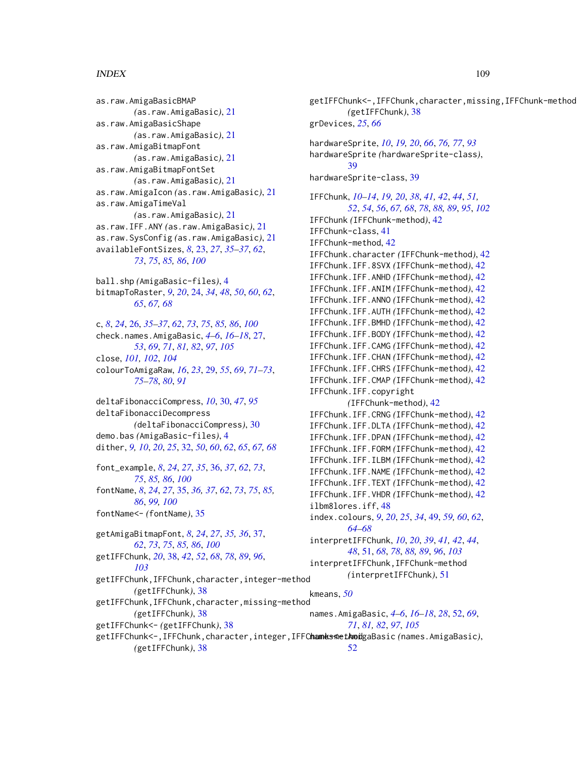as.raw.AmigaBasicBMAP (as.raw.AmigaBasic), 21
as.raw.AmigaBasicShape (as.raw.AmigaBasic), 21
as.raw.AmigaBitmapFont (as.raw.AmigaBasic), 21
as.raw.AmigaBitmapFontSet (as.raw.AmigaBasic), 21
as.raw.AmigaIcon (as.raw.AmigaBasic), 21
as.raw.AmigaTimeVal (as.raw.AmigaBasic), 21
as.raw.IFF.ANY (as.raw.AmigaBasic), 21
as.raw.SysConfig (as.raw.AmigaBasic), 21
availableFontSizes, *8*, 23, *27*, *35–37*, *62*, *73*, *75*, *85, 86*, *100*

ball.shp (AmigaBasic-files), 4
bitmapToRaster, *9*, *20*, 24, *34*, *48*, *50*, *60*, *62*, *65*, *67, 68*

c, *8*, *24*, 26, *35–37*, *62*, *73*, *75*, *85, 86*, *100*
check.names.AmigaBasic, *4–6*, *16–18*, 27, *53*, *69*, *71*, *81, 82*, *97*, *105*
close, *101, 102*, *104*
colourToAmigaRaw, *16*, *23*, 29, *55*, *69*, *71–73*, *75–78*, *80*, *91*

deltaFibonacciCompress, *10*, 30, *47*, *95*
deltaFibonacciDecompress (deltaFibonacciCompress), 30
demo.bas (AmigaBasic-files), 4
dither, *9, 10*, *20*, *25*, 32, *50*, *60*, *62*, *65*, *67, 68*

font_example, *8*, *24*, *27*, *35*, 36, *37*, *62*, *73*, *75*, *85, 86*, *100*
fontName, *8*, *24*, *27*, 35, *36, 37*, *62*, *73*, *75*, *85, 86*, *99, 100*
fontName<- (fontName), 35

getAmigaBitmapFont, *8*, *24*, *27*, *35, 36*, 37, *62*, *73*, *75*, *85, 86*, *100*
getIFFChunk, *20*, 38, *42*, *52*, *68*, *78*, *89*, *96*, *103*
getIFFChunk,IFFChunk,character,integer-method (getIFFChunk), 38
getIFFChunk,IFFChunk,character,missing-method (getIFFChunk), 38
getIFFChunk<- (getIFFChunk), 38
getIFFChunk<-,IFFChunk,character,integer,IFFChunk-method (getIFFChunk), 38
getIFFChunk<-,IFFChunk,character,missing,IFFChunk-method (getIFFChunk), 38
grDevices, *25*, *66*

hardwareSprite, *10*, *19, 20*, *66*, *76, 77*, *93*
hardwareSprite (hardwareSprite-class), 39
hardwareSprite-class, 39

IFFChunk, *10–14*, *19, 20*, *38*, *41, 42*, *44*, *51, 52*, *54*, *56*, *67, 68*, *78*, *88, 89*, *95*, *102*
IFFChunk (IFFChunk-method), 42
IFFChunk-class, 41
IFFChunk-method, 42
IFFChunk.character (IFFChunk-method), 42
IFFChunk.IFF.8SVX (IFFChunk-method), 42
IFFChunk.IFF.ANHD (IFFChunk-method), 42
IFFChunk.IFF.ANIM (IFFChunk-method), 42
IFFChunk.IFF.ANNO (IFFChunk-method), 42
IFFChunk.IFF.AUTH (IFFChunk-method), 42
IFFChunk.IFF.BMHD (IFFChunk-method), 42
IFFChunk.IFF.BODY (IFFChunk-method), 42
IFFChunk.IFF.CAMG (IFFChunk-method), 42
IFFChunk.IFF.CHAN (IFFChunk-method), 42
IFFChunk.IFF.CHRS (IFFChunk-method), 42
IFFChunk.IFF.CMAP (IFFChunk-method), 42
IFFChunk.IFF.copyright (IFFChunk-method), 42
IFFChunk.IFF.CRNG (IFFChunk-method), 42
IFFChunk.IFF.DLTA (IFFChunk-method), 42
IFFChunk.IFF.DPAN (IFFChunk-method), 42
IFFChunk.IFF.FORM (IFFChunk-method), 42
IFFChunk.IFF.ILBM (IFFChunk-method), 42
IFFChunk.IFF.NAME (IFFChunk-method), 42
IFFChunk.IFF.TEXT (IFFChunk-method), 42
IFFChunk.IFF.VHDR (IFFChunk-method), 42
ilbm8lores.iff, 48
index.colours, *9*, *20*, *25*, *34*, 49, *59, 60*, *62*, *64–68*
interpretIFFChunk, *10*, *20*, *39*, *41, 42*, *44*, *48*, 51, *68*, *78*, *88, 89*, *96*, *103*
interpretIFFChunk,IFFChunk-method (interpretIFFChunk), 51

kmeans, *50*

names.AmigaBasic, *4–6*, *16–18*, *28*, 52, *69*, *71*, *81, 82*, *97*, *105*
names<-.AmigaBasic (names.AmigaBasic), 52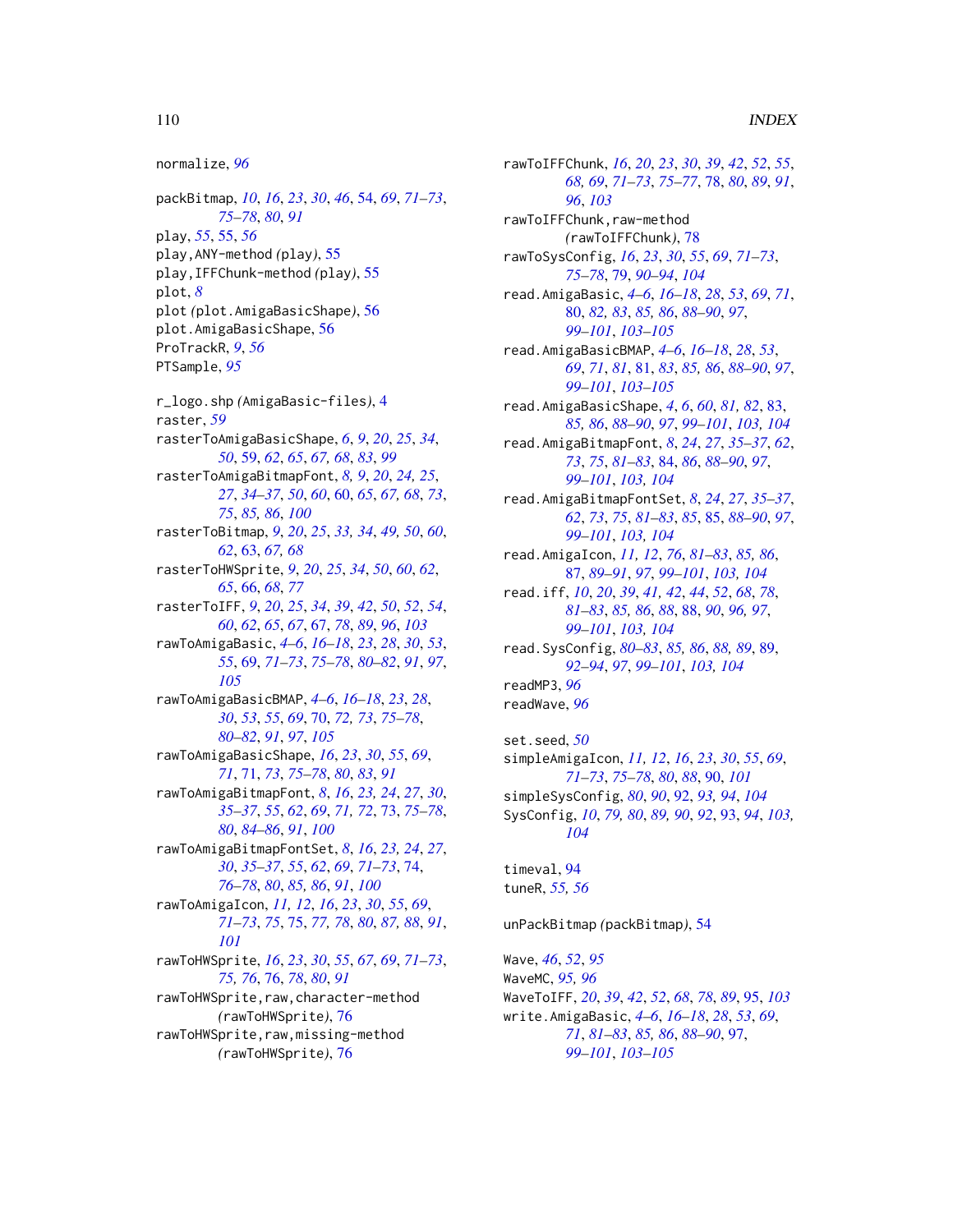normalize, *96*

packBitmap, *10*, *16*, *23*, *30*, *46*, 54, *69*, *71–73*, *75–78*, *80*, *91*
play, *55*, 55, *56*
play,ANY-method *(*play*)*, 55
play,IFFChunk-method *(*play*)*, 55
plot, *8*
plot *(*plot.AmigaBasicShape*)*, 56
plot.AmigaBasicShape, 56
ProTrackR, *9*, *56*
PTSample, *95*

r_logo.shp *(*AmigaBasic-files*)*, 4
raster, *59*
rasterToAmigaBasicShape, *6*, *9*, *20*, *25*, *34*, *50*, 59, *62*, *65*, *67, 68*, *83*, *99*
rasterToAmigaBitmapFont, *8, 9*, *20*, *24, 25*, *27*, *34–37*, *50*, *60*, 60, *65*, *67, 68*, *73*, *75*, *85, 86*, *100*
rasterToBitmap, *9*, *20*, *25*, *33, 34*, *49, 50*, *60*, *62*, 63, *67, 68*
rasterToHWSprite, *9*, *20*, *25*, *34*, *50*, *60*, *62*, *65*, 66, *68*, *77*
rasterToIFF, *9*, *20*, *25*, *34*, *39*, *42*, *50*, *52*, *54*, *60*, *62*, *65*, *67*, 67, *78*, *89*, *96*, *103*
rawToAmigaBasic, *4–6*, *16–18*, *23*, *28*, *30*, *53*, *55*, 69, *71–73*, *75–78*, *80–82*, *91*, *97*, *105*
rawToAmigaBasicBMAP, *4–6*, *16–18*, *23*, *28*, *30*, *53*, *55*, *69*, 70, *72, 73*, *75–78*, *80–82*, *91*, *97*, *105*
rawToAmigaBasicShape, *16*, *23*, *30*, *55*, *69*, *71*, 71, *73*, *75–78*, *80*, *83*, *91*
rawToAmigaBitmapFont, *8*, *16*, *23, 24*, *27*, *30*, *35–37*, *55*, *62*, *69*, *71, 72*, 73, *75–78*, *80*, *84–86*, *91*, *100*
rawToAmigaBitmapFontSet, *8*, *16*, *23, 24*, *27*, *30*, *35–37*, *55*, *62*, *69*, *71–73*, 74, *76–78*, *80*, *85, 86*, *91*, *100*
rawToAmigaIcon, *11, 12*, *16*, *23*, *30*, *55*, *69*, *71–73*, *75*, 75, *77, 78*, *80*, *87, 88*, *91*, *101*
rawToHWSprite, *16*, *23*, *30*, *55*, *67*, *69*, *71–73*, *75, 76*, 76, *78*, *80*, *91*
rawToHWSprite,raw,character-method *(*rawToHWSprite*)*, 76
rawToHWSprite,raw,missing-method *(*rawToHWSprite*)*, 76
rawToIFFChunk, *16*, *20*, *23*, *30*, *39*, *42*, *52*, *55*, *68, 69*, *71–73*, *75–77*, 78, *80*, *89*, *91*, *96*, *103*
rawToIFFChunk,raw-method *(*rawToIFFChunk*)*, 78
rawToSysConfig, *16*, *23*, *30*, *55*, *69*, *71–73*, *75–78*, 79, *90–94*, *104*
read.AmigaBasic, *4–6*, *16–18*, *28*, *53*, *69*, *71*, *80*, *82, 83*, *85, 86*, *88–90*, *97*, *99–101*, *103–105*
read.AmigaBasicBMAP, *4–6*, *16–18*, *28*, *53*, *69*, *71*, *81*, 81, *83*, *85, 86*, *88–90*, *97*, *99–101*, *103–105*
read.AmigaBasicShape, *4*, *6*, *60*, *81, 82*, 83, *85, 86*, *88–90*, *97*, *99–101*, *103, 104*
read.AmigaBitmapFont, *8*, *24*, *27*, *35–37*, *62*, *73*, *75*, *81–83*, 84, *86*, *88–90*, *97*, *99–101*, *103, 104*
read.AmigaBitmapFontSet, *8*, *24*, *27*, *35–37*, *62*, *73*, *75*, *81–83*, *85*, 85, *88–90*, *97*, *99–101*, *103, 104*
read.AmigaIcon, *11, 12*, *76*, *81–83*, *85, 86*, 87, *89–91*, *97*, *99–101*, *103, 104*
read.iff, *10*, *20*, *39*, *41, 42*, *44*, *52*, *68*, *78*, *81–83*, *85, 86*, *88*, 88, *90*, *96, 97*, *99–101*, *103, 104*
read.SysConfig, *80–83*, *85, 86*, *88, 89*, 89, *92–94*, *97*, *99–101*, *103, 104*
readMP3, *96*
readWave, *96*

set.seed, *50*
simpleAmigaIcon, *11, 12*, *16*, *23*, *30*, *55*, *69*, *71–73*, *75–78*, *80*, *88*, 90, *101*
simpleSysConfig, *80*, *90*, 92, *93, 94*, *104*
SysConfig, *10*, *79, 80*, *89, 90*, *92*, 93, *94*, *103, 104*

timeval, *94*
tuneR, *55, 56*

unPackBitmap *(*packBitmap*)*, 54

Wave, *46*, *52*, *95*
WaveMC, *95, 96*
WaveToIFF, *20*, *39*, *42*, *52*, *68*, *78*, *89*, 95, *103*
write.AmigaBasic, *4–6*, *16–18*, *28*, *53*, *69*, *71*, *81–83*, *85, 86*, *88–90*, 97, *99–101*, *103–105*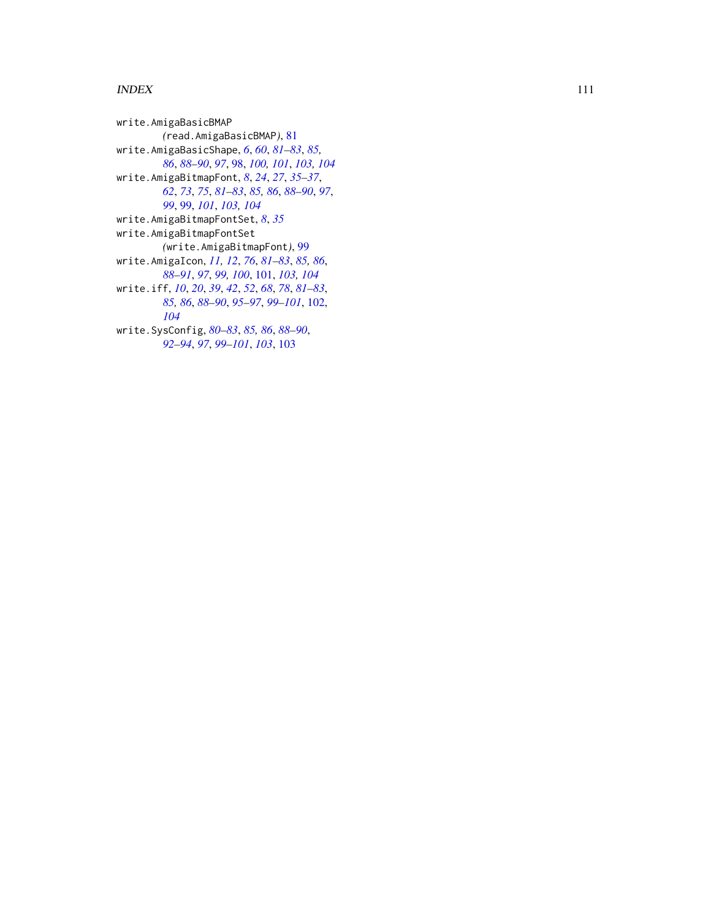write.AmigaBasicBMAP
        (read.AmigaBasicBMAP), 81
write.AmigaBasicShape, *6*, *60*, *81–83*, *85, 86*, *88–90*, *97*, 98, *100, 101*, *103, 104*
write.AmigaBitmapFont, *8*, *24*, *27*, *35–37*, *62*, *73*, *75*, *81–83*, *85, 86*, *88–90*, *97*, *99*, 99, *101*, *103, 104*
write.AmigaBitmapFontSet, *8*, *35*
write.AmigaBitmapFontSet
        (write.AmigaBitmapFont), 99
write.AmigaIcon, *11, 12*, *76*, *81–83*, *85, 86*, *88–91*, *97*, *99, 100*, 101, *103, 104*
write.iff, *10*, *20*, *39*, *42*, *52*, *68*, *78*, *81–83*, *85, 86*, *88–90*, *95–97*, *99–101*, 102, *104*
write.SysConfig, *80–83*, *85, 86*, *88–90*, *92–94*, *97*, *99–101*, *103*, 103